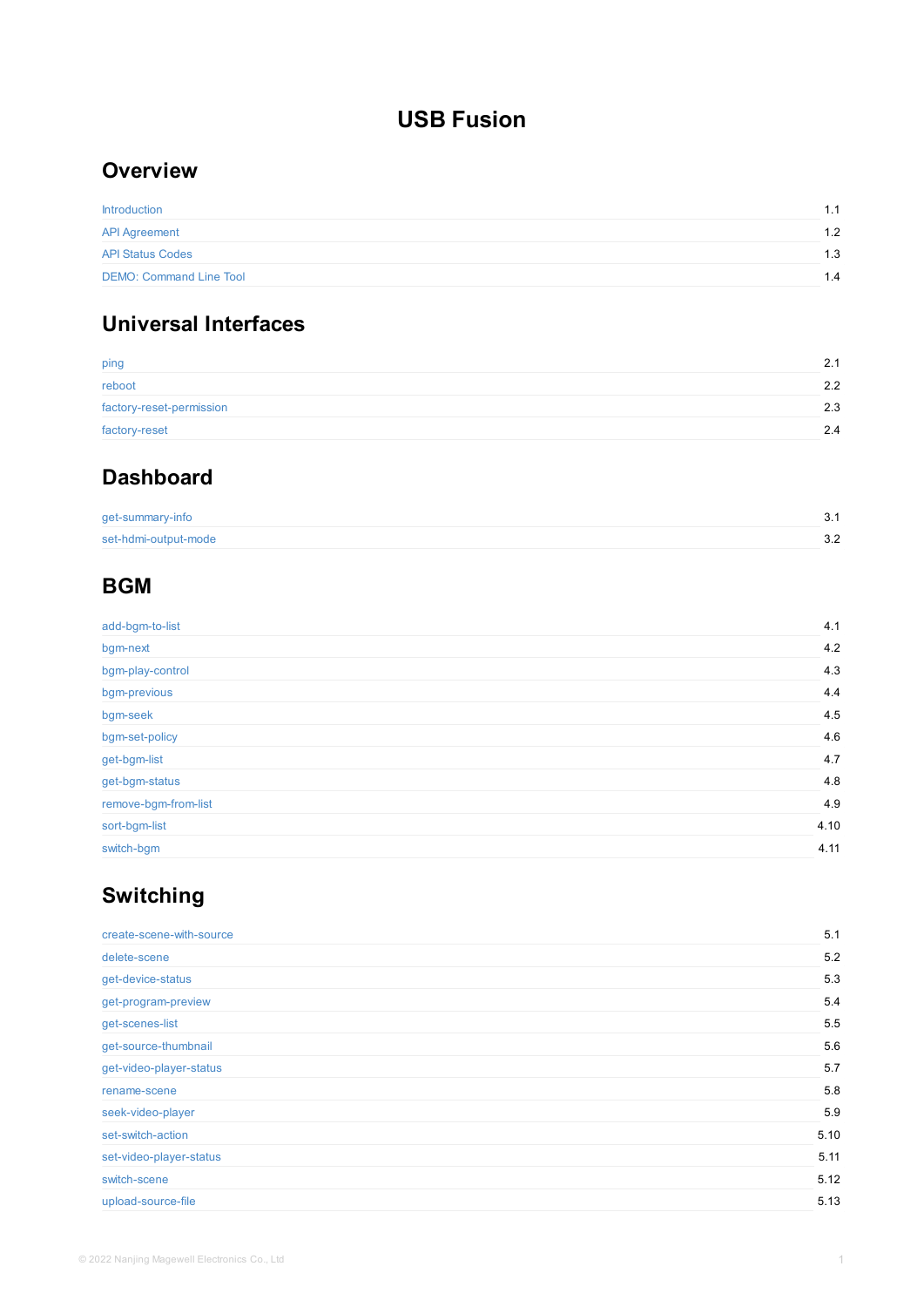# USB Fusion

## Overview

| | |
|---|---|
| Introduction | 1.1 |
| API Agreement | 1.2 |
| API Status Codes | 1.3 |
| DEMO: Command Line Tool | 1.4 |

## Universal Interfaces

| | |
|---|---|
| ping | 2.1 |
| reboot | 2.2 |
| factory-reset-permission | 2.3 |
| factory-reset | 2.4 |

## Dashboard

| | |
|---|---|
| get-summary-info | 3.1 |
| set-hdmi-output-mode | 3.2 |

## BGM

| | |
|---|---|
| add-bgm-to-list | 4.1 |
| bgm-next | 4.2 |
| bgm-play-control | 4.3 |
| bgm-previous | 4.4 |
| bgm-seek | 4.5 |
| bgm-set-policy | 4.6 |
| get-bgm-list | 4.7 |
| get-bgm-status | 4.8 |
| remove-bgm-from-list | 4.9 |
| sort-bgm-list | 4.10 |
| switch-bgm | 4.11 |

## Switching

| | |
|---|---|
| create-scene-with-source | 5.1 |
| delete-scene | 5.2 |
| get-device-status | 5.3 |
| get-program-preview | 5.4 |
| get-scenes-list | 5.5 |
| get-source-thumbnail | 5.6 |
| get-video-player-status | 5.7 |
| rename-scene | 5.8 |
| seek-video-player | 5.9 |
| set-switch-action | 5.10 |
| set-video-player-status | 5.11 |
| switch-scene | 5.12 |
| upload-source-file | 5.13 |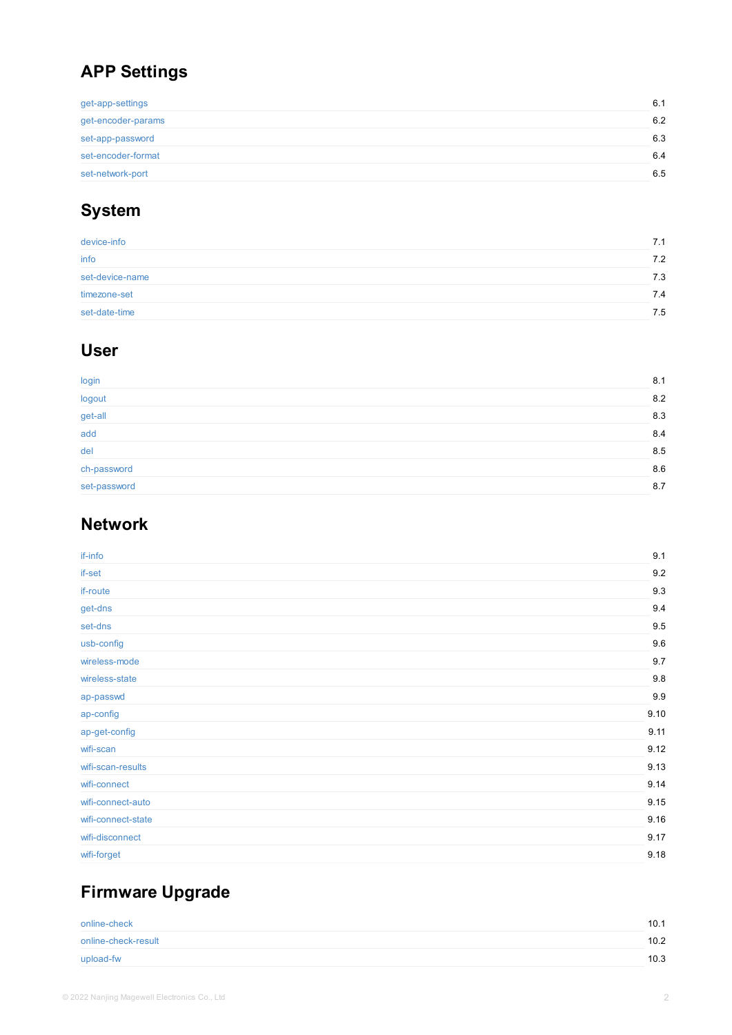## APP Settings

| | |
|---|---|
| get-app-settings | 6.1 |
| get-encoder-params | 6.2 |
| set-app-password | 6.3 |
| set-encoder-format | 6.4 |
| set-network-port | 6.5 |

## System

| | |
|---|---|
| device-info | 7.1 |
| info | 7.2 |
| set-device-name | 7.3 |
| timezone-set | 7.4 |
| set-date-time | 7.5 |

## User

| | |
|---|---|
| login | 8.1 |
| logout | 8.2 |
| get-all | 8.3 |
| add | 8.4 |
| del | 8.5 |
| ch-password | 8.6 |
| set-password | 8.7 |

## Network

| | |
|---|---|
| if-info | 9.1 |
| if-set | 9.2 |
| if-route | 9.3 |
| get-dns | 9.4 |
| set-dns | 9.5 |
| usb-config | 9.6 |
| wireless-mode | 9.7 |
| wireless-state | 9.8 |
| ap-passwd | 9.9 |
| ap-config | 9.10 |
| ap-get-config | 9.11 |
| wifi-scan | 9.12 |
| wifi-scan-results | 9.13 |
| wifi-connect | 9.14 |
| wifi-connect-auto | 9.15 |
| wifi-connect-state | 9.16 |
| wifi-disconnect | 9.17 |
| wifi-forget | 9.18 |

## Firmware Upgrade

| | |
|---|---|
| online-check | 10.1 |
| online-check-result | 10.2 |
| upload-fw | 10.3 |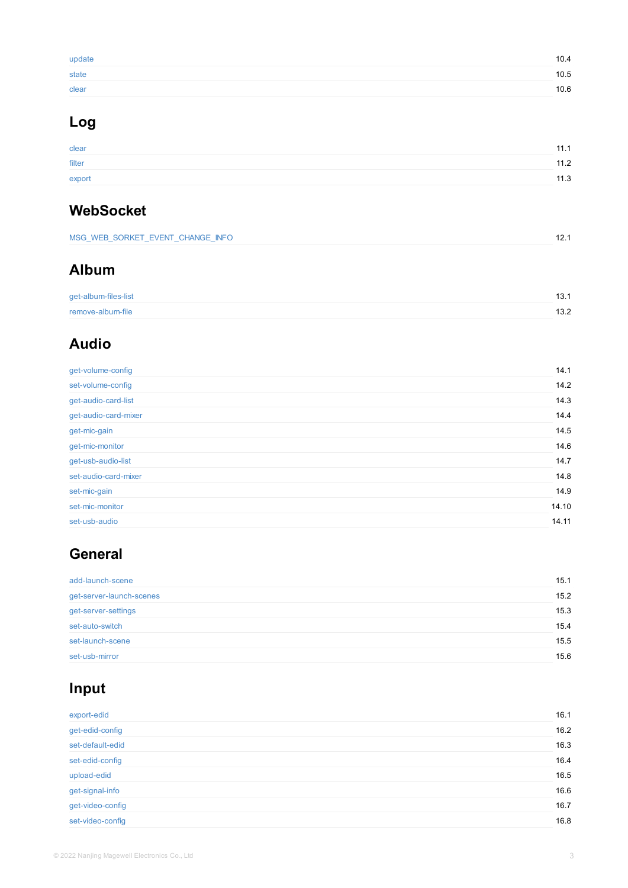| | |
|---|---|
| update | 10.4 |
| state | 10.5 |
| clear | 10.6 |

## Log

| | |
|---|---|
| clear | 11.1 |
| filter | 11.2 |
| export | 11.3 |

## WebSocket

| | |
|---|---|
| MSG_WEB_SORKET_EVENT_CHANGE_INFO | 12.1 |

## Album

| | |
|---|---|
| get-album-files-list | 13.1 |
| remove-album-file | 13.2 |

## Audio

| | |
|---|---|
| get-volume-config | 14.1 |
| set-volume-config | 14.2 |
| get-audio-card-list | 14.3 |
| get-audio-card-mixer | 14.4 |
| get-mic-gain | 14.5 |
| get-mic-monitor | 14.6 |
| get-usb-audio-list | 14.7 |
| set-audio-card-mixer | 14.8 |
| set-mic-gain | 14.9 |
| set-mic-monitor | 14.10 |
| set-usb-audio | 14.11 |

## General

| | |
|---|---|
| add-launch-scene | 15.1 |
| get-server-launch-scenes | 15.2 |
| get-server-settings | 15.3 |
| set-auto-switch | 15.4 |
| set-launch-scene | 15.5 |
| set-usb-mirror | 15.6 |

## Input

| | |
|---|---|
| export-edid | 16.1 |
| get-edid-config | 16.2 |
| set-default-edid | 16.3 |
| set-edid-config | 16.4 |
| upload-edid | 16.5 |
| get-signal-info | 16.6 |
| get-video-config | 16.7 |
| set-video-config | 16.8 |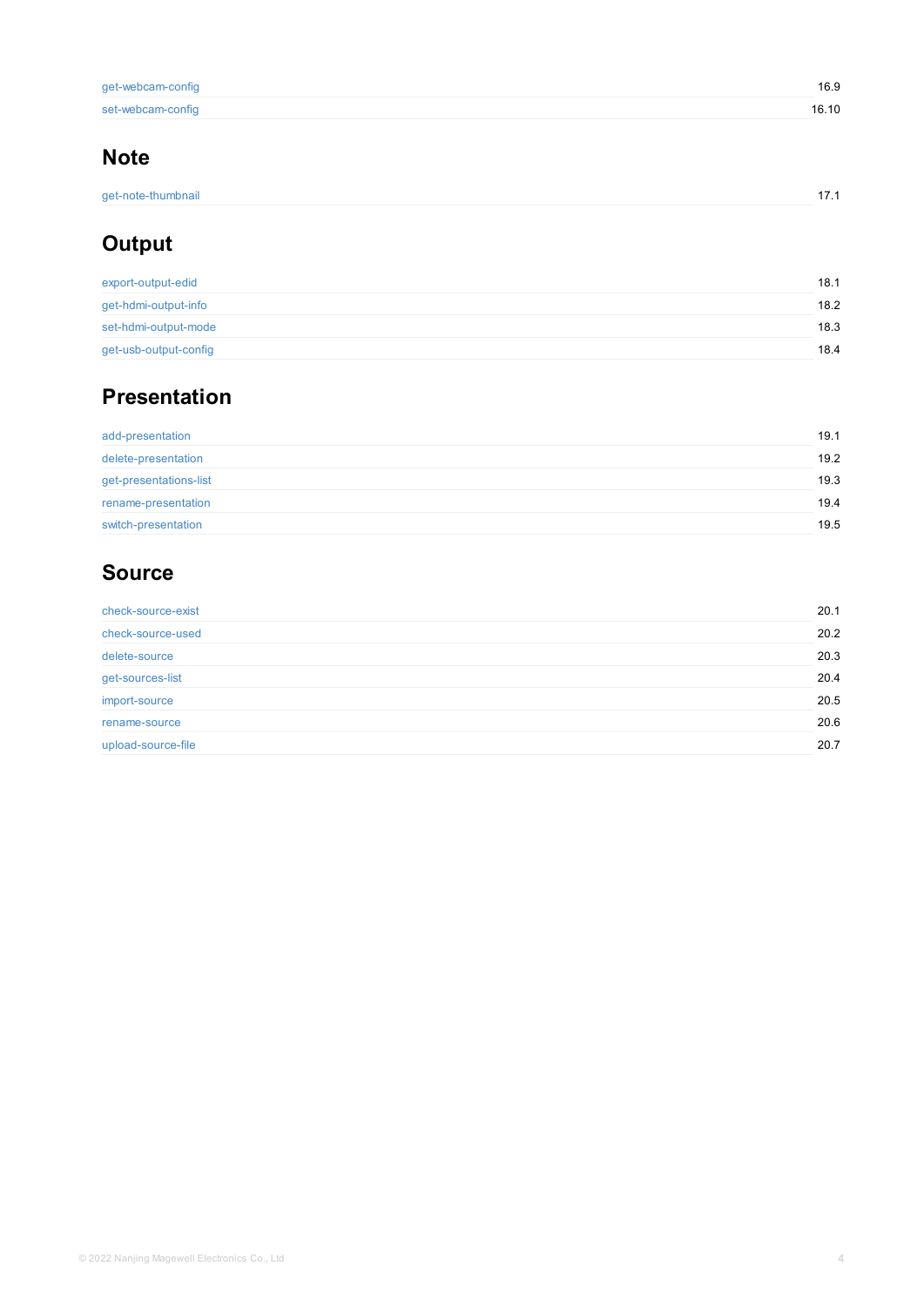| | |
|---|---|
| get-webcam-config | 16.9 |
| set-webcam-config | 16.10 |

## Note

| | |
|---|---|
| get-note-thumbnail | 17.1 |

## Output

| | |
|---|---|
| export-output-edid | 18.1 |
| get-hdmi-output-info | 18.2 |
| set-hdmi-output-mode | 18.3 |
| get-usb-output-config | 18.4 |

## Presentation

| | |
|---|---|
| add-presentation | 19.1 |
| delete-presentation | 19.2 |
| get-presentations-list | 19.3 |
| rename-presentation | 19.4 |
| switch-presentation | 19.5 |

## Source

| | |
|---|---|
| check-source-exist | 20.1 |
| check-source-used | 20.2 |
| delete-source | 20.3 |
| get-sources-list | 20.4 |
| import-source | 20.5 |
| rename-source | 20.6 |
| upload-source-file | 20.7 |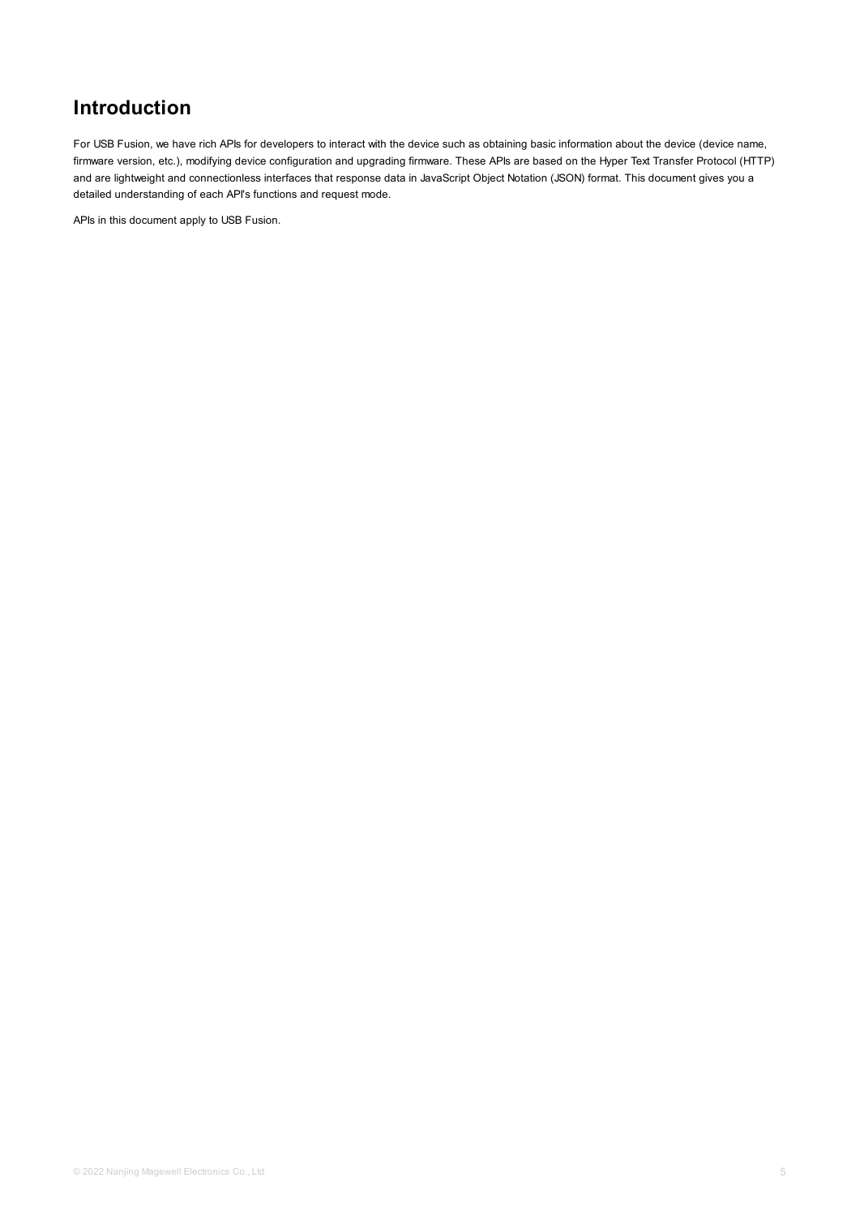# Introduction

For USB Fusion, we have rich APIs for developers to interact with the device such as obtaining basic information about the device (device name, firmware version, etc.), modifying device configuration and upgrading firmware. These APIs are based on the Hyper Text Transfer Protocol (HTTP) and are lightweight and connectionless interfaces that response data in JavaScript Object Notation (JSON) format. This document gives you a detailed understanding of each API's functions and request mode.

APIs in this document apply to USB Fusion.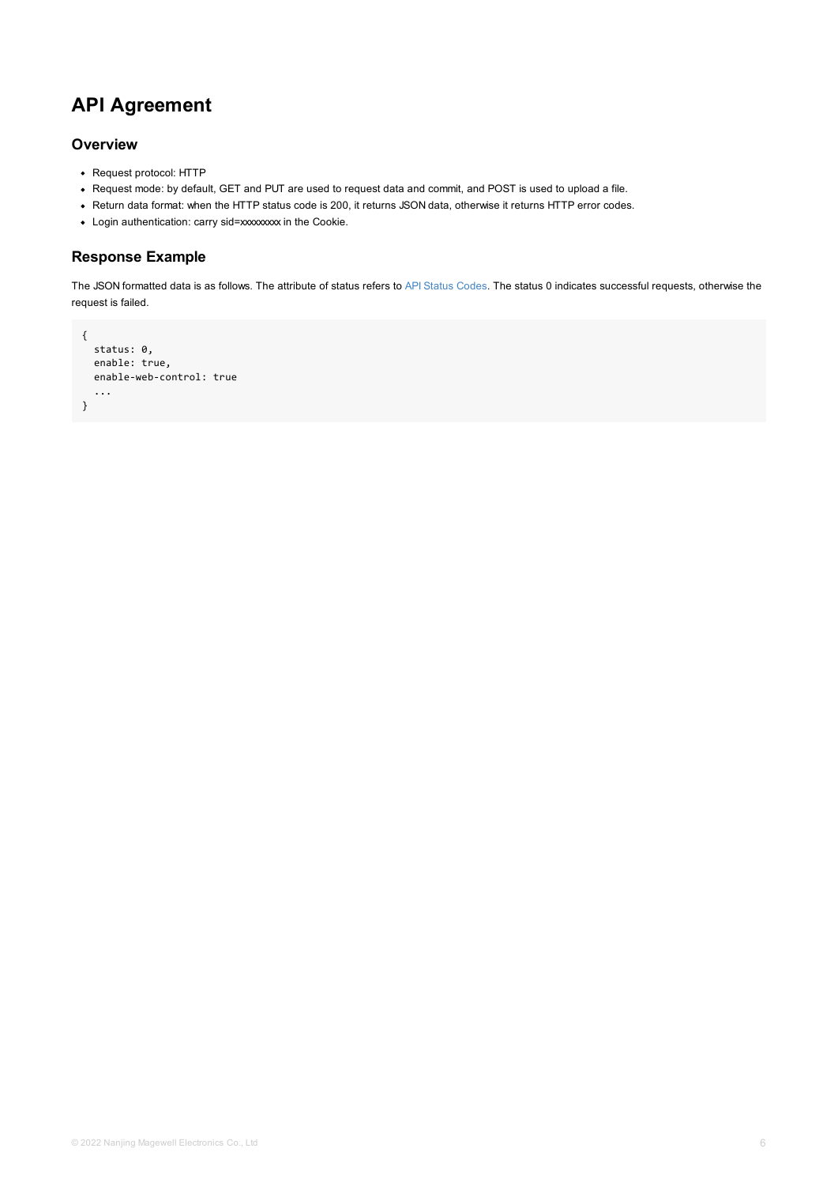# API Agreement

## Overview

- Request protocol: HTTP
- Request mode: by default, GET and PUT are used to request data and commit, and POST is used to upload a file.
- Return data format: when the HTTP status code is 200, it returns JSON data, otherwise it returns HTTP error codes.
- Login authentication: carry sid=xxxxxxxxx in the Cookie.

## Response Example

The JSON formatted data is as follows. The attribute of status refers to API Status Codes. The status 0 indicates successful requests, otherwise the request is failed.

```
{
  status: 0,
  enable: true,
  enable-web-control: true
  ...
}
```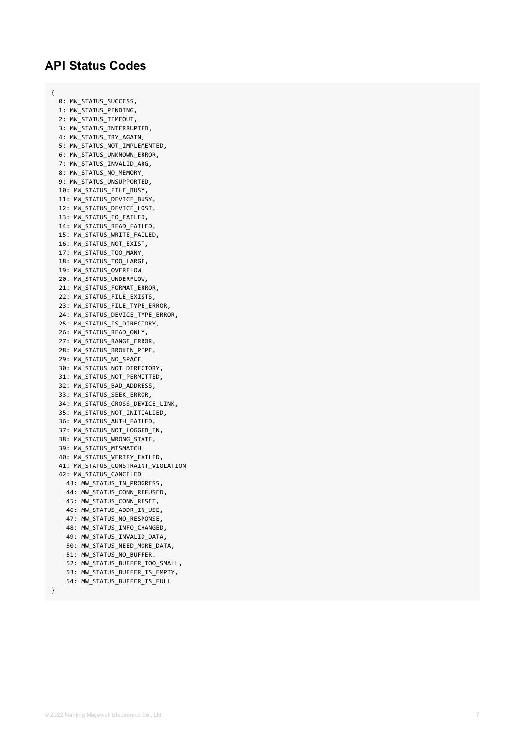## API Status Codes

```
{
  0: MW_STATUS_SUCCESS,
  1: MW_STATUS_PENDING,
  2: MW_STATUS_TIMEOUT,
  3: MW_STATUS_INTERRUPTED,
  4: MW_STATUS_TRY_AGAIN,
  5: MW_STATUS_NOT_IMPLEMENTED,
  6: MW_STATUS_UNKNOWN_ERROR,
  7: MW_STATUS_INVALID_ARG,
  8: MW_STATUS_NO_MEMORY,
  9: MW_STATUS_UNSUPPORTED,
  10: MW_STATUS_FILE_BUSY,
  11: MW_STATUS_DEVICE_BUSY,
  12: MW_STATUS_DEVICE_LOST,
  13: MW_STATUS_IO_FAILED,
  14: MW_STATUS_READ_FAILED,
  15: MW_STATUS_WRITE_FAILED,
  16: MW_STATUS_NOT_EXIST,
  17: MW_STATUS_TOO_MANY,
  18: MW_STATUS_TOO_LARGE,
  19: MW_STATUS_OVERFLOW,
  20: MW_STATUS_UNDERFLOW,
  21: MW_STATUS_FORMAT_ERROR,
  22: MW_STATUS_FILE_EXISTS,
  23: MW_STATUS_FILE_TYPE_ERROR,
  24: MW_STATUS_DEVICE_TYPE_ERROR,
  25: MW_STATUS_IS_DIRECTORY,
  26: MW_STATUS_READ_ONLY,
  27: MW_STATUS_RANGE_ERROR,
  28: MW_STATUS_BROKEN_PIPE,
  29: MW_STATUS_NO_SPACE,
  30: MW_STATUS_NOT_DIRECTORY,
  31: MW_STATUS_NOT_PERMITTED,
  32: MW_STATUS_BAD_ADDRESS,
  33: MW_STATUS_SEEK_ERROR,
  34: MW_STATUS_CROSS_DEVICE_LINK,
  35: MW_STATUS_NOT_INITIALIED,
  36: MW_STATUS_AUTH_FAILED,
  37: MW_STATUS_NOT_LOGGED_IN,
  38: MW_STATUS_WRONG_STATE,
  39: MW_STATUS_MISMATCH,
  40: MW_STATUS_VERIFY_FAILED,
  41: MW_STATUS_CONSTRAINT_VIOLATION
  42: MW_STATUS_CANCELED,
    43: MW_STATUS_IN_PROGRESS,
    44: MW_STATUS_CONN_REFUSED,
    45: MW_STATUS_CONN_RESET,
    46: MW_STATUS_ADDR_IN_USE,
    47: MW_STATUS_NO_RESPONSE,
    48: MW_STATUS_INFO_CHANGED,
    49: MW_STATUS_INVALID_DATA,
    50: MW_STATUS_NEED_MORE_DATA,
    51: MW_STATUS_NO_BUFFER,
    52: MW_STATUS_BUFFER_TOO_SMALL,
    53: MW_STATUS_BUFFER_IS_EMPTY,
    54: MW_STATUS_BUFFER_IS_FULL
}
```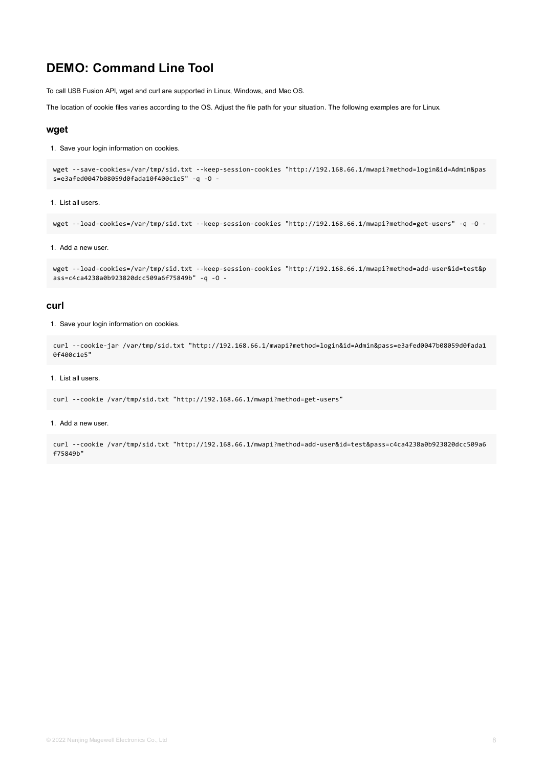# DEMO: Command Line Tool

To call USB Fusion API, wget and curl are supported in Linux, Windows, and Mac OS.

The location of cookie files varies according to the OS. Adjust the file path for your situation. The following examples are for Linux.

## wget

1. Save your login information on cookies.

```
wget --save-cookies=/var/tmp/sid.txt --keep-session-cookies "http://192.168.66.1/mwapi?method=login&id=Admin&pass=e3afed0047b08059d0fada10f400c1e5" -q -O -
```

1. List all users.

```
wget --load-cookies=/var/tmp/sid.txt --keep-session-cookies "http://192.168.66.1/mwapi?method=get-users" -q -O -
```

1. Add a new user.

```
wget --load-cookies=/var/tmp/sid.txt --keep-session-cookies "http://192.168.66.1/mwapi?method=add-user&id=test&pass=c4ca4238a0b923820dcc509a6f75849b" -q -O -
```

## curl

1. Save your login information on cookies.

```
curl --cookie-jar /var/tmp/sid.txt "http://192.168.66.1/mwapi?method=login&id=Admin&pass=e3afed0047b08059d0fada10f400c1e5"
```

1. List all users.

```
curl --cookie /var/tmp/sid.txt "http://192.168.66.1/mwapi?method=get-users"
```

1. Add a new user.

```
curl --cookie /var/tmp/sid.txt "http://192.168.66.1/mwapi?method=add-user&id=test&pass=c4ca4238a0b923820dcc509a6f75849b"
```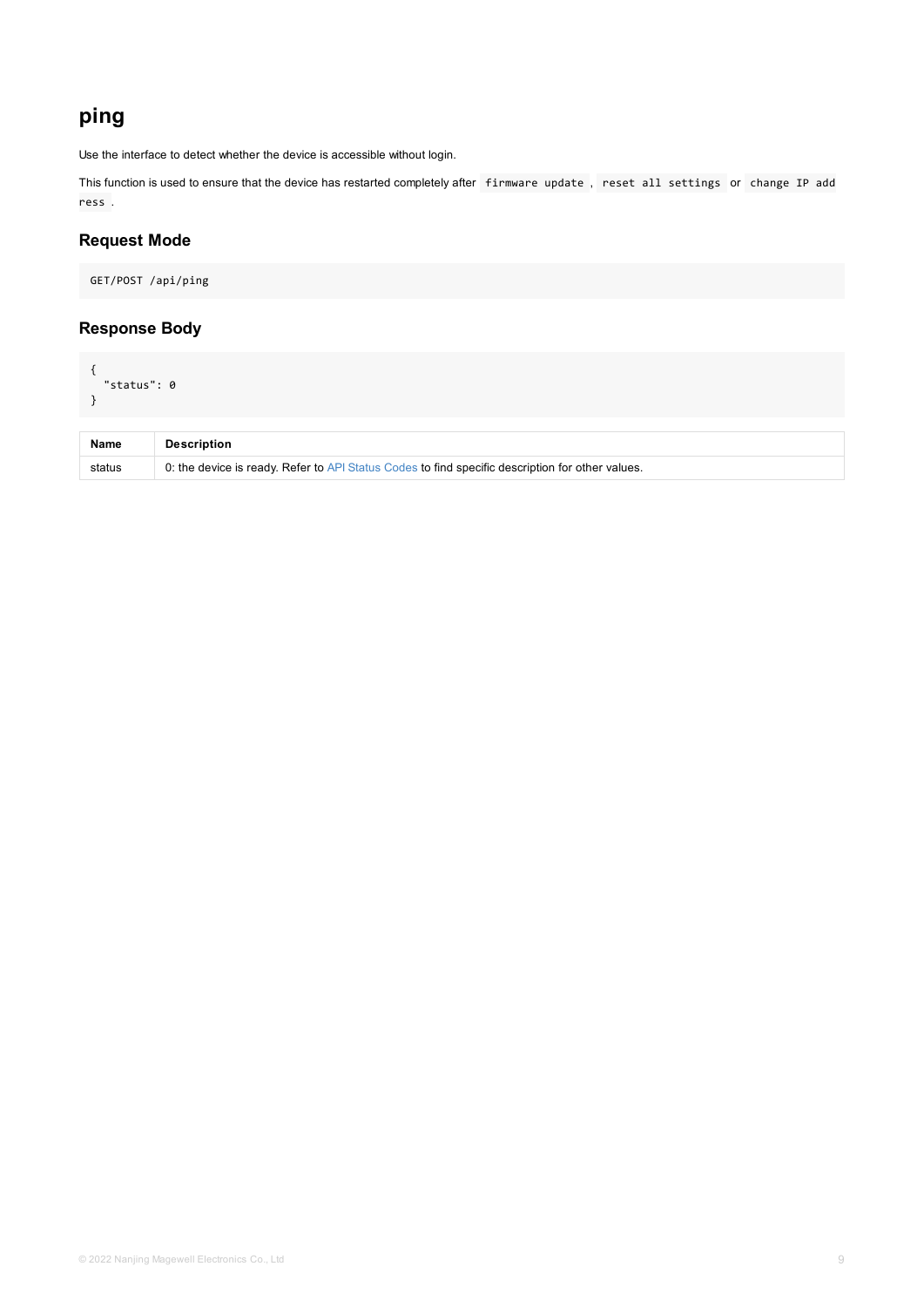# ping

Use the interface to detect whether the device is accessible without login.

This function is used to ensure that the device has restarted completely after `firmware update`, `reset all settings` or `change IP address`.

## Request Mode

```
GET/POST /api/ping
```

## Response Body

```
{
  "status": 0
}
```

| Name | Description |
| --- | --- |
| status | 0: the device is ready. Refer to API Status Codes to find specific description for other values. |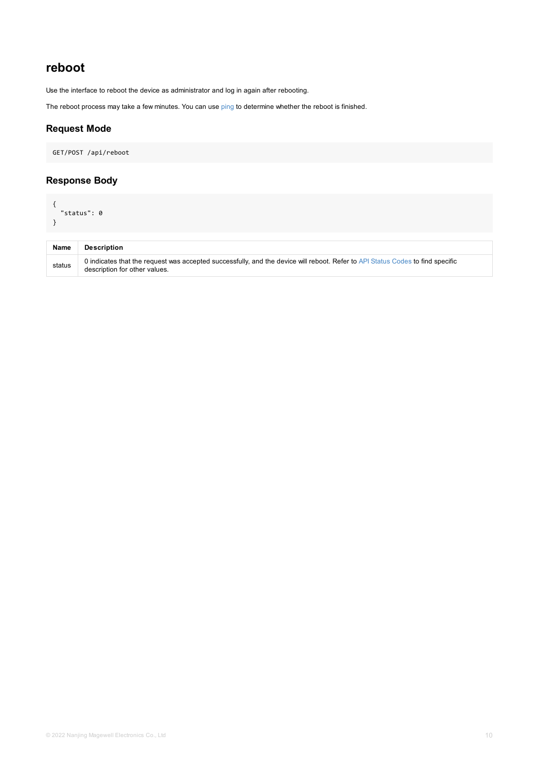## reboot

Use the interface to reboot the device as administrator and log in again after rebooting.

The reboot process may take a few minutes. You can use ping to determine whether the reboot is finished.

### Request Mode

```
GET/POST /api/reboot
```

### Response Body

```
{
  "status": 0
}
```

| Name | Description |
|---|---|
| status | 0 indicates that the request was accepted successfully, and the device will reboot. Refer to API Status Codes to find specific description for other values. |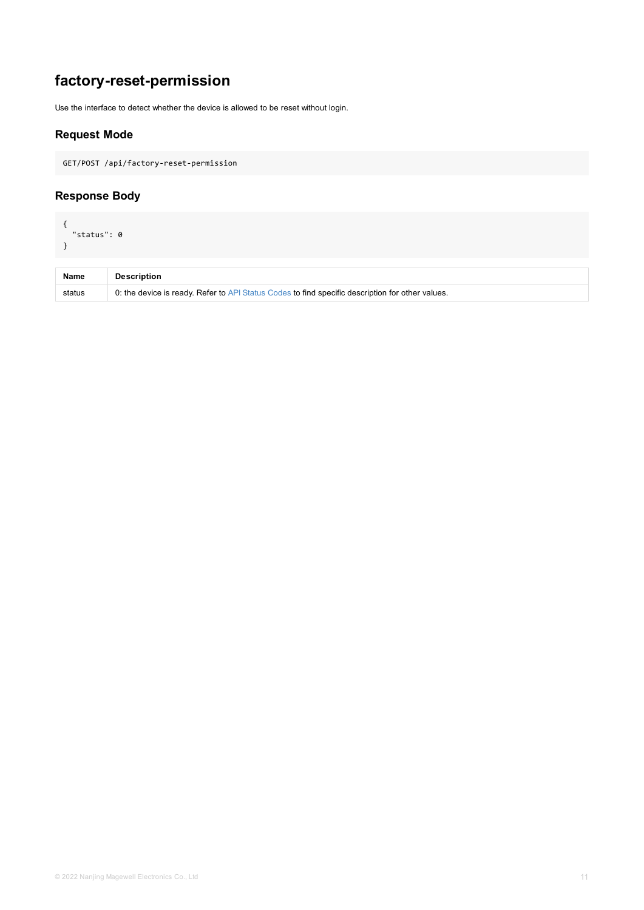## factory-reset-permission

Use the interface to detect whether the device is allowed to be reset without login.

### Request Mode

```
GET/POST /api/factory-reset-permission
```

### Response Body

```
{
  "status": 0
}
```

| Name | Description |
| --- | --- |
| status | 0: the device is ready. Refer to API Status Codes to find specific description for other values. |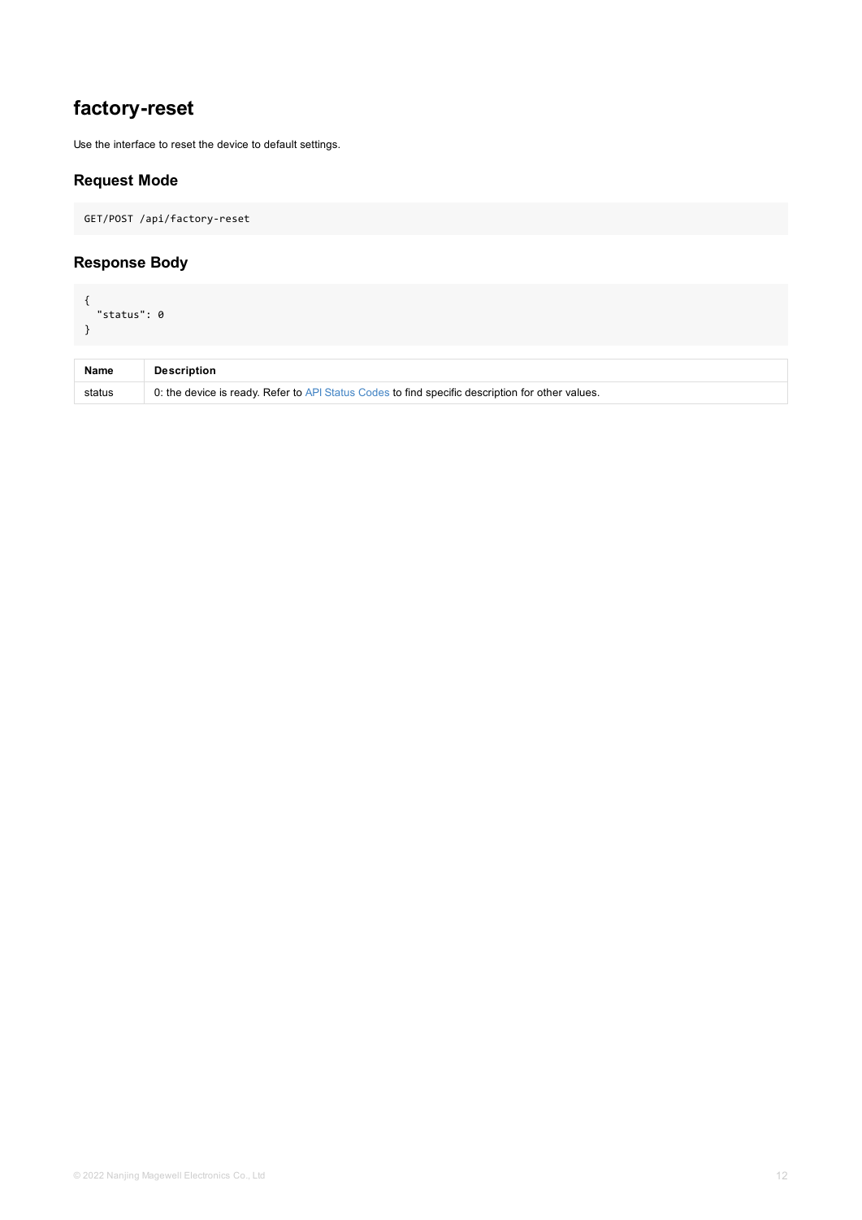# factory-reset

Use the interface to reset the device to default settings.

## Request Mode

```
GET/POST /api/factory-reset
```

## Response Body

```
{
  "status": 0
}
```

| Name | Description |
| --- | --- |
| status | 0: the device is ready. Refer to API Status Codes to find specific description for other values. |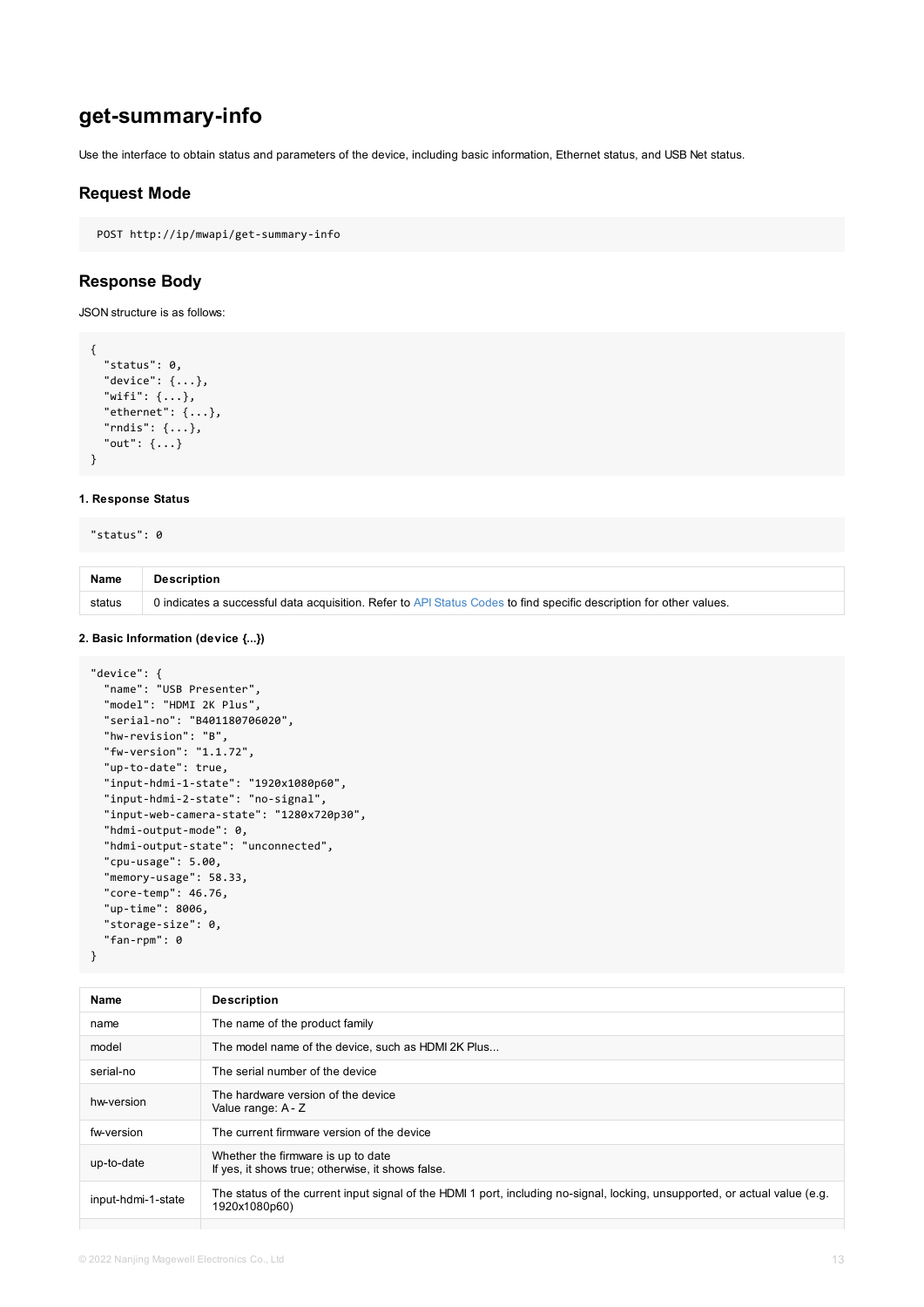# get-summary-info

Use the interface to obtain status and parameters of the device, including basic information, Ethernet status, and USB Net status.

## Request Mode

```
POST http://ip/mwapi/get-summary-info
```

## Response Body

JSON structure is as follows:

```
{
  "status": 0,
  "device": {...},
  "wifi": {...},
  "ethernet": {...},
  "rndis": {...},
  "out": {...}
}
```

#### 1. Response Status

```
"status": 0
```

| Name | Description |
| --- | --- |
| status | 0 indicates a successful data acquisition. Refer to API Status Codes to find specific description for other values. |

#### 2. Basic Information (device {...})

```
"device": {
  "name": "USB Presenter",
  "model": "HDMI 2K Plus",
  "serial-no": "B401180706020",
  "hw-revision": "B",
  "fw-version": "1.1.72",
  "up-to-date": true,
  "input-hdmi-1-state": "1920x1080p60",
  "input-hdmi-2-state": "no-signal",
  "input-web-camera-state": "1280x720p30",
  "hdmi-output-mode": 0,
  "hdmi-output-state": "unconnected",
  "cpu-usage": 5.00,
  "memory-usage": 58.33,
  "core-temp": 46.76,
  "up-time": 8006,
  "storage-size": 0,
  "fan-rpm": 0
}
```

| Name | Description |
| --- | --- |
| name | The name of the product family |
| model | The model name of the device, such as HDMI 2K Plus... |
| serial-no | The serial number of the device |
| hw-version | The hardware version of the device<br>Value range: A - Z |
| fw-version | The current firmware version of the device |
| up-to-date | Whether the firmware is up to date<br>If yes, it shows true; otherwise, it shows false. |
| input-hdmi-1-state | The status of the current input signal of the HDMI 1 port, including no-signal, locking, unsupported, or actual value (e.g. 1920x1080p60) |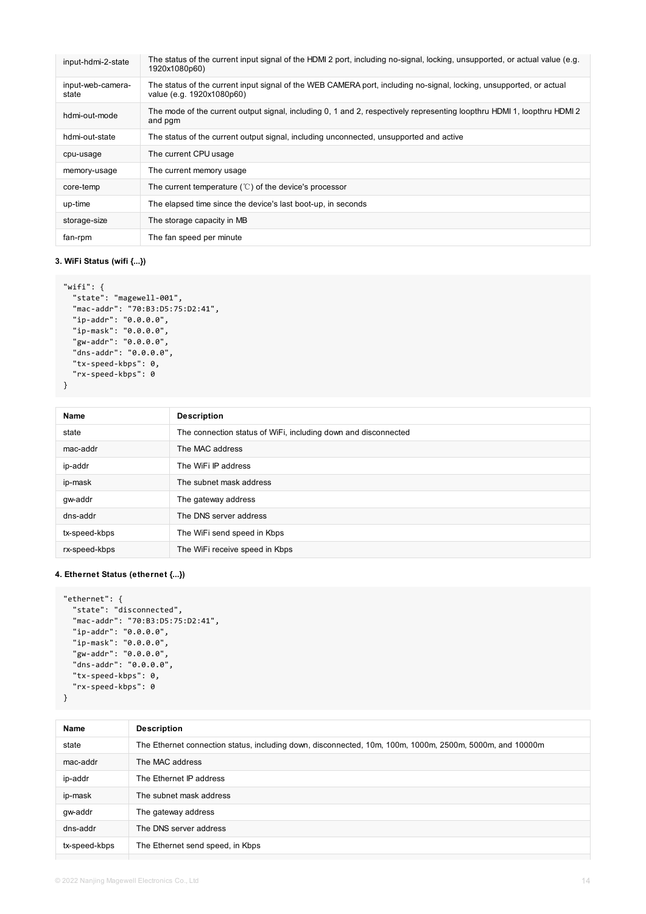| | |
|---|---|
| input-hdmi-2-state | The status of the current input signal of the HDMI 2 port, including no-signal, locking, unsupported, or actual value (e.g. 1920x1080p60) |
| input-web-camera-state | The status of the current input signal of the WEB CAMERA port, including no-signal, locking, unsupported, or actual value (e.g. 1920x1080p60) |
| hdmi-out-mode | The mode of the current output signal, including 0, 1 and 2, respectively representing loopthru HDMI 1, loopthru HDMI 2 and pgm |
| hdmi-out-state | The status of the current output signal, including unconnected, unsupported and active |
| cpu-usage | The current CPU usage |
| memory-usage | The current memory usage |
| core-temp | The current temperature (℃) of the device's processor |
| up-time | The elapsed time since the device's last boot-up, in seconds |
| storage-size | The storage capacity in MB |
| fan-rpm | The fan speed per minute |

**3. WiFi Status (wifi {...})**

```
"wifi": {
  "state": "magewell-001",
  "mac-addr": "70:B3:D5:75:D2:41",
  "ip-addr": "0.0.0.0",
  "ip-mask": "0.0.0.0",
  "gw-addr": "0.0.0.0",
  "dns-addr": "0.0.0.0",
  "tx-speed-kbps": 0,
  "rx-speed-kbps": 0
}
```

| Name | Description |
|---|---|
| state | The connection status of WiFi, including down and disconnected |
| mac-addr | The MAC address |
| ip-addr | The WiFi IP address |
| ip-mask | The subnet mask address |
| gw-addr | The gateway address |
| dns-addr | The DNS server address |
| tx-speed-kbps | The WiFi send speed in Kbps |
| rx-speed-kbps | The WiFi receive speed in Kbps |

**4. Ethernet Status (ethernet {...})**

```
"ethernet": {
  "state": "disconnected",
  "mac-addr": "70:B3:D5:75:D2:41",
  "ip-addr": "0.0.0.0",
  "ip-mask": "0.0.0.0",
  "gw-addr": "0.0.0.0",
  "dns-addr": "0.0.0.0",
  "tx-speed-kbps": 0,
  "rx-speed-kbps": 0
}
```

| Name | Description |
|---|---|
| state | The Ethernet connection status, including down, disconnected, 10m, 100m, 1000m, 2500m, 5000m, and 10000m |
| mac-addr | The MAC address |
| ip-addr | The Ethernet IP address |
| ip-mask | The subnet mask address |
| gw-addr | The gateway address |
| dns-addr | The DNS server address |
| tx-speed-kbps | The Ethernet send speed, in Kbps |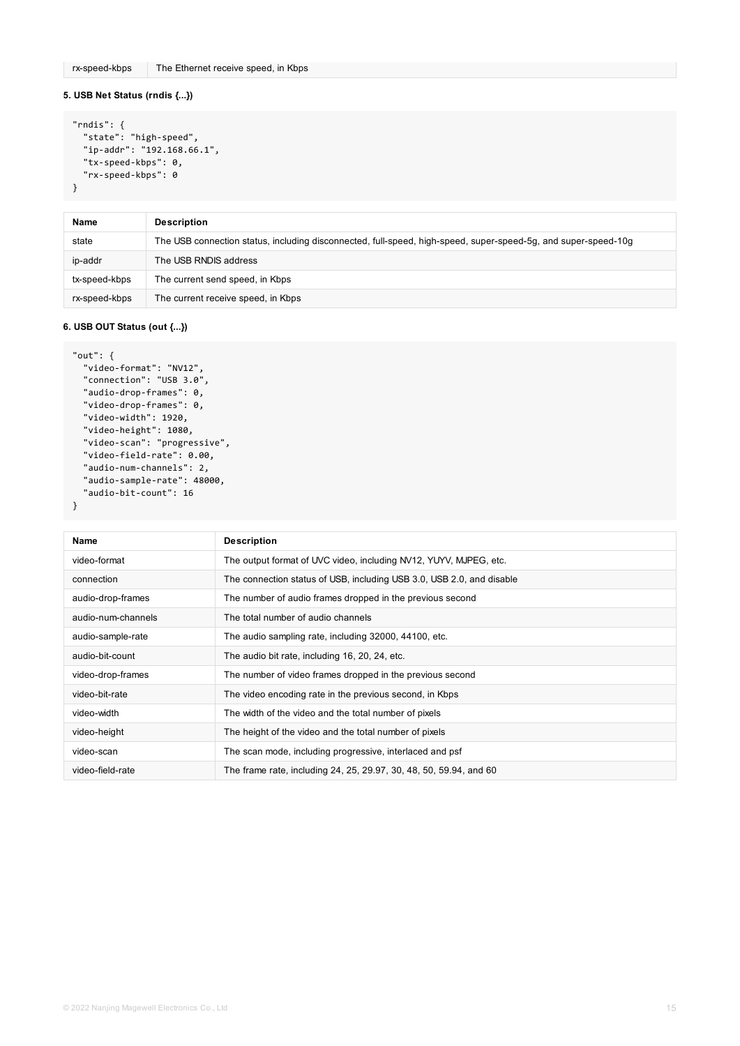| rx-speed-kbps | The Ethernet receive speed, in Kbps |
|---|---|

**5. USB Net Status (rndis {...})**

```
"rndis": {
  "state": "high-speed",
  "ip-addr": "192.168.66.1",
  "tx-speed-kbps": 0,
  "rx-speed-kbps": 0
}
```

| Name | Description |
|---|---|
| state | The USB connection status, including disconnected, full-speed, high-speed, super-speed-5g, and super-speed-10g |
| ip-addr | The USB RNDIS address |
| tx-speed-kbps | The current send speed, in Kbps |
| rx-speed-kbps | The current receive speed, in Kbps |

**6. USB OUT Status (out {...})**

```
"out": {
  "video-format": "NV12",
  "connection": "USB 3.0",
  "audio-drop-frames": 0,
  "video-drop-frames": 0,
  "video-width": 1920,
  "video-height": 1080,
  "video-scan": "progressive",
  "video-field-rate": 0.00,
  "audio-num-channels": 2,
  "audio-sample-rate": 48000,
  "audio-bit-count": 16
}
```

| Name | Description |
|---|---|
| video-format | The output format of UVC video, including NV12, YUYV, MJPEG, etc. |
| connection | The connection status of USB, including USB 3.0, USB 2.0, and disable |
| audio-drop-frames | The number of audio frames dropped in the previous second |
| audio-num-channels | The total number of audio channels |
| audio-sample-rate | The audio sampling rate, including 32000, 44100, etc. |
| audio-bit-count | The audio bit rate, including 16, 20, 24, etc. |
| video-drop-frames | The number of video frames dropped in the previous second |
| video-bit-rate | The video encoding rate in the previous second, in Kbps |
| video-width | The width of the video and the total number of pixels |
| video-height | The height of the video and the total number of pixels |
| video-scan | The scan mode, including progressive, interlaced and psf |
| video-field-rate | The frame rate, including 24, 25, 29.97, 30, 48, 50, 59.94, and 60 |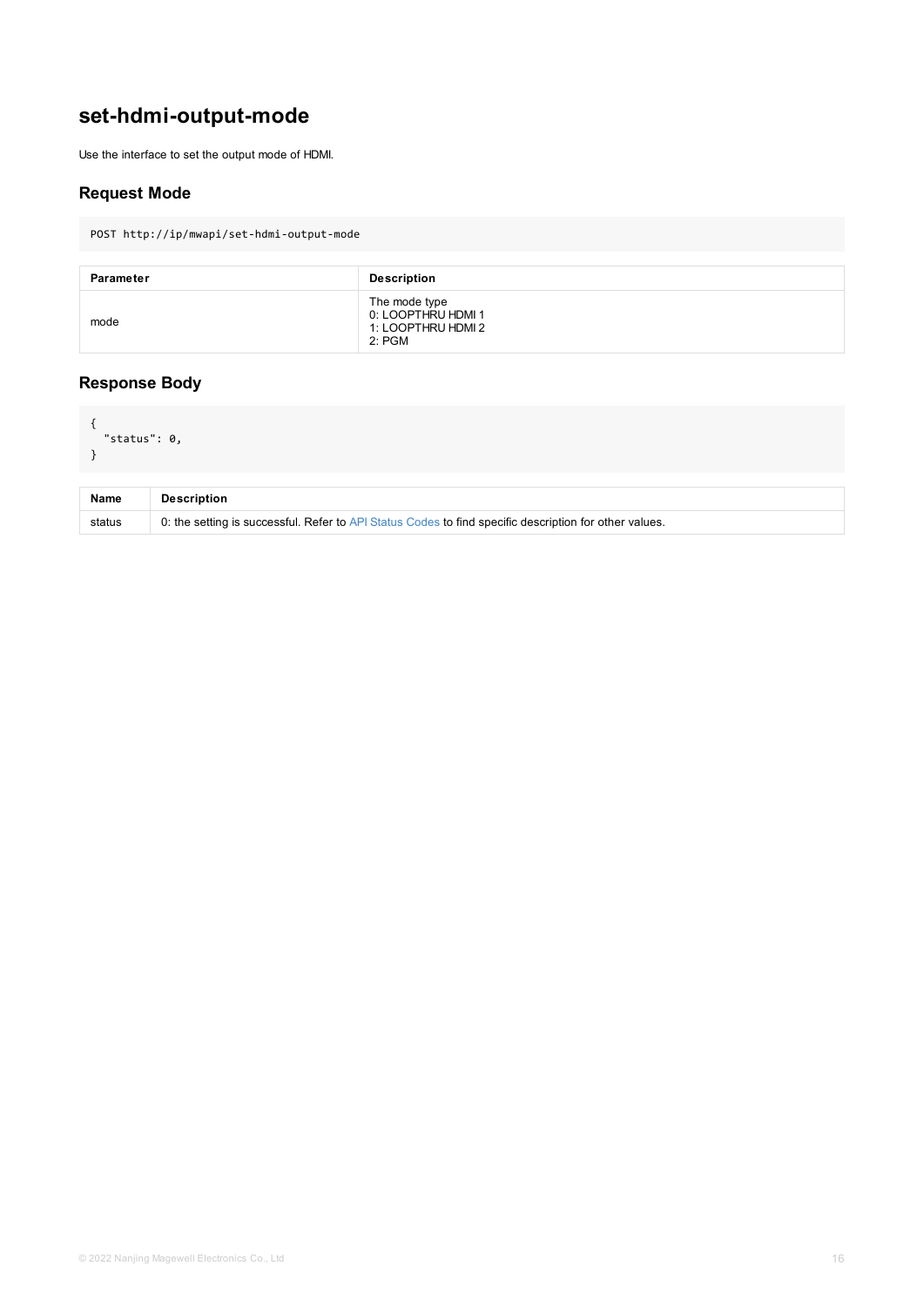# set-hdmi-output-mode

Use the interface to set the output mode of HDMI.

## Request Mode

```
POST http://ip/mwapi/set-hdmi-output-mode
```

| Parameter | Description |
| --- | --- |
| mode | The mode type<br>0: LOOPTHRU HDMI 1<br>1: LOOPTHRU HDMI 2<br>2: PGM |

## Response Body

```
{
  "status": 0,
}
```

| Name | Description |
| --- | --- |
| status | 0: the setting is successful. Refer to API Status Codes to find specific description for other values. |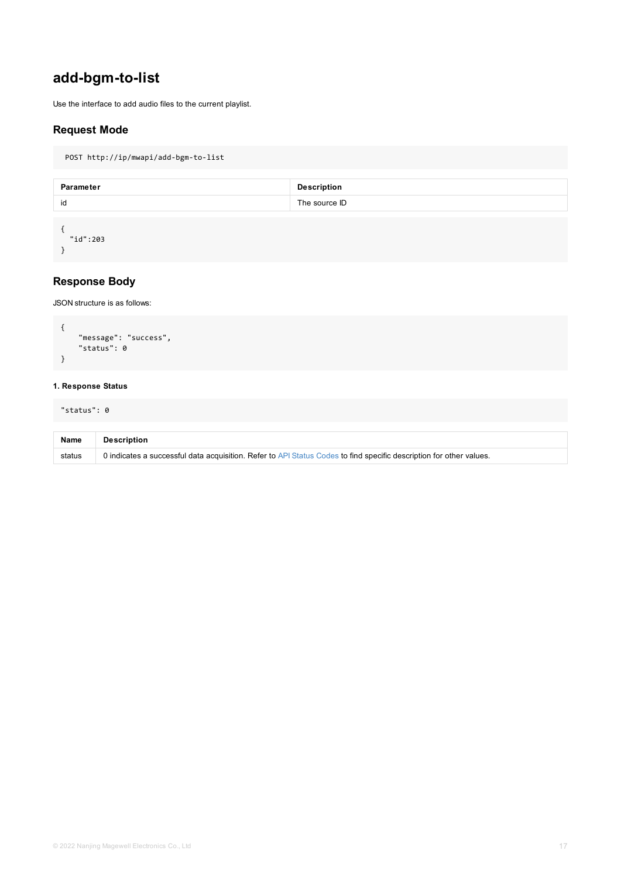## add-bgm-to-list

Use the interface to add audio files to the current playlist.

### Request Mode

```
POST http://ip/mwapi/add-bgm-to-list
```

| Parameter | Description |
| --- | --- |
| id | The source ID |

```
{
  "id":203
}
```

### Response Body

JSON structure is as follows:

```
{
    "message": "success",
    "status": 0
}
```

#### 1. Response Status

```
"status": 0
```

| Name | Description |
| --- | --- |
| status | 0 indicates a successful data acquisition. Refer to API Status Codes to find specific description for other values. |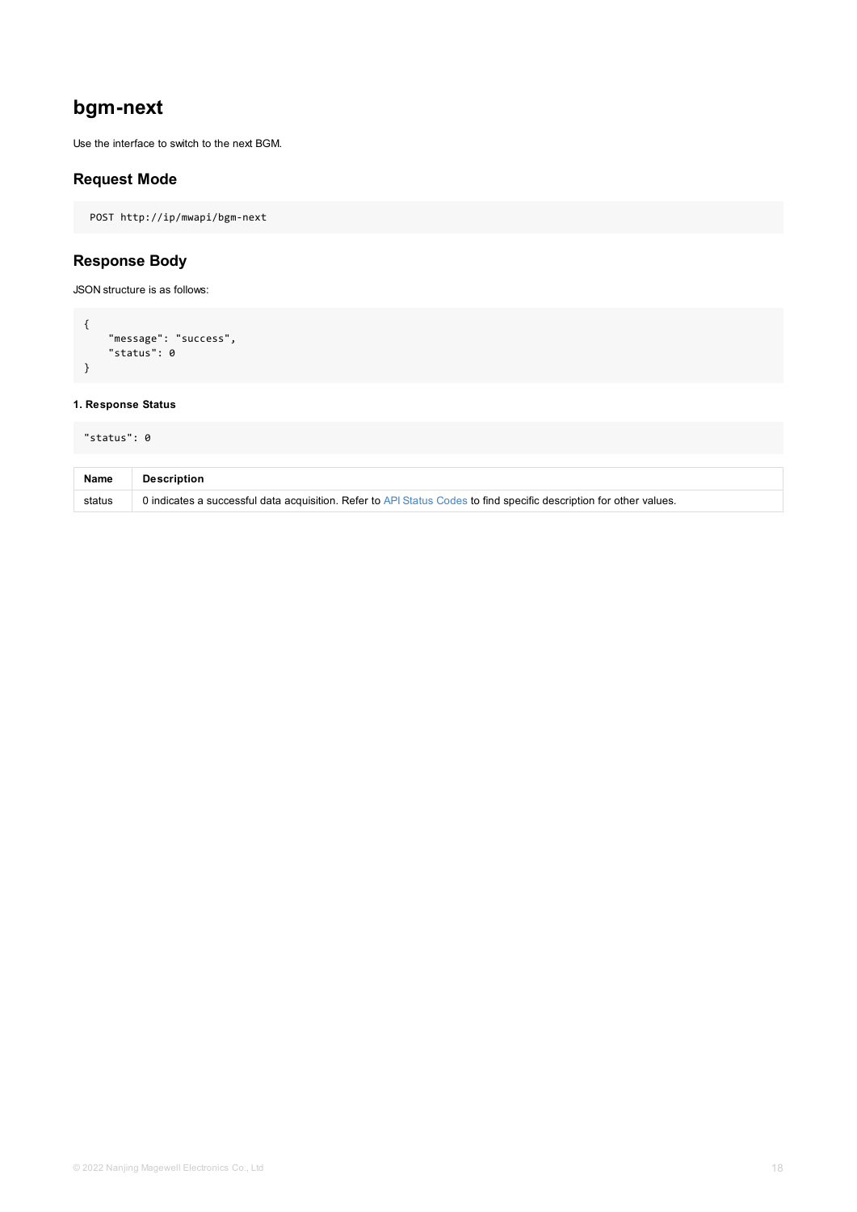# bgm-next

Use the interface to switch to the next BGM.

## Request Mode

```
POST http://ip/mwapi/bgm-next
```

## Response Body

JSON structure is as follows:

```
{
    "message": "success",
    "status": 0
}
```

#### 1. Response Status

```
"status": 0
```

| Name | Description |
| --- | --- |
| status | 0 indicates a successful data acquisition. Refer to API Status Codes to find specific description for other values. |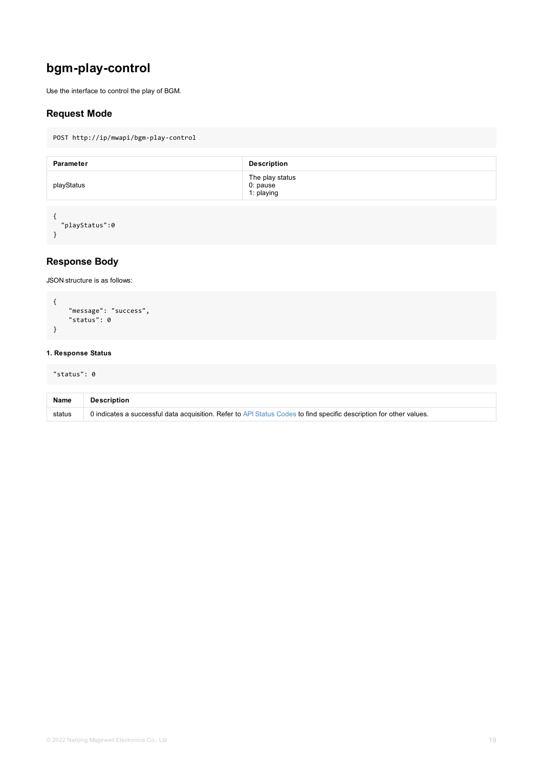## bgm-play-control

Use the interface to control the play of BGM.

### Request Mode

```
POST http://ip/mwapi/bgm-play-control
```

| Parameter | Description |
| --- | --- |
| playStatus | The play status<br>0: pause<br>1: playing |

```
{
  "playStatus":0
}
```

### Response Body

JSON structure is as follows:

```
{
    "message": "success",
    "status": 0
}
```

#### 1. Response Status

```
"status": 0
```

| Name | Description |
| --- | --- |
| status | 0 indicates a successful data acquisition. Refer to API Status Codes to find specific description for other values. |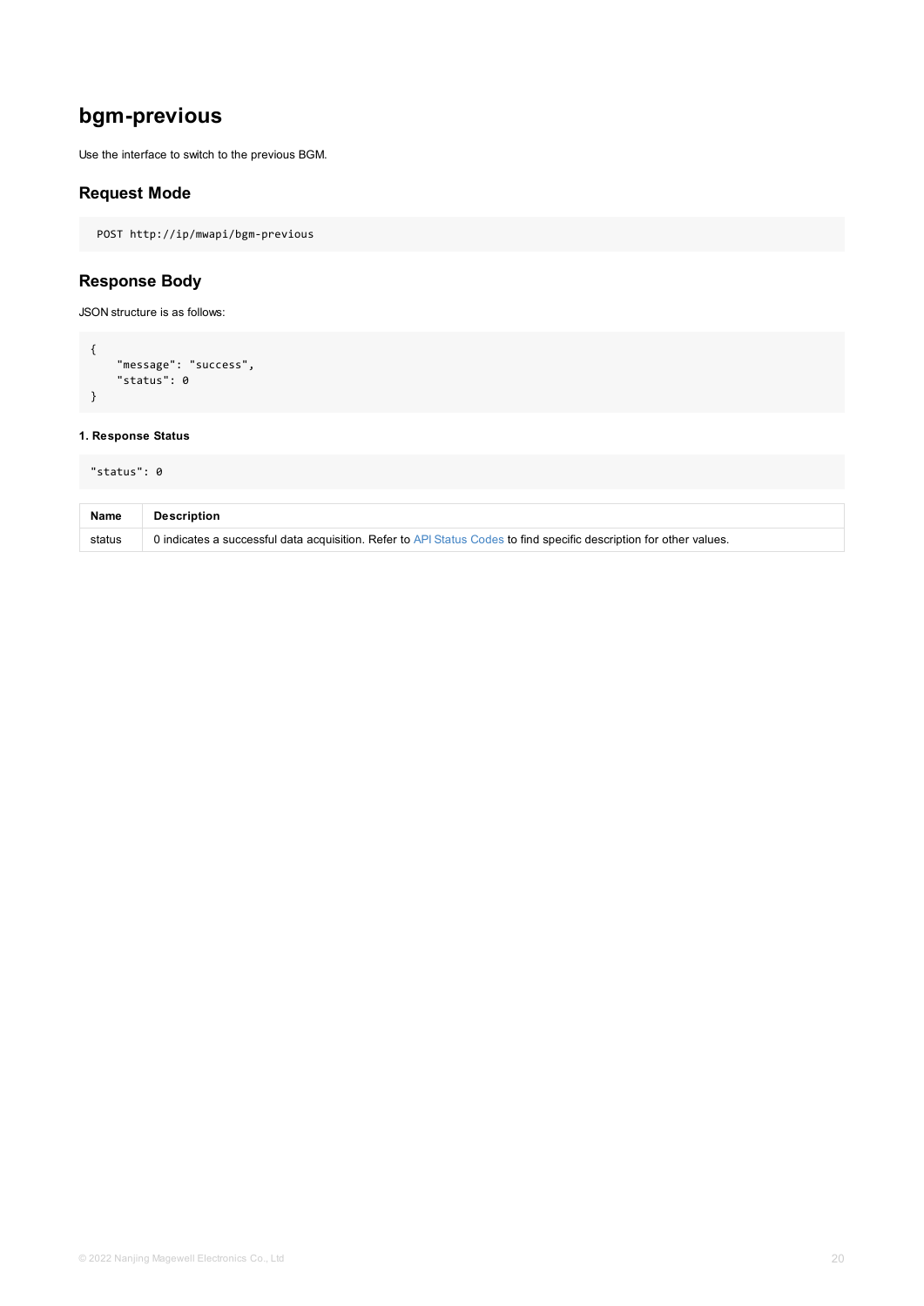# bgm-previous

Use the interface to switch to the previous BGM.

## Request Mode

```
POST http://ip/mwapi/bgm-previous
```

## Response Body

JSON structure is as follows:

```
{
    "message": "success",
    "status": 0
}
```

#### 1. Response Status

```
"status": 0
```

| Name | Description |
| --- | --- |
| status | 0 indicates a successful data acquisition. Refer to API Status Codes to find specific description for other values. |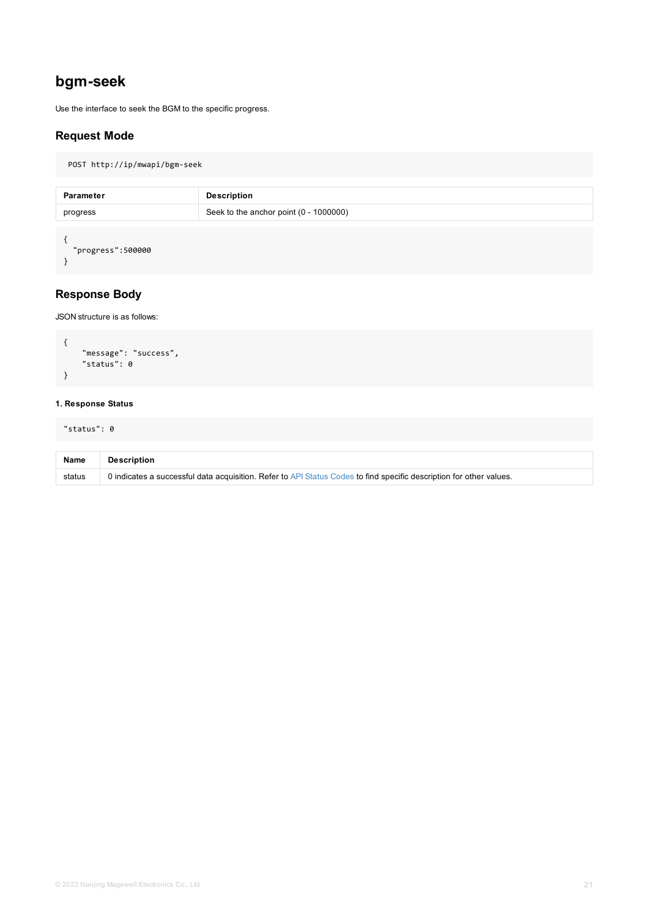## bgm-seek

Use the interface to seek the BGM to the specific progress.

### Request Mode

```
POST http://ip/mwapi/bgm-seek
```

| Parameter | Description |
| --- | --- |
| progress | Seek to the anchor point (0 - 1000000) |

```
{
  "progress":500000
}
```

### Response Body

JSON structure is as follows:

```
{
    "message": "success",
    "status": 0
}
```

#### 1. Response Status

```
"status": 0
```

| Name | Description |
| --- | --- |
| status | 0 indicates a successful data acquisition. Refer to API Status Codes to find specific description for other values. |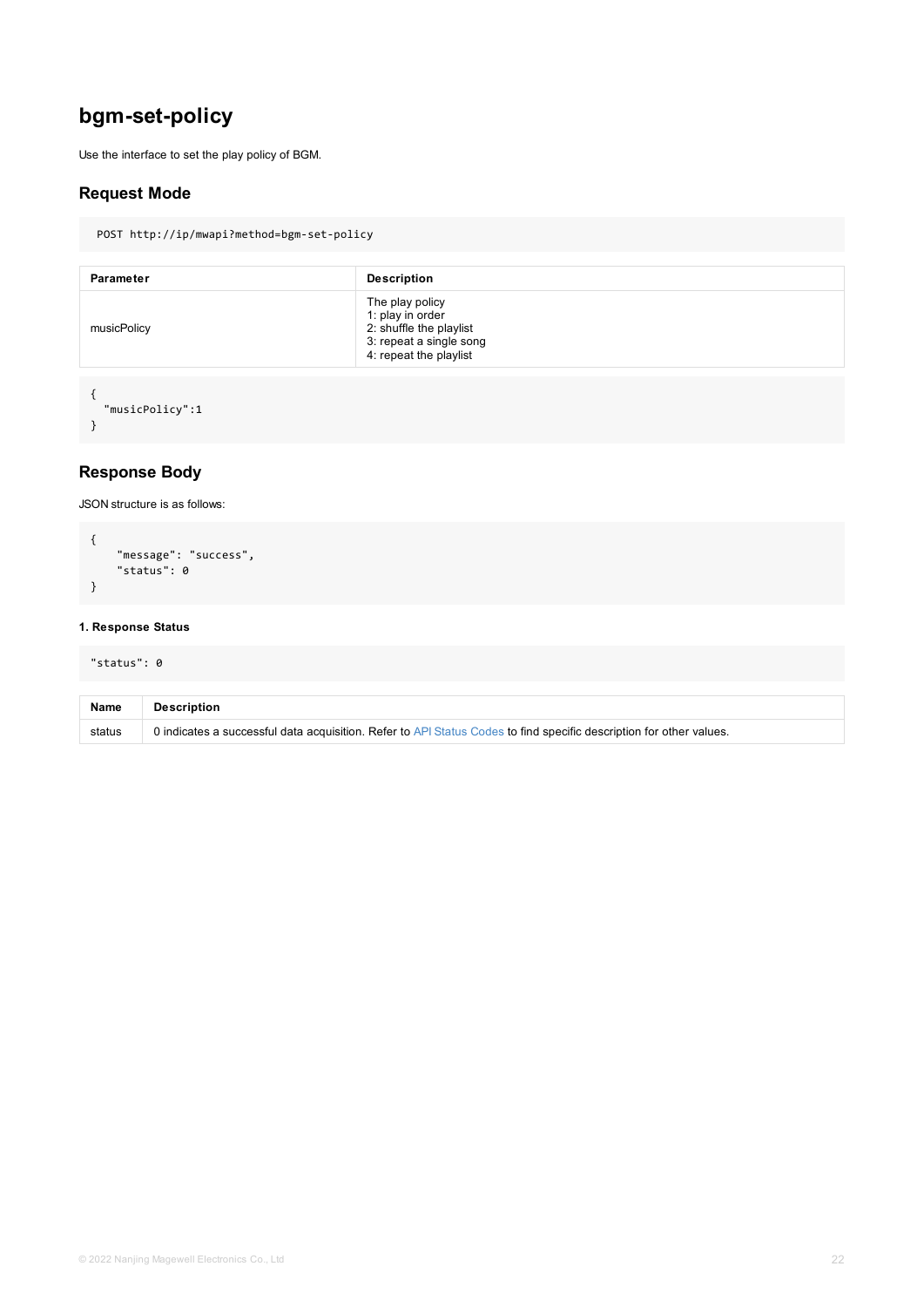# bgm-set-policy

Use the interface to set the play policy of BGM.

## Request Mode

```
POST http://ip/mwapi?method=bgm-set-policy
```

| Parameter | Description |
| --- | --- |
| musicPolicy | The play policy<br>1: play in order<br>2: shuffle the playlist<br>3: repeat a single song<br>4: repeat the playlist |

```
{
  "musicPolicy":1
}
```

## Response Body

JSON structure is as follows:

```
{
    "message": "success",
    "status": 0
}
```

#### 1. Response Status

```
"status": 0
```

| Name | Description |
| --- | --- |
| status | 0 indicates a successful data acquisition. Refer to API Status Codes to find specific description for other values. |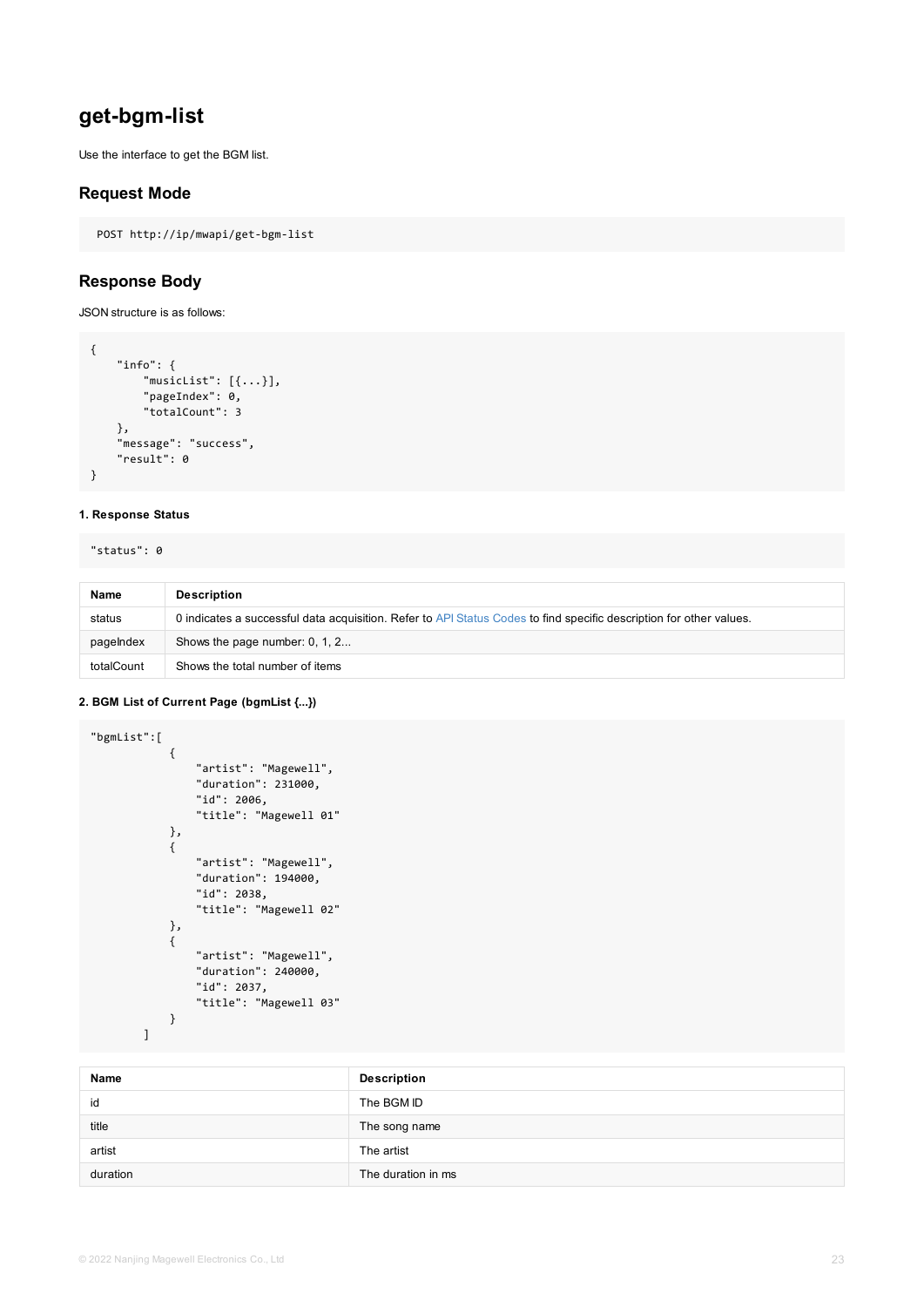## get-bgm-list

Use the interface to get the BGM list.

### Request Mode

```
POST http://ip/mwapi/get-bgm-list
```

### Response Body

JSON structure is as follows:

```
{
    "info": {
        "musicList": [{...}],
        "pageIndex": 0,
        "totalCount": 3
    },
    "message": "success",
    "result": 0
}
```

#### 1. Response Status

```
"status": 0
```

| Name | Description |
|---|---|
| status | 0 indicates a successful data acquisition. Refer to API Status Codes to find specific description for other values. |
| pageIndex | Shows the page number: 0, 1, 2... |
| totalCount | Shows the total number of items |

#### 2. BGM List of Current Page (bgmList {...})

```
"bgmList":[
            {
                "artist": "Magewell",
                "duration": 231000,
                "id": 2006,
                "title": "Magewell 01"
            },
            {
                "artist": "Magewell",
                "duration": 194000,
                "id": 2038,
                "title": "Magewell 02"
            },
            {
                "artist": "Magewell",
                "duration": 240000,
                "id": 2037,
                "title": "Magewell 03"
            }
        ]
```

| Name | Description |
|---|---|
| id | The BGM ID |
| title | The song name |
| artist | The artist |
| duration | The duration in ms |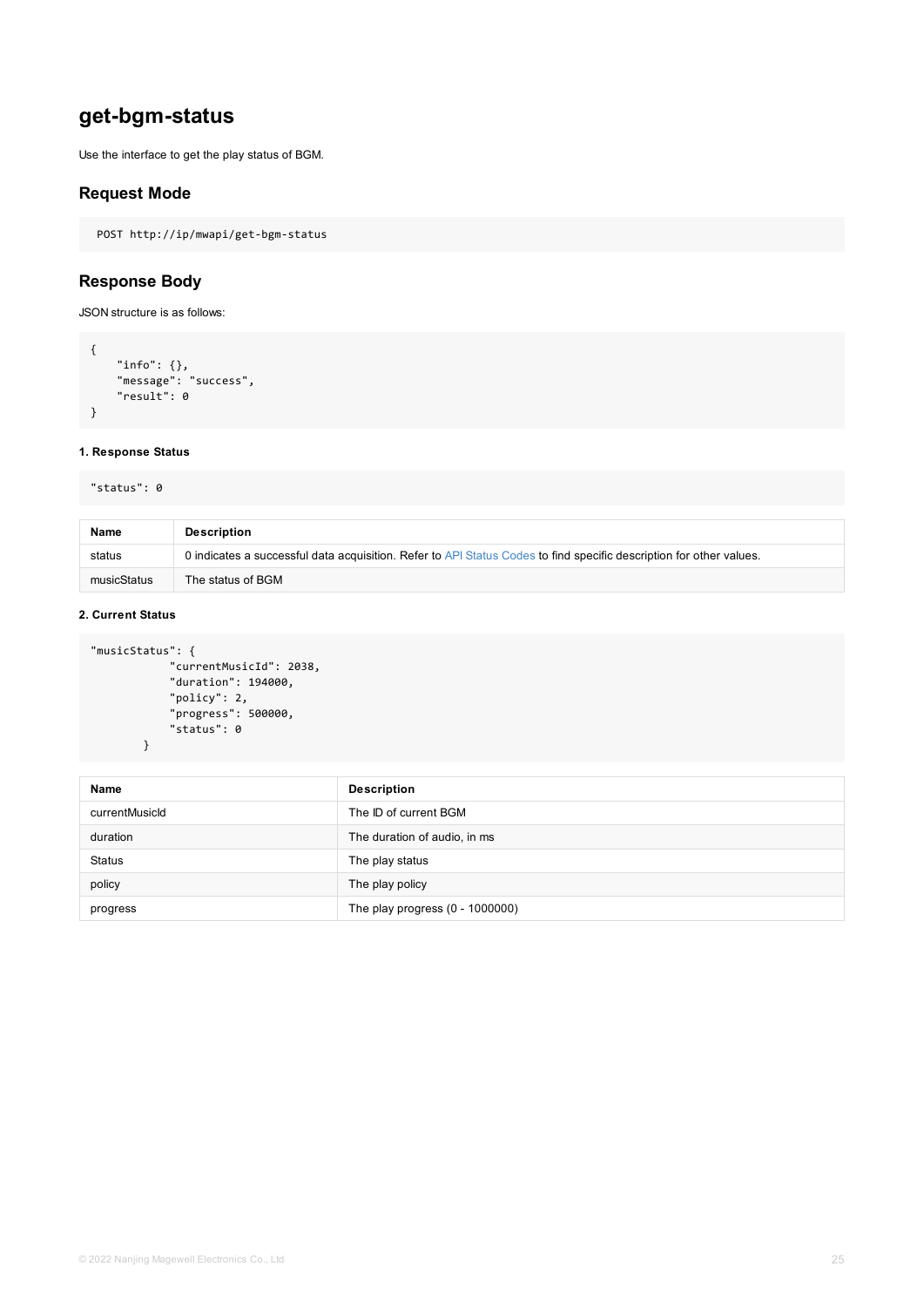# get-bgm-status

Use the interface to get the play status of BGM.

## Request Mode

```
POST http://ip/mwapi/get-bgm-status
```

## Response Body

JSON structure is as follows:

```
{
    "info": {},
    "message": "success",
    "result": 0
}
```

#### 1. Response Status

```
"status": 0
```

| Name | Description |
| --- | --- |
| status | 0 indicates a successful data acquisition. Refer to API Status Codes to find specific description for other values. |
| musicStatus | The status of BGM |

#### 2. Current Status

```
"musicStatus": {
            "currentMusicId": 2038,
            "duration": 194000,
            "policy": 2,
            "progress": 500000,
            "status": 0
        }
```

| Name | Description |
| --- | --- |
| currentMusicId | The ID of current BGM |
| duration | The duration of audio, in ms |
| Status | The play status |
| policy | The play policy |
| progress | The play progress (0 - 1000000) |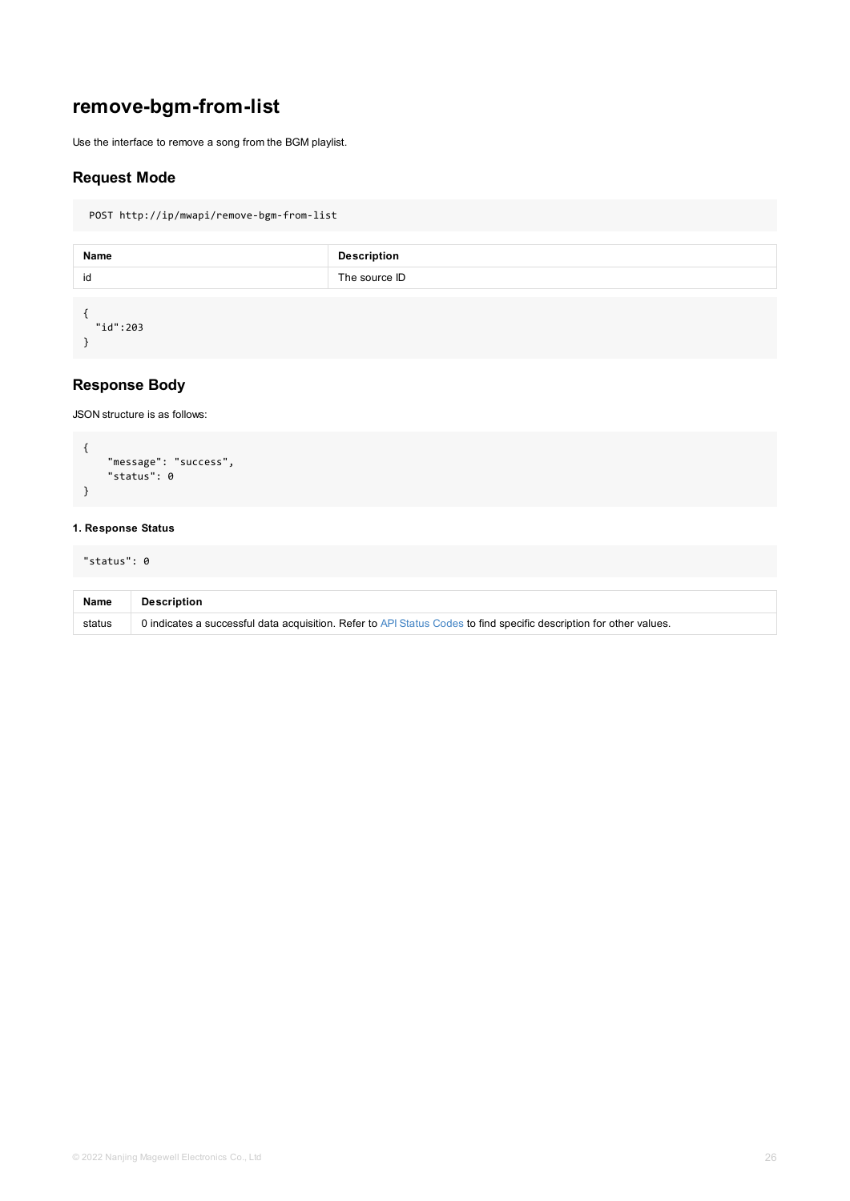## remove-bgm-from-list

Use the interface to remove a song from the BGM playlist.

### Request Mode

```
POST http://ip/mwapi/remove-bgm-from-list
```

| Name | Description |
| --- | --- |
| id | The source ID |

```
{
  "id":203
}
```

### Response Body

JSON structure is as follows:

```
{
    "message": "success",
    "status": 0
}
```

#### 1. Response Status

```
"status": 0
```

| Name | Description |
| --- | --- |
| status | 0 indicates a successful data acquisition. Refer to API Status Codes to find specific description for other values. |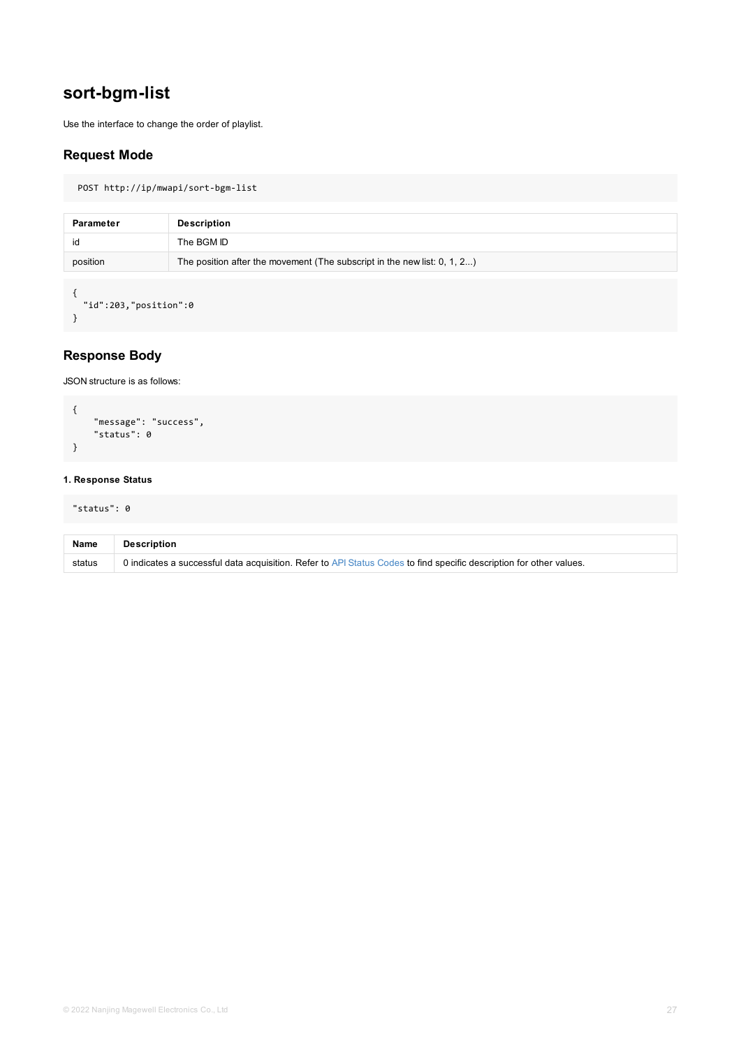## sort-bgm-list

Use the interface to change the order of playlist.

### Request Mode

```
POST http://ip/mwapi/sort-bgm-list
```

| Parameter | Description |
| --- | --- |
| id | The BGM ID |
| position | The position after the movement (The subscript in the new list: 0, 1, 2...) |

```
{
  "id":203,"position":0
}
```

### Response Body

JSON structure is as follows:

```
{
    "message": "success",
    "status": 0
}
```

#### 1. Response Status

```
"status": 0
```

| Name | Description |
| --- | --- |
| status | 0 indicates a successful data acquisition. Refer to API Status Codes to find specific description for other values. |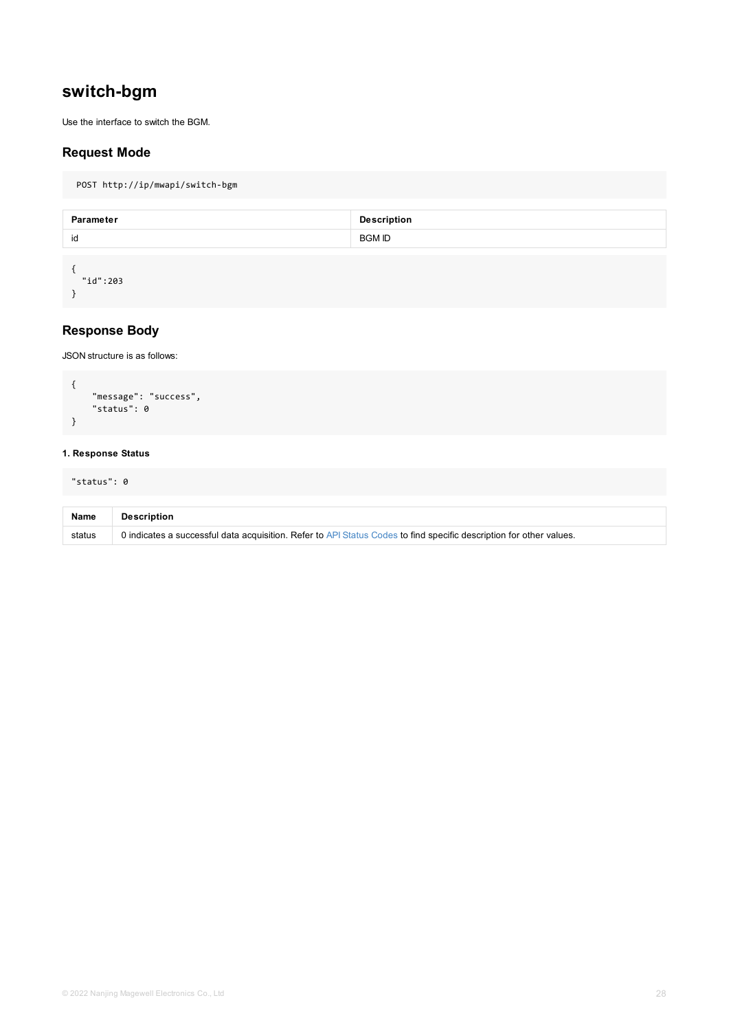## switch-bgm

Use the interface to switch the BGM.

### Request Mode

```
POST http://ip/mwapi/switch-bgm
```

| Parameter | Description |
| --- | --- |
| id | BGM ID |

```
{
  "id":203
}
```

### Response Body

JSON structure is as follows:

```
{
    "message": "success",
    "status": 0
}
```

#### 1. Response Status

```
"status": 0
```

| Name | Description |
| --- | --- |
| status | 0 indicates a successful data acquisition. Refer to API Status Codes to find specific description for other values. |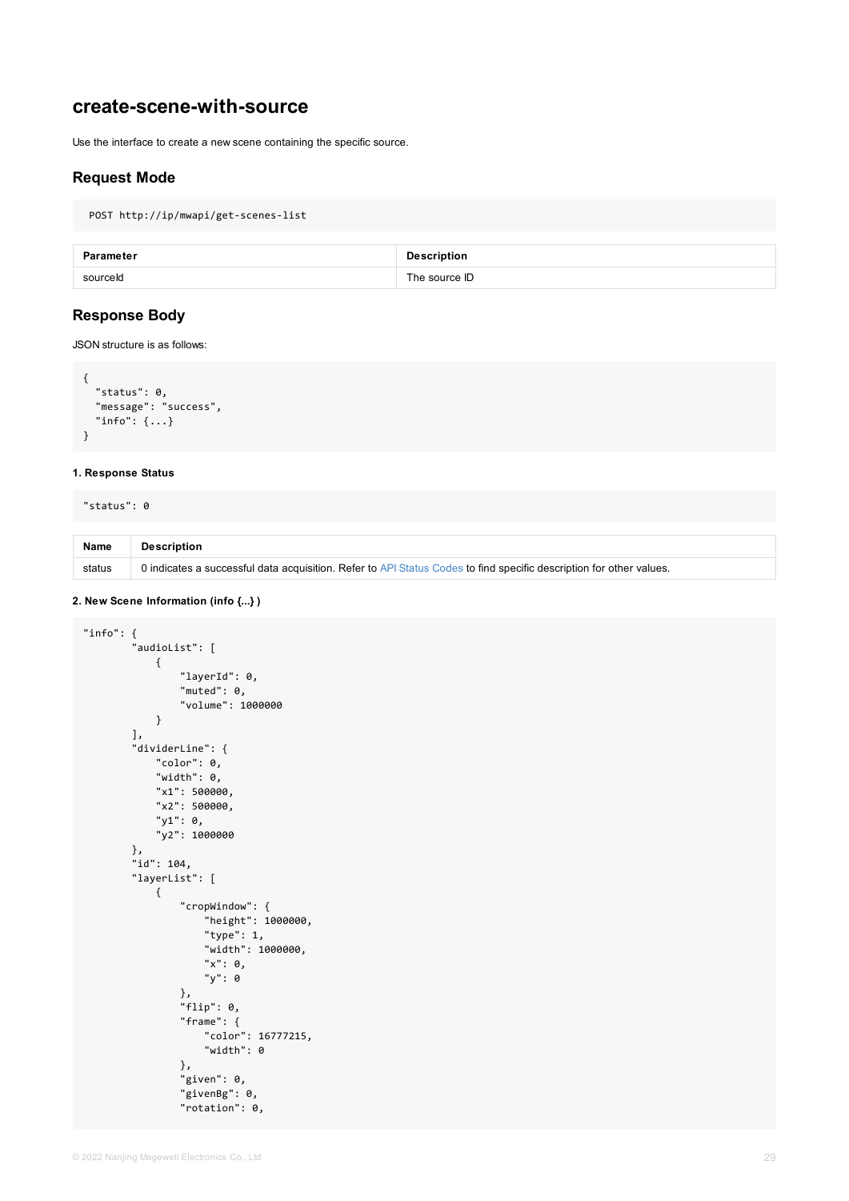## create-scene-with-source

Use the interface to create a new scene containing the specific source.

### Request Mode

```
POST http://ip/mwapi/get-scenes-list
```

| Parameter | Description |
| --- | --- |
| sourceId | The source ID |

### Response Body

JSON structure is as follows:

```
{
  "status": 0,
  "message": "success",
  "info": {...}
}
```

#### 1. Response Status

```
"status": 0
```

| Name | Description |
| --- | --- |
| status | 0 indicates a successful data acquisition. Refer to API Status Codes to find specific description for other values. |

#### 2. New Scene Information (info {...} )

```
"info": {
        "audioList": [
            {
                "layerId": 0,
                "muted": 0,
                "volume": 1000000
            }
        ],
        "dividerLine": {
            "color": 0,
            "width": 0,
            "x1": 500000,
            "x2": 500000,
            "y1": 0,
            "y2": 1000000
        },
        "id": 104,
        "layerList": [
            {
                "cropWindow": {
                    "height": 1000000,
                    "type": 1,
                    "width": 1000000,
                    "x": 0,
                    "y": 0
                },
                "flip": 0,
                "frame": {
                    "color": 16777215,
                    "width": 0
                },
                "given": 0,
                "givenBg": 0,
                "rotation": 0,
```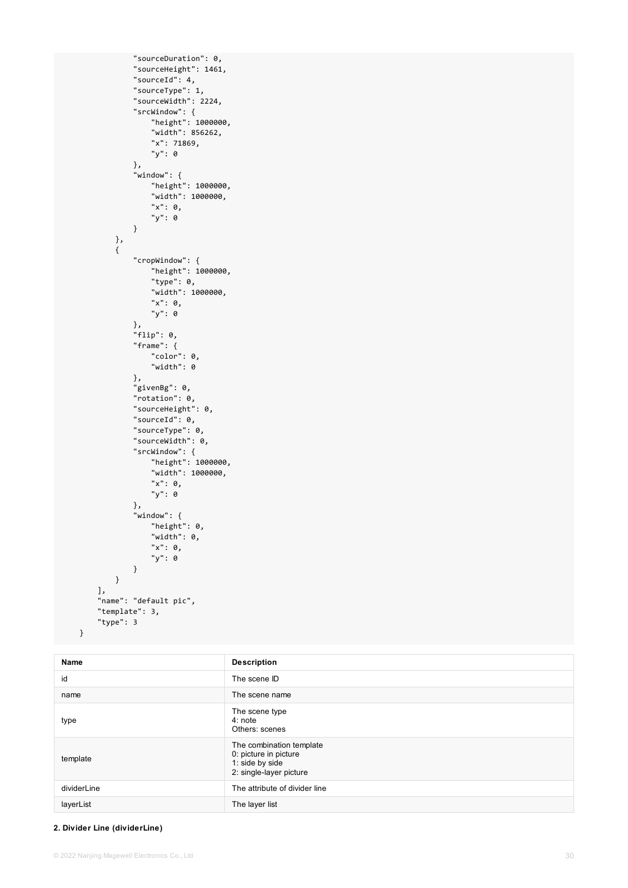```
            "sourceDuration": 0,
            "sourceHeight": 1461,
            "sourceId": 4,
            "sourceType": 1,
            "sourceWidth": 2224,
            "srcWindow": {
                "height": 1000000,
                "width": 856262,
                "x": 71869,
                "y": 0
            },
            "window": {
                "height": 1000000,
                "width": 1000000,
                "x": 0,
                "y": 0
            }
        },
        {
            "cropWindow": {
                "height": 1000000,
                "type": 0,
                "width": 1000000,
                "x": 0,
                "y": 0
            },
            "flip": 0,
            "frame": {
                "color": 0,
                "width": 0
            },
            "givenBg": 0,
            "rotation": 0,
            "sourceHeight": 0,
            "sourceId": 0,
            "sourceType": 0,
            "sourceWidth": 0,
            "srcWindow": {
                "height": 1000000,
                "width": 1000000,
                "x": 0,
                "y": 0
            },
            "window": {
                "height": 0,
                "width": 0,
                "x": 0,
                "y": 0
            }
        }
    ],
    "name": "default pic",
    "template": 3,
    "type": 3
}
```

| Name | Description |
| --- | --- |
| id | The scene ID |
| name | The scene name |
| type | The scene type<br>4: note<br>Others: scenes |
| template | The combination template<br>0: picture in picture<br>1: side by side<br>2: single-layer picture |
| dividerLine | The attribute of divider line |
| layerList | The layer list |

**2. Divider Line (dividerLine)**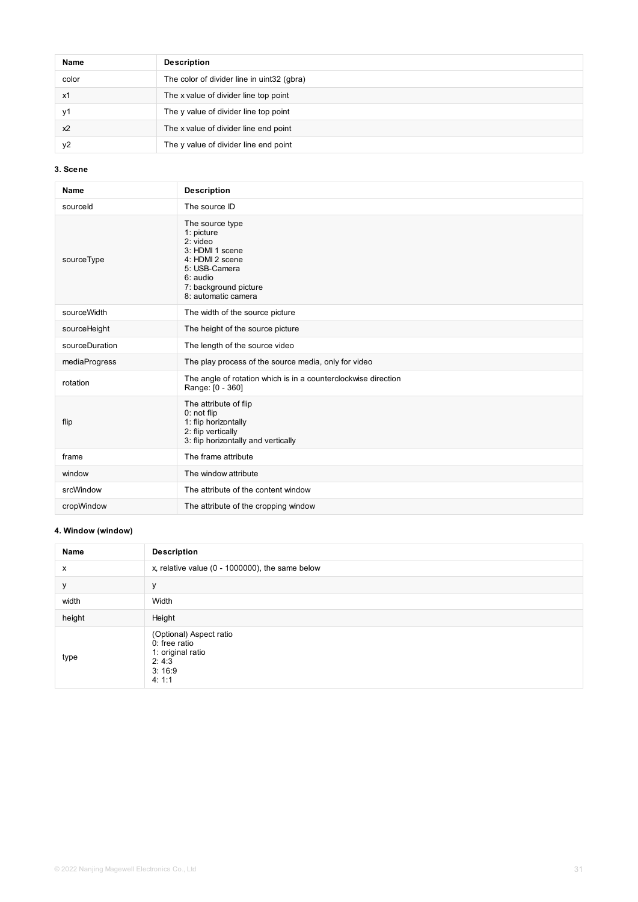| Name | Description |
| --- | --- |
| color | The color of divider line in uint32 (gbra) |
| x1 | The x value of divider line top point |
| y1 | The y value of divider line top point |
| x2 | The x value of divider line end point |
| y2 | The y value of divider line end point |

#### 3. Scene

| Name | Description |
| --- | --- |
| sourceId | The source ID |
| sourceType | The source type<br>1: picture<br>2: video<br>3: HDMI 1 scene<br>4: HDMI 2 scene<br>5: USB-Camera<br>6: audio<br>7: background picture<br>8: automatic camera |
| sourceWidth | The width of the source picture |
| sourceHeight | The height of the source picture |
| sourceDuration | The length of the source video |
| mediaProgress | The play process of the source media, only for video |
| rotation | The angle of rotation which is in a counterclockwise direction<br>Range: [0 - 360] |
| flip | The attribute of flip<br>0: not flip<br>1: flip horizontally<br>2: flip vertically<br>3: flip horizontally and vertically |
| frame | The frame attribute |
| window | The window attribute |
| srcWindow | The attribute of the content window |
| cropWindow | The attribute of the cropping window |

#### 4. Window (window)

| Name | Description |
| --- | --- |
| x | x, relative value (0 - 1000000), the same below |
| y | y |
| width | Width |
| height | Height |
| type | (Optional) Aspect ratio<br>0: free ratio<br>1: original ratio<br>2: 4:3<br>3: 16:9<br>4: 1:1 |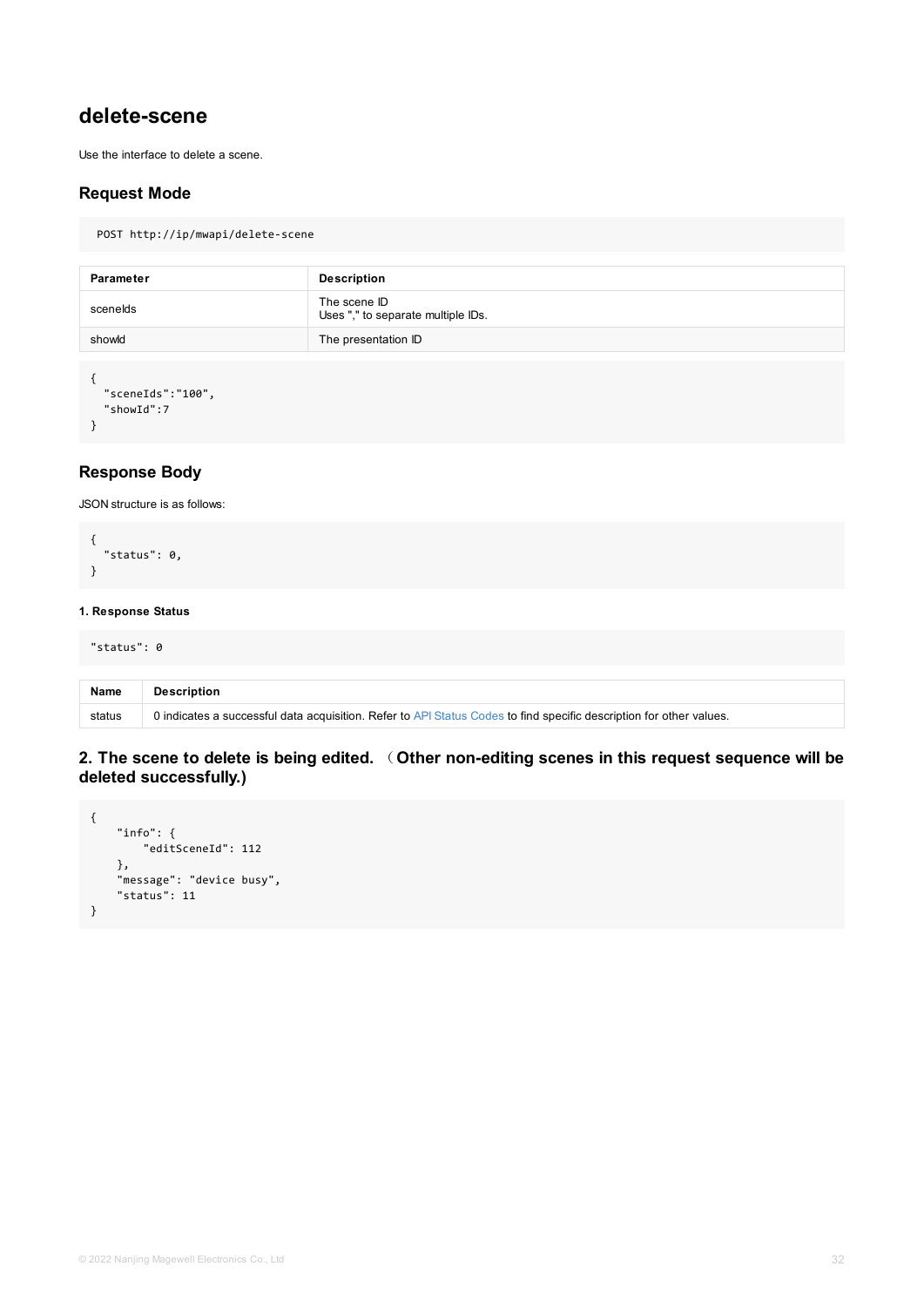# delete-scene

Use the interface to delete a scene.

## Request Mode

```
POST http://ip/mwapi/delete-scene
```

| Parameter | Description |
| --- | --- |
| sceneIds | The scene ID<br>Uses "," to separate multiple IDs. |
| showId | The presentation ID |

```
{
  "sceneIds":"100",
  "showId":7
}
```

## Response Body

JSON structure is as follows:

```
{
  "status": 0,
}
```

#### 1. Response Status

```
"status": 0
```

| Name | Description |
| --- | --- |
| status | 0 indicates a successful data acquisition. Refer to API Status Codes to find specific description for other values. |

### 2. The scene to delete is being edited. （Other non-editing scenes in this request sequence will be deleted successfully.)

```
{
    "info": {
        "editSceneId": 112
    },
    "message": "device busy",
    "status": 11
}
```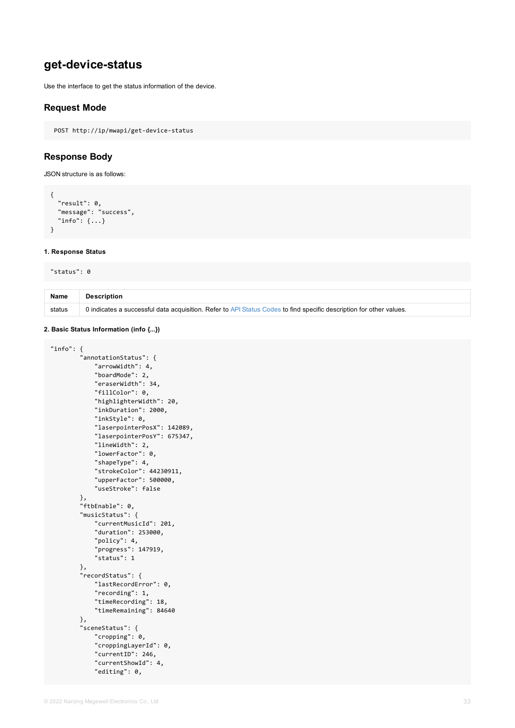## get-device-status

Use the interface to get the status information of the device.

### Request Mode

```
POST http://ip/mwapi/get-device-status
```

### Response Body

JSON structure is as follows:

```
{
  "result": 0,
  "message": "success",
  "info": {...}
}
```

#### 1. Response Status

```
"status": 0
```

| Name | Description |
| --- | --- |
| status | 0 indicates a successful data acquisition. Refer to API Status Codes to find specific description for other values. |

#### 2. Basic Status Information (info {...})

```
"info": {
        "annotationStatus": {
            "arrowWidth": 4,
            "boardMode": 2,
            "eraserWidth": 34,
            "fillColor": 0,
            "highlighterWidth": 20,
            "inkDuration": 2000,
            "inkStyle": 0,
            "laserpointerPosX": 142089,
            "laserpointerPosY": 675347,
            "lineWidth": 2,
            "lowerFactor": 0,
            "shapeType": 4,
            "strokeColor": 44230911,
            "upperFactor": 500000,
            "useStroke": false
        },
        "ftbEnable": 0,
        "musicStatus": {
            "currentMusicId": 201,
            "duration": 253000,
            "policy": 4,
            "progress": 147919,
            "status": 1
        },
        "recordStatus": {
            "lastRecordError": 0,
            "recording": 1,
            "timeRecording": 18,
            "timeRemaining": 84640
        },
        "sceneStatus": {
            "cropping": 0,
            "croppingLayerId": 0,
            "currentID": 246,
            "currentShowId": 4,
            "editing": 0,
```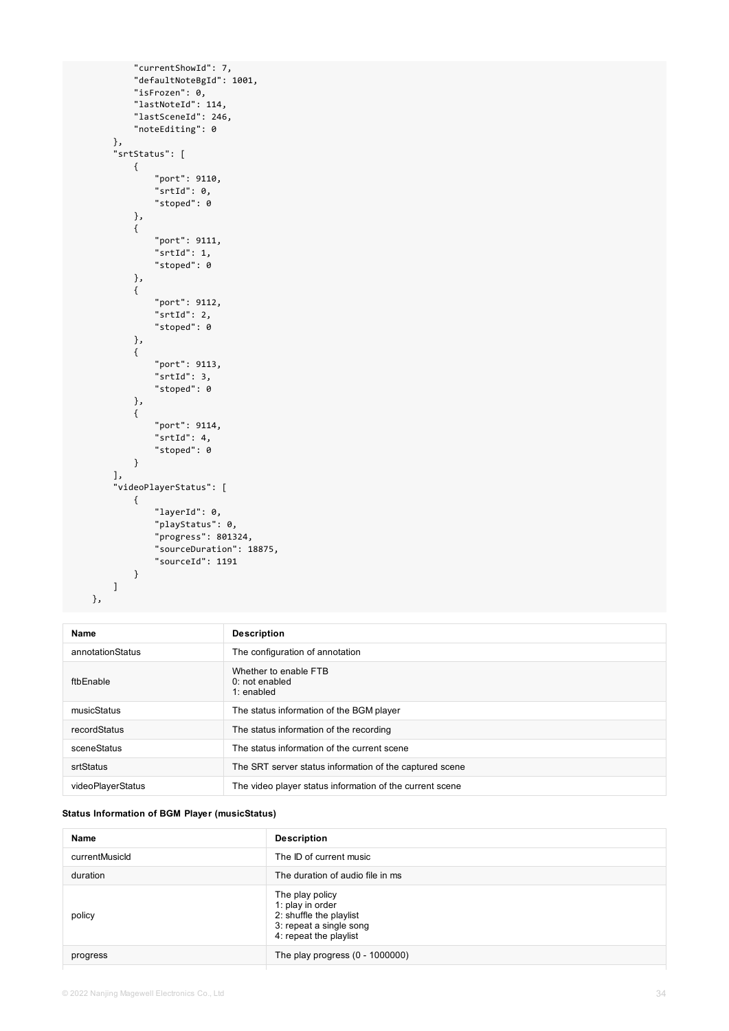```
            "currentShowId": 7,
            "defaultNoteBgId": 1001,
            "isFrozen": 0,
            "lastNoteId": 114,
            "lastSceneId": 246,
            "noteEditing": 0
        },
        "srtStatus": [
            {
                "port": 9110,
                "srtId": 0,
                "stoped": 0
            },
            {
                "port": 9111,
                "srtId": 1,
                "stoped": 0
            },
            {
                "port": 9112,
                "srtId": 2,
                "stoped": 0
            },
            {
                "port": 9113,
                "srtId": 3,
                "stoped": 0
            },
            {
                "port": 9114,
                "srtId": 4,
                "stoped": 0
            }
        ],
        "videoPlayerStatus": [
            {
                "layerId": 0,
                "playStatus": 0,
                "progress": 801324,
                "sourceDuration": 18875,
                "sourceId": 1191
            }
        ]
    },
```

| Name | Description |
| --- | --- |
| annotationStatus | The configuration of annotation |
| ftbEnable | Whether to enable FTB<br>0: not enabled<br>1: enabled |
| musicStatus | The status information of the BGM player |
| recordStatus | The status information of the recording |
| sceneStatus | The status information of the current scene |
| srtStatus | The SRT server status information of the captured scene |
| videoPlayerStatus | The video player status information of the current scene |

**Status Information of BGM Player (musicStatus)**

| Name | Description |
| --- | --- |
| currentMusicId | The ID of current music |
| duration | The duration of audio file in ms |
| policy | The play policy<br>1: play in order<br>2: shuffle the playlist<br>3: repeat a single song<br>4: repeat the playlist |
| progress | The play progress (0 - 1000000) |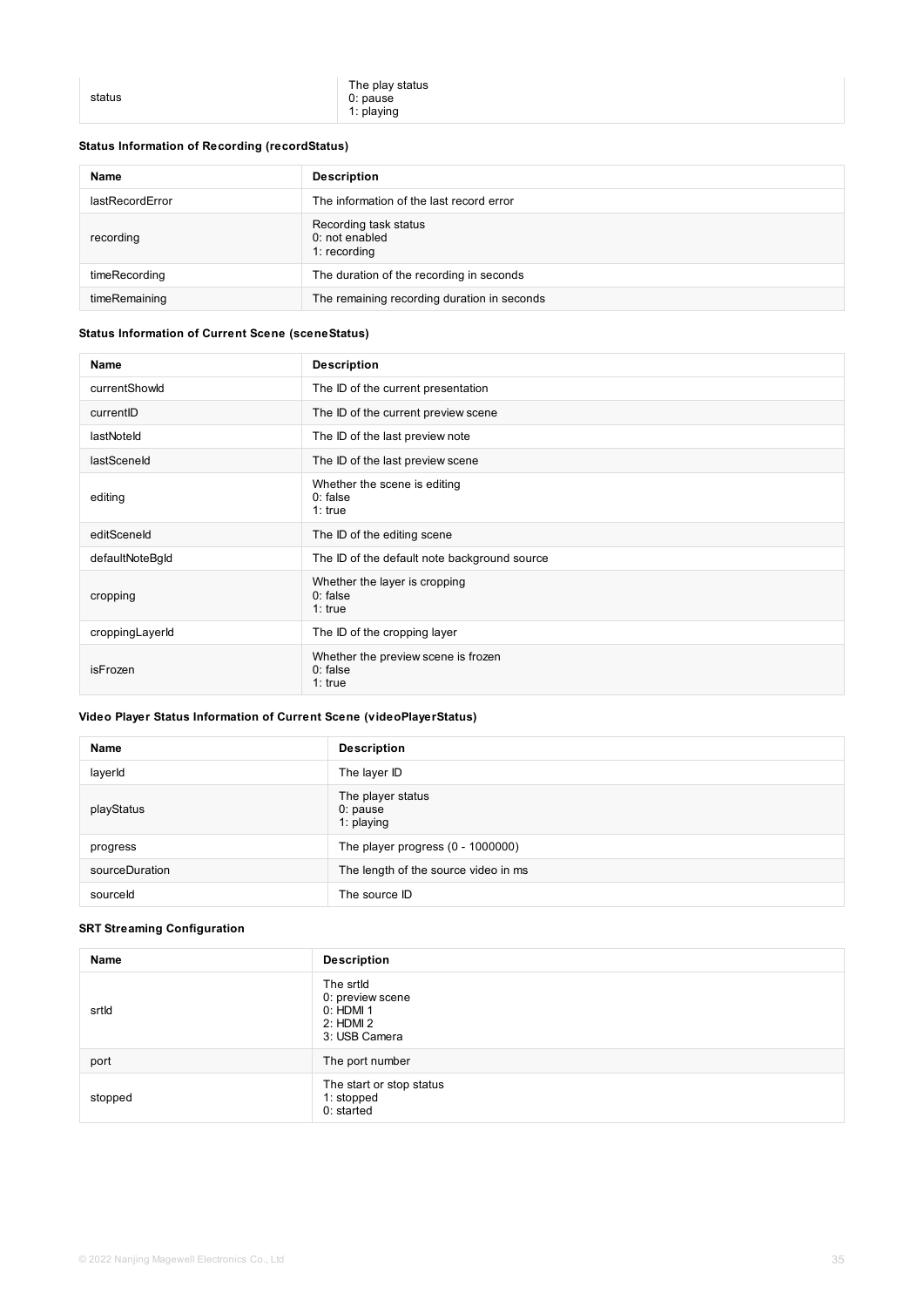| | |
|---|---|
| status | The play status<br>0: pause<br>1: playing |

**Status Information of Recording (recordStatus)**

| Name | Description |
|---|---|
| lastRecordError | The information of the last record error |
| recording | Recording task status<br>0: not enabled<br>1: recording |
| timeRecording | The duration of the recording in seconds |
| timeRemaining | The remaining recording duration in seconds |

**Status Information of Current Scene (sceneStatus)**

| Name | Description |
|---|---|
| currentShowId | The ID of the current presentation |
| currentID | The ID of the current preview scene |
| lastNoteId | The ID of the last preview note |
| lastSceneId | The ID of the last preview scene |
| editing | Whether the scene is editing<br>0: false<br>1: true |
| editSceneId | The ID of the editing scene |
| defaultNoteBgId | The ID of the default note background source |
| cropping | Whether the layer is cropping<br>0: false<br>1: true |
| croppingLayerId | The ID of the cropping layer |
| isFrozen | Whether the preview scene is frozen<br>0: false<br>1: true |

**Video Player Status Information of Current Scene (videoPlayerStatus)**

| Name | Description |
|---|---|
| layerId | The layer ID |
| playStatus | The player status<br>0: pause<br>1: playing |
| progress | The player progress (0 - 1000000) |
| sourceDuration | The length of the source video in ms |
| sourceId | The source ID |

**SRT Streaming Configuration**

| Name | Description |
|---|---|
| srtId | The srtId<br>0: preview scene<br>0: HDMI 1<br>2: HDMI 2<br>3: USB Camera |
| port | The port number |
| stopped | The start or stop status<br>1: stopped<br>0: started |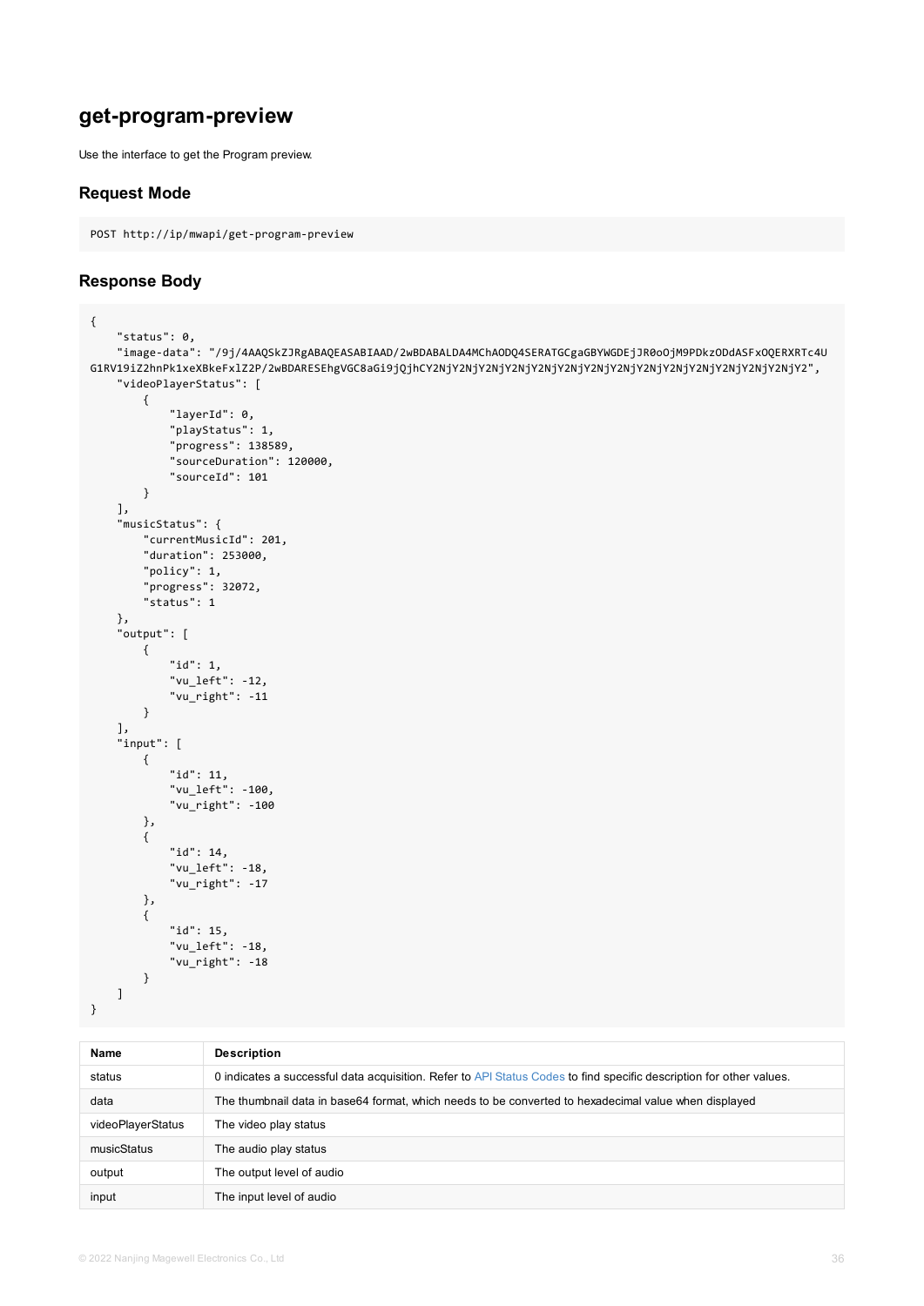## get-program-preview

Use the interface to get the Program preview.

### Request Mode

```
POST http://ip/mwapi/get-program-preview
```

### Response Body

```
{
    "status": 0,
    "image-data": "/9j/4AAQSkZJRgABAQEASABIAAD/2wBDABALDA4MChAODQ4SERATGCgaGBYWGDEjJR0oOjM9PDkzODdASFxOQERXRTc4U
G1RV19iZ2hnPk1xeXBkeFxlZ2P/2wBDARESEhgVGC8aGi9jQjhCY2NjY2NjY2NjY2NjY2NjY2NjY2NjY2NjY2NjY2NjY2NjY2NjY2NjY2",
    "videoPlayerStatus": [
        {
            "layerId": 0,
            "playStatus": 1,
            "progress": 138589,
            "sourceDuration": 120000,
            "sourceId": 101
        }
    ],
    "musicStatus": {
        "currentMusicId": 201,
        "duration": 253000,
        "policy": 1,
        "progress": 32072,
        "status": 1
    },
    "output": [
        {
            "id": 1,
            "vu_left": -12,
            "vu_right": -11
        }
    ],
    "input": [
        {
            "id": 11,
            "vu_left": -100,
            "vu_right": -100
        },
        {
            "id": 14,
            "vu_left": -18,
            "vu_right": -17
        },
        {
            "id": 15,
            "vu_left": -18,
            "vu_right": -18
        }
    ]
}
```

| Name | Description |
|---|---|
| status | 0 indicates a successful data acquisition. Refer to API Status Codes to find specific description for other values. |
| data | The thumbnail data in base64 format, which needs to be converted to hexadecimal value when displayed |
| videoPlayerStatus | The video play status |
| musicStatus | The audio play status |
| output | The output level of audio |
| input | The input level of audio |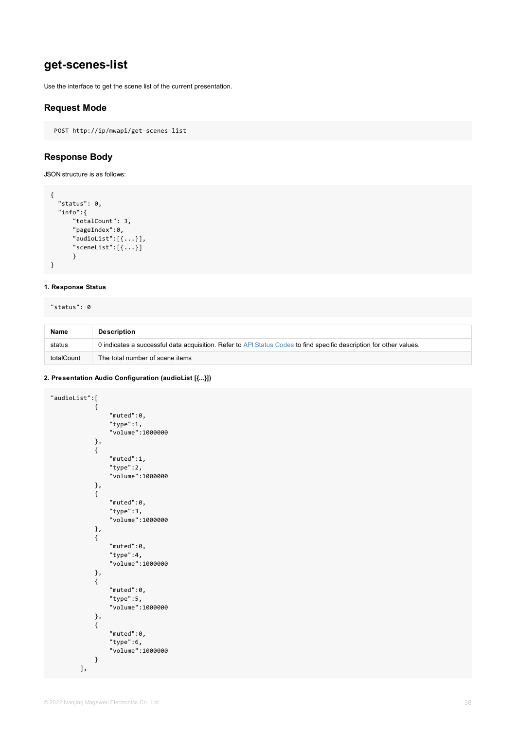# get-scenes-list

Use the interface to get the scene list of the current presentation.

## Request Mode

```
POST http://ip/mwapi/get-scenes-list
```

## Response Body

JSON structure is as follows:

```
{
  "status": 0,
  "info":{
      "totalCount": 3,
      "pageIndex":0,
      "audioList":[{...}],
      "sceneList":[{...}]
      }
}
```

#### 1. Response Status

```
"status": 0
```

| Name | Description |
|---|---|
| status | 0 indicates a successful data acquisition. Refer to API Status Codes to find specific description for other values. |
| totalCount | The total number of scene items |

#### 2. Presentation Audio Configuration (audioList [{...}])

```
"audioList":[
            {
                "muted":0,
                "type":1,
                "volume":1000000
            },
            {
                "muted":1,
                "type":2,
                "volume":1000000
            },
            {
                "muted":0,
                "type":3,
                "volume":1000000
            },
            {
                "muted":0,
                "type":4,
                "volume":1000000
            },
            {
                "muted":0,
                "type":5,
                "volume":1000000
            },
            {
                "muted":0,
                "type":6,
                "volume":1000000
            }
        ],
```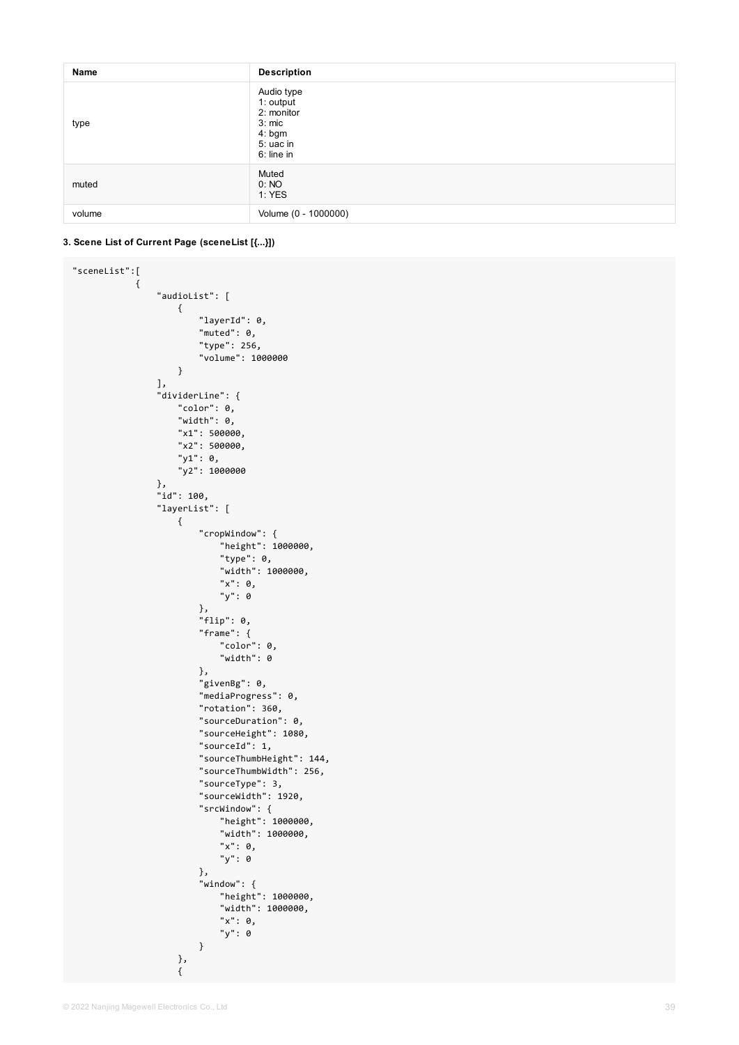| Name | Description |
| --- | --- |
| type | Audio type<br>1: output<br>2: monitor<br>3: mic<br>4: bgm<br>5: uac in<br>6: line in |
| muted | Muted<br>0: NO<br>1: YES |
| volume | Volume (0 - 1000000) |

**3. Scene List of Current Page (sceneList [{...}])**

```
"sceneList":[
        {
            "audioList": [
                {
                    "layerId": 0,
                    "muted": 0,
                    "type": 256,
                    "volume": 1000000
                }
            ],
            "dividerLine": {
                "color": 0,
                "width": 0,
                "x1": 500000,
                "x2": 500000,
                "y1": 0,
                "y2": 1000000
            },
            "id": 100,
            "layerList": [
                {
                    "cropWindow": {
                        "height": 1000000,
                        "type": 0,
                        "width": 1000000,
                        "x": 0,
                        "y": 0
                    },
                    "flip": 0,
                    "frame": {
                        "color": 0,
                        "width": 0
                    },
                    "givenBg": 0,
                    "mediaProgress": 0,
                    "rotation": 360,
                    "sourceDuration": 0,
                    "sourceHeight": 1080,
                    "sourceId": 1,
                    "sourceThumbHeight": 144,
                    "sourceThumbWidth": 256,
                    "sourceType": 3,
                    "sourceWidth": 1920,
                    "srcWindow": {
                        "height": 1000000,
                        "width": 1000000,
                        "x": 0,
                        "y": 0
                    },
                    "window": {
                        "height": 1000000,
                        "width": 1000000,
                        "x": 0,
                        "y": 0
                    }
                },
                {
```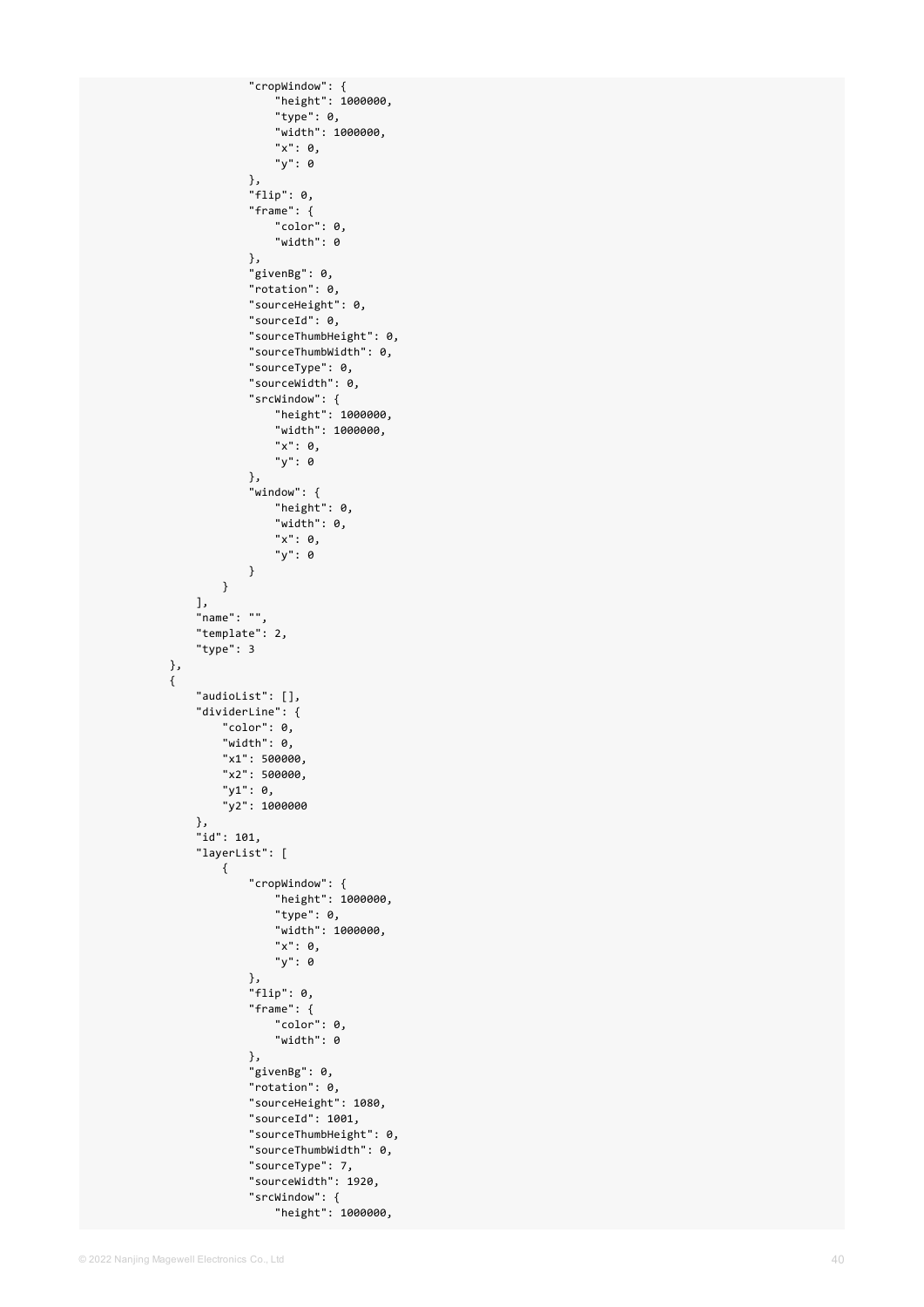```
                "cropWindow": {
                    "height": 1000000,
                    "type": 0,
                    "width": 1000000,
                    "x": 0,
                    "y": 0
                },
                "flip": 0,
                "frame": {
                    "color": 0,
                    "width": 0
                },
                "givenBg": 0,
                "rotation": 0,
                "sourceHeight": 0,
                "sourceId": 0,
                "sourceThumbHeight": 0,
                "sourceThumbWidth": 0,
                "sourceType": 0,
                "sourceWidth": 0,
                "srcWindow": {
                    "height": 1000000,
                    "width": 1000000,
                    "x": 0,
                    "y": 0
                },
                "window": {
                    "height": 0,
                    "width": 0,
                    "x": 0,
                    "y": 0
                }
            }
        ],
        "name": "",
        "template": 2,
        "type": 3
    },
    {
        "audioList": [],
        "dividerLine": {
            "color": 0,
            "width": 0,
            "x1": 500000,
            "x2": 500000,
            "y1": 0,
            "y2": 1000000
        },
        "id": 101,
        "layerList": [
            {
                "cropWindow": {
                    "height": 1000000,
                    "type": 0,
                    "width": 1000000,
                    "x": 0,
                    "y": 0
                },
                "flip": 0,
                "frame": {
                    "color": 0,
                    "width": 0
                },
                "givenBg": 0,
                "rotation": 0,
                "sourceHeight": 1080,
                "sourceId": 1001,
                "sourceThumbHeight": 0,
                "sourceThumbWidth": 0,
                "sourceType": 7,
                "sourceWidth": 1920,
                "srcWindow": {
                    "height": 1000000,
```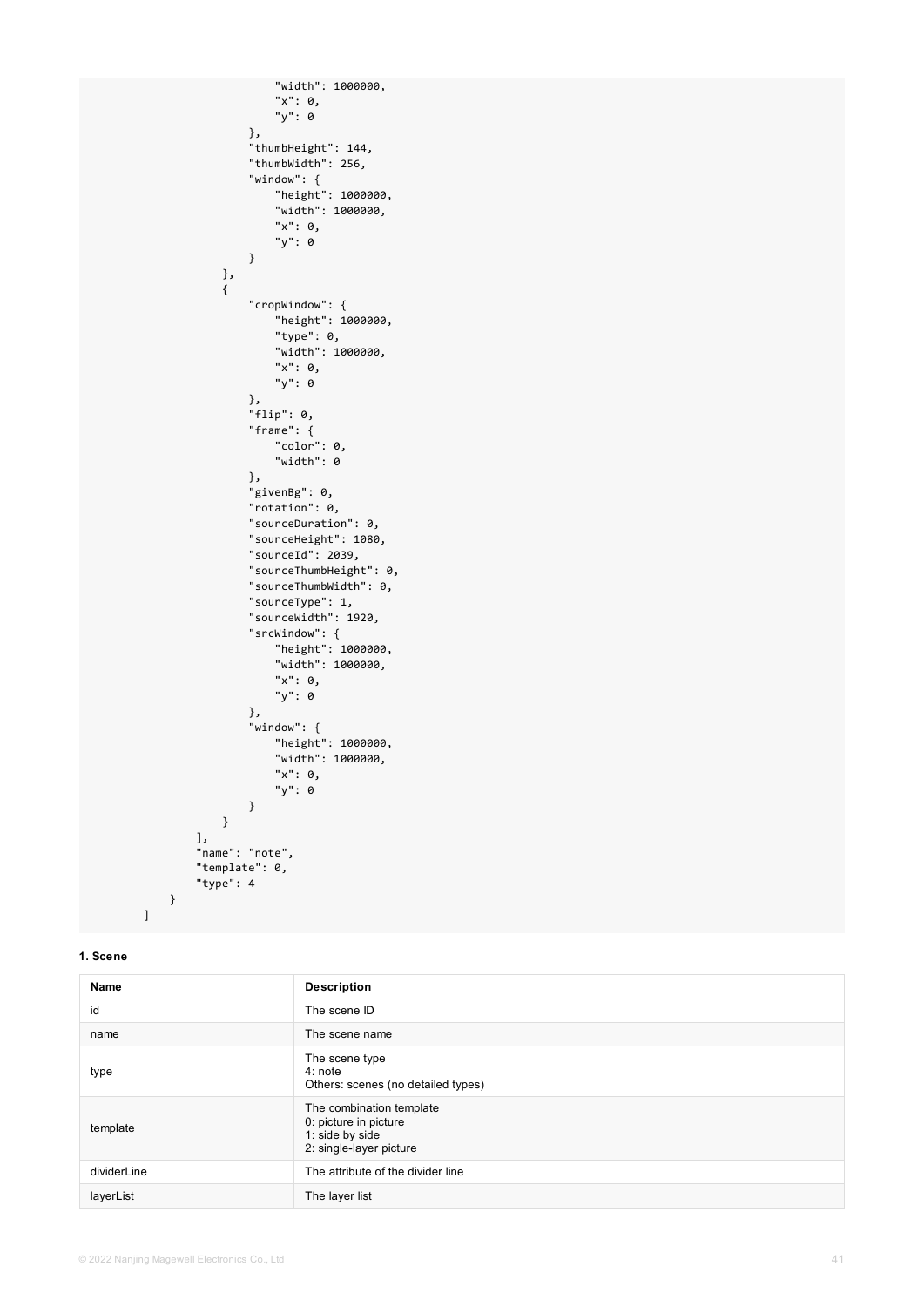```
                    "width": 1000000,
                    "x": 0,
                    "y": 0
                },
                "thumbHeight": 144,
                "thumbWidth": 256,
                "window": {
                    "height": 1000000,
                    "width": 1000000,
                    "x": 0,
                    "y": 0
                }
            },
            {
                "cropWindow": {
                    "height": 1000000,
                    "type": 0,
                    "width": 1000000,
                    "x": 0,
                    "y": 0
                },
                "flip": 0,
                "frame": {
                    "color": 0,
                    "width": 0
                },
                "givenBg": 0,
                "rotation": 0,
                "sourceDuration": 0,
                "sourceHeight": 1080,
                "sourceId": 2039,
                "sourceThumbHeight": 0,
                "sourceThumbWidth": 0,
                "sourceType": 1,
                "sourceWidth": 1920,
                "srcWindow": {
                    "height": 1000000,
                    "width": 1000000,
                    "x": 0,
                    "y": 0
                },
                "window": {
                    "height": 1000000,
                    "width": 1000000,
                    "x": 0,
                    "y": 0
                }
            }
        ],
        "name": "note",
        "template": 0,
        "type": 4
    }
]
```

**1. Scene**

| Name | Description |
| --- | --- |
| id | The scene ID |
| name | The scene name |
| type | The scene type<br>4: note<br>Others: scenes (no detailed types) |
| template | The combination template<br>0: picture in picture<br>1: side by side<br>2: single-layer picture |
| dividerLine | The attribute of the divider line |
| layerList | The layer list |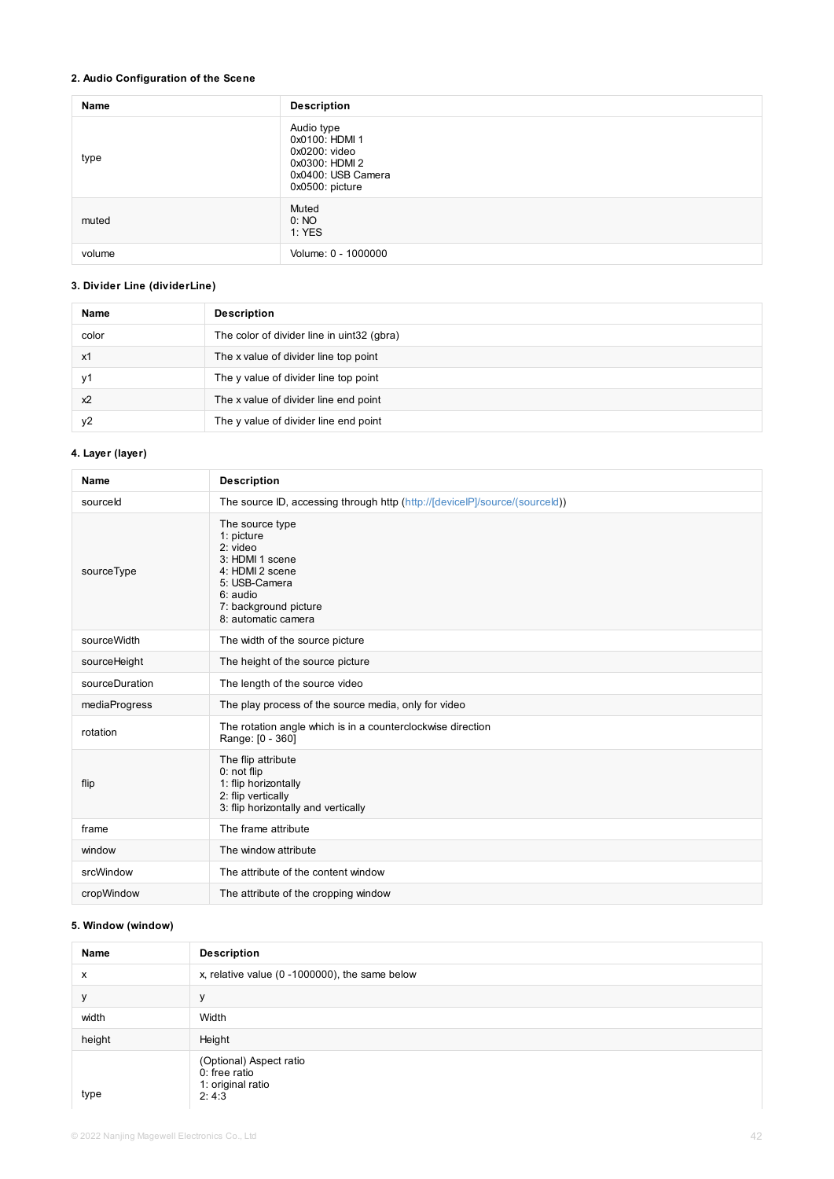#### 2. Audio Configuration of the Scene

| Name | Description |
|---|---|
| type | Audio type<br>0x0100: HDMI 1<br>0x0200: video<br>0x0300: HDMI 2<br>0x0400: USB Camera<br>0x0500: picture |
| muted | Muted<br>0: NO<br>1: YES |
| volume | Volume: 0 - 1000000 |

#### 3. Divider Line (dividerLine)

| Name | Description |
|---|---|
| color | The color of divider line in uint32 (gbra) |
| x1 | The x value of divider line top point |
| y1 | The y value of divider line top point |
| x2 | The x value of divider line end point |
| y2 | The y value of divider line end point |

#### 4. Layer (layer)

| Name | Description |
|---|---|
| sourceId | The source ID, accessing through http (http://[deviceIP]/source/(sourceId)) |
| sourceType | The source type<br>1: picture<br>2: video<br>3: HDMI 1 scene<br>4: HDMI 2 scene<br>5: USB-Camera<br>6: audio<br>7: background picture<br>8: automatic camera |
| sourceWidth | The width of the source picture |
| sourceHeight | The height of the source picture |
| sourceDuration | The length of the source video |
| mediaProgress | The play process of the source media, only for video |
| rotation | The rotation angle which is in a counterclockwise direction<br>Range: [0 - 360] |
| flip | The flip attribute<br>0: not flip<br>1: flip horizontally<br>2: flip vertically<br>3: flip horizontally and vertically |
| frame | The frame attribute |
| window | The window attribute |
| srcWindow | The attribute of the content window |
| cropWindow | The attribute of the cropping window |

#### 5. Window (window)

| Name | Description |
|---|---|
| x | x, relative value (0 -1000000), the same below |
| y | y |
| width | Width |
| height | Height |
| type | (Optional) Aspect ratio<br>0: free ratio<br>1: original ratio<br>2: 4:3 |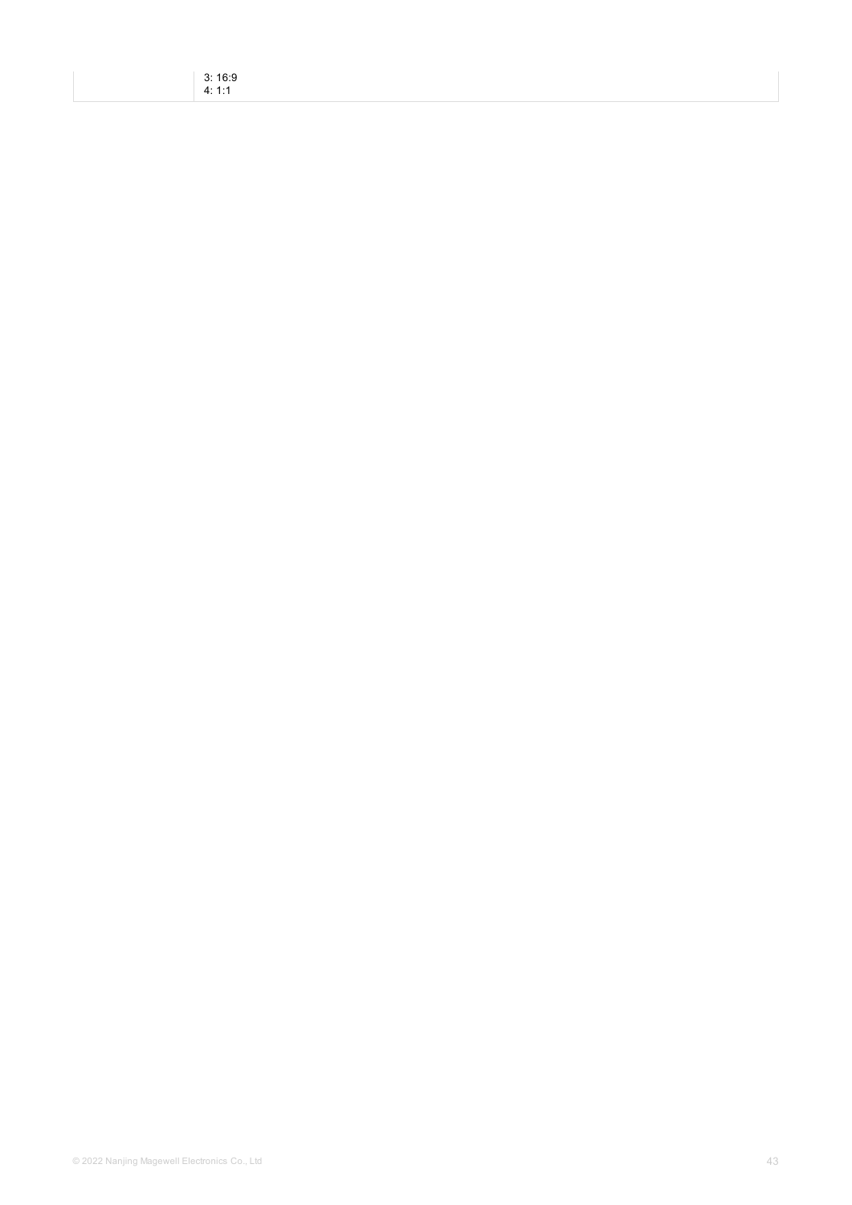| | |
|---|---|
| | 3: 16:9<br>4: 1:1 |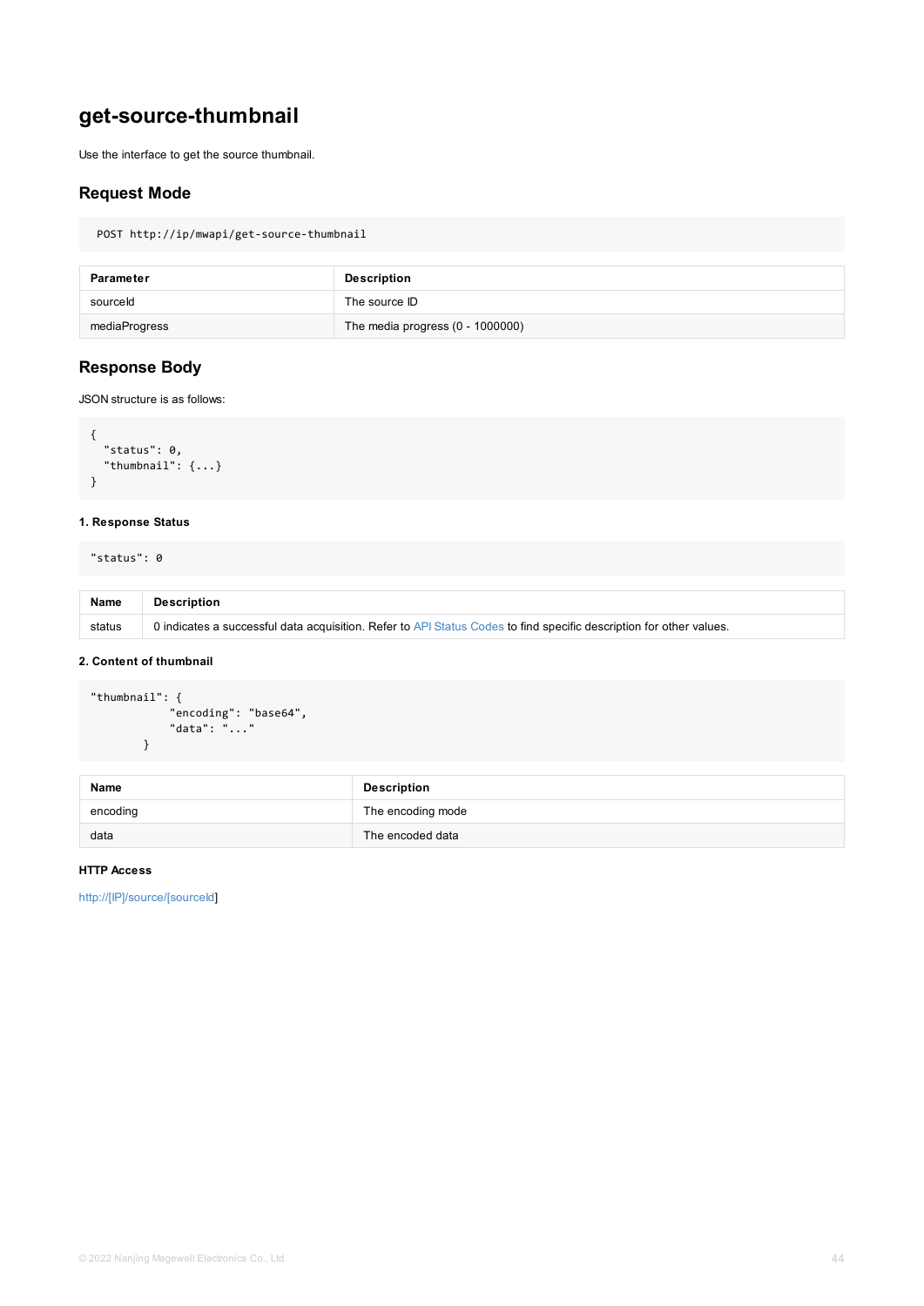# get-source-thumbnail

Use the interface to get the source thumbnail.

## Request Mode

```
POST http://ip/mwapi/get-source-thumbnail
```

| Parameter | Description |
| --- | --- |
| sourceId | The source ID |
| mediaProgress | The media progress (0 - 1000000) |

## Response Body

JSON structure is as follows:

```
{
  "status": 0,
  "thumbnail": {...}
}
```

#### 1. Response Status

```
"status": 0
```

| Name | Description |
| --- | --- |
| status | 0 indicates a successful data acquisition. Refer to API Status Codes to find specific description for other values. |

#### 2. Content of thumbnail

```
"thumbnail": {
            "encoding": "base64",
            "data": "..."
        }
```

| Name | Description |
| --- | --- |
| encoding | The encoding mode |
| data | The encoded data |

#### HTTP Access

http://[IP]/source/[sourceId]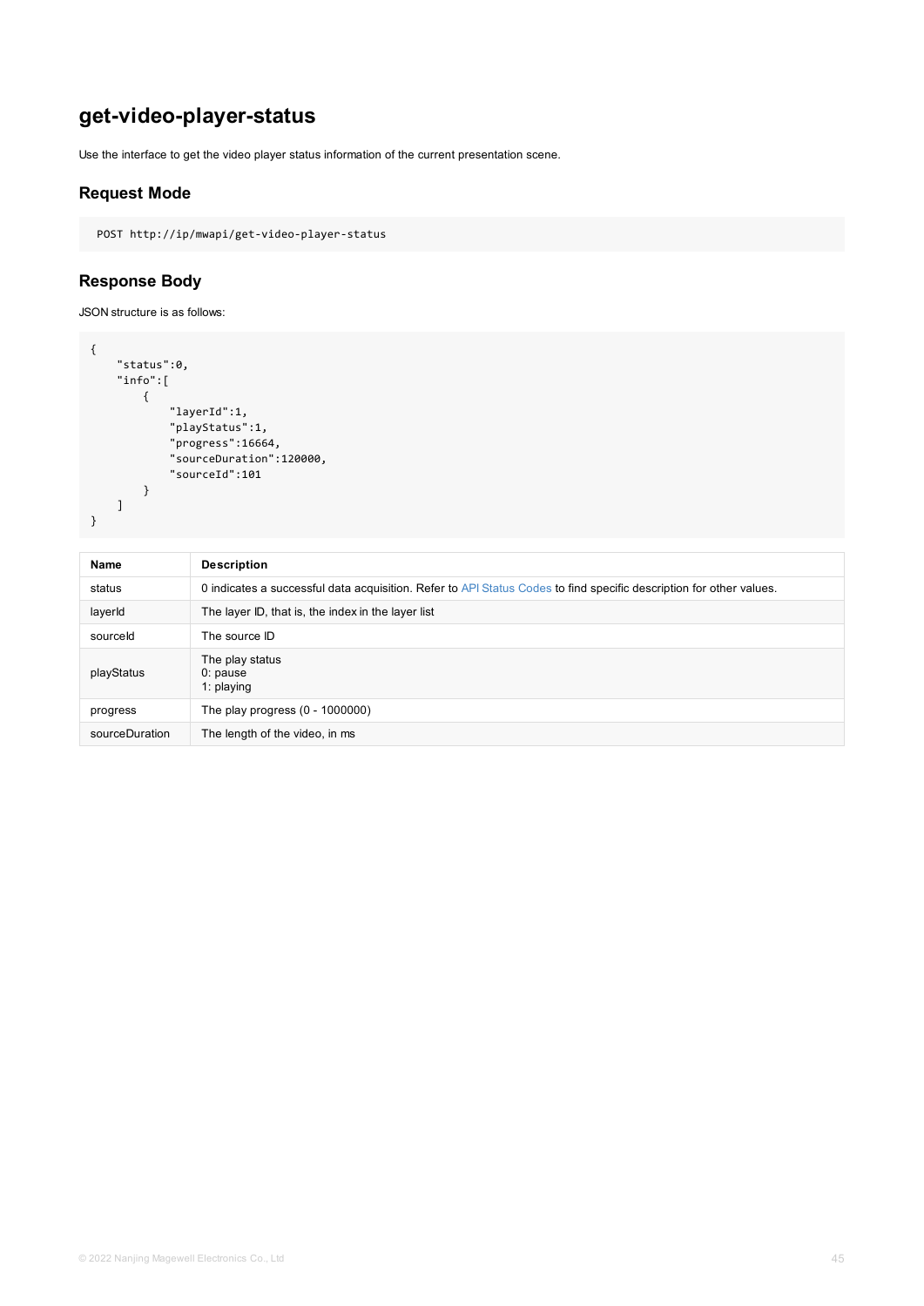## get-video-player-status

Use the interface to get the video player status information of the current presentation scene.

### Request Mode

```
POST http://ip/mwapi/get-video-player-status
```

### Response Body

JSON structure is as follows:

```
{
    "status":0,
    "info":[
        {
            "layerId":1,
            "playStatus":1,
            "progress":16664,
            "sourceDuration":120000,
            "sourceId":101
        }
    ]
}
```

| Name | Description |
| --- | --- |
| status | 0 indicates a successful data acquisition. Refer to API Status Codes to find specific description for other values. |
| layerId | The layer ID, that is, the index in the layer list |
| sourceId | The source ID |
| playStatus | The play status<br>0: pause<br>1: playing |
| progress | The play progress (0 - 1000000) |
| sourceDuration | The length of the video, in ms |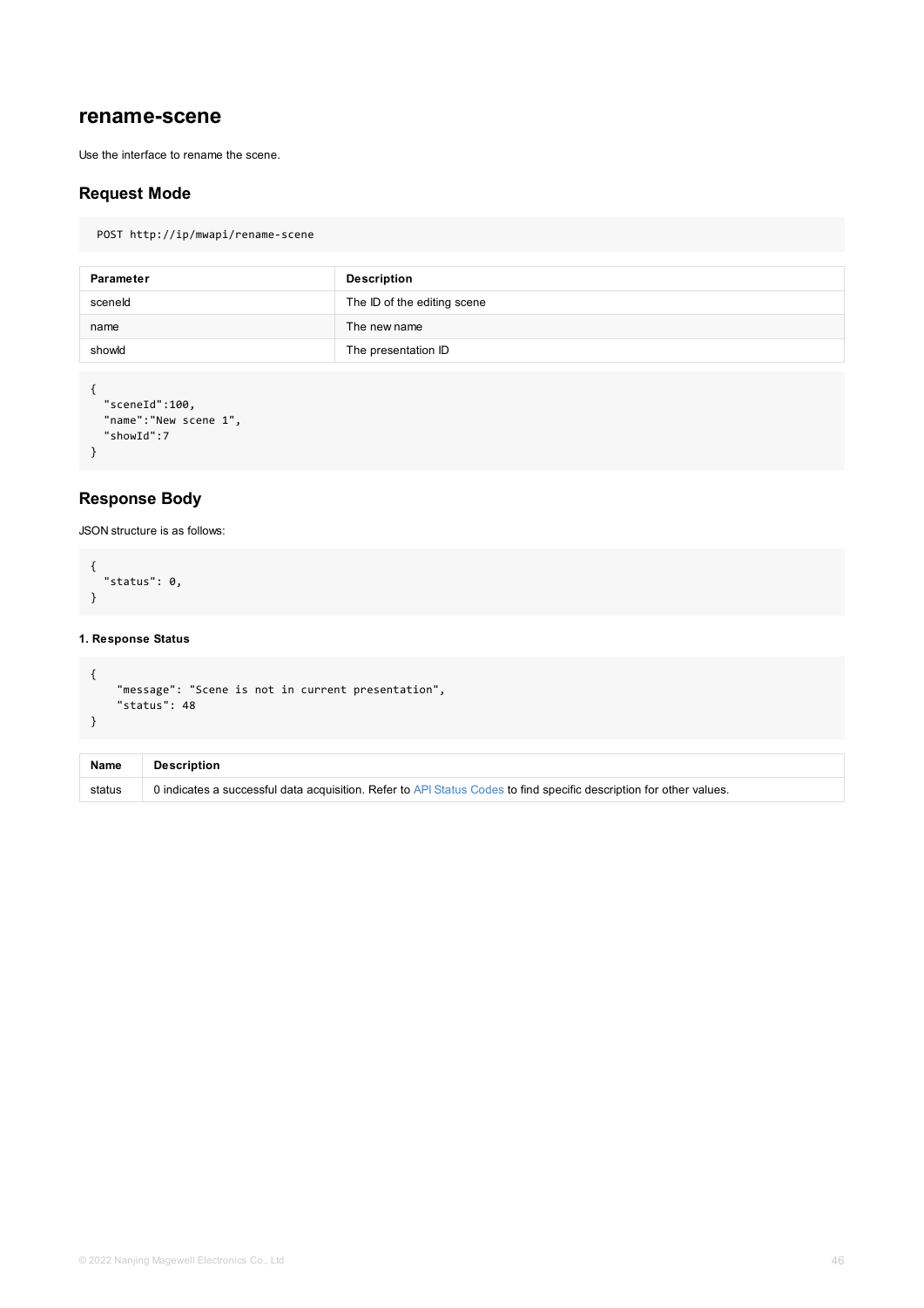## rename-scene

Use the interface to rename the scene.

### Request Mode

```
POST http://ip/mwapi/rename-scene
```

| Parameter | Description |
| --- | --- |
| sceneId | The ID of the editing scene |
| name | The new name |
| showId | The presentation ID |

```
{
  "sceneId":100,
  "name":"New scene 1",
  "showId":7
}
```

### Response Body

JSON structure is as follows:

```
{
  "status": 0,
}
```

#### 1. Response Status

```
{
    "message": "Scene is not in current presentation",
    "status": 48
}
```

| Name | Description |
| --- | --- |
| status | 0 indicates a successful data acquisition. Refer to API Status Codes to find specific description for other values. |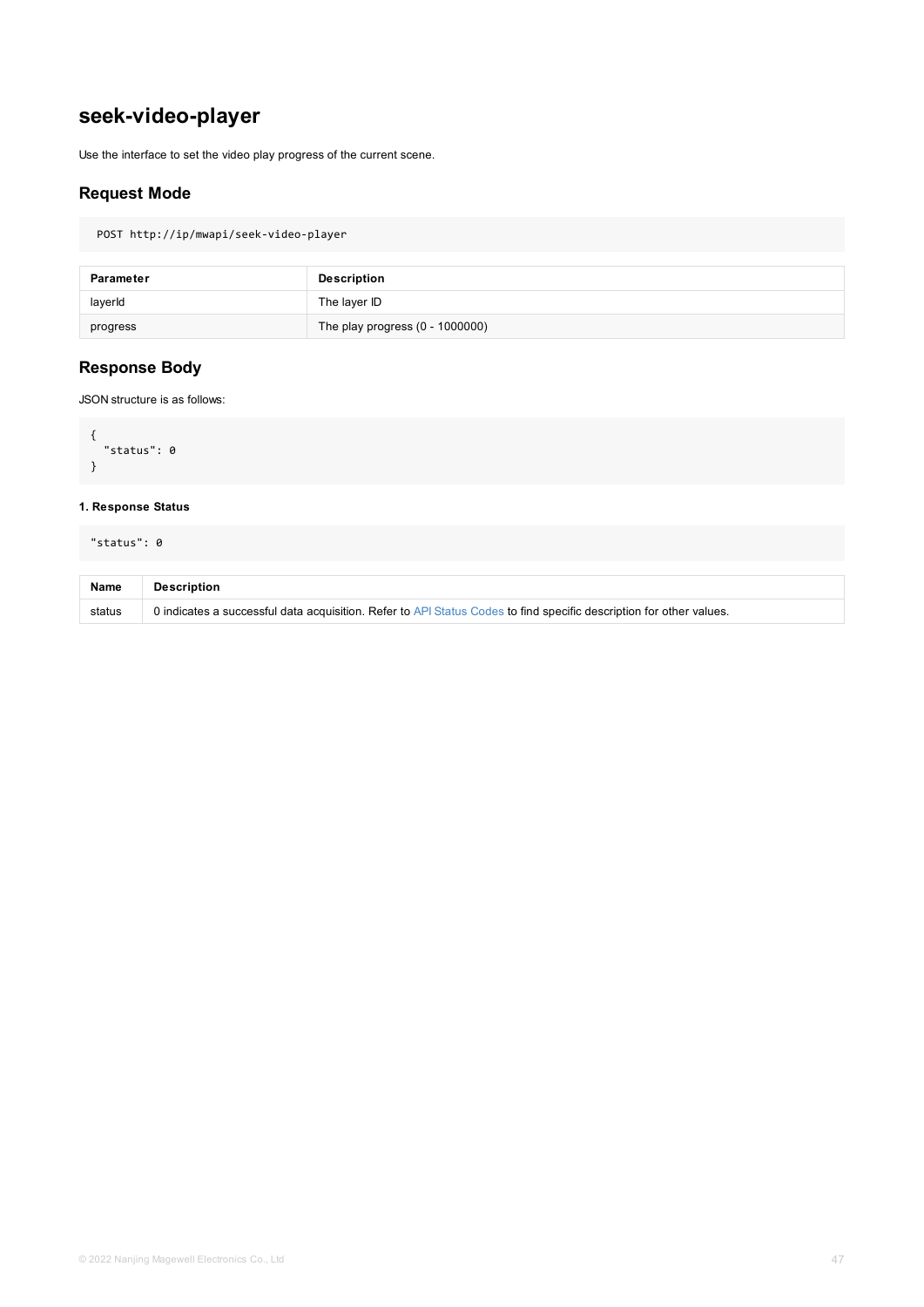## seek-video-player

Use the interface to set the video play progress of the current scene.

### Request Mode

```
POST http://ip/mwapi/seek-video-player
```

| Parameter | Description |
| --- | --- |
| layerId | The layer ID |
| progress | The play progress (0 - 1000000) |

### Response Body

JSON structure is as follows:

```
{
  "status": 0
}
```

#### 1. Response Status

```
"status": 0
```

| Name | Description |
| --- | --- |
| status | 0 indicates a successful data acquisition. Refer to API Status Codes to find specific description for other values. |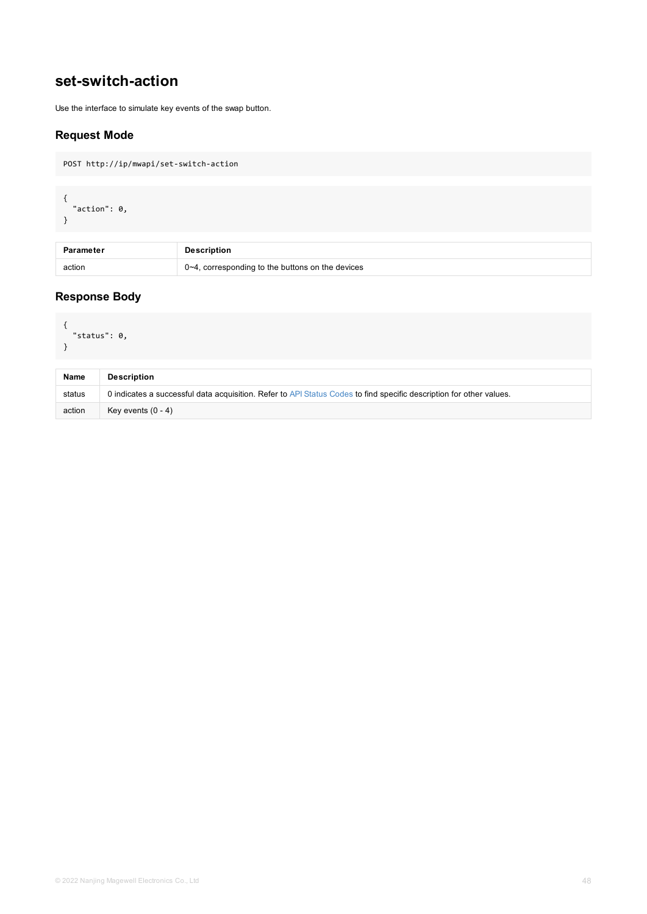## set-switch-action

Use the interface to simulate key events of the swap button.

### Request Mode

```
POST http://ip/mwapi/set-switch-action
```

```
{
  "action": 0,
}
```

| Parameter | Description |
| --- | --- |
| action | 0~4, corresponding to the buttons on the devices |

### Response Body

```
{
  "status": 0,
}
```

| Name | Description |
| --- | --- |
| status | 0 indicates a successful data acquisition. Refer to API Status Codes to find specific description for other values. |
| action | Key events (0 - 4) |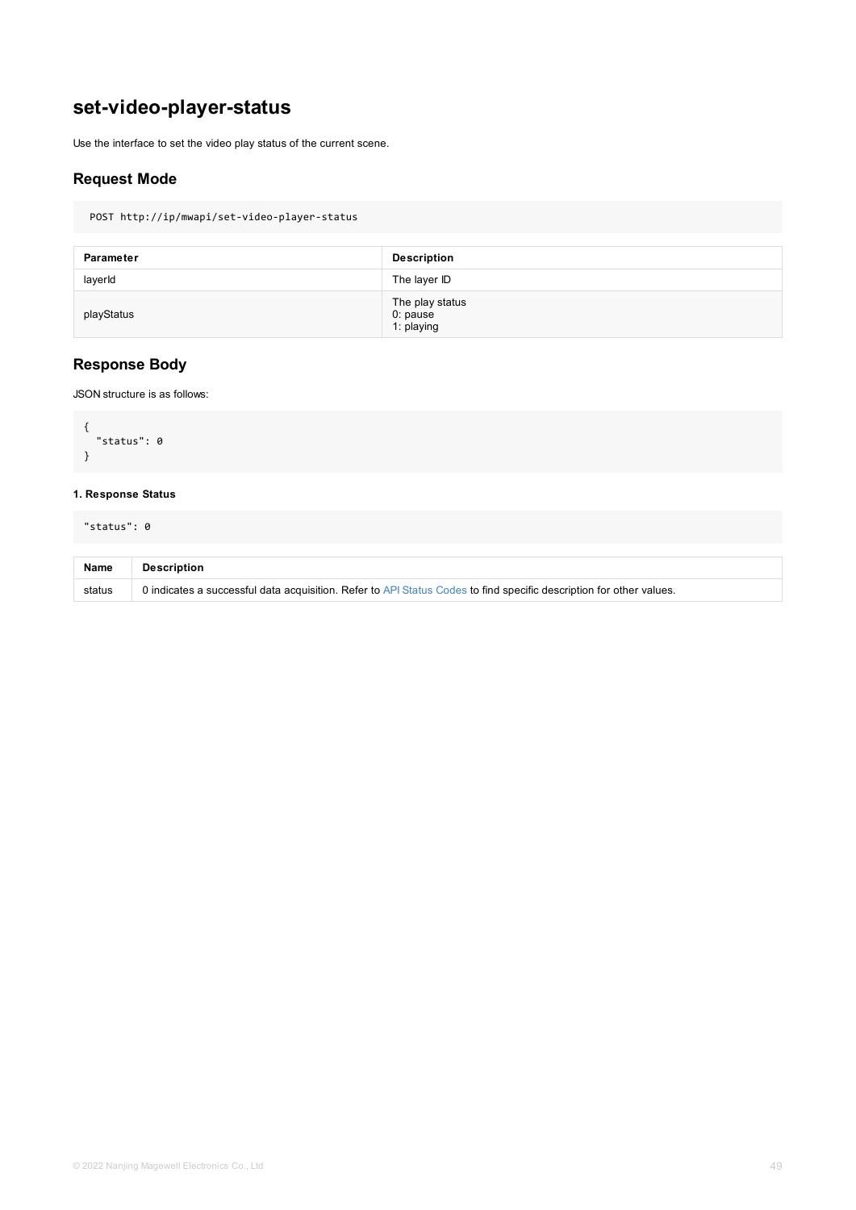## set-video-player-status

Use the interface to set the video play status of the current scene.

### Request Mode

```
POST http://ip/mwapi/set-video-player-status
```

| Parameter | Description |
| --- | --- |
| layerId | The layer ID |
| playStatus | The play status<br>0: pause<br>1: playing |

### Response Body

JSON structure is as follows:

```
{
  "status": 0
}
```

#### 1. Response Status

```
"status": 0
```

| Name | Description |
| --- | --- |
| status | 0 indicates a successful data acquisition. Refer to API Status Codes to find specific description for other values. |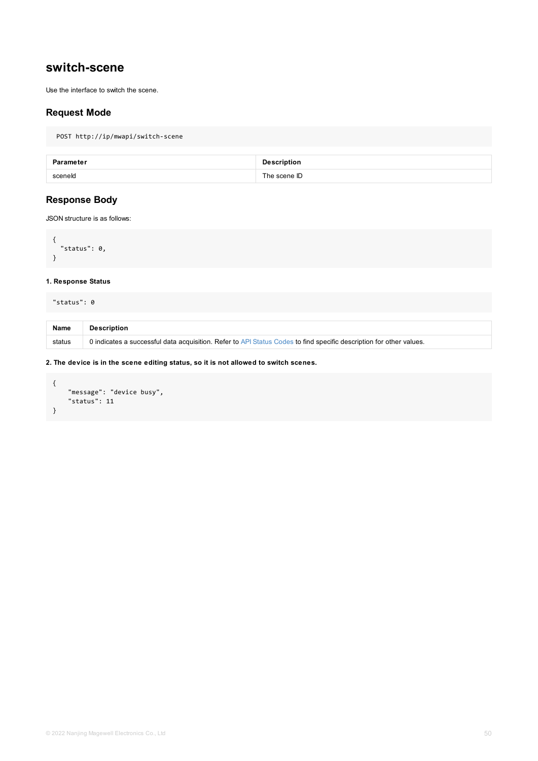# switch-scene

Use the interface to switch the scene.

## Request Mode

```
POST http://ip/mwapi/switch-scene
```

| Parameter | Description |
| --- | --- |
| sceneId | The scene ID |

## Response Body

JSON structure is as follows:

```
{
  "status": 0,
}
```

#### 1. Response Status

```
"status": 0
```

| Name | Description |
| --- | --- |
| status | 0 indicates a successful data acquisition. Refer to API Status Codes to find specific description for other values. |

#### 2. The device is in the scene editing status, so it is not allowed to switch scenes.

```
{
    "message": "device busy",
    "status": 11
}
```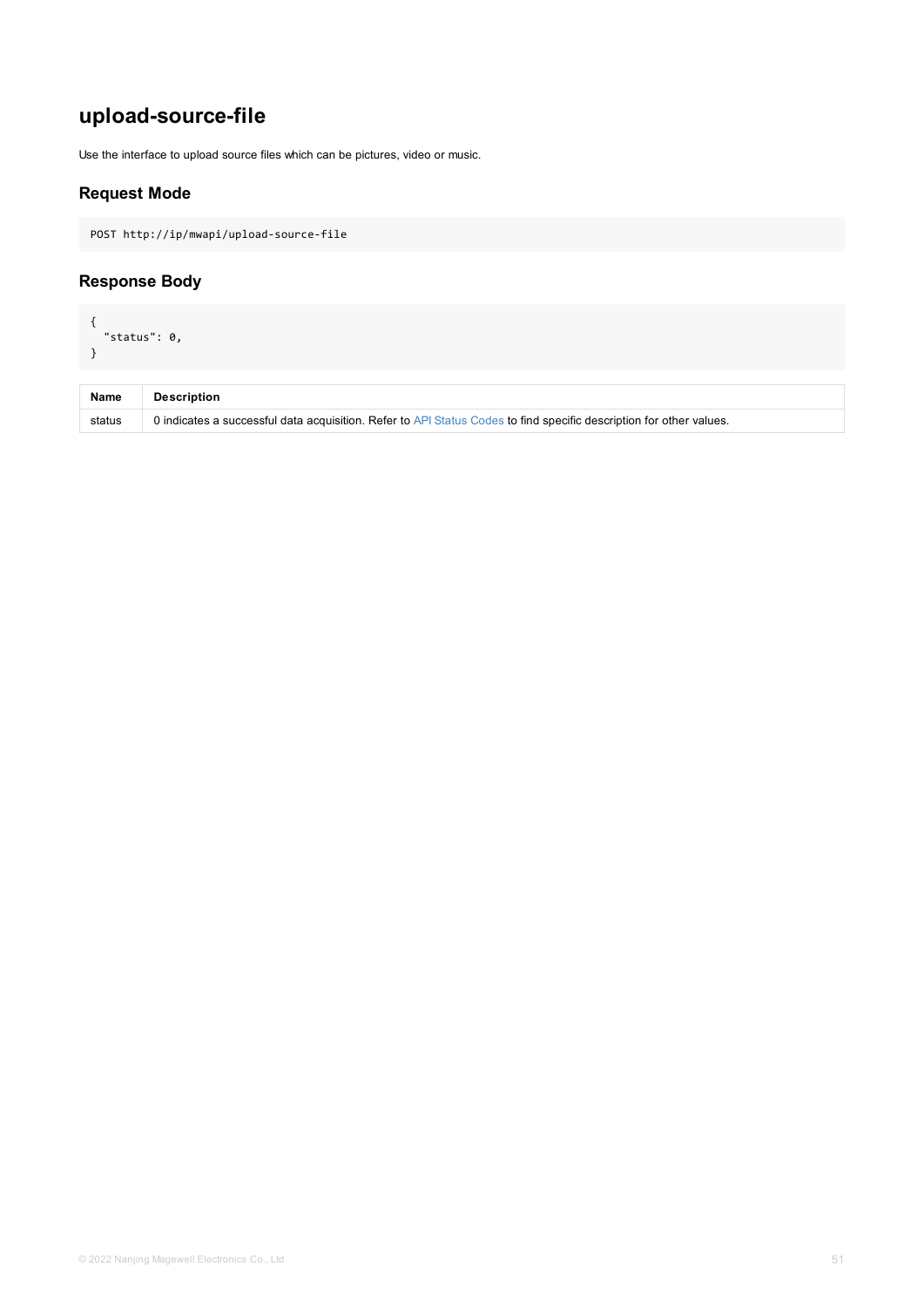## upload-source-file

Use the interface to upload source files which can be pictures, video or music.

### Request Mode

```
POST http://ip/mwapi/upload-source-file
```

### Response Body

```
{
  "status": 0,
}
```

| Name | Description |
| --- | --- |
| status | 0 indicates a successful data acquisition. Refer to API Status Codes to find specific description for other values. |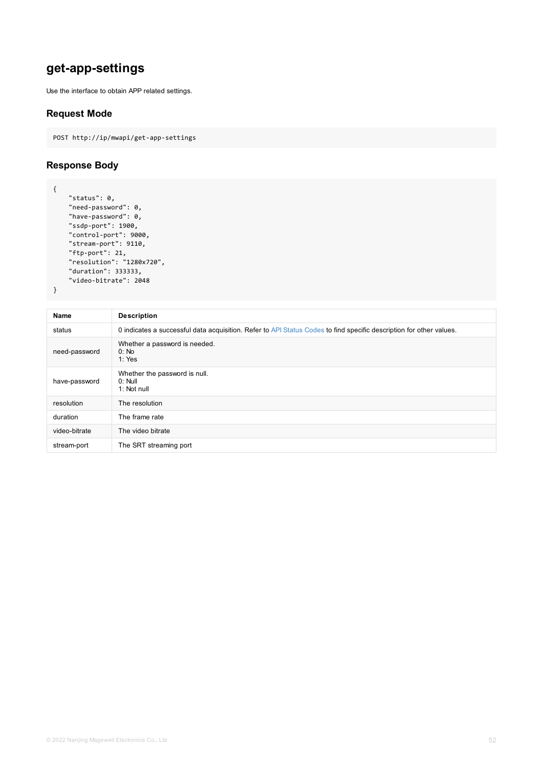# get-app-settings

Use the interface to obtain APP related settings.

## Request Mode

```
POST http://ip/mwapi/get-app-settings
```

## Response Body

```
{
    "status": 0,
    "need-password": 0,
    "have-password": 0,
    "ssdp-port": 1900,
    "control-port": 9000,
    "stream-port": 9110,
    "ftp-port": 21,
    "resolution": "1280x720",
    "duration": 333333,
    "video-bitrate": 2048
}
```

| Name | Description |
| --- | --- |
| status | 0 indicates a successful data acquisition. Refer to API Status Codes to find specific description for other values. |
| need-password | Whether a password is needed.<br>0: No<br>1: Yes |
| have-password | Whether the password is null.<br>0: Null<br>1: Not null |
| resolution | The resolution |
| duration | The frame rate |
| video-bitrate | The video bitrate |
| stream-port | The SRT streaming port |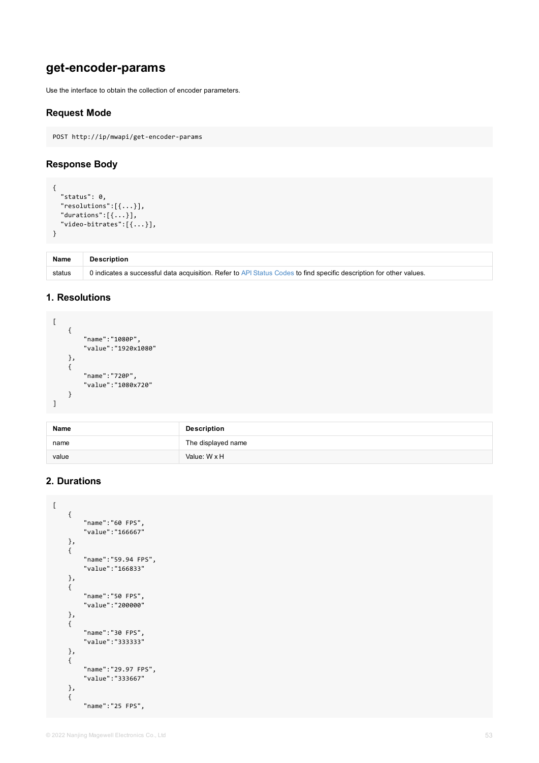## get-encoder-params

Use the interface to obtain the collection of encoder parameters.

### Request Mode

```
POST http://ip/mwapi/get-encoder-params
```

### Response Body

```
{
  "status": 0,
  "resolutions":[{...}],
  "durations":[{...}],
  "video-bitrates":[{...}],
}
```

| Name | Description |
| --- | --- |
| status | 0 indicates a successful data acquisition. Refer to API Status Codes to find specific description for other values. |

### 1. Resolutions

```
[
    {
        "name":"1080P",
        "value":"1920x1080"
    },
    {
        "name":"720P",
        "value":"1080x720"
    }
]
```

| Name | Description |
| --- | --- |
| name | The displayed name |
| value | Value: W x H |

### 2. Durations

```
[
    {
        "name":"60 FPS",
        "value":"166667"
    },
    {
        "name":"59.94 FPS",
        "value":"166833"
    },
    {
        "name":"50 FPS",
        "value":"200000"
    },
    {
        "name":"30 FPS",
        "value":"333333"
    },
    {
        "name":"29.97 FPS",
        "value":"333667"
    },
    {
        "name":"25 FPS",
```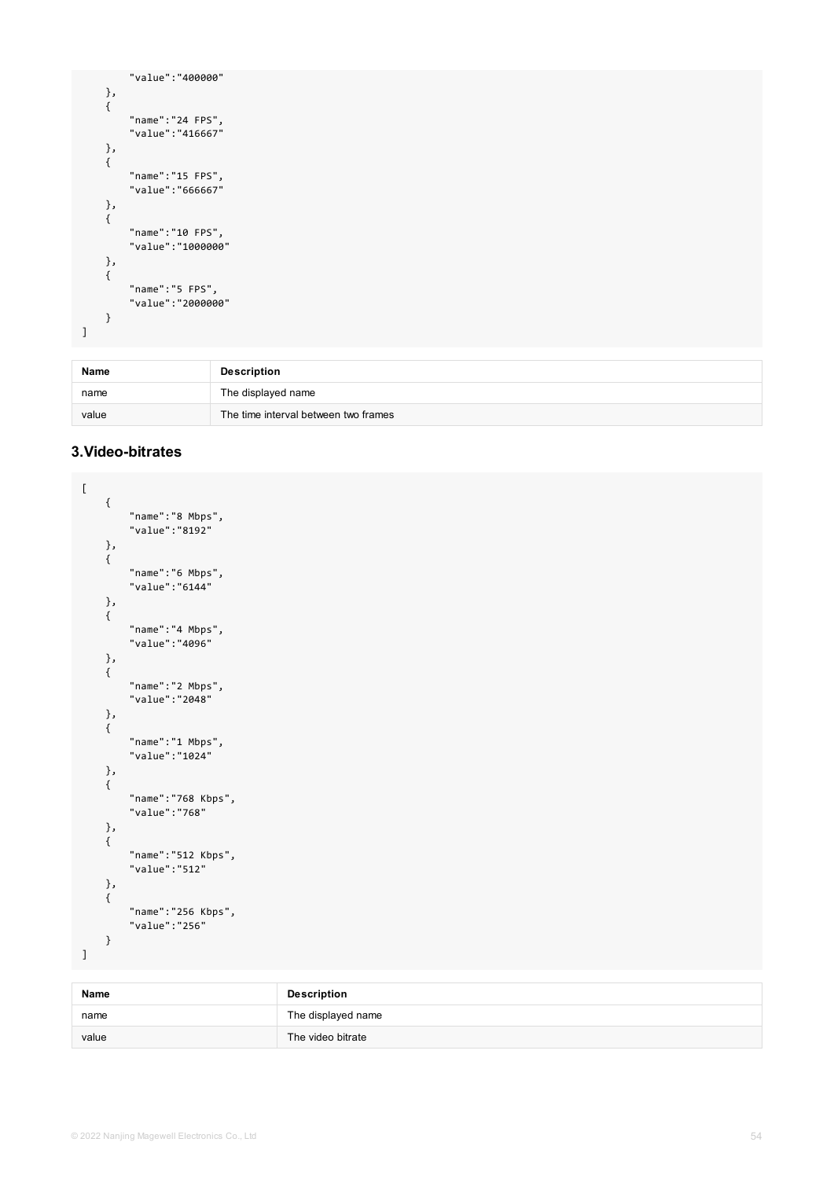```
        "value":"400000"
    },
    {
        "name":"24 FPS",
        "value":"416667"
    },
    {
        "name":"15 FPS",
        "value":"666667"
    },
    {
        "name":"10 FPS",
        "value":"1000000"
    },
    {
        "name":"5 FPS",
        "value":"2000000"
    }
]
```

| Name | Description |
| --- | --- |
| name | The displayed name |
| value | The time interval between two frames |

### 3.Video-bitrates

```
[
    {
        "name":"8 Mbps",
        "value":"8192"
    },
    {
        "name":"6 Mbps",
        "value":"6144"
    },
    {
        "name":"4 Mbps",
        "value":"4096"
    },
    {
        "name":"2 Mbps",
        "value":"2048"
    },
    {
        "name":"1 Mbps",
        "value":"1024"
    },
    {
        "name":"768 Kbps",
        "value":"768"
    },
    {
        "name":"512 Kbps",
        "value":"512"
    },
    {
        "name":"256 Kbps",
        "value":"256"
    }
]
```

| Name | Description |
| --- | --- |
| name | The displayed name |
| value | The video bitrate |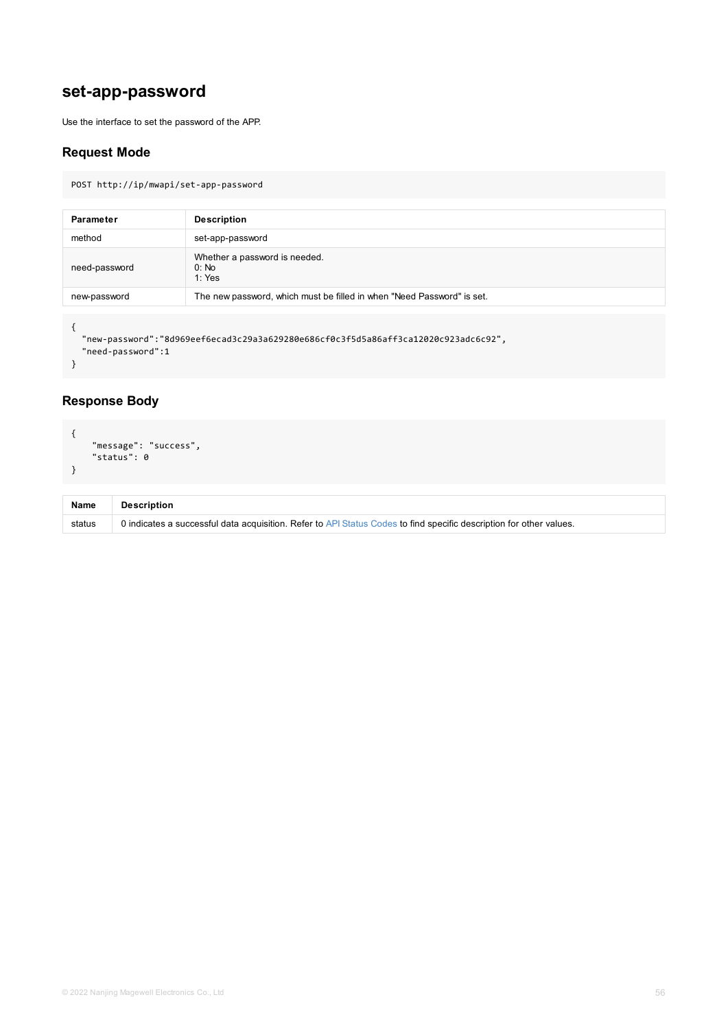## set-app-password

Use the interface to set the password of the APP.

### Request Mode

```
POST http://ip/mwapi/set-app-password
```

| Parameter | Description |
| --- | --- |
| method | set-app-password |
| need-password | Whether a password is needed.<br>0: No<br>1: Yes |
| new-password | The new password, which must be filled in when "Need Password" is set. |

```
{
  "new-password":"8d969eef6ecad3c29a3a629280e686cf0c3f5d5a86aff3ca12020c923adc6c92",
  "need-password":1
}
```

### Response Body

```
{
    "message": "success",
    "status": 0
}
```

| Name | Description |
| --- | --- |
| status | 0 indicates a successful data acquisition. Refer to API Status Codes to find specific description for other values. |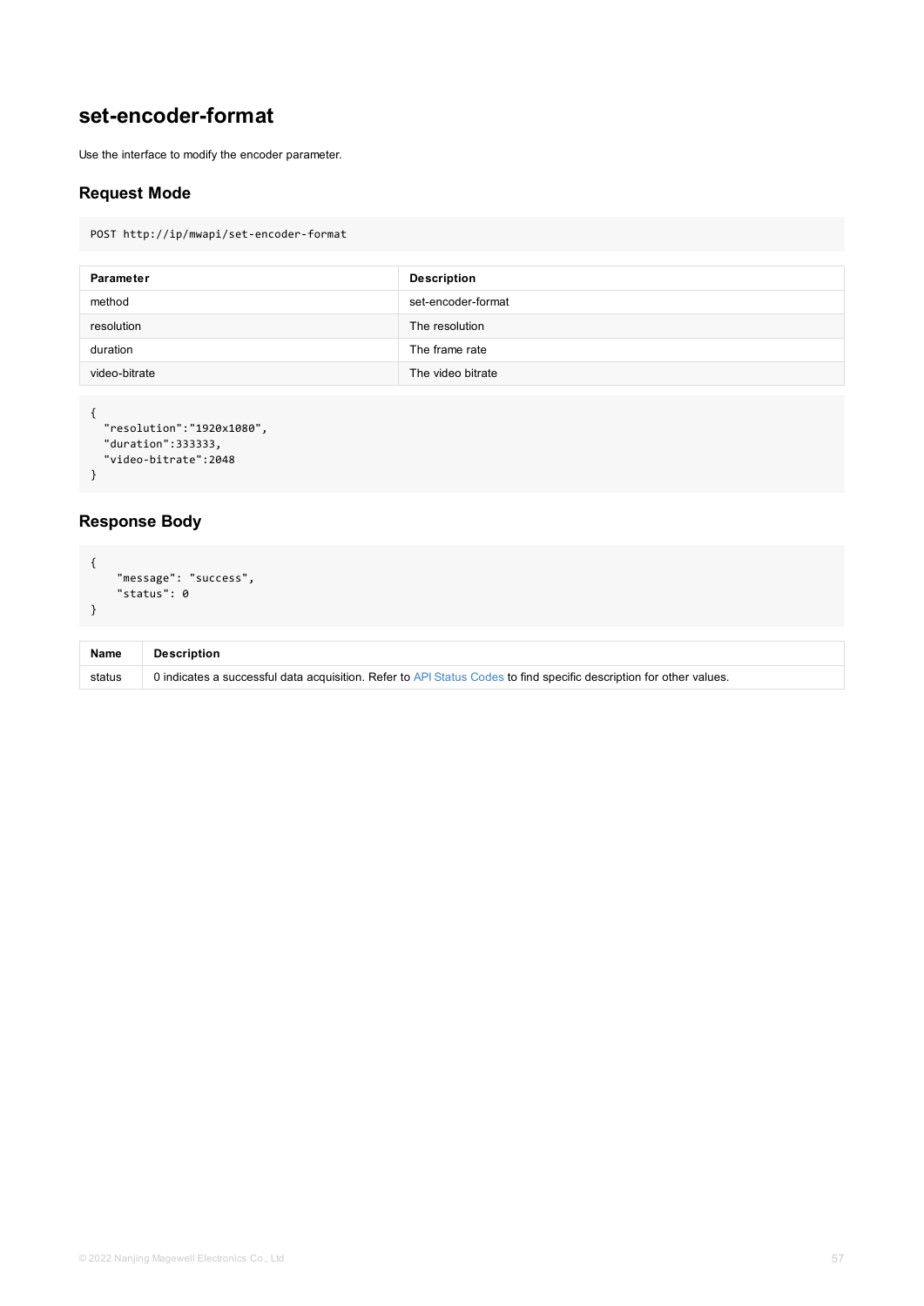# set-encoder-format

Use the interface to modify the encoder parameter.

## Request Mode

```
POST http://ip/mwapi/set-encoder-format
```

| Parameter | Description |
| --- | --- |
| method | set-encoder-format |
| resolution | The resolution |
| duration | The frame rate |
| video-bitrate | The video bitrate |

```
{
  "resolution":"1920x1080",
  "duration":333333,
  "video-bitrate":2048
}
```

## Response Body

```
{
    "message": "success",
    "status": 0
}
```

| Name | Description |
| --- | --- |
| status | 0 indicates a successful data acquisition. Refer to API Status Codes to find specific description for other values. |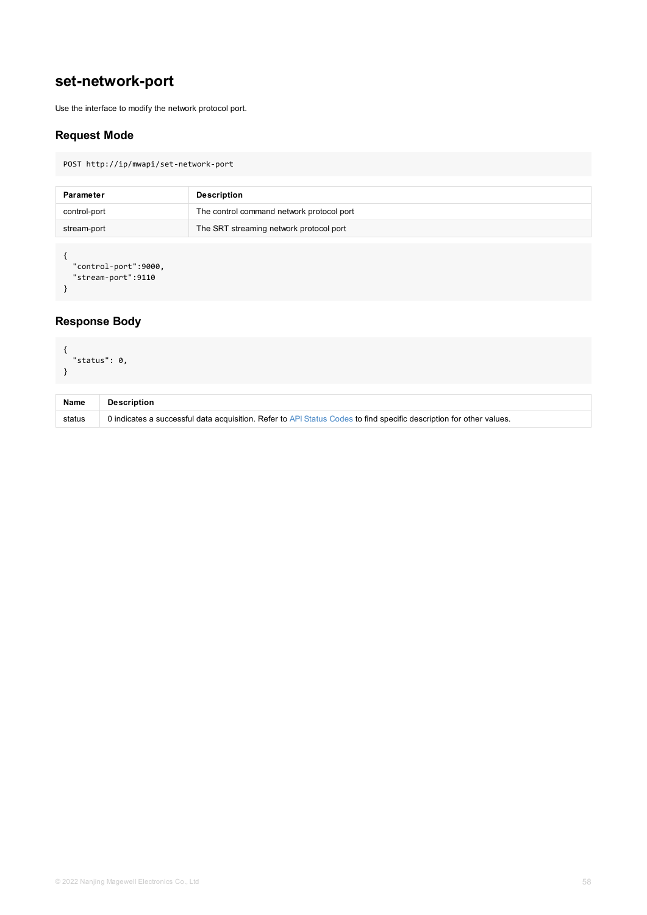# set-network-port

Use the interface to modify the network protocol port.

## Request Mode

```
POST http://ip/mwapi/set-network-port
```

| Parameter | Description |
| --- | --- |
| control-port | The control command network protocol port |
| stream-port | The SRT streaming network protocol port |

```
{
  "control-port":9000,
  "stream-port":9110
}
```

## Response Body

```
{
  "status": 0,
}
```

| Name | Description |
| --- | --- |
| status | 0 indicates a successful data acquisition. Refer to API Status Codes to find specific description for other values. |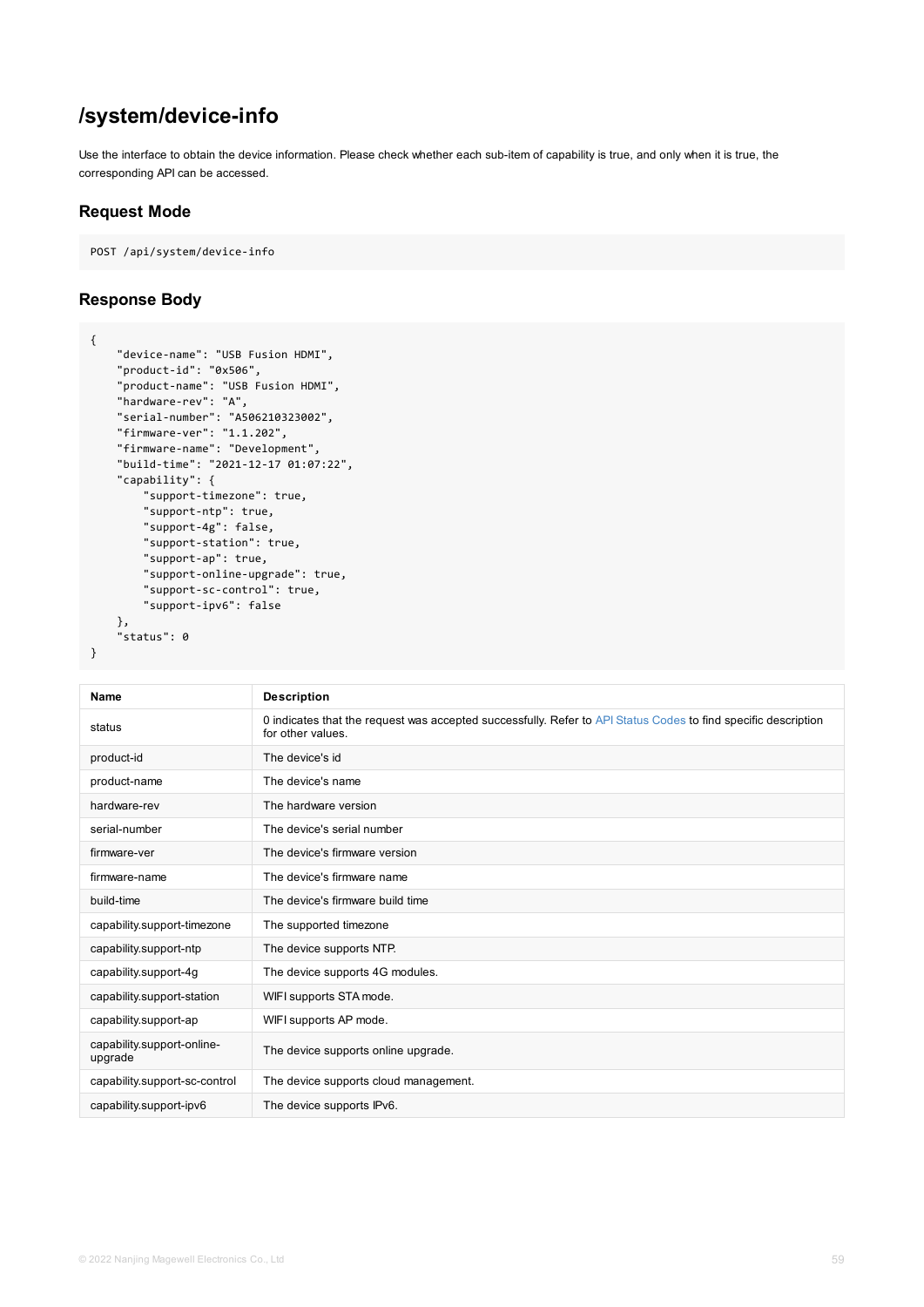# /system/device-info

Use the interface to obtain the device information. Please check whether each sub-item of capability is true, and only when it is true, the corresponding API can be accessed.

## Request Mode

```
POST /api/system/device-info
```

## Response Body

```
{
    "device-name": "USB Fusion HDMI",
    "product-id": "0x506",
    "product-name": "USB Fusion HDMI",
    "hardware-rev": "A",
    "serial-number": "A506210323002",
    "firmware-ver": "1.1.202",
    "firmware-name": "Development",
    "build-time": "2021-12-17 01:07:22",
    "capability": {
        "support-timezone": true,
        "support-ntp": true,
        "support-4g": false,
        "support-station": true,
        "support-ap": true,
        "support-online-upgrade": true,
        "support-sc-control": true,
        "support-ipv6": false
    },
    "status": 0
}
```

| Name | Description |
| --- | --- |
| status | 0 indicates that the request was accepted successfully. Refer to API Status Codes to find specific description for other values. |
| product-id | The device's id |
| product-name | The device's name |
| hardware-rev | The hardware version |
| serial-number | The device's serial number |
| firmware-ver | The device's firmware version |
| firmware-name | The device's firmware name |
| build-time | The device's firmware build time |
| capability.support-timezone | The supported timezone |
| capability.support-ntp | The device supports NTP. |
| capability.support-4g | The device supports 4G modules. |
| capability.support-station | WIFI supports STA mode. |
| capability.support-ap | WIFI supports AP mode. |
| capability.support-online-upgrade | The device supports online upgrade. |
| capability.support-sc-control | The device supports cloud management. |
| capability.support-ipv6 | The device supports IPv6. |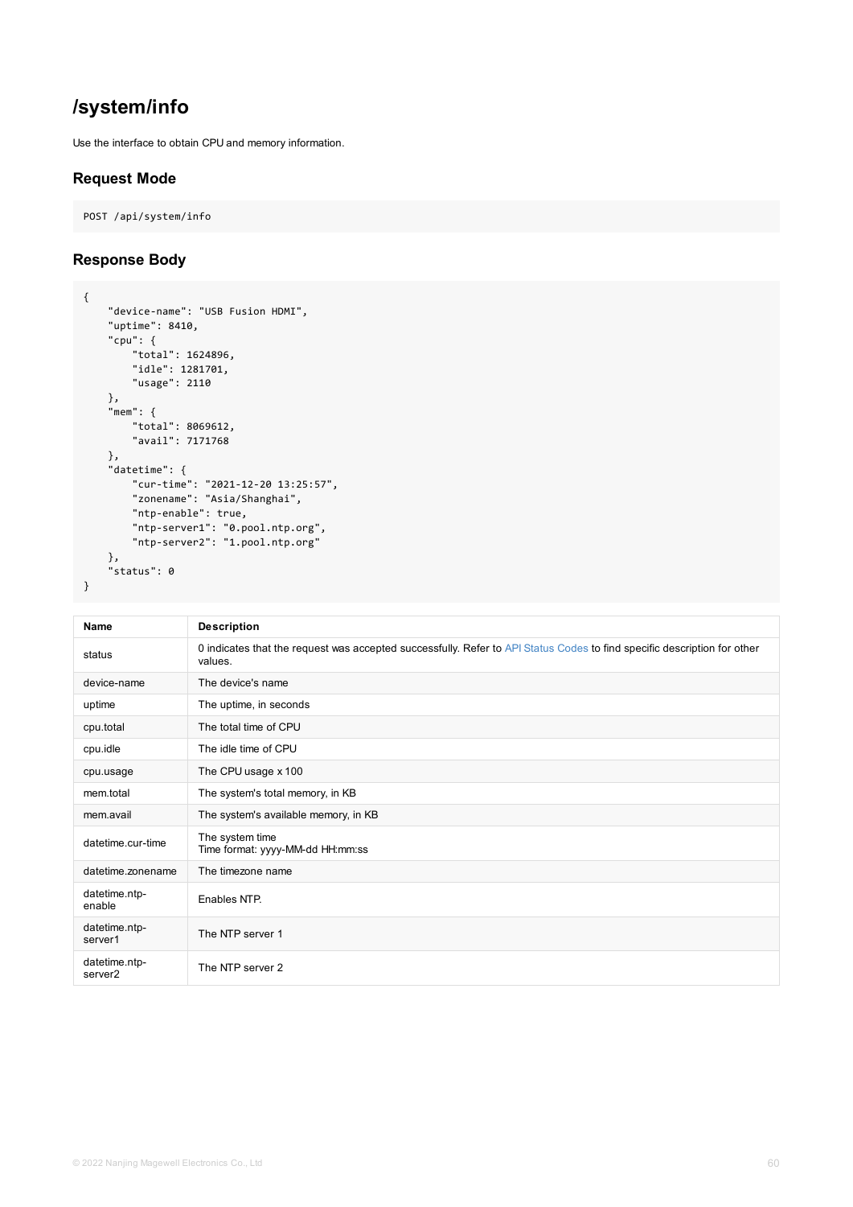# /system/info

Use the interface to obtain CPU and memory information.

## Request Mode

```
POST /api/system/info
```

## Response Body

```
{
    "device-name": "USB Fusion HDMI",
    "uptime": 8410,
    "cpu": {
        "total": 1624896,
        "idle": 1281701,
        "usage": 2110
    },
    "mem": {
        "total": 8069612,
        "avail": 7171768
    },
    "datetime": {
        "cur-time": "2021-12-20 13:25:57",
        "zonename": "Asia/Shanghai",
        "ntp-enable": true,
        "ntp-server1": "0.pool.ntp.org",
        "ntp-server2": "1.pool.ntp.org"
    },
    "status": 0
}
```

| Name | Description |
|---|---|
| status | 0 indicates that the request was accepted successfully. Refer to API Status Codes to find specific description for other values. |
| device-name | The device's name |
| uptime | The uptime, in seconds |
| cpu.total | The total time of CPU |
| cpu.idle | The idle time of CPU |
| cpu.usage | The CPU usage x 100 |
| mem.total | The system's total memory, in KB |
| mem.avail | The system's available memory, in KB |
| datetime.cur-time | The system time<br>Time format: yyyy-MM-dd HH:mm:ss |
| datetime.zonename | The timezone name |
| datetime.ntp-enable | Enables NTP. |
| datetime.ntp-server1 | The NTP server 1 |
| datetime.ntp-server2 | The NTP server 2 |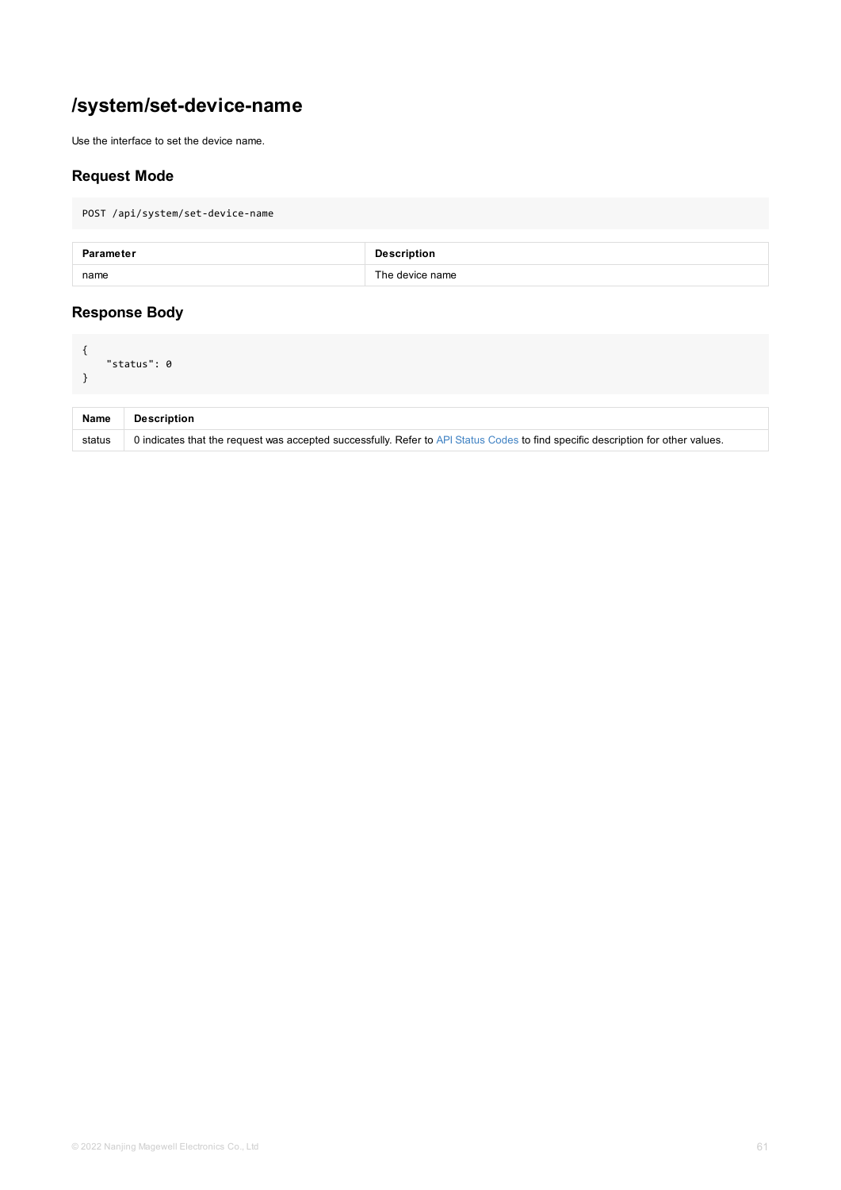# /system/set-device-name

Use the interface to set the device name.

## Request Mode

```
POST /api/system/set-device-name
```

| Parameter | Description |
| --- | --- |
| name | The device name |

## Response Body

```
{
    "status": 0
}
```

| Name | Description |
| --- | --- |
| status | 0 indicates that the request was accepted successfully. Refer to API Status Codes to find specific description for other values. |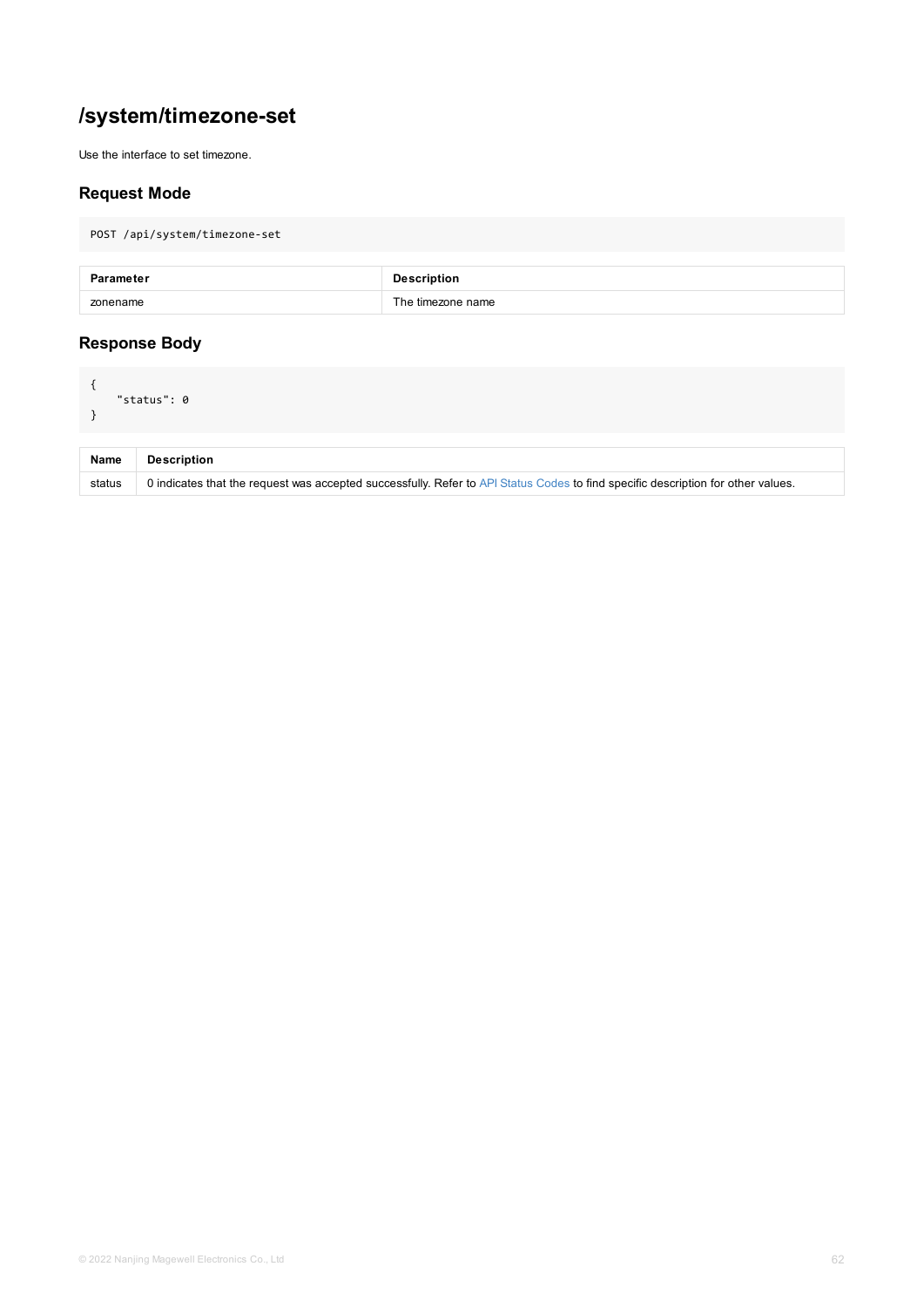## /system/timezone-set

Use the interface to set timezone.

### Request Mode

```
POST /api/system/timezone-set
```

| Parameter | Description |
| --- | --- |
| zonename | The timezone name |

### Response Body

```
{
    "status": 0
}
```

| Name | Description |
| --- | --- |
| status | 0 indicates that the request was accepted successfully. Refer to API Status Codes to find specific description for other values. |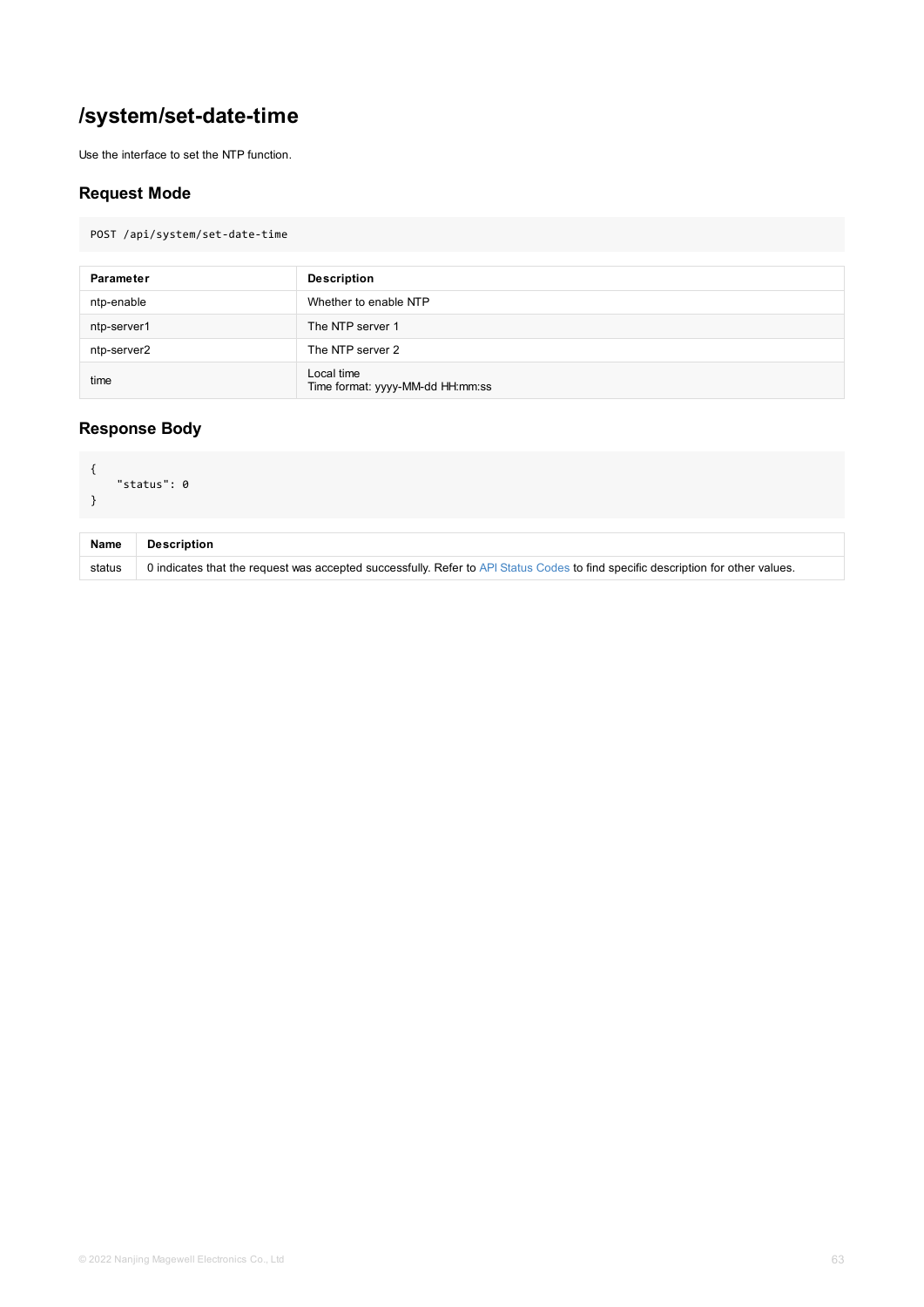# /system/set-date-time

Use the interface to set the NTP function.

## Request Mode

```
POST /api/system/set-date-time
```

| Parameter | Description |
| --- | --- |
| ntp-enable | Whether to enable NTP |
| ntp-server1 | The NTP server 1 |
| ntp-server2 | The NTP server 2 |
| time | Local time<br>Time format: yyyy-MM-dd HH:mm:ss |

## Response Body

```
{
    "status": 0
}
```

| Name | Description |
| --- | --- |
| status | 0 indicates that the request was accepted successfully. Refer to API Status Codes to find specific description for other values. |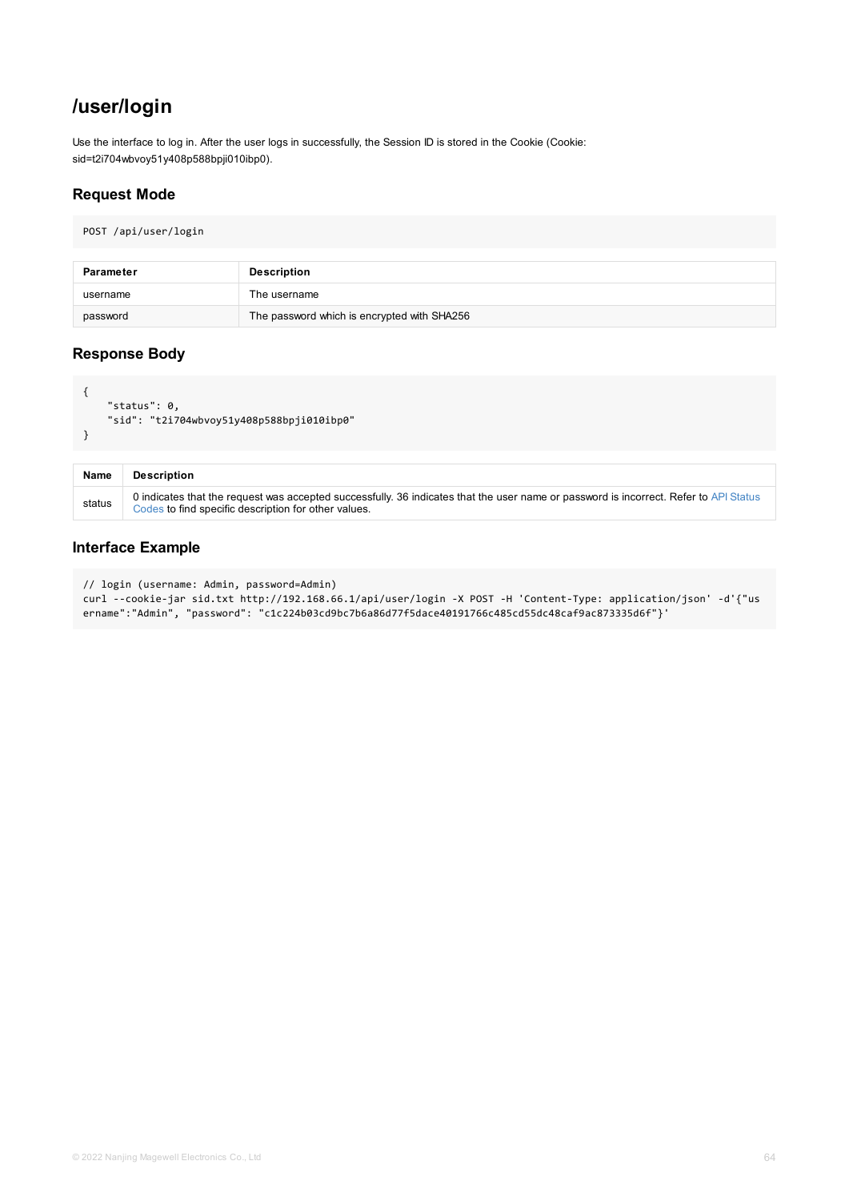# /user/login

Use the interface to log in. After the user logs in successfully, the Session ID is stored in the Cookie (Cookie: sid=t2i704wbvoy51y408p588bpji010ibp0).

## Request Mode

```
POST /api/user/login
```

| Parameter | Description |
| --- | --- |
| username | The username |
| password | The password which is encrypted with SHA256 |

## Response Body

```
{
    "status": 0,
    "sid": "t2i704wbvoy51y408p588bpji010ibp0"
}
```

| Name | Description |
| --- | --- |
| status | 0 indicates that the request was accepted successfully. 36 indicates that the user name or password is incorrect. Refer to API Status Codes to find specific description for other values. |

## Interface Example

```
// login (username: Admin, password=Admin)
curl --cookie-jar sid.txt http://192.168.66.1/api/user/login -X POST -H 'Content-Type: application/json' -d'{"username":"Admin", "password": "c1c224b03cd9bc7b6a86d77f5dace40191766c485cd55dc48caf9ac873335d6f"}'
```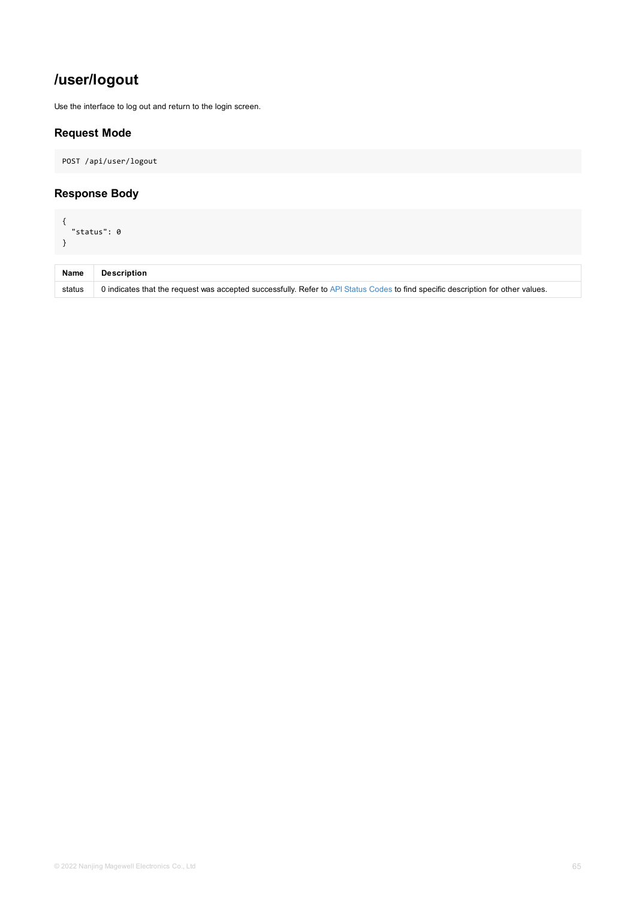# /user/logout

Use the interface to log out and return to the login screen.

## Request Mode

```
POST /api/user/logout
```

## Response Body

```
{
  "status": 0
}
```

| Name | Description |
| --- | --- |
| status | 0 indicates that the request was accepted successfully. Refer to API Status Codes to find specific description for other values. |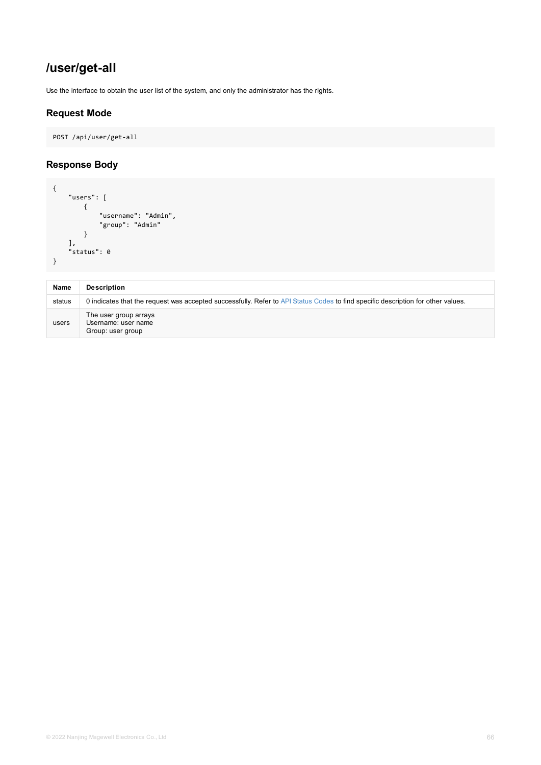# /user/get-all

Use the interface to obtain the user list of the system, and only the administrator has the rights.

## Request Mode

```
POST /api/user/get-all
```

## Response Body

```
{
    "users": [
        {
            "username": "Admin",
            "group": "Admin"
        }
    ],
    "status": 0
}
```

| Name | Description |
| --- | --- |
| status | 0 indicates that the request was accepted successfully. Refer to API Status Codes to find specific description for other values. |
| users | The user group arrays<br>Username: user name<br>Group: user group |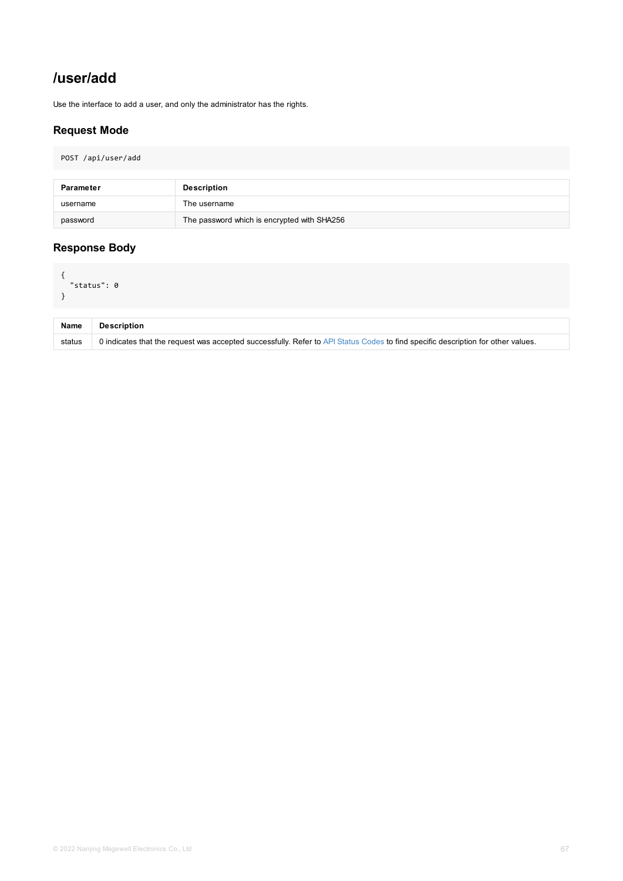# /user/add

Use the interface to add a user, and only the administrator has the rights.

## Request Mode

```
POST /api/user/add
```

| Parameter | Description |
| --- | --- |
| username | The username |
| password | The password which is encrypted with SHA256 |

## Response Body

```
{
  "status": 0
}
```

| Name | Description |
| --- | --- |
| status | 0 indicates that the request was accepted successfully. Refer to API Status Codes to find specific description for other values. |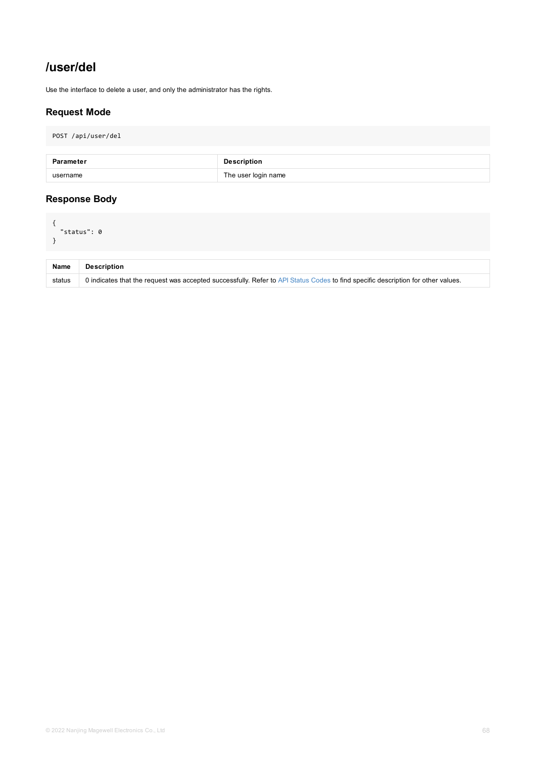# /user/del

Use the interface to delete a user, and only the administrator has the rights.

## Request Mode

```
POST /api/user/del
```

| Parameter | Description |
| --- | --- |
| username | The user login name |

## Response Body

```
{
  "status": 0
}
```

| Name | Description |
| --- | --- |
| status | 0 indicates that the request was accepted successfully. Refer to API Status Codes to find specific description for other values. |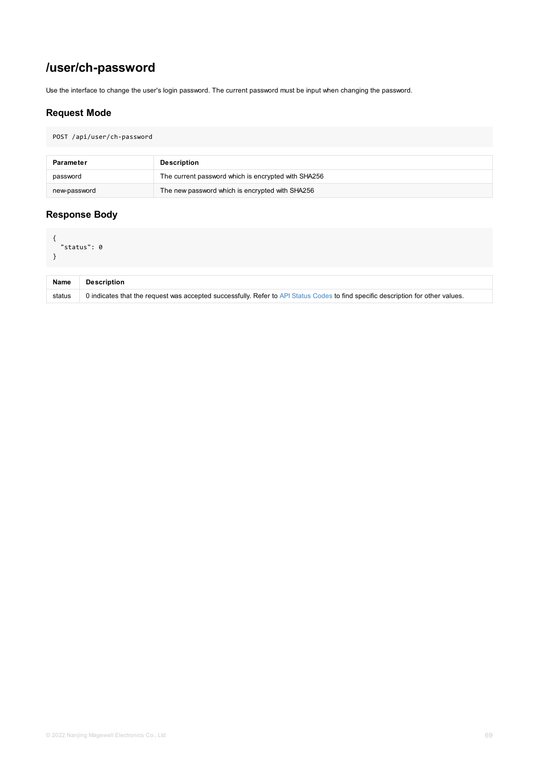# /user/ch-password

Use the interface to change the user's login password. The current password must be input when changing the password.

## Request Mode

```
POST /api/user/ch-password
```

| Parameter | Description |
| --- | --- |
| password | The current password which is encrypted with SHA256 |
| new-password | The new password which is encrypted with SHA256 |

## Response Body

```
{
  "status": 0
}
```

| Name | Description |
| --- | --- |
| status | 0 indicates that the request was accepted successfully. Refer to API Status Codes to find specific description for other values. |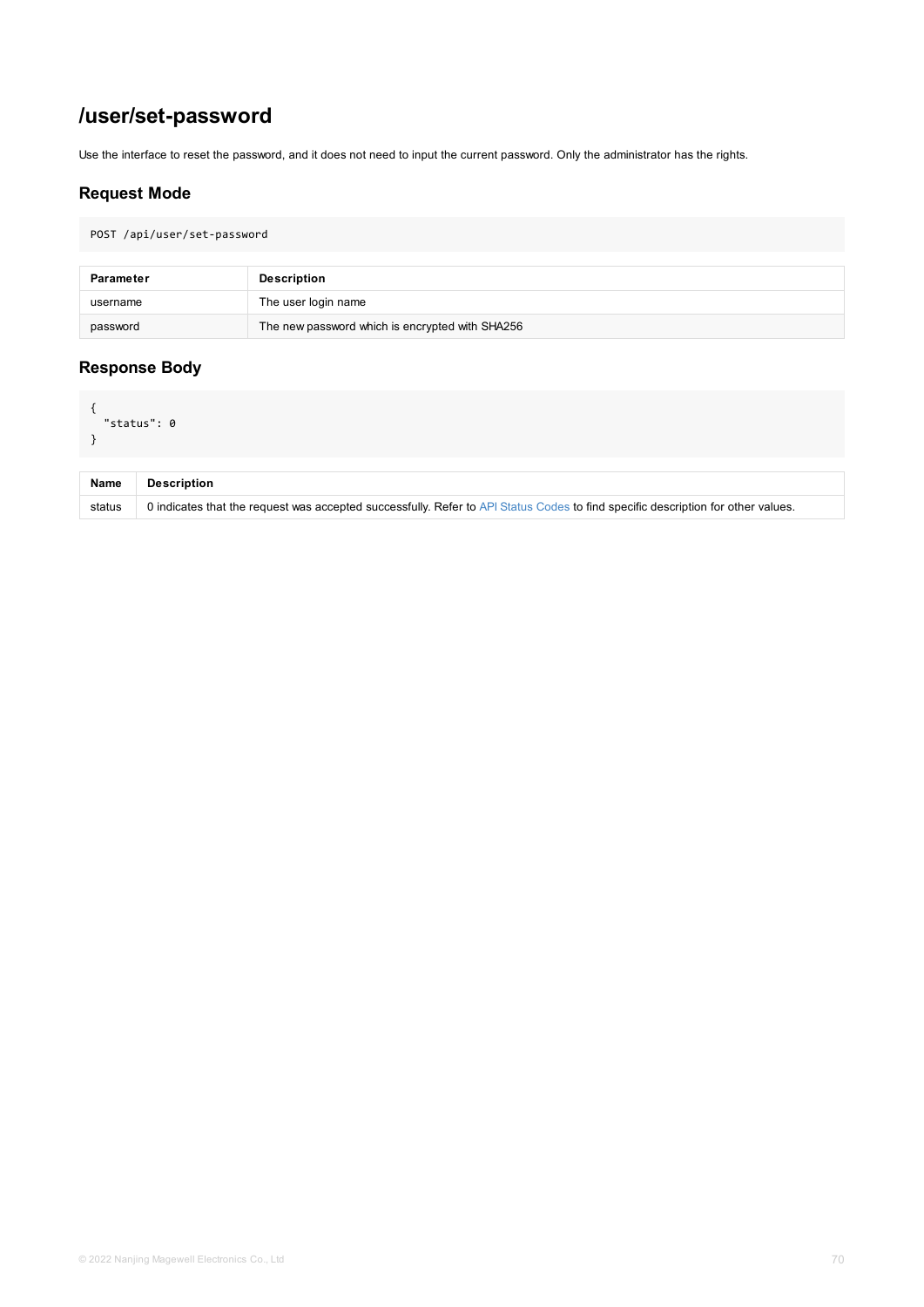# /user/set-password

Use the interface to reset the password, and it does not need to input the current password. Only the administrator has the rights.

## Request Mode

```
POST /api/user/set-password
```

| Parameter | Description |
| --- | --- |
| username | The user login name |
| password | The new password which is encrypted with SHA256 |

## Response Body

```
{
  "status": 0
}
```

| Name | Description |
| --- | --- |
| status | 0 indicates that the request was accepted successfully. Refer to API Status Codes to find specific description for other values. |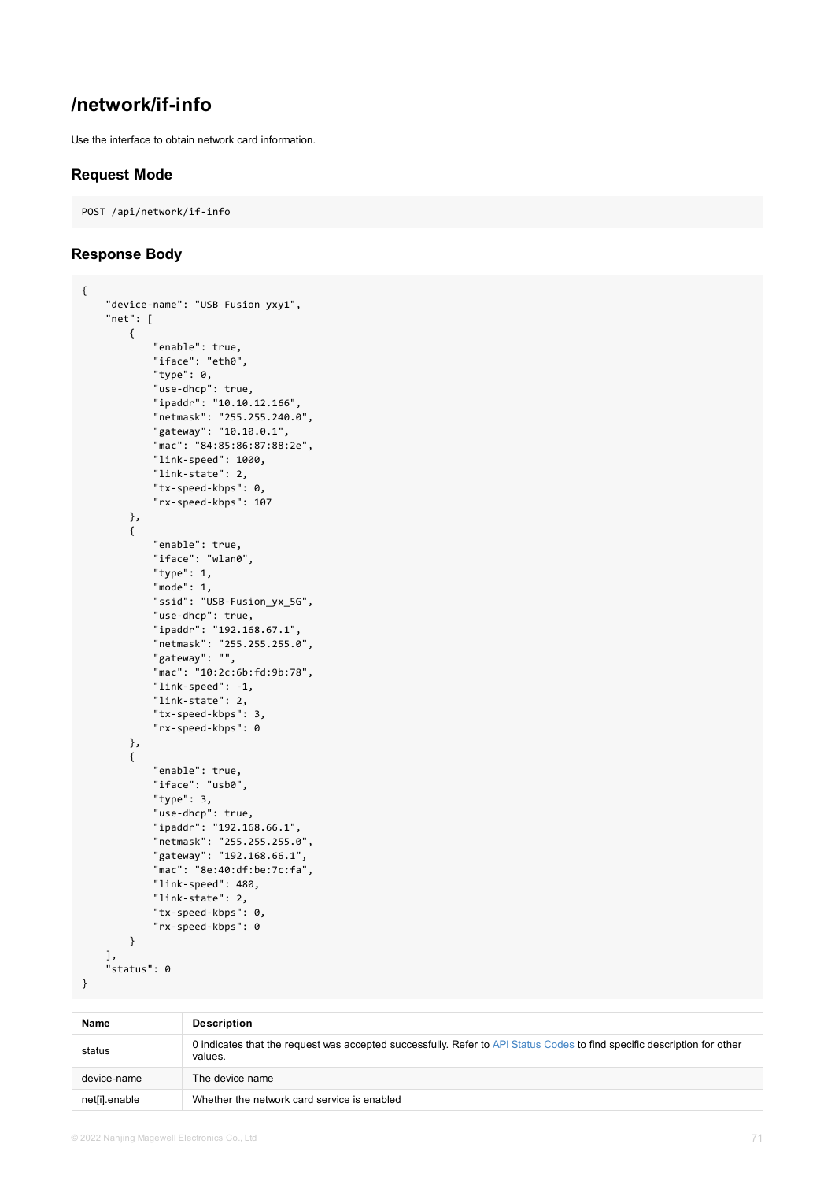# /network/if-info

Use the interface to obtain network card information.

## Request Mode

```
POST /api/network/if-info
```

## Response Body

```
{
    "device-name": "USB Fusion yxy1",
    "net": [
        {
            "enable": true,
            "iface": "eth0",
            "type": 0,
            "use-dhcp": true,
            "ipaddr": "10.10.12.166",
            "netmask": "255.255.240.0",
            "gateway": "10.10.0.1",
            "mac": "84:85:86:87:88:2e",
            "link-speed": 1000,
            "link-state": 2,
            "tx-speed-kbps": 0,
            "rx-speed-kbps": 107
        },
        {
            "enable": true,
            "iface": "wlan0",
            "type": 1,
            "mode": 1,
            "ssid": "USB-Fusion_yx_5G",
            "use-dhcp": true,
            "ipaddr": "192.168.67.1",
            "netmask": "255.255.255.0",
            "gateway": "",
            "mac": "10:2c:6b:fd:9b:78",
            "link-speed": -1,
            "link-state": 2,
            "tx-speed-kbps": 3,
            "rx-speed-kbps": 0
        },
        {
            "enable": true,
            "iface": "usb0",
            "type": 3,
            "use-dhcp": true,
            "ipaddr": "192.168.66.1",
            "netmask": "255.255.255.0",
            "gateway": "192.168.66.1",
            "mac": "8e:40:df:be:7c:fa",
            "link-speed": 480,
            "link-state": 2,
            "tx-speed-kbps": 0,
            "rx-speed-kbps": 0
        }
    ],
    "status": 0
}
```

| Name | Description |
| --- | --- |
| status | 0 indicates that the request was accepted successfully. Refer to API Status Codes to find specific description for other values. |
| device-name | The device name |
| net[i].enable | Whether the network card service is enabled |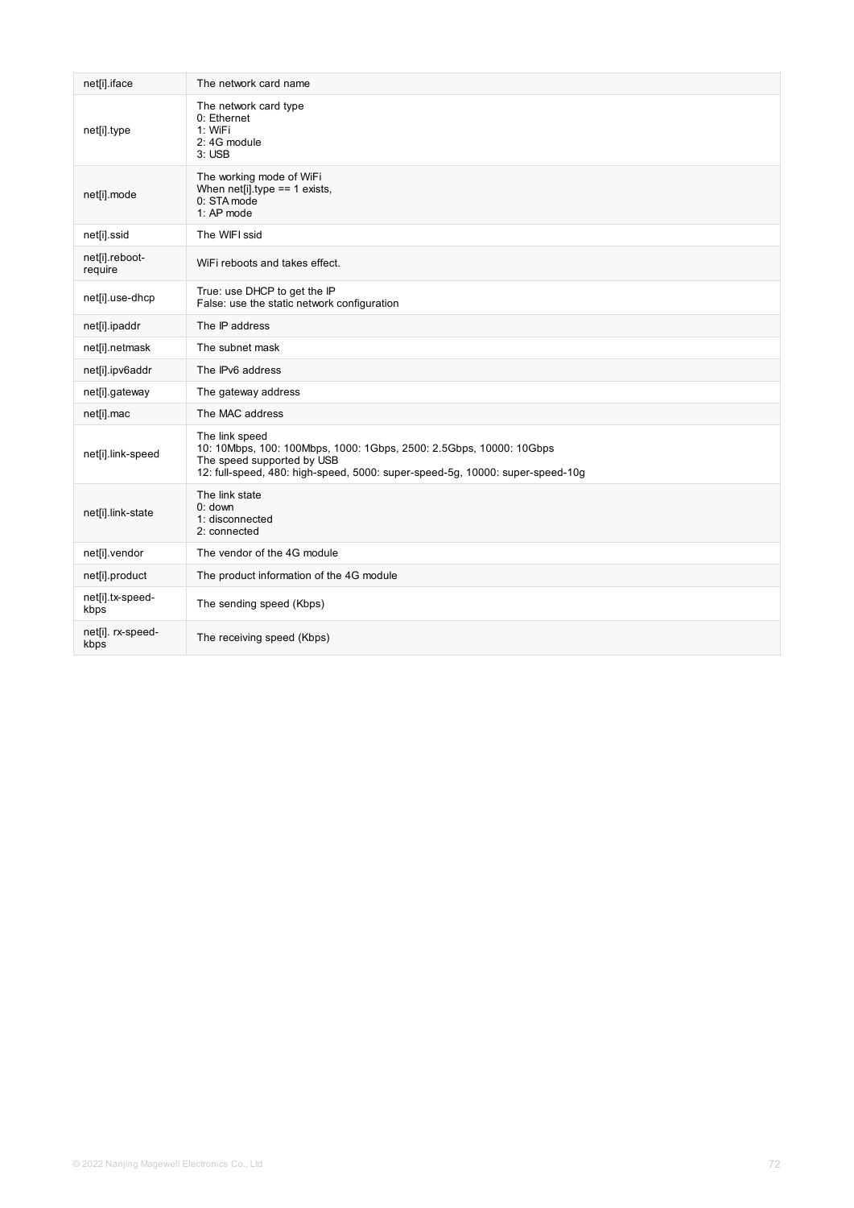| | |
|---|---|
| net[i].iface | The network card name |
| net[i].type | The network card type<br>0: Ethernet<br>1: WiFi<br>2: 4G module<br>3: USB |
| net[i].mode | The working mode of WiFi<br>When net[i].type == 1 exists,<br>0: STA mode<br>1: AP mode |
| net[i].ssid | The WIFI ssid |
| net[i].reboot-require | WiFi reboots and takes effect. |
| net[i].use-dhcp | True: use DHCP to get the IP<br>False: use the static network configuration |
| net[i].ipaddr | The IP address |
| net[i].netmask | The subnet mask |
| net[i].ipv6addr | The IPv6 address |
| net[i].gateway | The gateway address |
| net[i].mac | The MAC address |
| net[i].link-speed | The link speed<br>10: 10Mbps, 100: 100Mbps, 1000: 1Gbps, 2500: 2.5Gbps, 10000: 10Gbps<br>The speed supported by USB<br>12: full-speed, 480: high-speed, 5000: super-speed-5g, 10000: super-speed-10g |
| net[i].link-state | The link state<br>0: down<br>1: disconnected<br>2: connected |
| net[i].vendor | The vendor of the 4G module |
| net[i].product | The product information of the 4G module |
| net[i].tx-speed-kbps | The sending speed (Kbps) |
| net[i]. rx-speed-kbps | The receiving speed (Kbps) |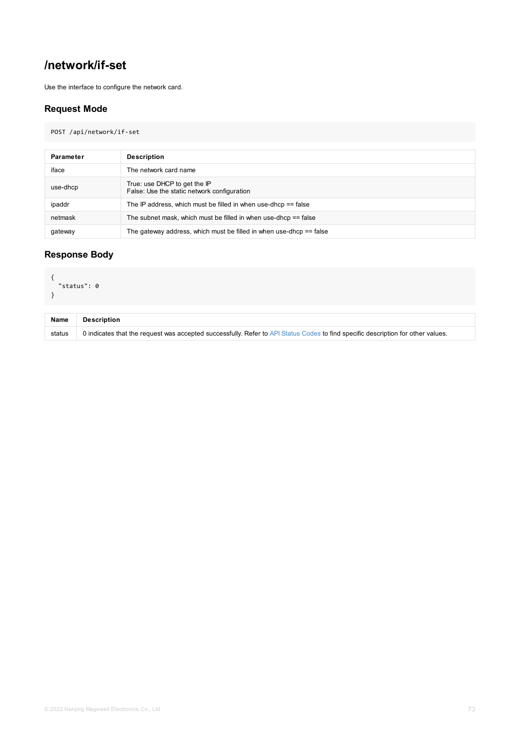# /network/if-set

Use the interface to configure the network card.

## Request Mode

```
POST /api/network/if-set
```

| Parameter | Description |
| --- | --- |
| iface | The network card name |
| use-dhcp | True: use DHCP to get the IP<br>False: Use the static network configuration |
| ipaddr | The IP address, which must be filled in when use-dhcp == false |
| netmask | The subnet mask, which must be filled in when use-dhcp == false |
| gateway | The gateway address, which must be filled in when use-dhcp == false |

## Response Body

```
{
  "status": 0
}
```

| Name | Description |
| --- | --- |
| status | 0 indicates that the request was accepted successfully. Refer to API Status Codes to find specific description for other values. |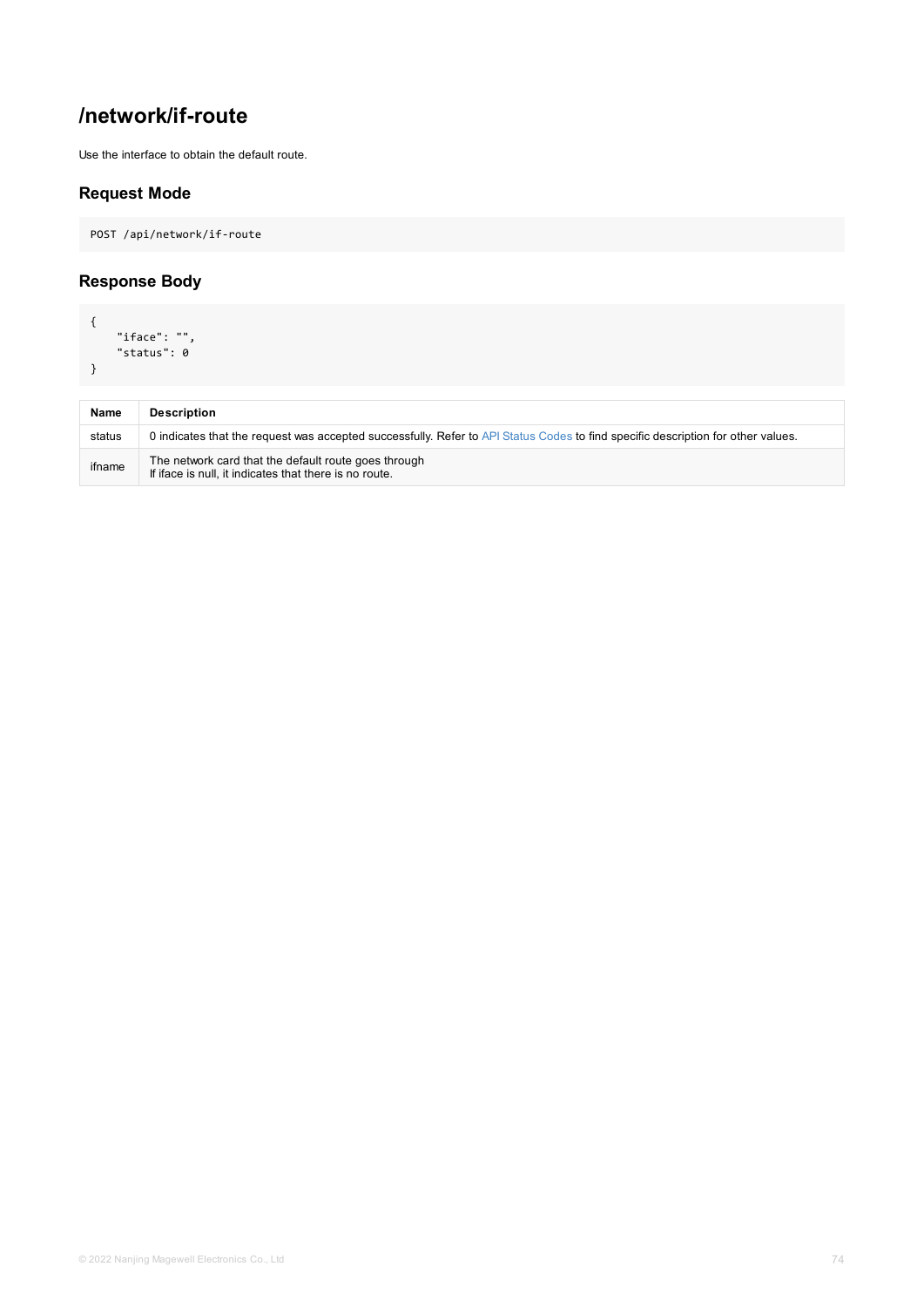# /network/if-route

Use the interface to obtain the default route.

## Request Mode

```
POST /api/network/if-route
```

## Response Body

```
{
    "iface": "",
    "status": 0
}
```

| Name | Description |
| --- | --- |
| status | 0 indicates that the request was accepted successfully. Refer to API Status Codes to find specific description for other values. |
| ifname | The network card that the default route goes through<br>If iface is null, it indicates that there is no route. |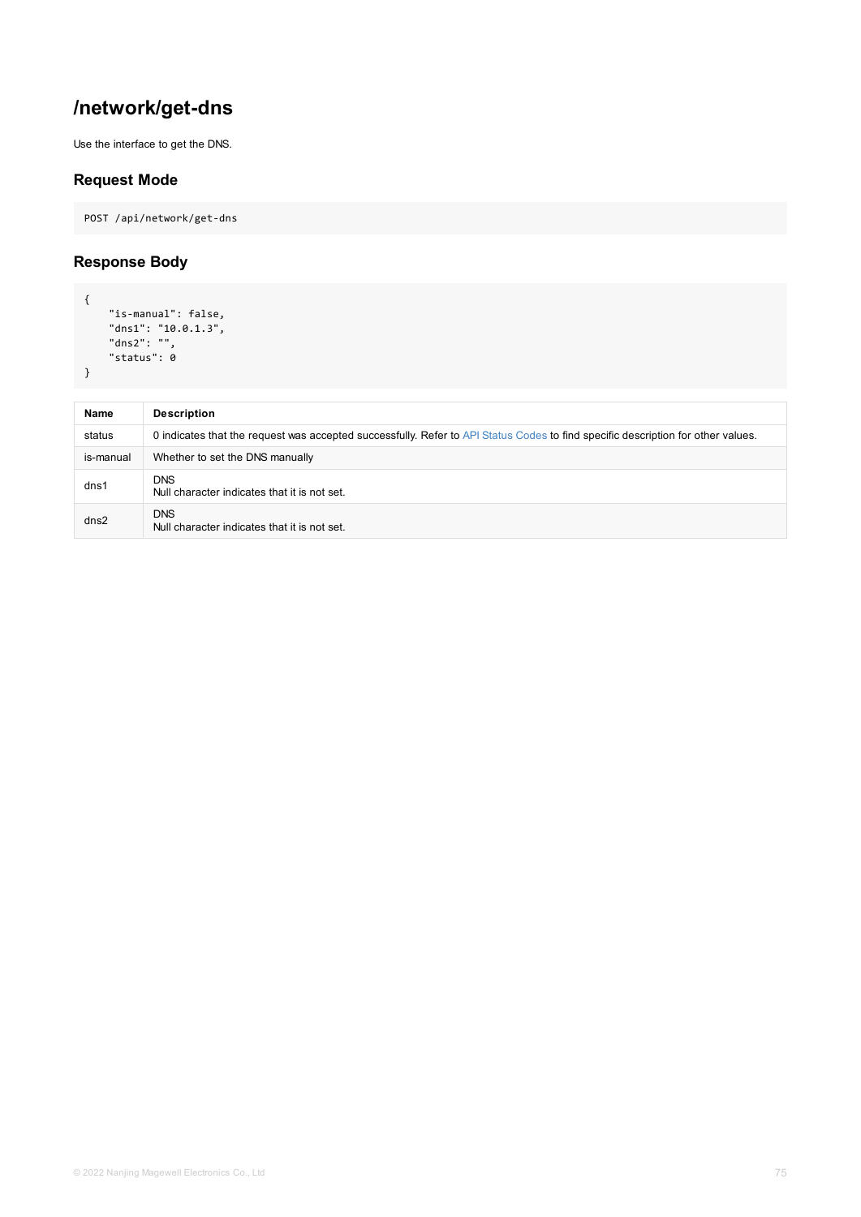# /network/get-dns

Use the interface to get the DNS.

## Request Mode

```
POST /api/network/get-dns
```

## Response Body

```
{
    "is-manual": false,
    "dns1": "10.0.1.3",
    "dns2": "",
    "status": 0
}
```

| Name | Description |
| --- | --- |
| status | 0 indicates that the request was accepted successfully. Refer to API Status Codes to find specific description for other values. |
| is-manual | Whether to set the DNS manually |
| dns1 | DNS<br>Null character indicates that it is not set. |
| dns2 | DNS<br>Null character indicates that it is not set. |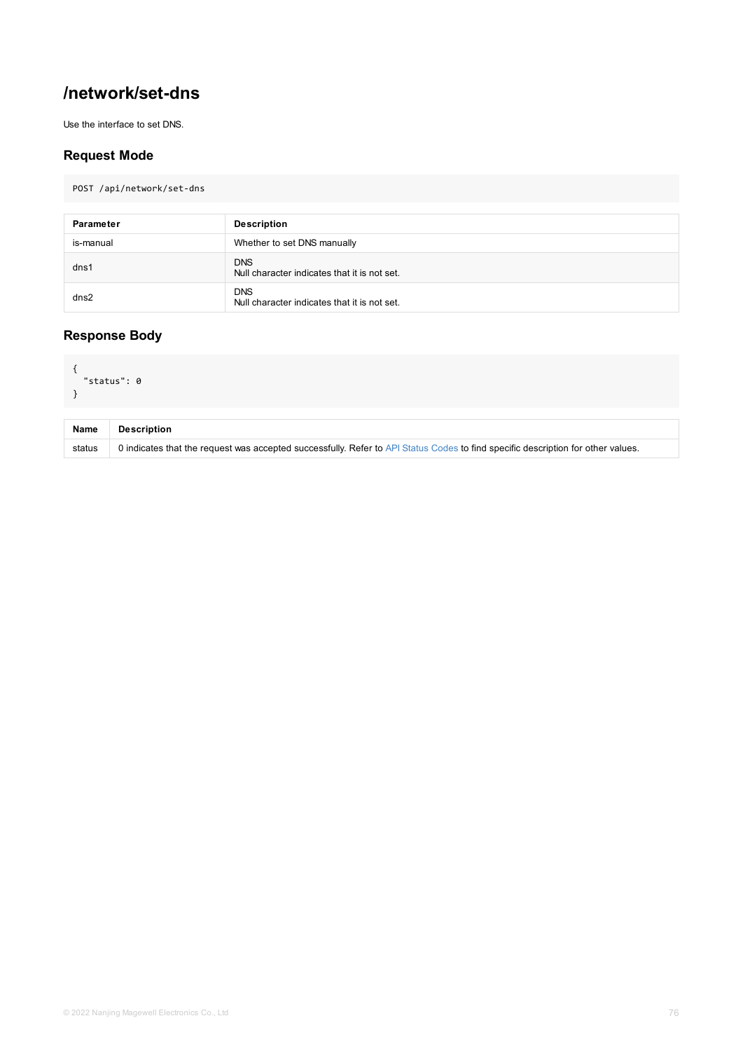# /network/set-dns

Use the interface to set DNS.

## Request Mode

```
POST /api/network/set-dns
```

| Parameter | Description |
| --- | --- |
| is-manual | Whether to set DNS manually |
| dns1 | DNS<br>Null character indicates that it is not set. |
| dns2 | DNS<br>Null character indicates that it is not set. |

## Response Body

```
{
  "status": 0
}
```

| Name | Description |
| --- | --- |
| status | 0 indicates that the request was accepted successfully. Refer to API Status Codes to find specific description for other values. |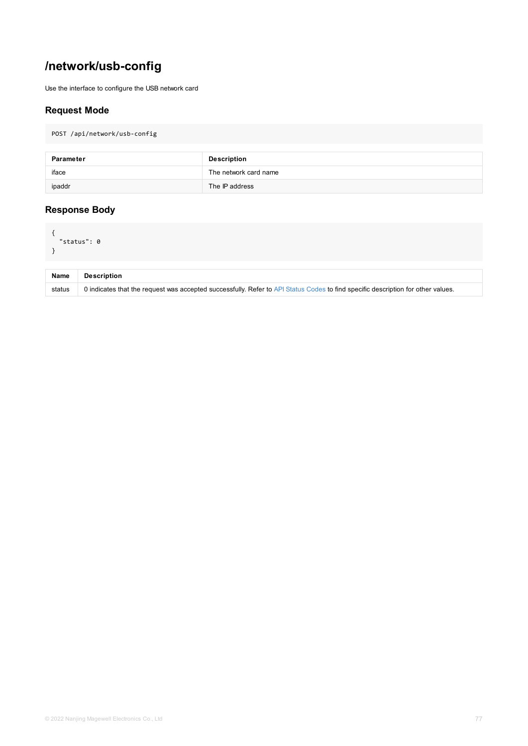# /network/usb-config

Use the interface to configure the USB network card

## Request Mode

```
POST /api/network/usb-config
```

| Parameter | Description |
| --- | --- |
| iface | The network card name |
| ipaddr | The IP address |

## Response Body

```
{
  "status": 0
}
```

| Name | Description |
| --- | --- |
| status | 0 indicates that the request was accepted successfully. Refer to API Status Codes to find specific description for other values. |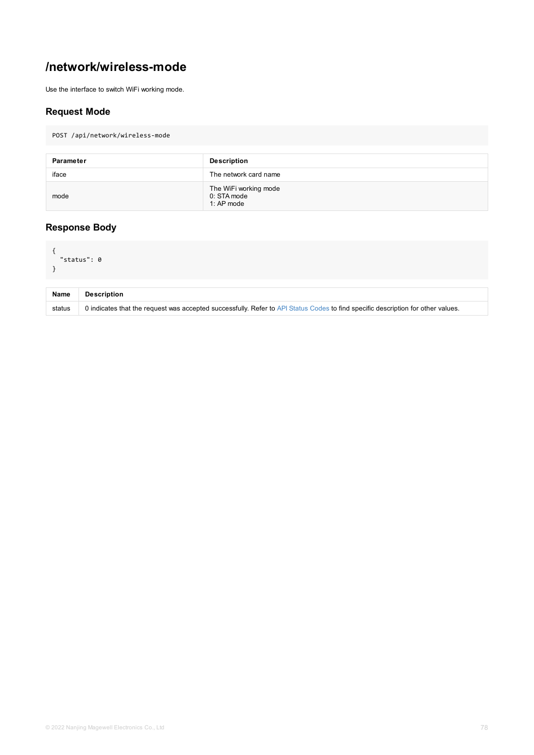# /network/wireless-mode

Use the interface to switch WiFi working mode.

## Request Mode

```
POST /api/network/wireless-mode
```

| Parameter | Description |
| --- | --- |
| iface | The network card name |
| mode | The WiFi working mode<br>0: STA mode<br>1: AP mode |

## Response Body

```
{
  "status": 0
}
```

| Name | Description |
| --- | --- |
| status | 0 indicates that the request was accepted successfully. Refer to API Status Codes to find specific description for other values. |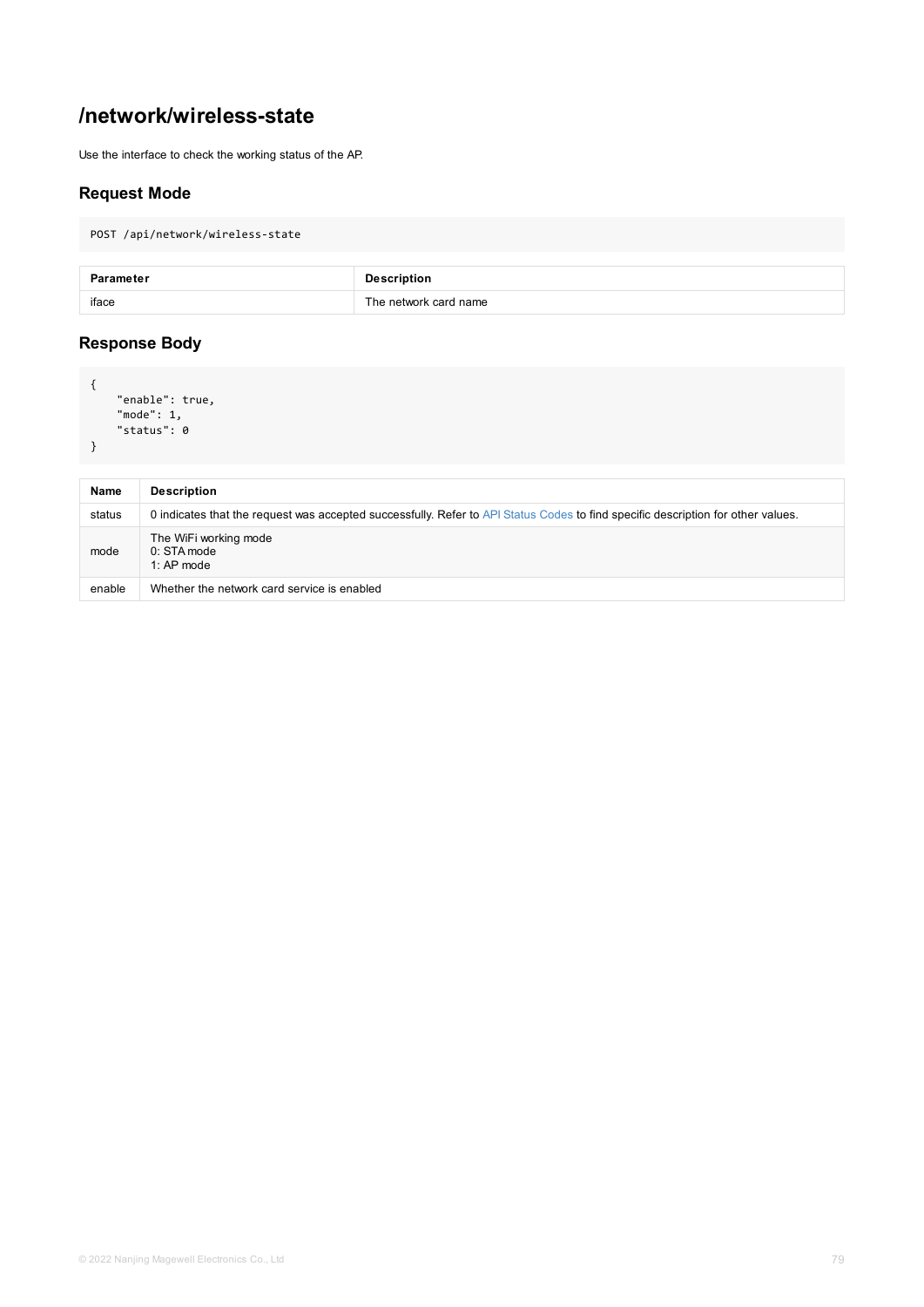# /network/wireless-state

Use the interface to check the working status of the AP.

## Request Mode

```
POST /api/network/wireless-state
```

| Parameter | Description |
| --- | --- |
| iface | The network card name |

## Response Body

```
{
    "enable": true,
    "mode": 1,
    "status": 0
}
```

| Name | Description |
| --- | --- |
| status | 0 indicates that the request was accepted successfully. Refer to API Status Codes to find specific description for other values. |
| mode | The WiFi working mode<br>0: STA mode<br>1: AP mode |
| enable | Whether the network card service is enabled |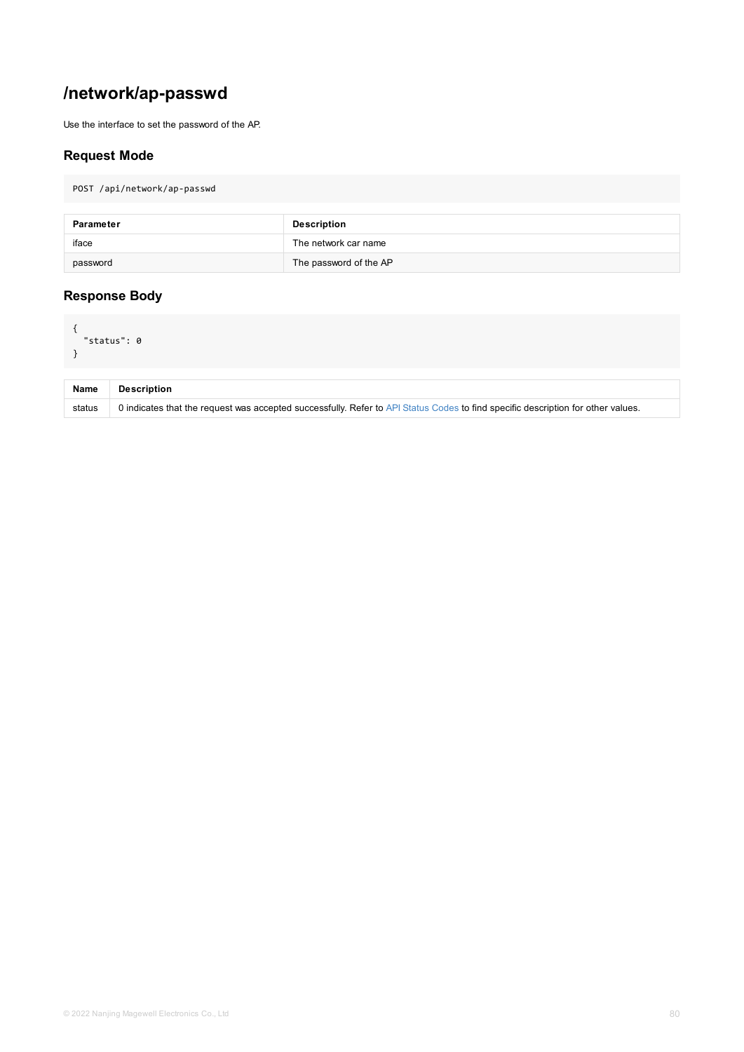# /network/ap-passwd

Use the interface to set the password of the AP.

## Request Mode

```
POST /api/network/ap-passwd
```

| Parameter | Description |
| --- | --- |
| iface | The network car name |
| password | The password of the AP |

## Response Body

```
{
  "status": 0
}
```

| Name | Description |
| --- | --- |
| status | 0 indicates that the request was accepted successfully. Refer to API Status Codes to find specific description for other values. |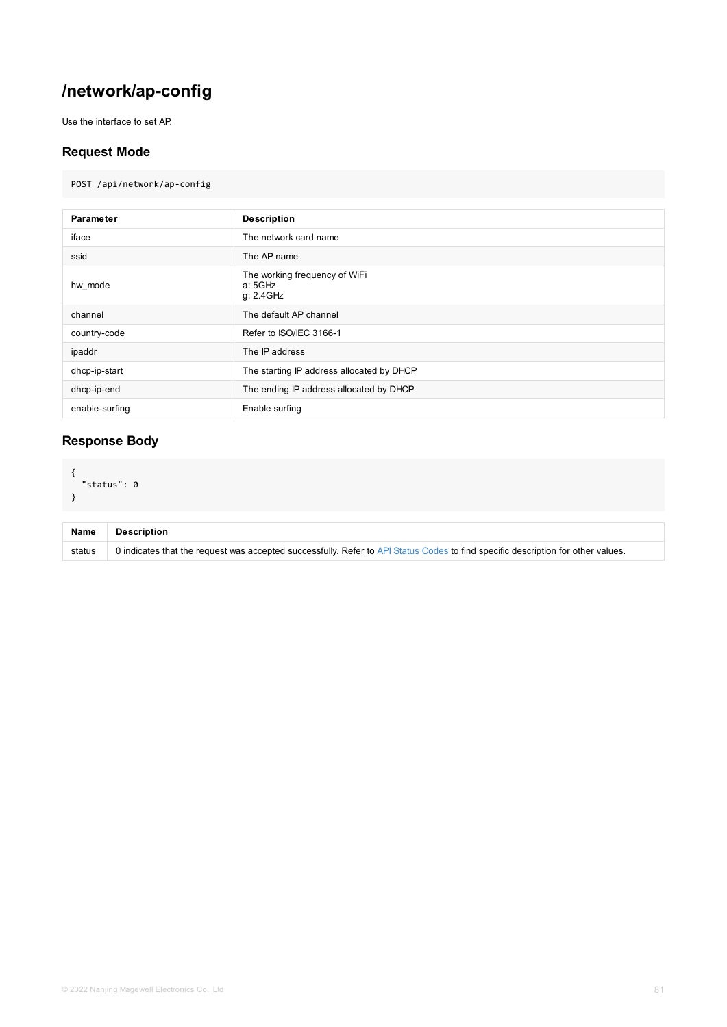# /network/ap-config

Use the interface to set AP.

## Request Mode

```
POST /api/network/ap-config
```

| Parameter | Description |
| --- | --- |
| iface | The network card name |
| ssid | The AP name |
| hw_mode | The working frequency of WiFi<br>a: 5GHz<br>g: 2.4GHz |
| channel | The default AP channel |
| country-code | Refer to ISO/IEC 3166-1 |
| ipaddr | The IP address |
| dhcp-ip-start | The starting IP address allocated by DHCP |
| dhcp-ip-end | The ending IP address allocated by DHCP |
| enable-surfing | Enable surfing |

## Response Body

```
{
  "status": 0
}
```

| Name | Description |
| --- | --- |
| status | 0 indicates that the request was accepted successfully. Refer to API Status Codes to find specific description for other values. |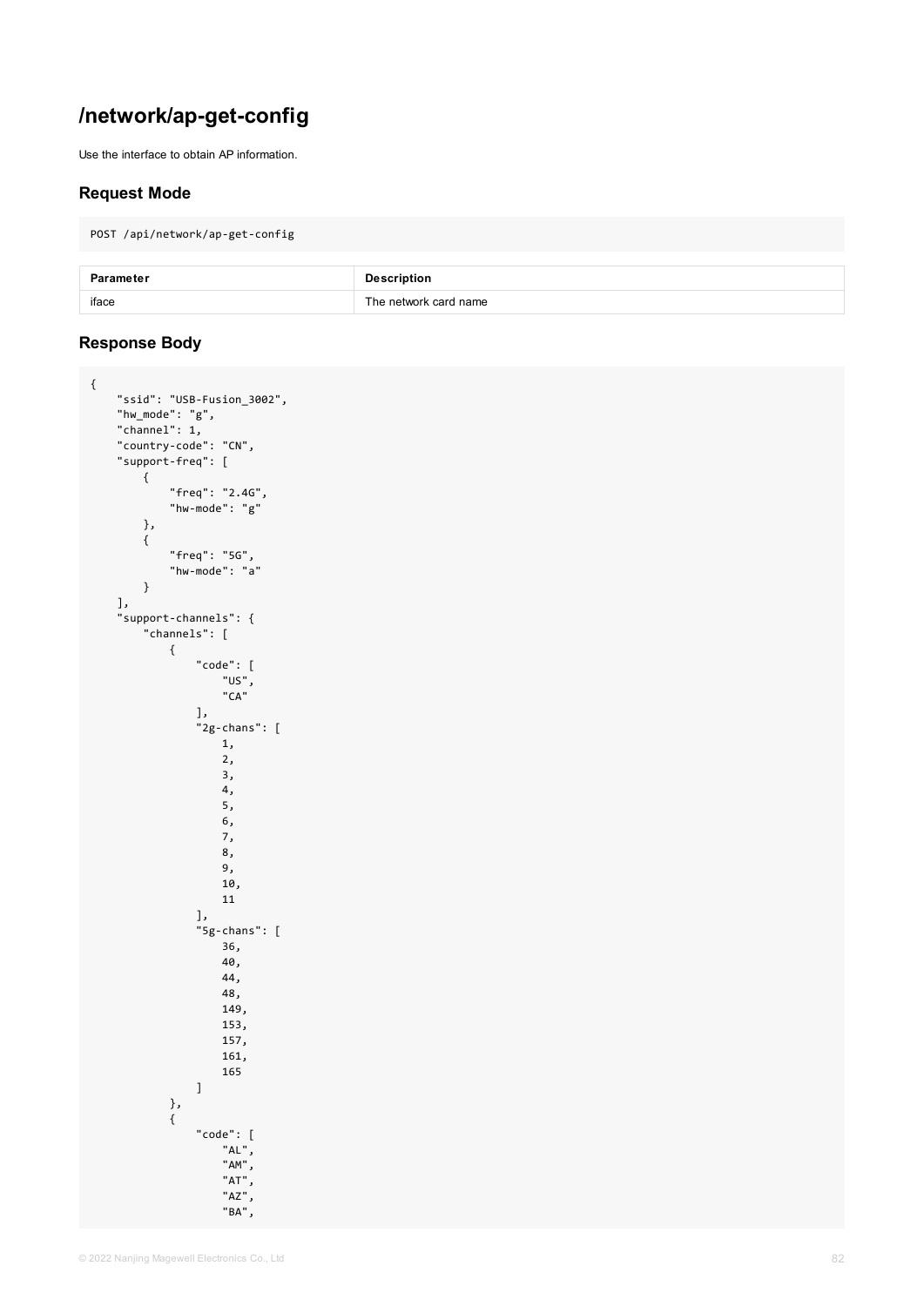# /network/ap-get-config

Use the interface to obtain AP information.

## Request Mode

```
POST /api/network/ap-get-config
```

| Parameter | Description |
| --- | --- |
| iface | The network card name |

## Response Body

```
{
    "ssid": "USB-Fusion_3002",
    "hw_mode": "g",
    "channel": 1,
    "country-code": "CN",
    "support-freq": [
        {
            "freq": "2.4G",
            "hw-mode": "g"
        },
        {
            "freq": "5G",
            "hw-mode": "a"
        }
    ],
    "support-channels": {
        "channels": [
            {
                "code": [
                    "US",
                    "CA"
                ],
                "2g-chans": [
                    1,
                    2,
                    3,
                    4,
                    5,
                    6,
                    7,
                    8,
                    9,
                    10,
                    11
                ],
                "5g-chans": [
                    36,
                    40,
                    44,
                    48,
                    149,
                    153,
                    157,
                    161,
                    165
                ]
            },
            {
                "code": [
                    "AL",
                    "AM",
                    "AT",
                    "AZ",
                    "BA",
```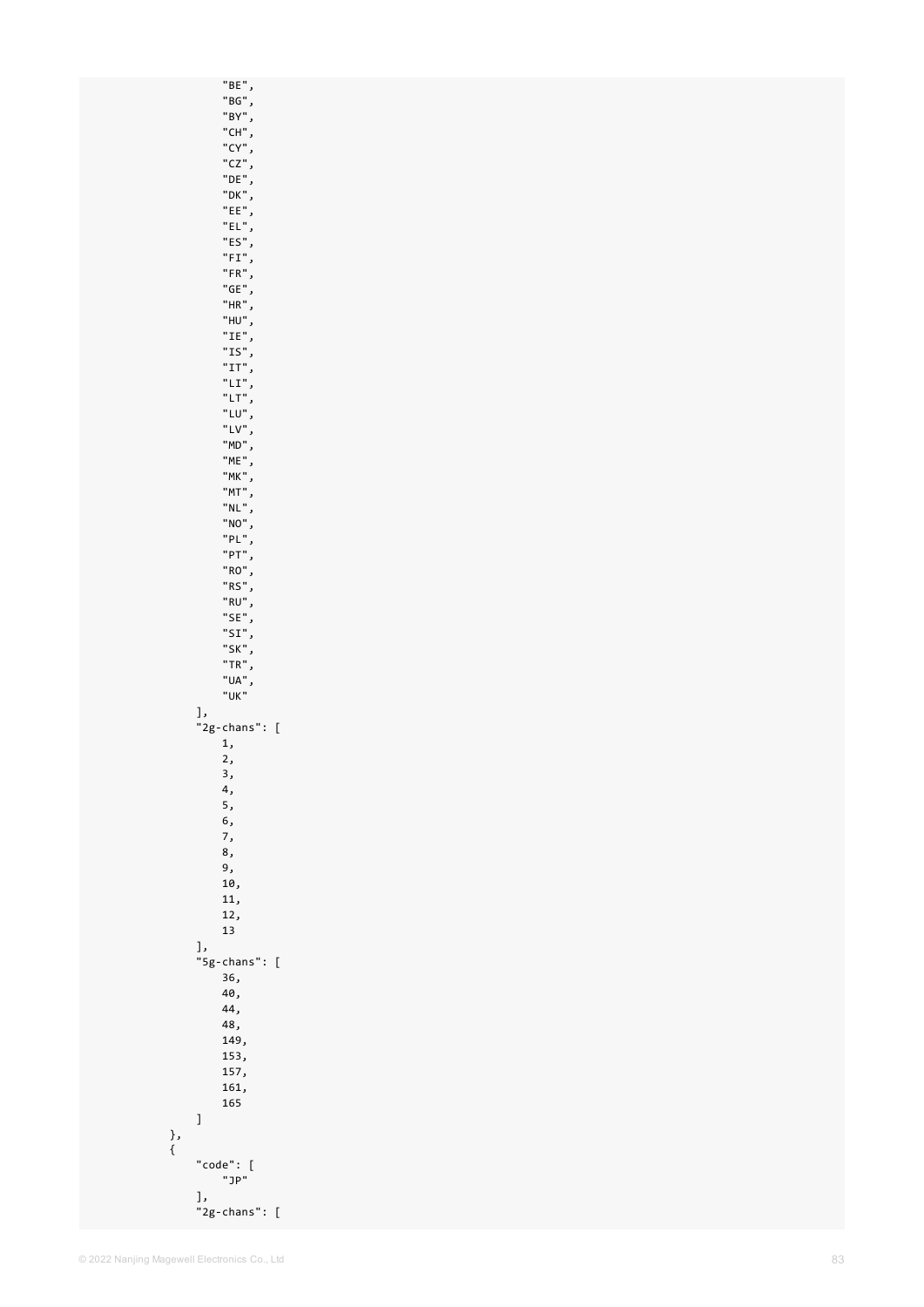```
                "BE",
                "BG",
                "BY",
                "CH",
                "CY",
                "CZ",
                "DE",
                "DK",
                "EE",
                "EL",
                "ES",
                "FI",
                "FR",
                "GE",
                "HR",
                "HU",
                "IE",
                "IS",
                "IT",
                "LI",
                "LT",
                "LU",
                "LV",
                "MD",
                "ME",
                "MK",
                "MT",
                "NL",
                "NO",
                "PL",
                "PT",
                "RO",
                "RS",
                "RU",
                "SE",
                "SI",
                "SK",
                "TR",
                "UA",
                "UK"
            ],
            "2g-chans": [
                1,
                2,
                3,
                4,
                5,
                6,
                7,
                8,
                9,
                10,
                11,
                12,
                13
            ],
            "5g-chans": [
                36,
                40,
                44,
                48,
                149,
                153,
                157,
                161,
                165
            ]
        },
        {
            "code": [
                "JP"
            ],
            "2g-chans": [
```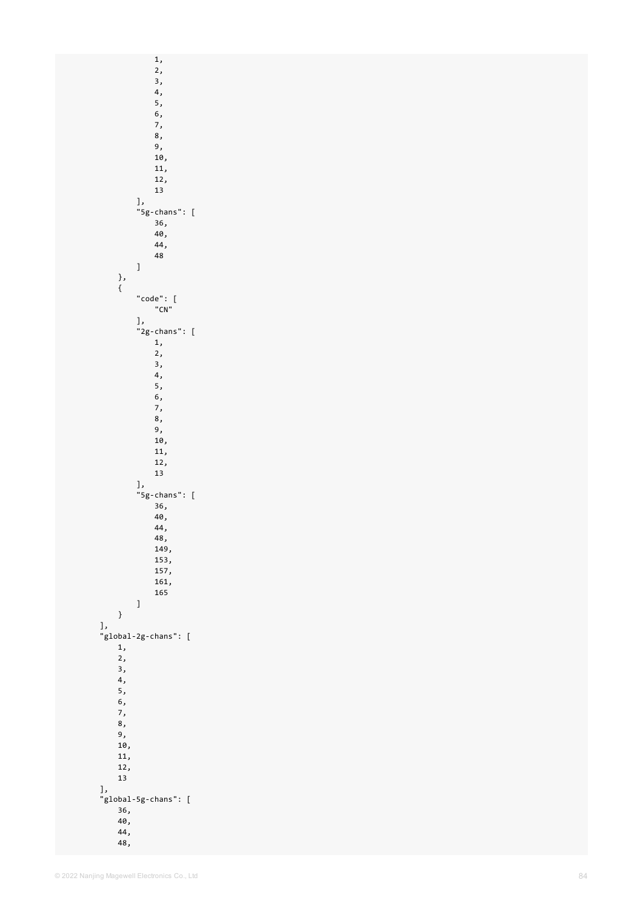```
                1,
                2,
                3,
                4,
                5,
                6,
                7,
                8,
                9,
                10,
                11,
                12,
                13
            ],
            "5g-chans": [
                36,
                40,
                44,
                48
            ]
        },
        {
            "code": [
                "CN"
            ],
            "2g-chans": [
                1,
                2,
                3,
                4,
                5,
                6,
                7,
                8,
                9,
                10,
                11,
                12,
                13
            ],
            "5g-chans": [
                36,
                40,
                44,
                48,
                149,
                153,
                157,
                161,
                165
            ]
        }
    ],
    "global-2g-chans": [
        1,
        2,
        3,
        4,
        5,
        6,
        7,
        8,
        9,
        10,
        11,
        12,
        13
    ],
    "global-5g-chans": [
        36,
        40,
        44,
        48,
```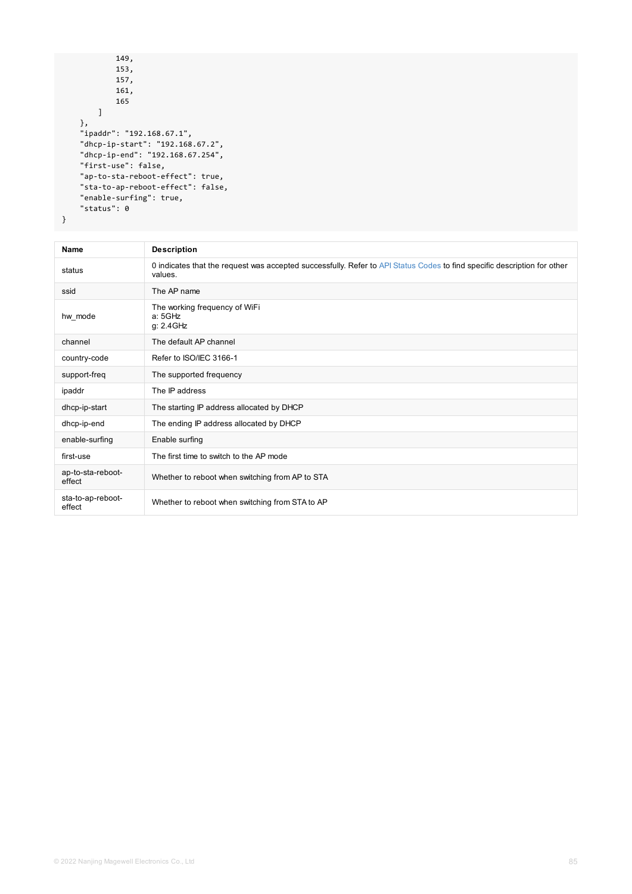```
            149,
            153,
            157,
            161,
            165
        ]
    },
    "ipaddr": "192.168.67.1",
    "dhcp-ip-start": "192.168.67.2",
    "dhcp-ip-end": "192.168.67.254",
    "first-use": false,
    "ap-to-sta-reboot-effect": true,
    "sta-to-ap-reboot-effect": false,
    "enable-surfing": true,
    "status": 0
}
```

| Name | Description |
| --- | --- |
| status | 0 indicates that the request was accepted successfully. Refer to API Status Codes to find specific description for other values. |
| ssid | The AP name |
| hw_mode | The working frequency of WiFi<br>a: 5GHz<br>g: 2.4GHz |
| channel | The default AP channel |
| country-code | Refer to ISO/IEC 3166-1 |
| support-freq | The supported frequency |
| ipaddr | The IP address |
| dhcp-ip-start | The starting IP address allocated by DHCP |
| dhcp-ip-end | The ending IP address allocated by DHCP |
| enable-surfing | Enable surfing |
| first-use | The first time to switch to the AP mode |
| ap-to-sta-reboot-effect | Whether to reboot when switching from AP to STA |
| sta-to-ap-reboot-effect | Whether to reboot when switching from STA to AP |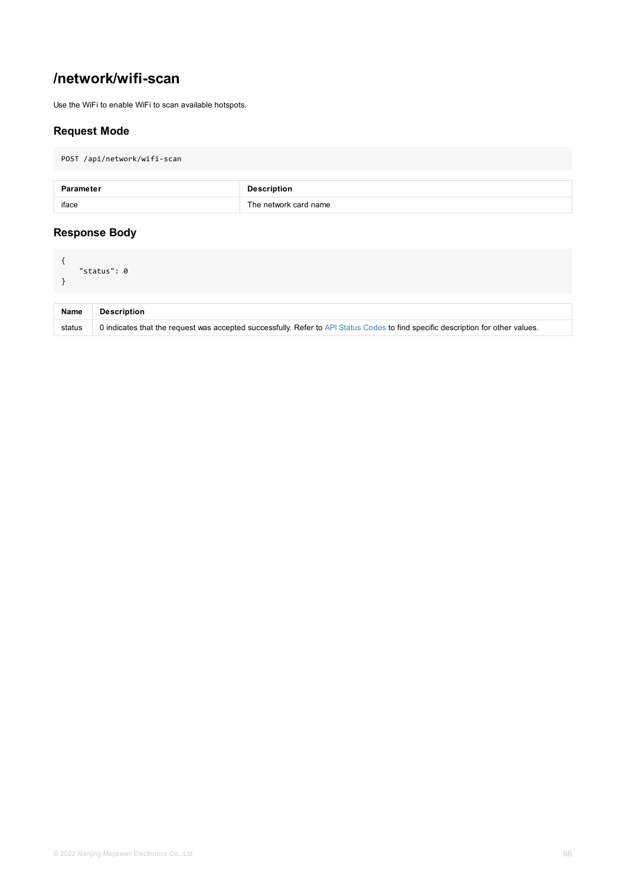# /network/wifi-scan

Use the WiFi to enable WiFi to scan available hotspots.

## Request Mode

```
POST /api/network/wifi-scan
```

| Parameter | Description |
| --- | --- |
| iface | The network card name |

## Response Body

```
{
    "status": 0
}
```

| Name | Description |
| --- | --- |
| status | 0 indicates that the request was accepted successfully. Refer to API Status Codes to find specific description for other values. |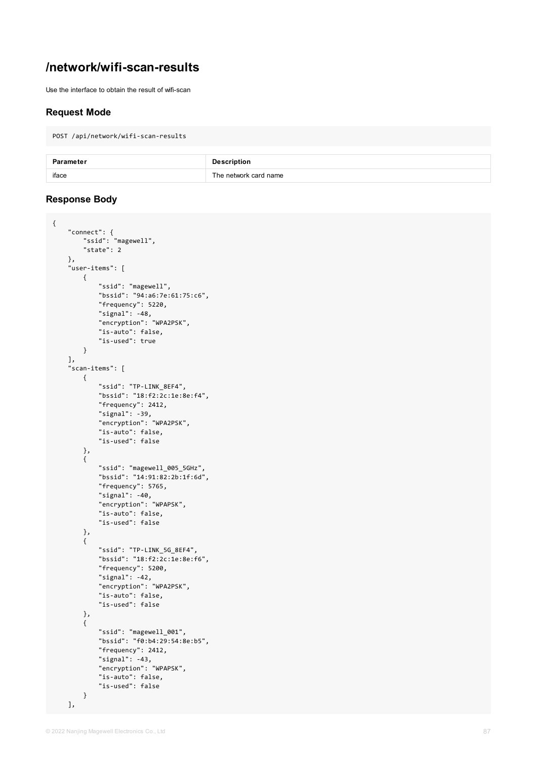## /network/wifi-scan-results

Use the interface to obtain the result of wifi-scan

### Request Mode

```
POST /api/network/wifi-scan-results
```

| Parameter | Description |
| --- | --- |
| iface | The network card name |

### Response Body

```
{
    "connect": {
        "ssid": "magewell",
        "state": 2
    },
    "user-items": [
        {
            "ssid": "magewell",
            "bssid": "94:a6:7e:61:75:c6",
            "frequency": 5220,
            "signal": -48,
            "encryption": "WPA2PSK",
            "is-auto": false,
            "is-used": true
        }
    ],
    "scan-items": [
        {
            "ssid": "TP-LINK_8EF4",
            "bssid": "18:f2:2c:1e:8e:f4",
            "frequency": 2412,
            "signal": -39,
            "encryption": "WPA2PSK",
            "is-auto": false,
            "is-used": false
        },
        {
            "ssid": "magewell_005_5GHz",
            "bssid": "14:91:82:2b:1f:6d",
            "frequency": 5765,
            "signal": -40,
            "encryption": "WPAPSK",
            "is-auto": false,
            "is-used": false
        },
        {
            "ssid": "TP-LINK_5G_8EF4",
            "bssid": "18:f2:2c:1e:8e:f6",
            "frequency": 5200,
            "signal": -42,
            "encryption": "WPA2PSK",
            "is-auto": false,
            "is-used": false
        },
        {
            "ssid": "magewell_001",
            "bssid": "f0:b4:29:54:8e:b5",
            "frequency": 2412,
            "signal": -43,
            "encryption": "WPAPSK",
            "is-auto": false,
            "is-used": false
        }
    ],
```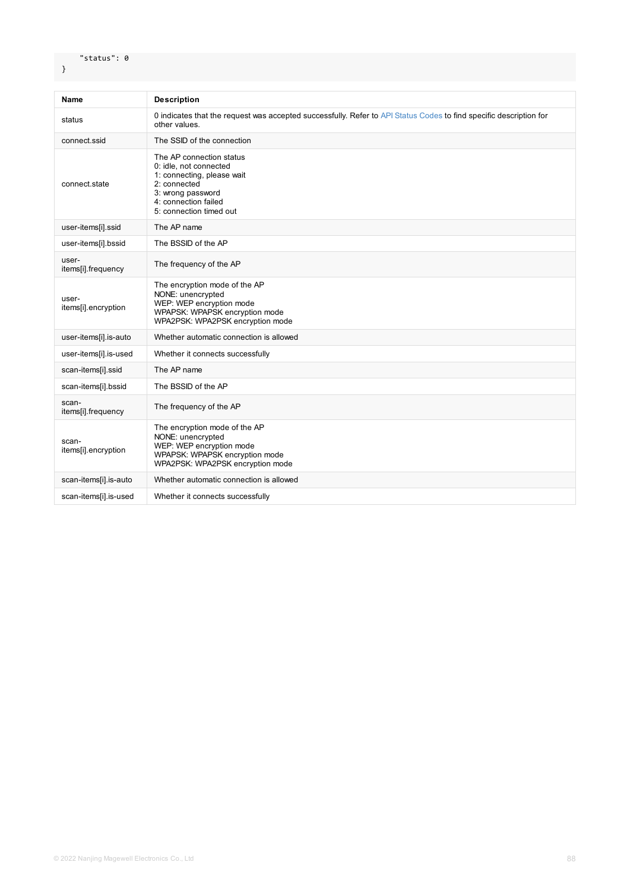```
    "status": 0
}
```

| Name | Description |
| --- | --- |
| status | 0 indicates that the request was accepted successfully. Refer to API Status Codes to find specific description for other values. |
| connect.ssid | The SSID of the connection |
| connect.state | The AP connection status<br>0: idle, not connected<br>1: connecting, please wait<br>2: connected<br>3: wrong password<br>4: connection failed<br>5: connection timed out |
| user-items[i].ssid | The AP name |
| user-items[i].bssid | The BSSID of the AP |
| user-items[i].frequency | The frequency of the AP |
| user-items[i].encryption | The encryption mode of the AP<br>NONE: unencrypted<br>WEP: WEP encryption mode<br>WPAPSK: WPAPSK encryption mode<br>WPA2PSK: WPA2PSK encryption mode |
| user-items[i].is-auto | Whether automatic connection is allowed |
| user-items[i].is-used | Whether it connects successfully |
| scan-items[i].ssid | The AP name |
| scan-items[i].bssid | The BSSID of the AP |
| scan-items[i].frequency | The frequency of the AP |
| scan-items[i].encryption | The encryption mode of the AP<br>NONE: unencrypted<br>WEP: WEP encryption mode<br>WPAPSK: WPAPSK encryption mode<br>WPA2PSK: WPA2PSK encryption mode |
| scan-items[i].is-auto | Whether automatic connection is allowed |
| scan-items[i].is-used | Whether it connects successfully |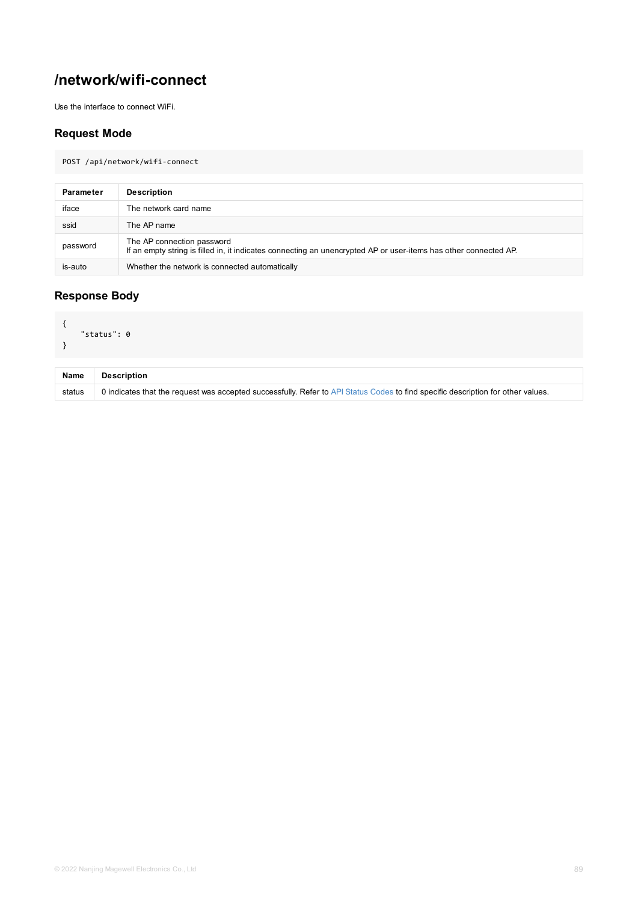# /network/wifi-connect

Use the interface to connect WiFi.

## Request Mode

```
POST /api/network/wifi-connect
```

| Parameter | Description |
| --- | --- |
| iface | The network card name |
| ssid | The AP name |
| password | The AP connection password<br>If an empty string is filled in, it indicates connecting an unencrypted AP or user-items has other connected AP. |
| is-auto | Whether the network is connected automatically |

## Response Body

```
{
    "status": 0
}
```

| Name | Description |
| --- | --- |
| status | 0 indicates that the request was accepted successfully. Refer to API Status Codes to find specific description for other values. |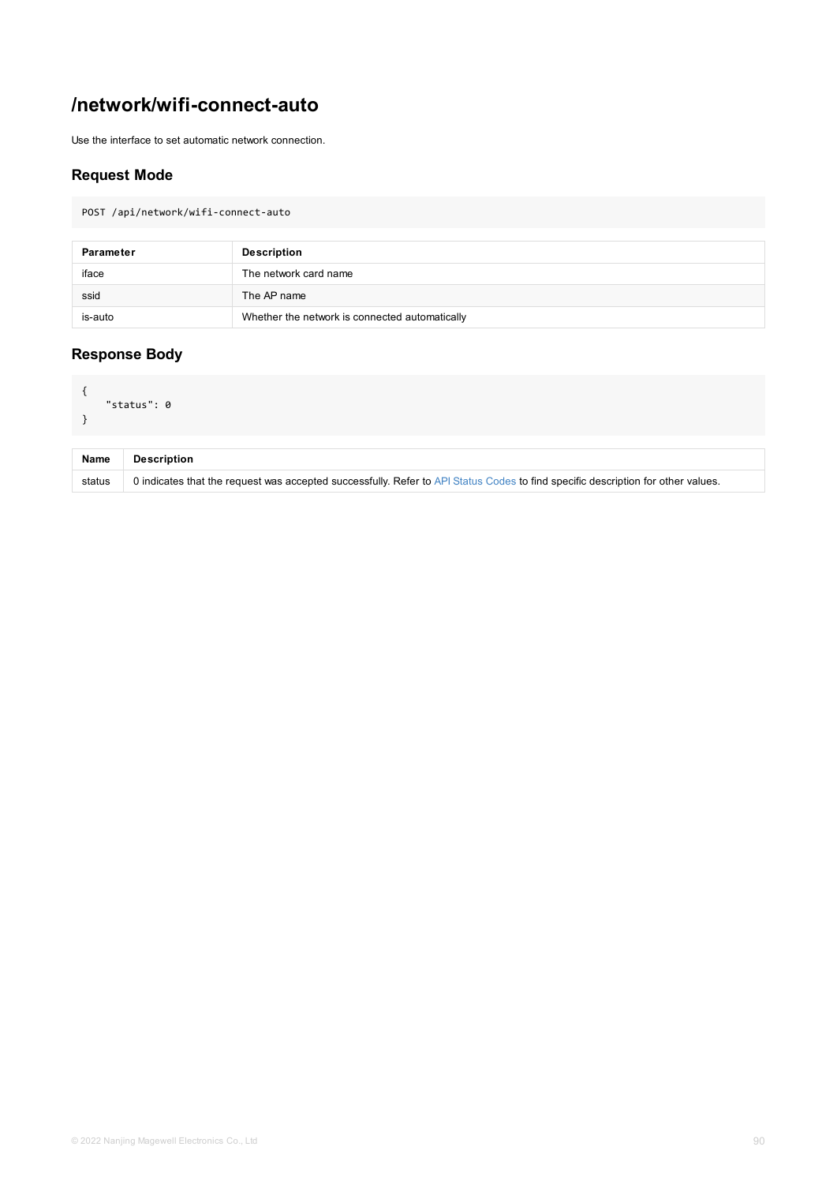# /network/wifi-connect-auto

Use the interface to set automatic network connection.

## Request Mode

```
POST /api/network/wifi-connect-auto
```

| Parameter | Description |
|---|---|
| iface | The network card name |
| ssid | The AP name |
| is-auto | Whether the network is connected automatically |

## Response Body

```
{
    "status": 0
}
```

| Name | Description |
|---|---|
| status | 0 indicates that the request was accepted successfully. Refer to API Status Codes to find specific description for other values. |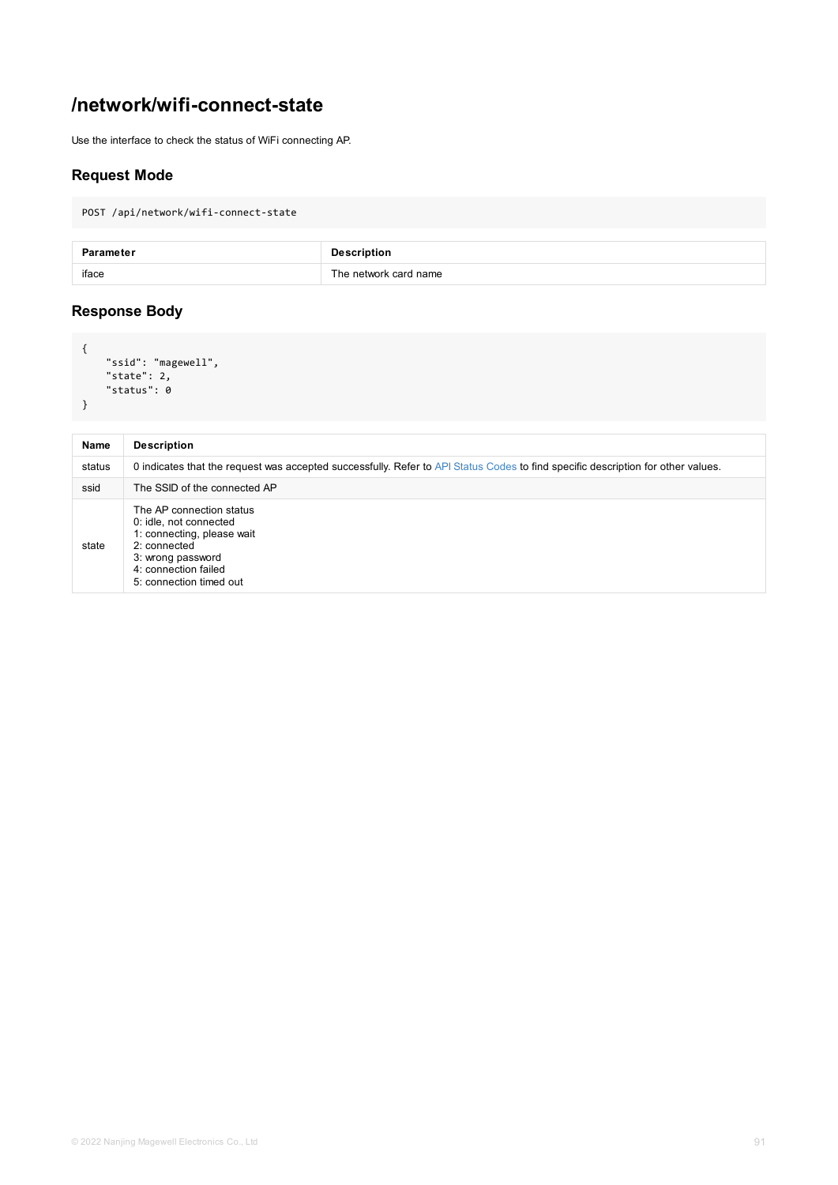# /network/wifi-connect-state

Use the interface to check the status of WiFi connecting AP.

## Request Mode

```
POST /api/network/wifi-connect-state
```

| Parameter | Description |
| --- | --- |
| iface | The network card name |

## Response Body

```
{
    "ssid": "magewell",
    "state": 2,
    "status": 0
}
```

| Name | Description |
| --- | --- |
| status | 0 indicates that the request was accepted successfully. Refer to API Status Codes to find specific description for other values. |
| ssid | The SSID of the connected AP |
| state | The AP connection status<br>0: idle, not connected<br>1: connecting, please wait<br>2: connected<br>3: wrong password<br>4: connection failed<br>5: connection timed out |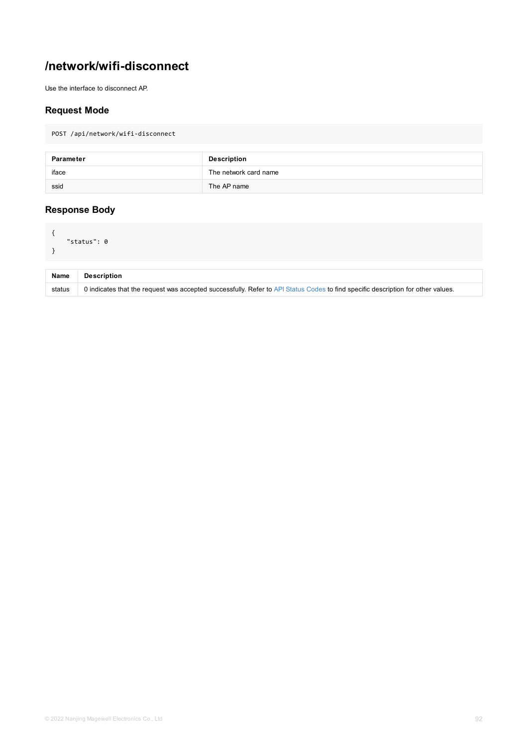# /network/wifi-disconnect

Use the interface to disconnect AP.

## Request Mode

```
POST /api/network/wifi-disconnect
```

| Parameter | Description |
| --- | --- |
| iface | The network card name |
| ssid | The AP name |

## Response Body

```
{
    "status": 0
}
```

| Name | Description |
| --- | --- |
| status | 0 indicates that the request was accepted successfully. Refer to API Status Codes to find specific description for other values. |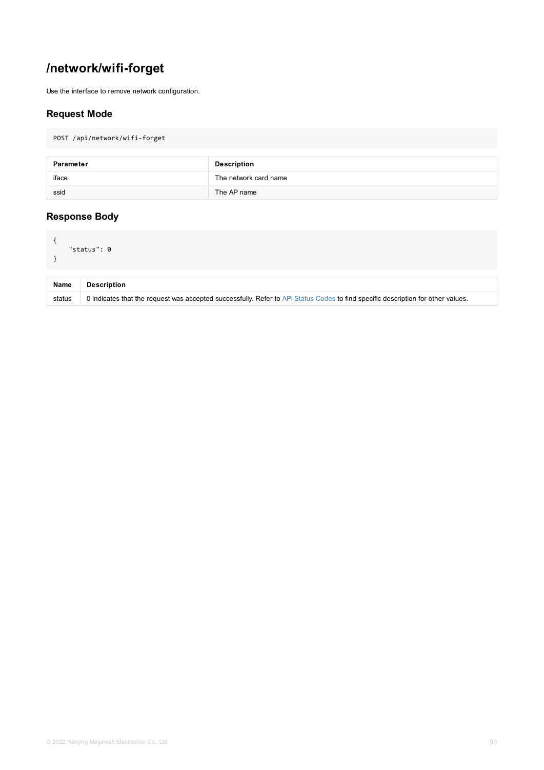# /network/wifi-forget

Use the interface to remove network configuration.

## Request Mode

```
POST /api/network/wifi-forget
```

| Parameter | Description |
| --- | --- |
| iface | The network card name |
| ssid | The AP name |

## Response Body

```
{
    "status": 0
}
```

| Name | Description |
| --- | --- |
| status | 0 indicates that the request was accepted successfully. Refer to API Status Codes to find specific description for other values. |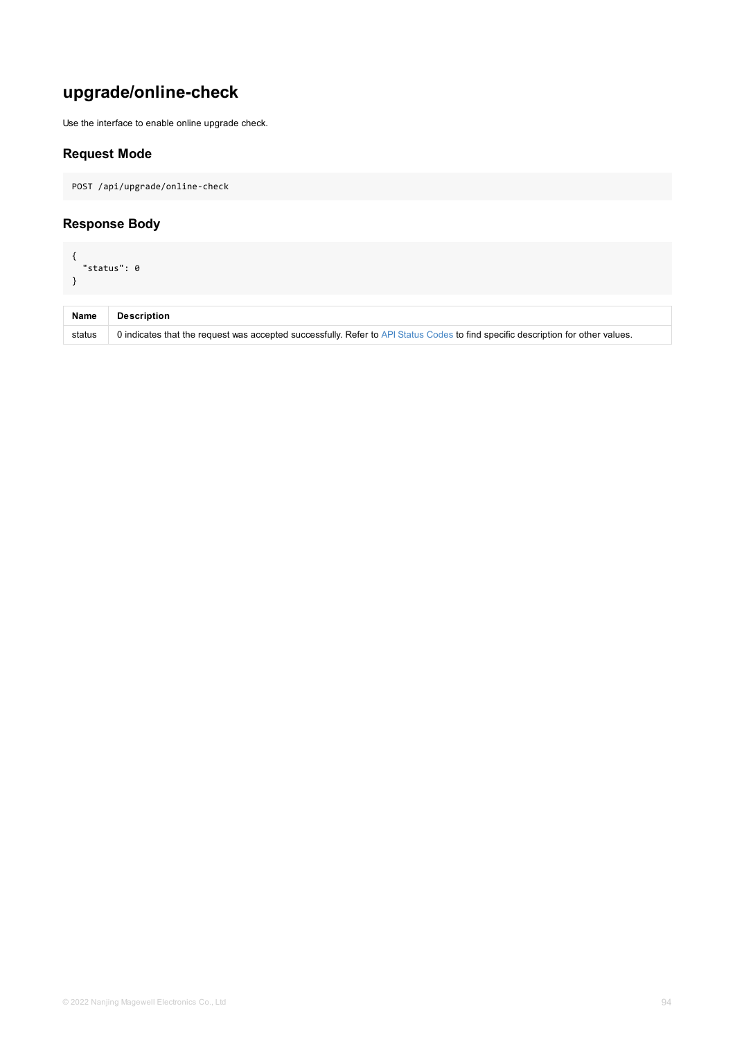## upgrade/online-check

Use the interface to enable online upgrade check.

### Request Mode

```
POST /api/upgrade/online-check
```

### Response Body

```
{
  "status": 0
}
```

| Name | Description |
| --- | --- |
| status | 0 indicates that the request was accepted successfully. Refer to API Status Codes to find specific description for other values. |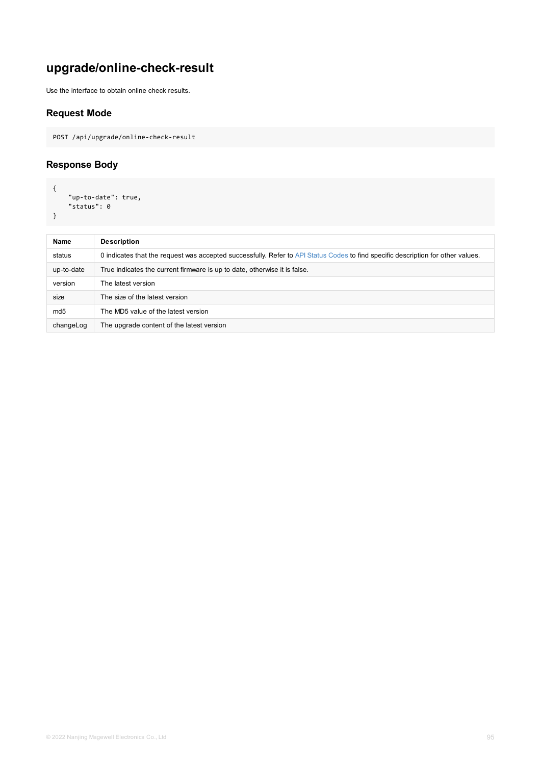## upgrade/online-check-result

Use the interface to obtain online check results.

### Request Mode

```
POST /api/upgrade/online-check-result
```

### Response Body

```
{
    "up-to-date": true,
    "status": 0
}
```

| Name | Description |
| --- | --- |
| status | 0 indicates that the request was accepted successfully. Refer to API Status Codes to find specific description for other values. |
| up-to-date | True indicates the current firmware is up to date, otherwise it is false. |
| version | The latest version |
| size | The size of the latest version |
| md5 | The MD5 value of the latest version |
| changeLog | The upgrade content of the latest version |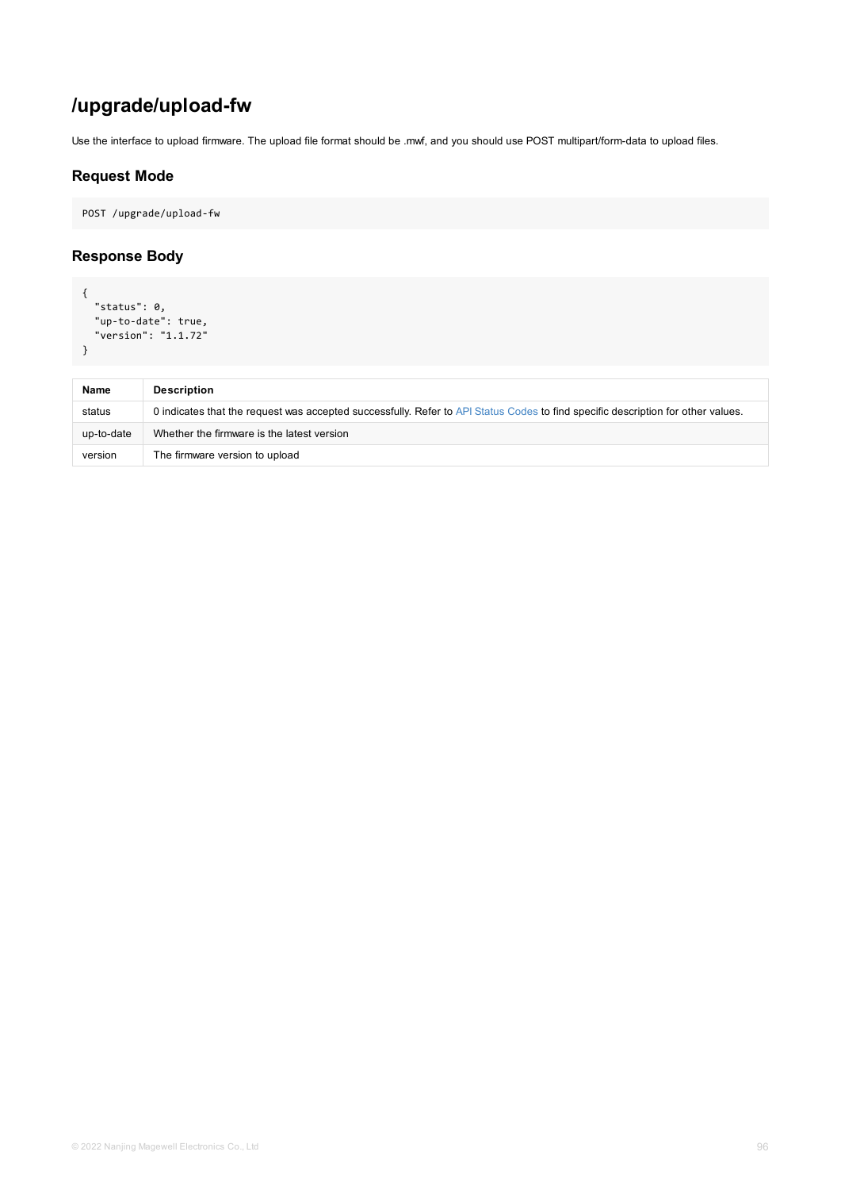# /upgrade/upload-fw

Use the interface to upload firmware. The upload file format should be .mwf, and you should use POST multipart/form-data to upload files.

## Request Mode

```
POST /upgrade/upload-fw
```

## Response Body

```
{
  "status": 0,
  "up-to-date": true,
  "version": "1.1.72"
}
```

| Name | Description |
| --- | --- |
| status | 0 indicates that the request was accepted successfully. Refer to API Status Codes to find specific description for other values. |
| up-to-date | Whether the firmware is the latest version |
| version | The firmware version to upload |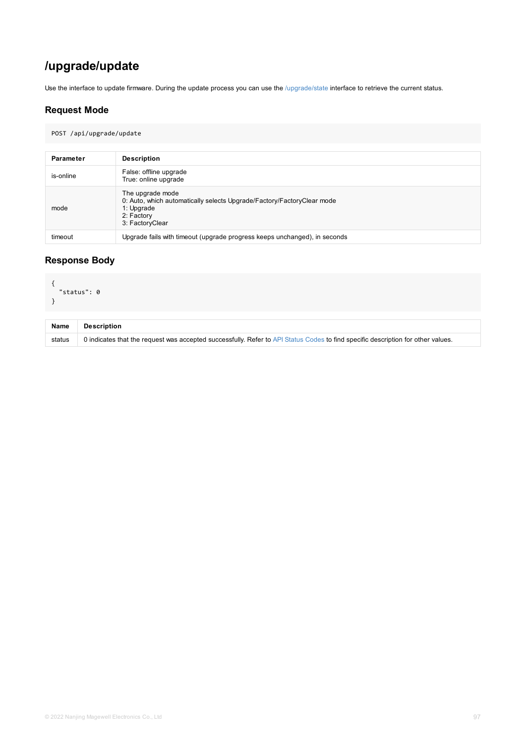# /upgrade/update

Use the interface to update firmware. During the update process you can use the /upgrade/state interface to retrieve the current status.

## Request Mode

```
POST /api/upgrade/update
```

| Parameter | Description |
| --- | --- |
| is-online | False: offline upgrade<br>True: online upgrade |
| mode | The upgrade mode<br>0: Auto, which automatically selects Upgrade/Factory/FactoryClear mode<br>1: Upgrade<br>2: Factory<br>3: FactoryClear |
| timeout | Upgrade fails with timeout (upgrade progress keeps unchanged), in seconds |

## Response Body

```
{
  "status": 0
}
```

| Name | Description |
| --- | --- |
| status | 0 indicates that the request was accepted successfully. Refer to API Status Codes to find specific description for other values. |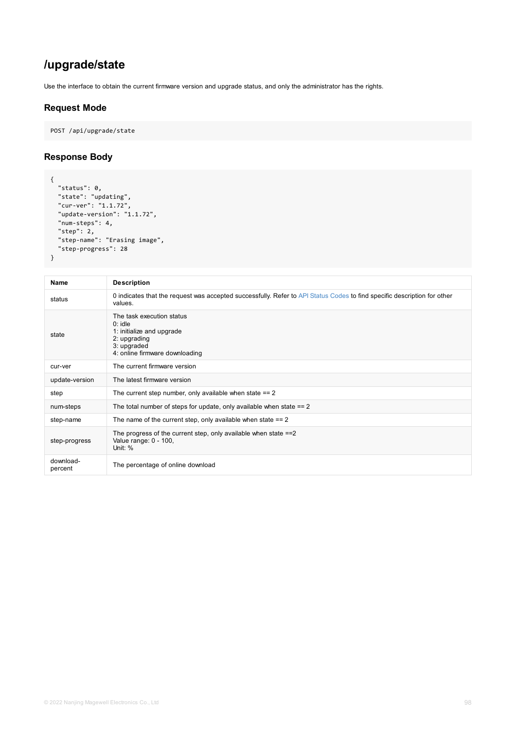# /upgrade/state

Use the interface to obtain the current firmware version and upgrade status, and only the administrator has the rights.

## Request Mode

```
POST /api/upgrade/state
```

## Response Body

```
{
  "status": 0,
  "state": "updating",
  "cur-ver": "1.1.72",
  "update-version": "1.1.72",
  "num-steps": 4,
  "step": 2,
  "step-name": "Erasing image",
  "step-progress": 28
}
```

| Name | Description |
| --- | --- |
| status | 0 indicates that the request was accepted successfully. Refer to API Status Codes to find specific description for other values. |
| state | The task execution status<br>0: idle<br>1: initialize and upgrade<br>2: upgrading<br>3: upgraded<br>4: online firmware downloading |
| cur-ver | The current firmware version |
| update-version | The latest firmware version |
| step | The current step number, only available when state == 2 |
| num-steps | The total number of steps for update, only available when state == 2 |
| step-name | The name of the current step, only available when state == 2 |
| step-progress | The progress of the current step, only available when state ==2<br>Value range: 0 - 100,<br>Unit: % |
| download-percent | The percentage of online download |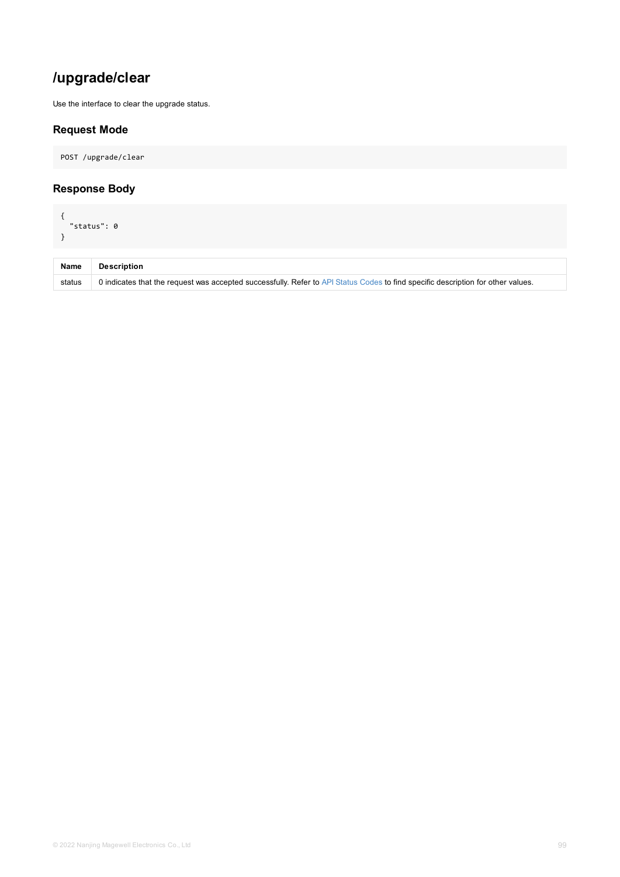# /upgrade/clear

Use the interface to clear the upgrade status.

## Request Mode

```
POST /upgrade/clear
```

## Response Body

```
{
  "status": 0
}
```

| Name | Description |
| --- | --- |
| status | 0 indicates that the request was accepted successfully. Refer to API Status Codes to find specific description for other values. |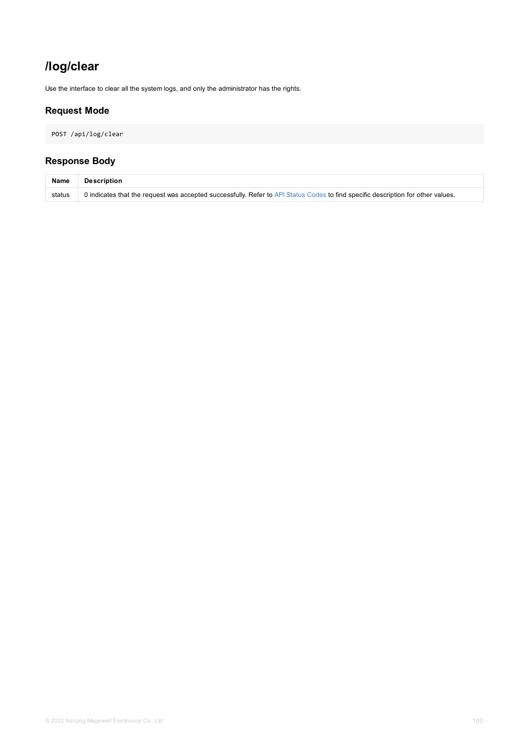# /log/clear

Use the interface to clear all the system logs, and only the administrator has the rights.

## Request Mode

```
POST /api/log/clear
```

## Response Body

| Name | Description |
| --- | --- |
| status | 0 indicates that the request was accepted successfully. Refer to API Status Codes to find specific description for other values. |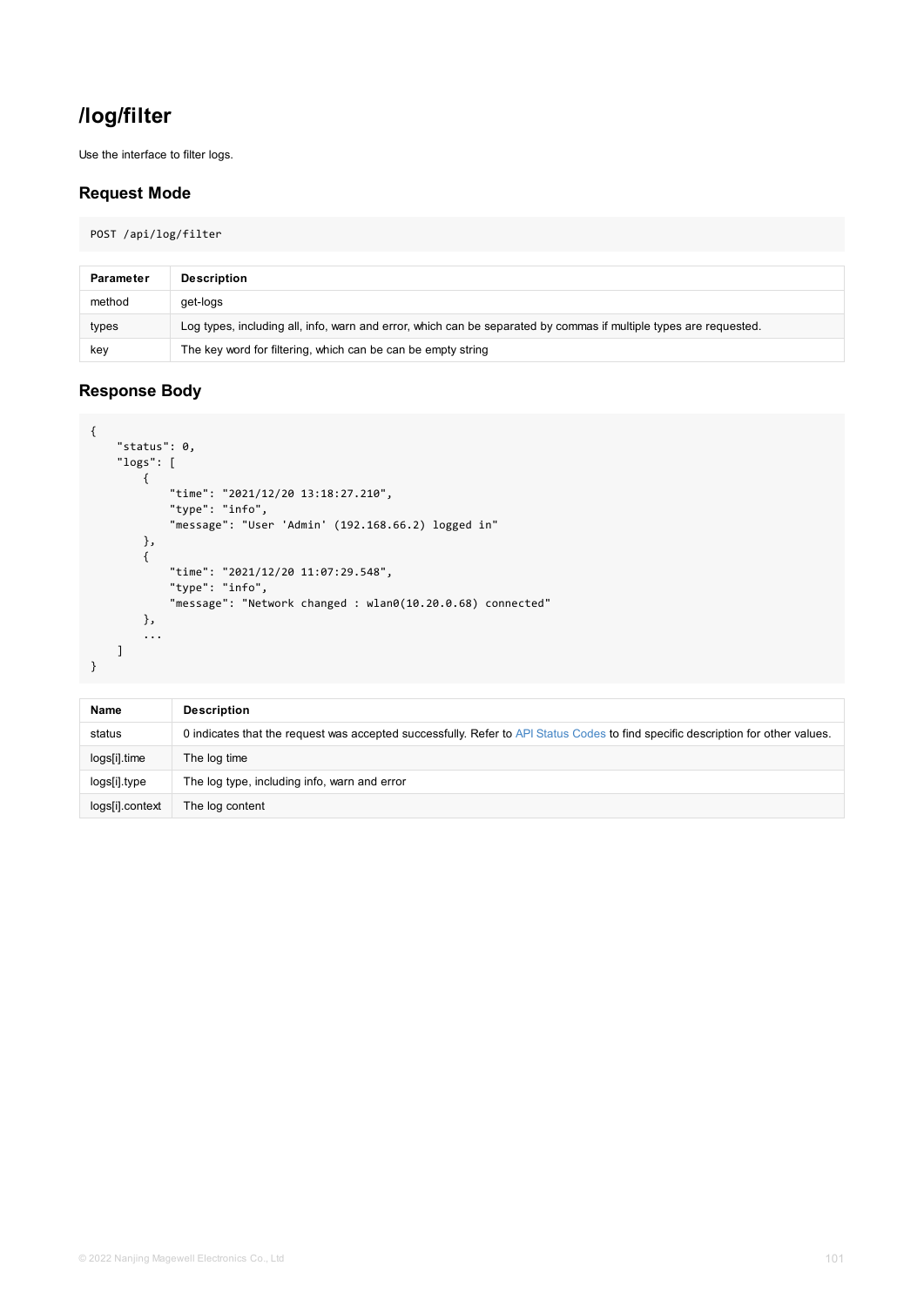# /log/filter

Use the interface to filter logs.

## Request Mode

```
POST /api/log/filter
```

| Parameter | Description |
| --- | --- |
| method | get-logs |
| types | Log types, including all, info, warn and error, which can be separated by commas if multiple types are requested. |
| key | The key word for filtering, which can be can be empty string |

## Response Body

```
{
    "status": 0,
    "logs": [
        {
            "time": "2021/12/20 13:18:27.210",
            "type": "info",
            "message": "User 'Admin' (192.168.66.2) logged in"
        },
        {
            "time": "2021/12/20 11:07:29.548",
            "type": "info",
            "message": "Network changed : wlan0(10.20.0.68) connected"
        },
        ...
    ]
}
```

| Name | Description |
| --- | --- |
| status | 0 indicates that the request was accepted successfully. Refer to API Status Codes to find specific description for other values. |
| logs[i].time | The log time |
| logs[i].type | The log type, including info, warn and error |
| logs[i].context | The log content |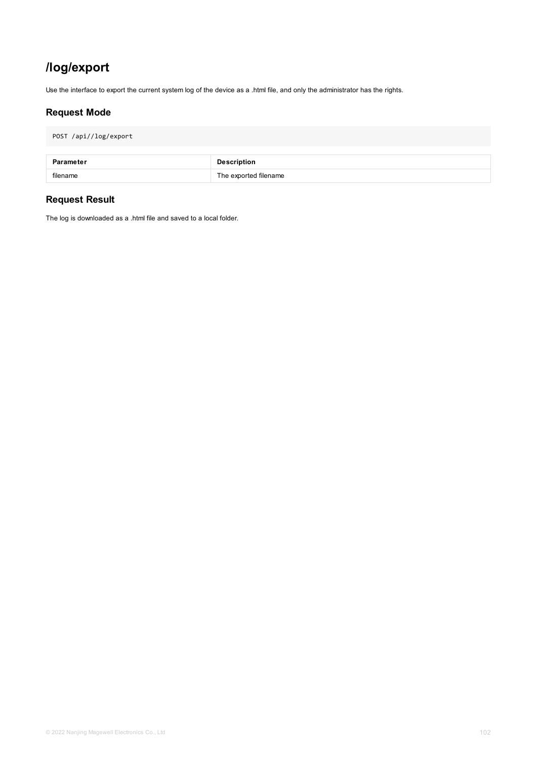# /log/export

Use the interface to export the current system log of the device as a .html file, and only the administrator has the rights.

## Request Mode

```
POST /api//log/export
```

| Parameter | Description |
| --- | --- |
| filename | The exported filename |

## Request Result

The log is downloaded as a .html file and saved to a local folder.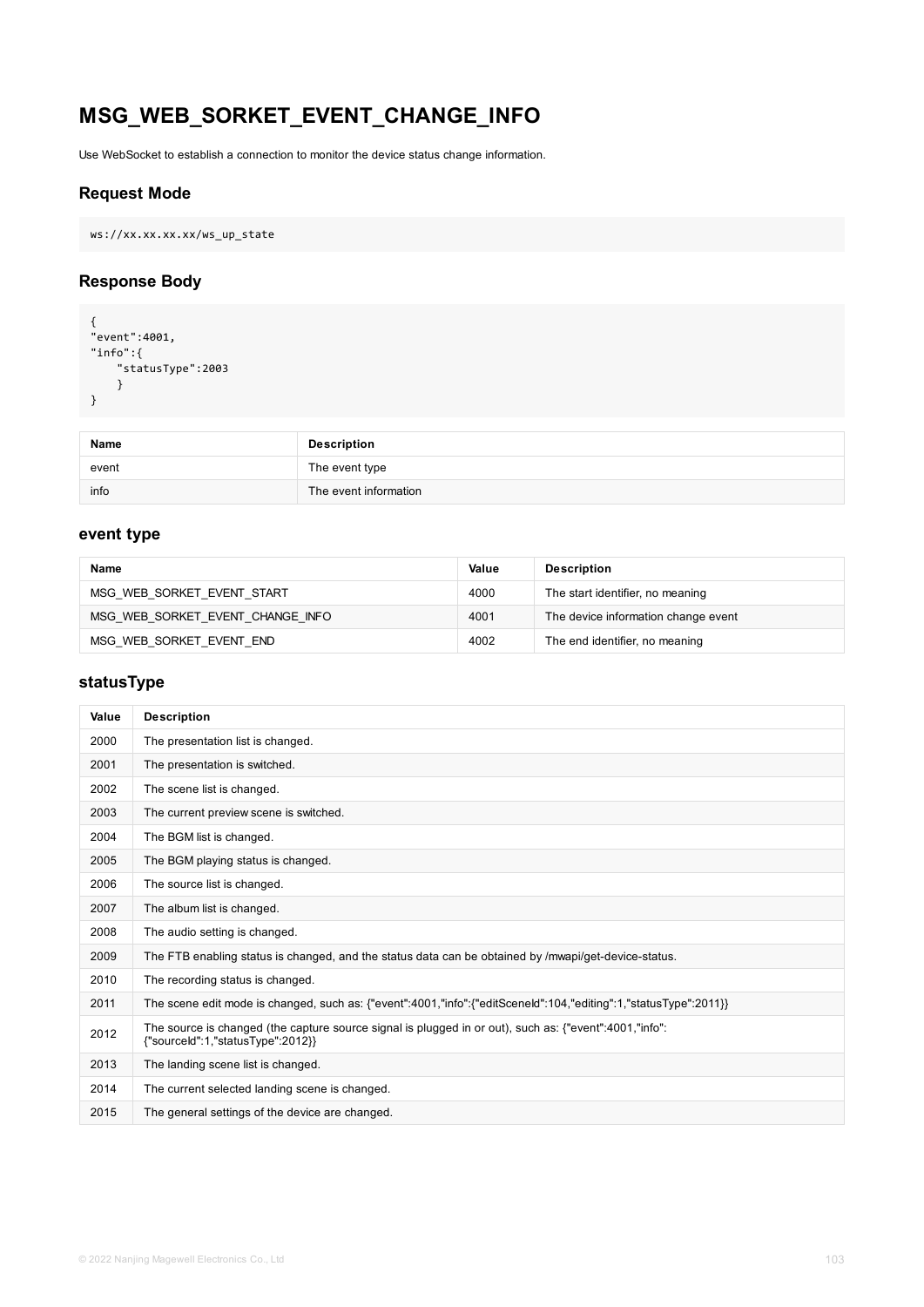# MSG_WEB_SORKET_EVENT_CHANGE_INFO

Use WebSocket to establish a connection to monitor the device status change information.

## Request Mode

```
ws://xx.xx.xx.xx/ws_up_state
```

## Response Body

```
{
"event":4001,
"info":{
    "statusType":2003
    }
}
```

| Name | Description |
| --- | --- |
| event | The event type |
| info | The event information |

### event type

| Name | Value | Description |
| --- | --- | --- |
| MSG_WEB_SORKET_EVENT_START | 4000 | The start identifier, no meaning |
| MSG_WEB_SORKET_EVENT_CHANGE_INFO | 4001 | The device information change event |
| MSG_WEB_SORKET_EVENT_END | 4002 | The end identifier, no meaning |

### statusType

| Value | Description |
| --- | --- |
| 2000 | The presentation list is changed. |
| 2001 | The presentation is switched. |
| 2002 | The scene list is changed. |
| 2003 | The current preview scene is switched. |
| 2004 | The BGM list is changed. |
| 2005 | The BGM playing status is changed. |
| 2006 | The source list is changed. |
| 2007 | The album list is changed. |
| 2008 | The audio setting is changed. |
| 2009 | The FTB enabling status is changed, and the status data can be obtained by /mwapi/get-device-status. |
| 2010 | The recording status is changed. |
| 2011 | The scene edit mode is changed, such as: {"event":4001,"info":{"editSceneId":104,"editing":1,"statusType":2011}} |
| 2012 | The source is changed (the capture source signal is plugged in or out), such as: {"event":4001,"info":{"sourceId":1,"statusType":2012}} |
| 2013 | The landing scene list is changed. |
| 2014 | The current selected landing scene is changed. |
| 2015 | The general settings of the device are changed. |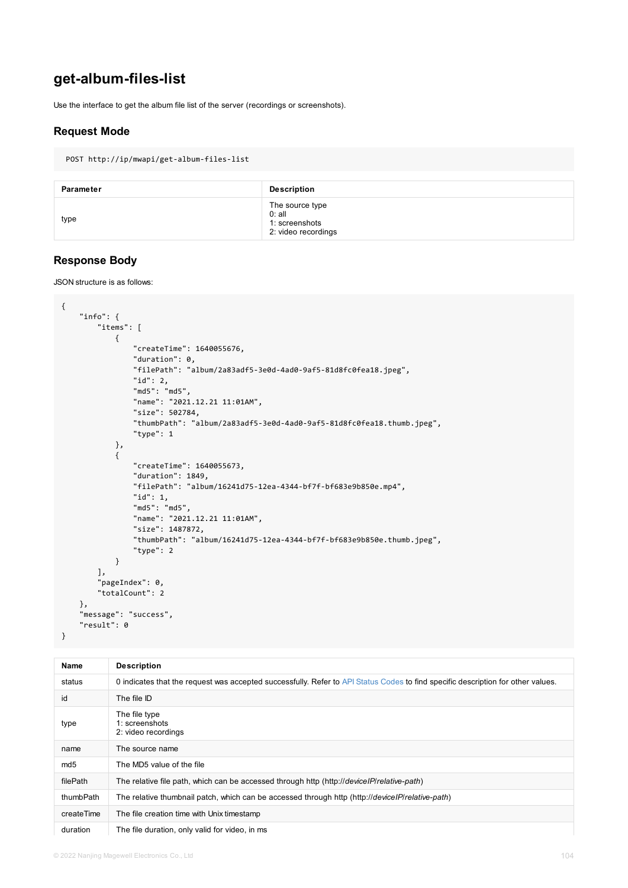## get-album-files-list

Use the interface to get the album file list of the server (recordings or screenshots).

### Request Mode

```
POST http://ip/mwapi/get-album-files-list
```

| Parameter | Description |
| --- | --- |
| type | The source type<br>0: all<br>1: screenshots<br>2: video recordings |

### Response Body

JSON structure is as follows:

```
{
    "info": {
        "items": [
            {
                "createTime": 1640055676,
                "duration": 0,
                "filePath": "album/2a83adf5-3e0d-4ad0-9af5-81d8fc0fea18.jpeg",
                "id": 2,
                "md5": "md5",
                "name": "2021.12.21 11:01AM",
                "size": 502784,
                "thumbPath": "album/2a83adf5-3e0d-4ad0-9af5-81d8fc0fea18.thumb.jpeg",
                "type": 1
            },
            {
                "createTime": 1640055673,
                "duration": 1849,
                "filePath": "album/16241d75-12ea-4344-bf7f-bf683e9b850e.mp4",
                "id": 1,
                "md5": "md5",
                "name": "2021.12.21 11:01AM",
                "size": 1487872,
                "thumbPath": "album/16241d75-12ea-4344-bf7f-bf683e9b850e.thumb.jpeg",
                "type": 2
            }
        ],
        "pageIndex": 0,
        "totalCount": 2
    },
    "message": "success",
    "result": 0
}
```

| Name | Description |
| --- | --- |
| status | 0 indicates that the request was accepted successfully. Refer to API Status Codes to find specific description for other values. |
| id | The file ID |
| type | The file type<br>1: screenshots<br>2: video recordings |
| name | The source name |
| md5 | The MD5 value of the file |
| filePath | The relative file path, which can be accessed through http (http://*deviceIP*/*relative-path*) |
| thumbPath | The relative thumbnail patch, which can be accessed through http (http://*deviceIP*/*relative-path*) |
| createTime | The file creation time with Unix timestamp |
| duration | The file duration, only valid for video, in ms |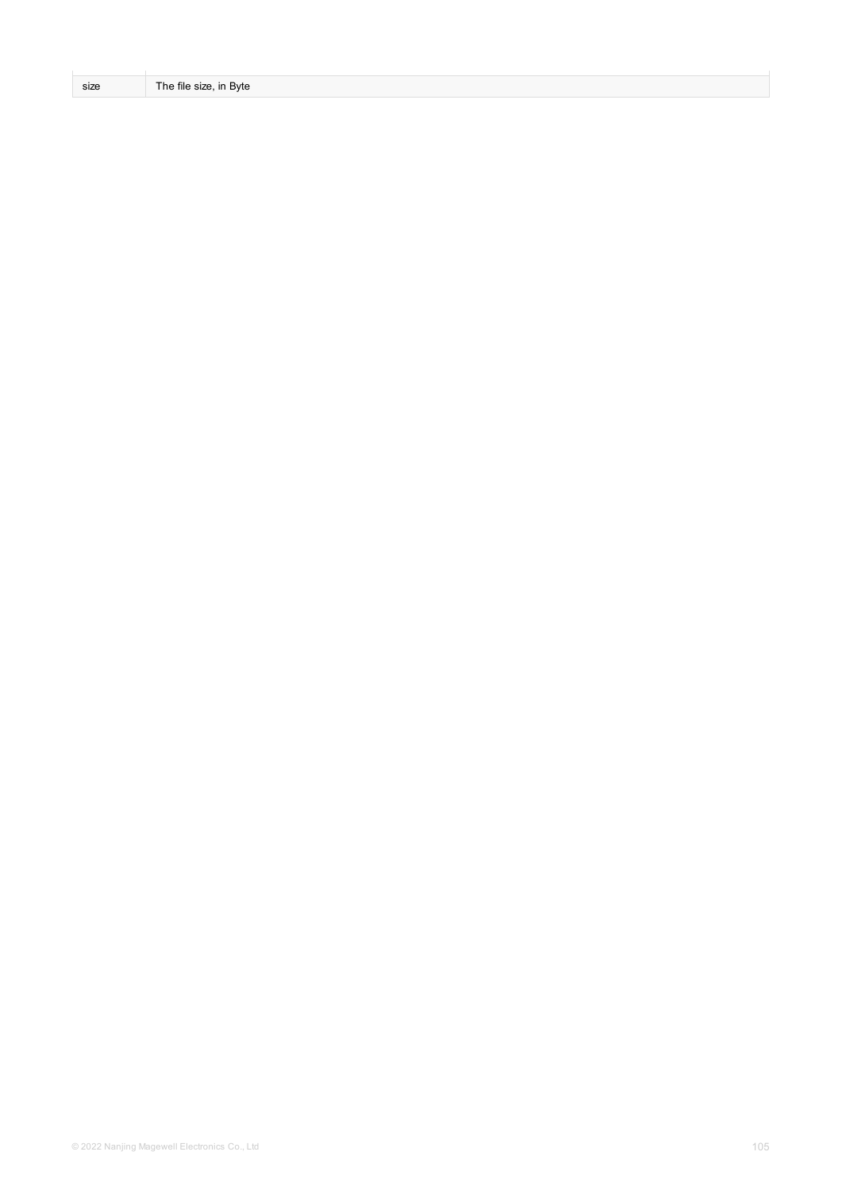| | |
|---|---|
| size | The file size, in Byte |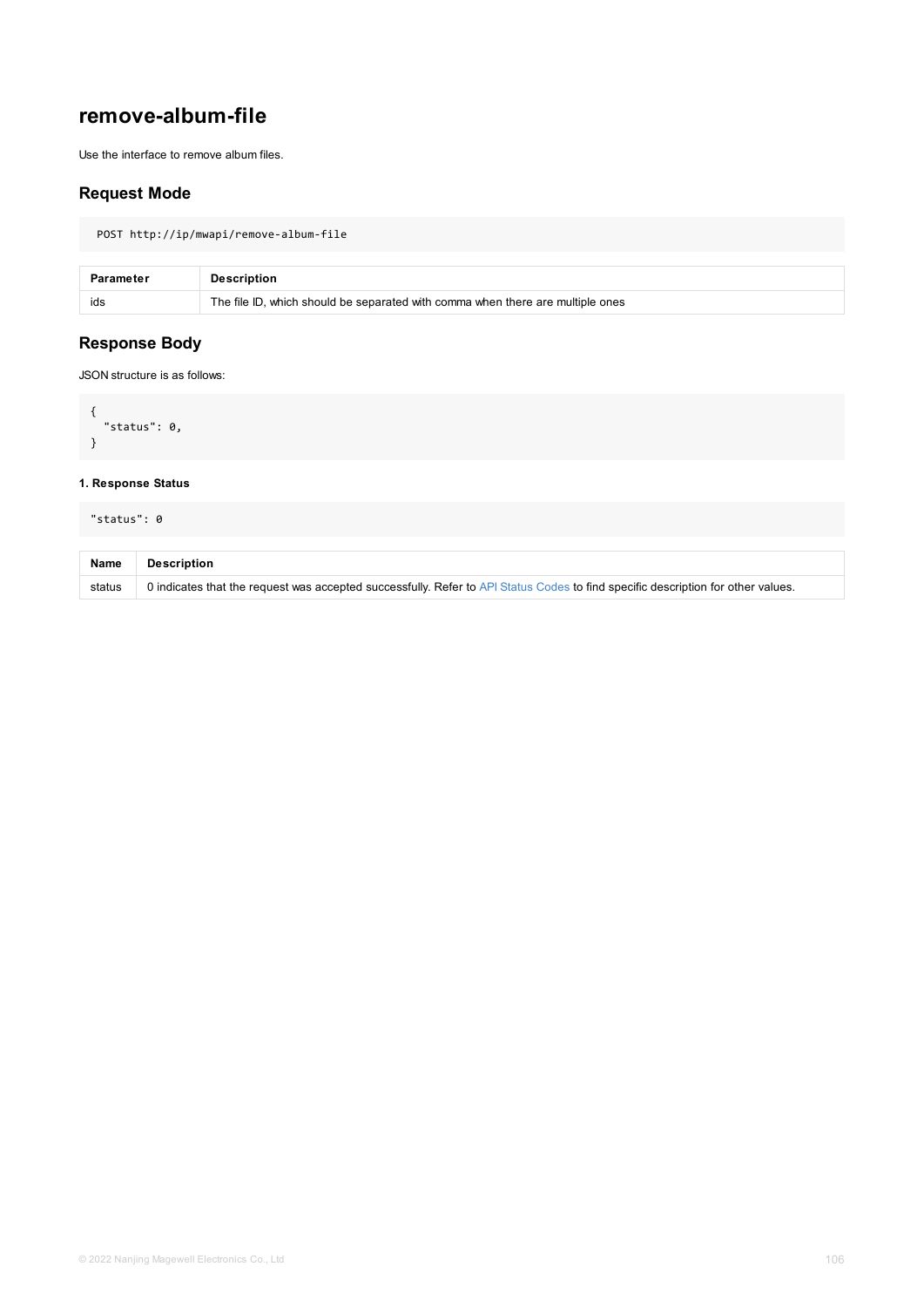# remove-album-file

Use the interface to remove album files.

## Request Mode

```
POST http://ip/mwapi/remove-album-file
```

| Parameter | Description |
| --- | --- |
| ids | The file ID, which should be separated with comma when there are multiple ones |

## Response Body

JSON structure is as follows:

```
{
  "status": 0,
}
```

#### 1. Response Status

```
"status": 0
```

| Name | Description |
| --- | --- |
| status | 0 indicates that the request was accepted successfully. Refer to API Status Codes to find specific description for other values. |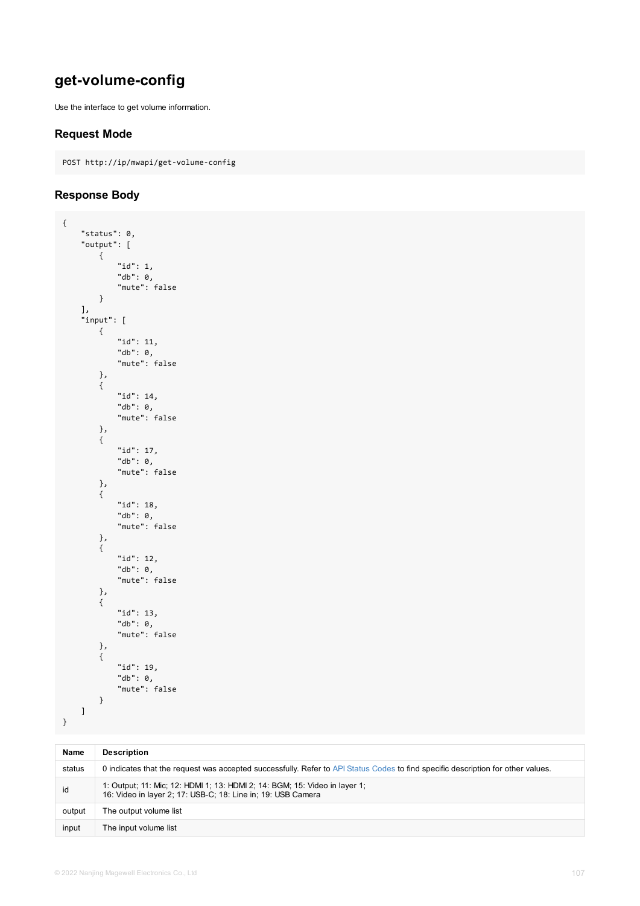## get-volume-config

Use the interface to get volume information.

### Request Mode

```
POST http://ip/mwapi/get-volume-config
```

### Response Body

```
{
    "status": 0,
    "output": [
        {
            "id": 1,
            "db": 0,
            "mute": false
        }
    ],
    "input": [
        {
            "id": 11,
            "db": 0,
            "mute": false
        },
        {
            "id": 14,
            "db": 0,
            "mute": false
        },
        {
            "id": 17,
            "db": 0,
            "mute": false
        },
        {
            "id": 18,
            "db": 0,
            "mute": false
        },
        {
            "id": 12,
            "db": 0,
            "mute": false
        },
        {
            "id": 13,
            "db": 0,
            "mute": false
        },
        {
            "id": 19,
            "db": 0,
            "mute": false
        }
    ]
}
```

| Name | Description |
| --- | --- |
| status | 0 indicates that the request was accepted successfully. Refer to API Status Codes to find specific description for other values. |
| id | 1: Output; 11: Mic; 12: HDMI 1; 13: HDMI 2; 14: BGM; 15: Video in layer 1; 16: Video in layer 2; 17: USB-C; 18: Line in; 19: USB Camera |
| output | The output volume list |
| input | The input volume list |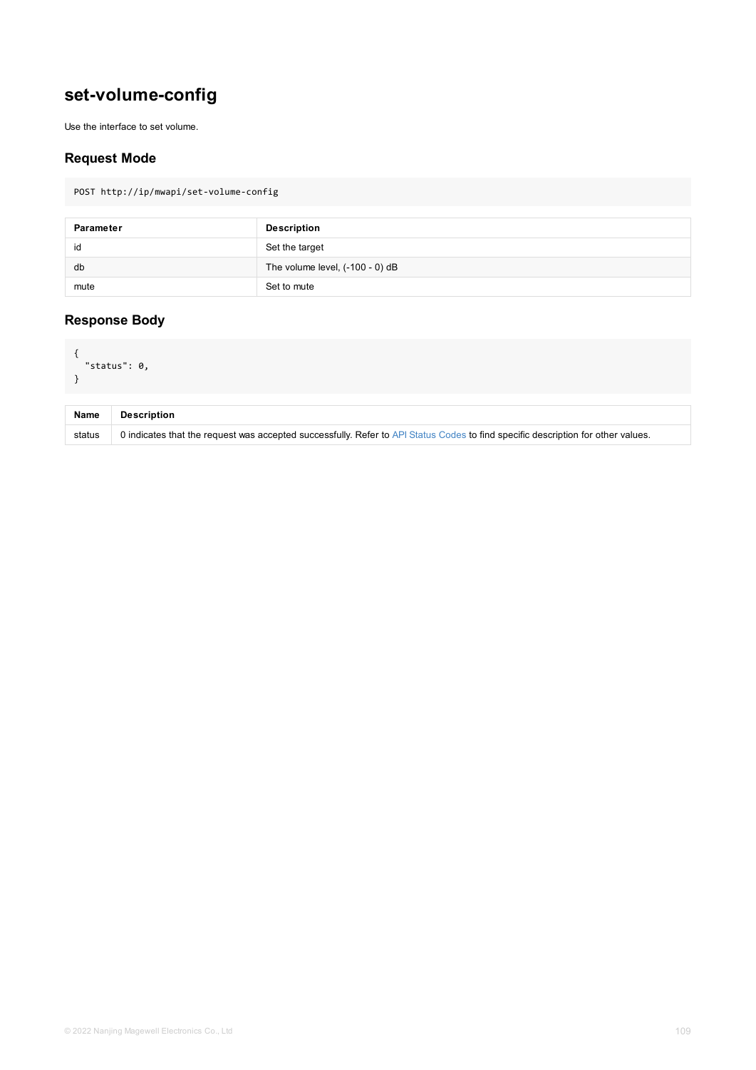## set-volume-config

Use the interface to set volume.

### Request Mode

```
POST http://ip/mwapi/set-volume-config
```

| Parameter | Description |
| --- | --- |
| id | Set the target |
| db | The volume level, (-100 - 0) dB |
| mute | Set to mute |

### Response Body

```
{
  "status": 0,
}
```

| Name | Description |
| --- | --- |
| status | 0 indicates that the request was accepted successfully. Refer to API Status Codes to find specific description for other values. |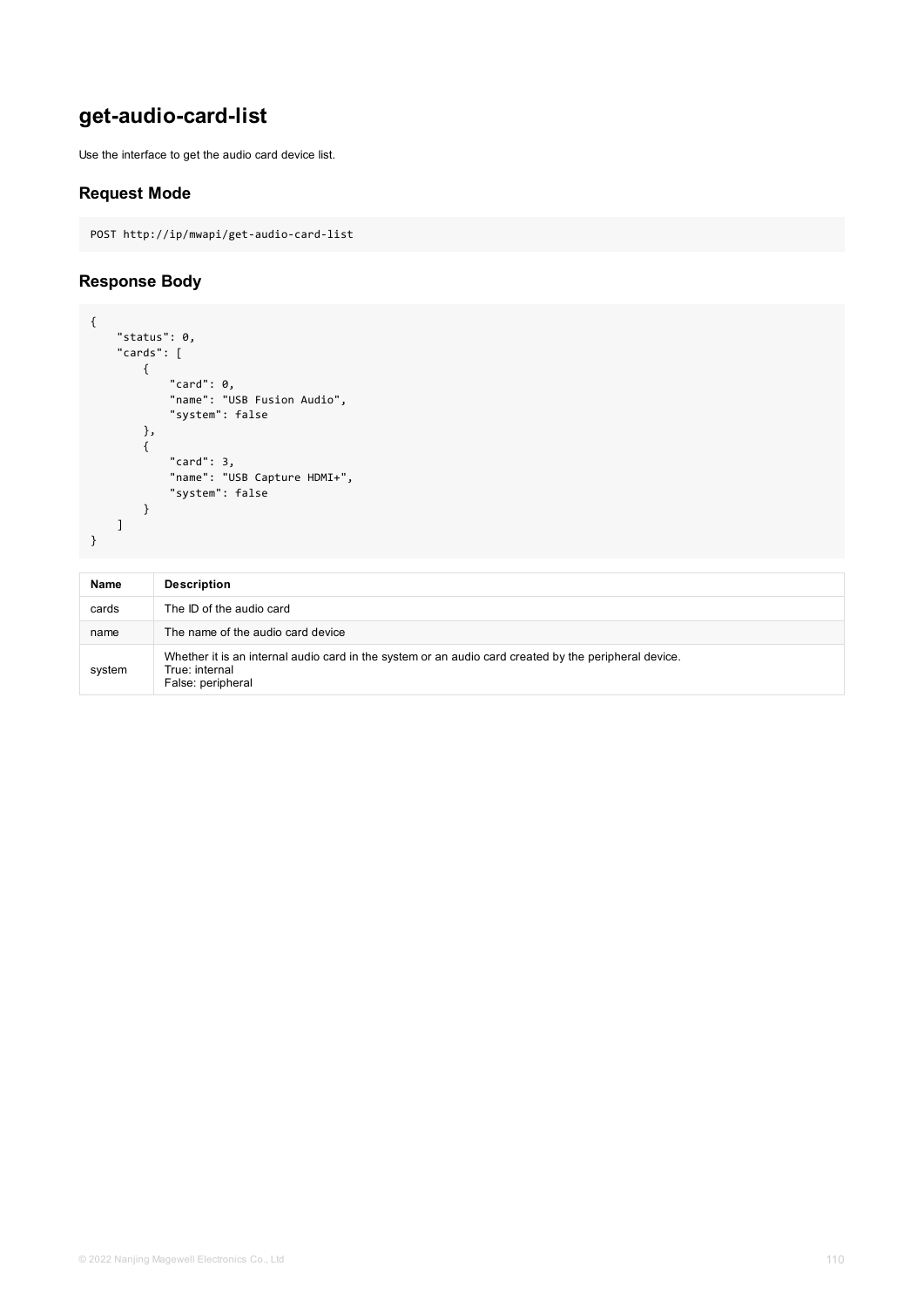# get-audio-card-list

Use the interface to get the audio card device list.

## Request Mode

```
POST http://ip/mwapi/get-audio-card-list
```

## Response Body

```
{
    "status": 0,
    "cards": [
        {
            "card": 0,
            "name": "USB Fusion Audio",
            "system": false
        },
        {
            "card": 3,
            "name": "USB Capture HDMI+",
            "system": false
        }
    ]
}
```

| Name | Description |
| --- | --- |
| cards | The ID of the audio card |
| name | The name of the audio card device |
| system | Whether it is an internal audio card in the system or an audio card created by the peripheral device.<br>True: internal<br>False: peripheral |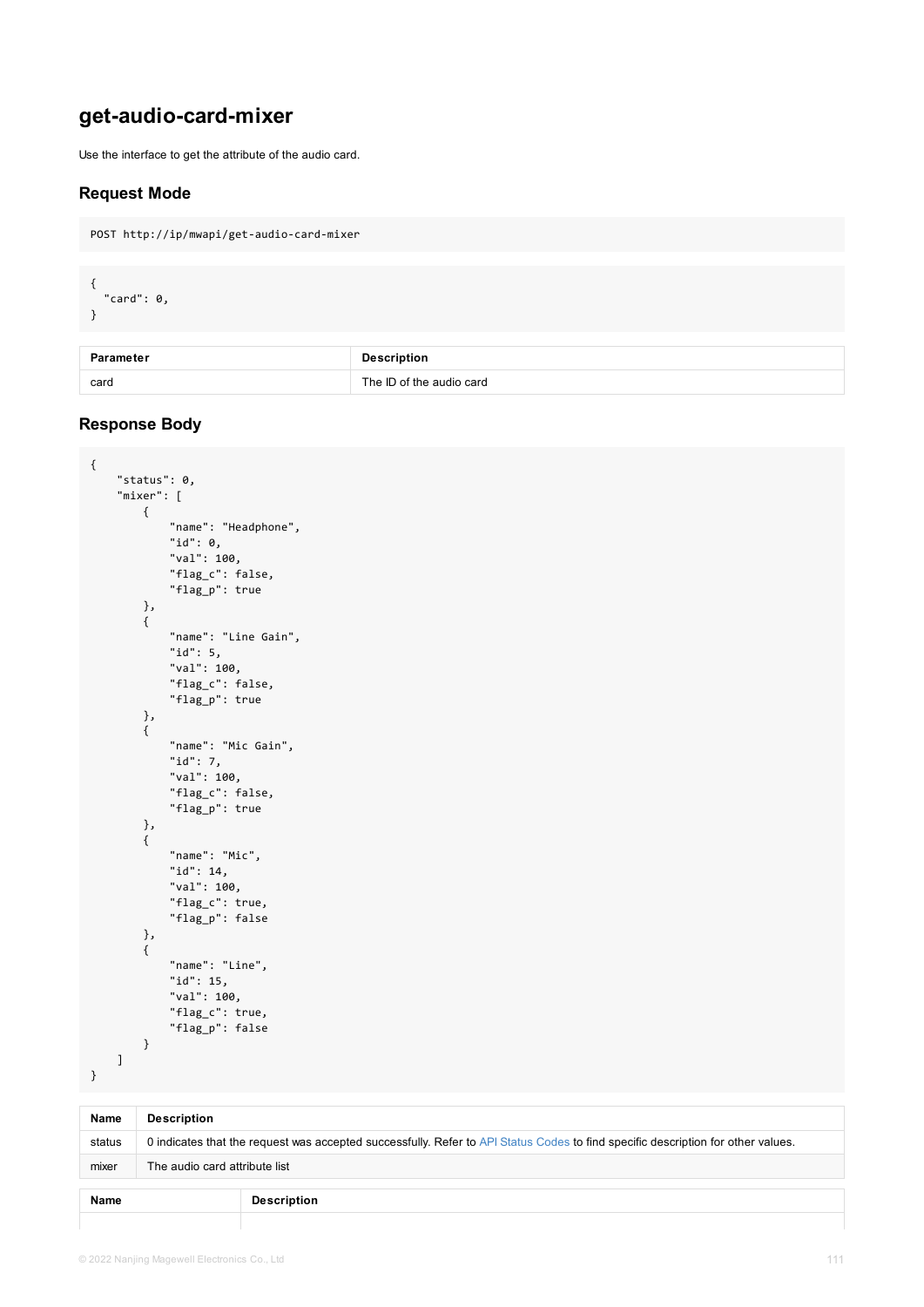## get-audio-card-mixer

Use the interface to get the attribute of the audio card.

### Request Mode

```
POST http://ip/mwapi/get-audio-card-mixer
```

```
{
  "card": 0,
}
```

| Parameter | Description |
| --- | --- |
| card | The ID of the audio card |

### Response Body

```
{
    "status": 0,
    "mixer": [
        {
            "name": "Headphone",
            "id": 0,
            "val": 100,
            "flag_c": false,
            "flag_p": true
        },
        {
            "name": "Line Gain",
            "id": 5,
            "val": 100,
            "flag_c": false,
            "flag_p": true
        },
        {
            "name": "Mic Gain",
            "id": 7,
            "val": 100,
            "flag_c": false,
            "flag_p": true
        },
        {
            "name": "Mic",
            "id": 14,
            "val": 100,
            "flag_c": true,
            "flag_p": false
        },
        {
            "name": "Line",
            "id": 15,
            "val": 100,
            "flag_c": true,
            "flag_p": false
        }
    ]
}
```

| Name | Description |
| --- | --- |
| status | 0 indicates that the request was accepted successfully. Refer to API Status Codes to find specific description for other values. |
| mixer | The audio card attribute list |

| Name | Description |
| --- | --- |
| | |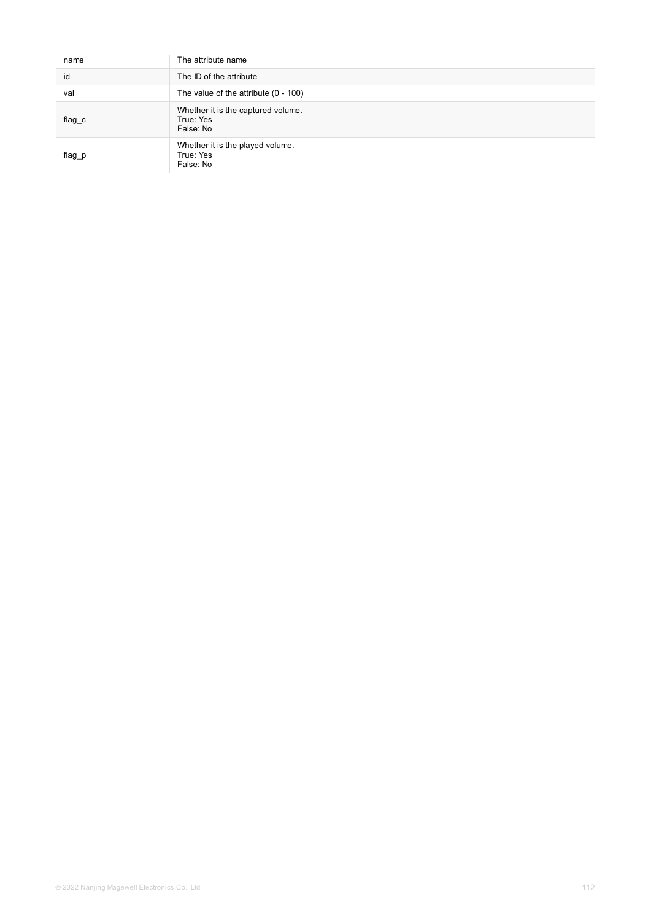| | |
|---|---|
| name | The attribute name |
| id | The ID of the attribute |
| val | The value of the attribute (0 - 100) |
| flag_c | Whether it is the captured volume.<br>True: Yes<br>False: No |
| flag_p | Whether it is the played volume.<br>True: Yes<br>False: No |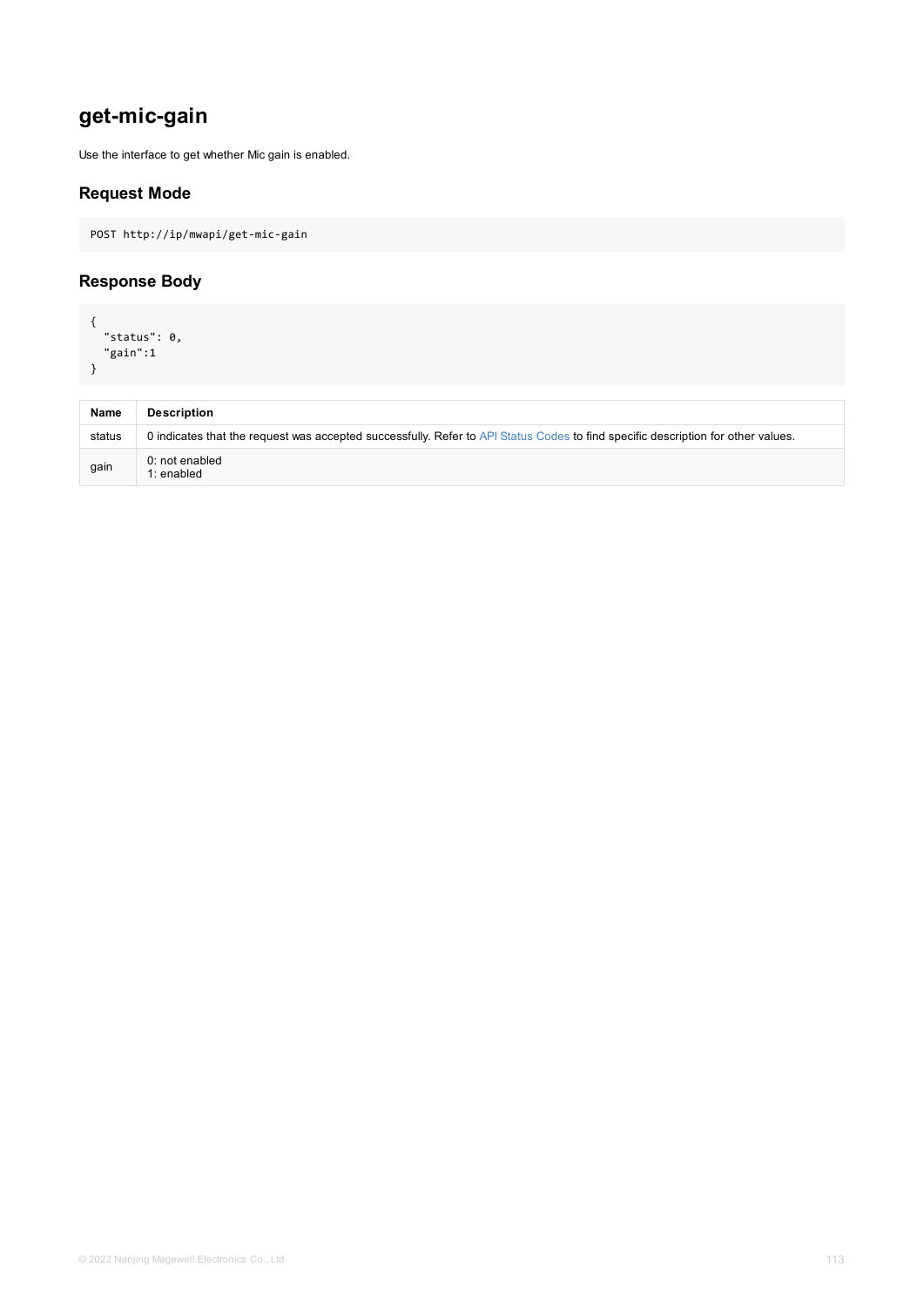## get-mic-gain

Use the interface to get whether Mic gain is enabled.

### Request Mode

```
POST http://ip/mwapi/get-mic-gain
```

### Response Body

```
{
  "status": 0,
  "gain":1
}
```

| Name | Description |
| --- | --- |
| status | 0 indicates that the request was accepted successfully. Refer to API Status Codes to find specific description for other values. |
| gain | 0: not enabled<br>1: enabled |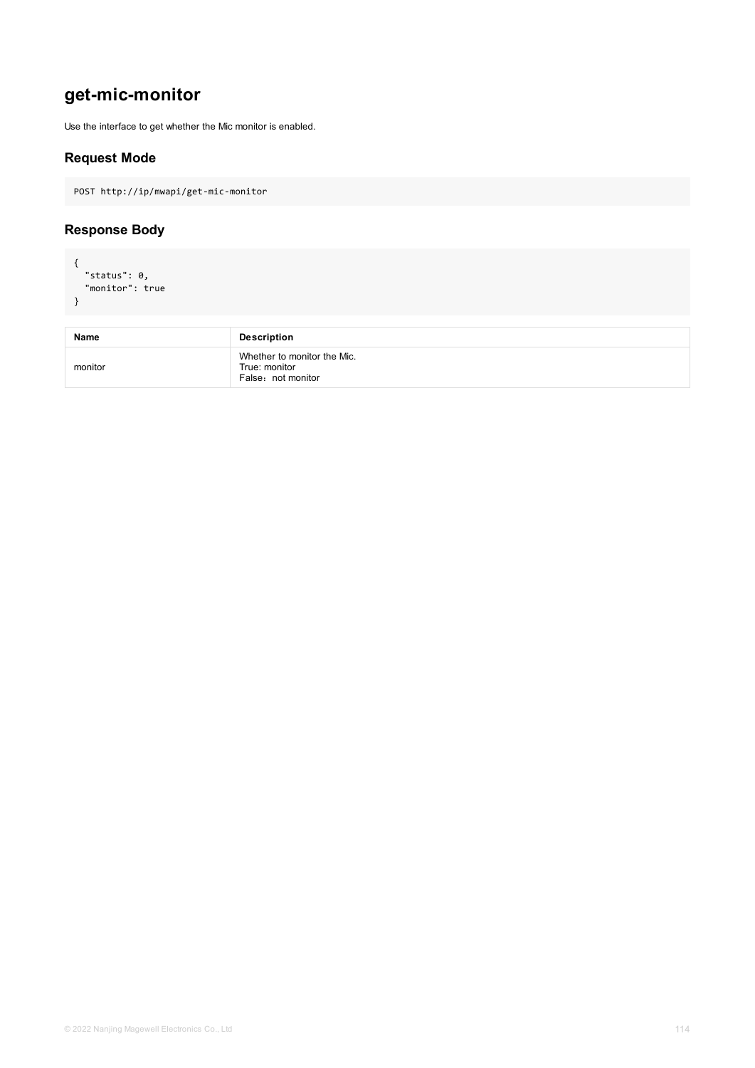# get-mic-monitor

Use the interface to get whether the Mic monitor is enabled.

## Request Mode

```
POST http://ip/mwapi/get-mic-monitor
```

## Response Body

```
{
  "status": 0,
  "monitor": true
}
```

| Name | Description |
| --- | --- |
| monitor | Whether to monitor the Mic.<br>True: monitor<br>False：not monitor |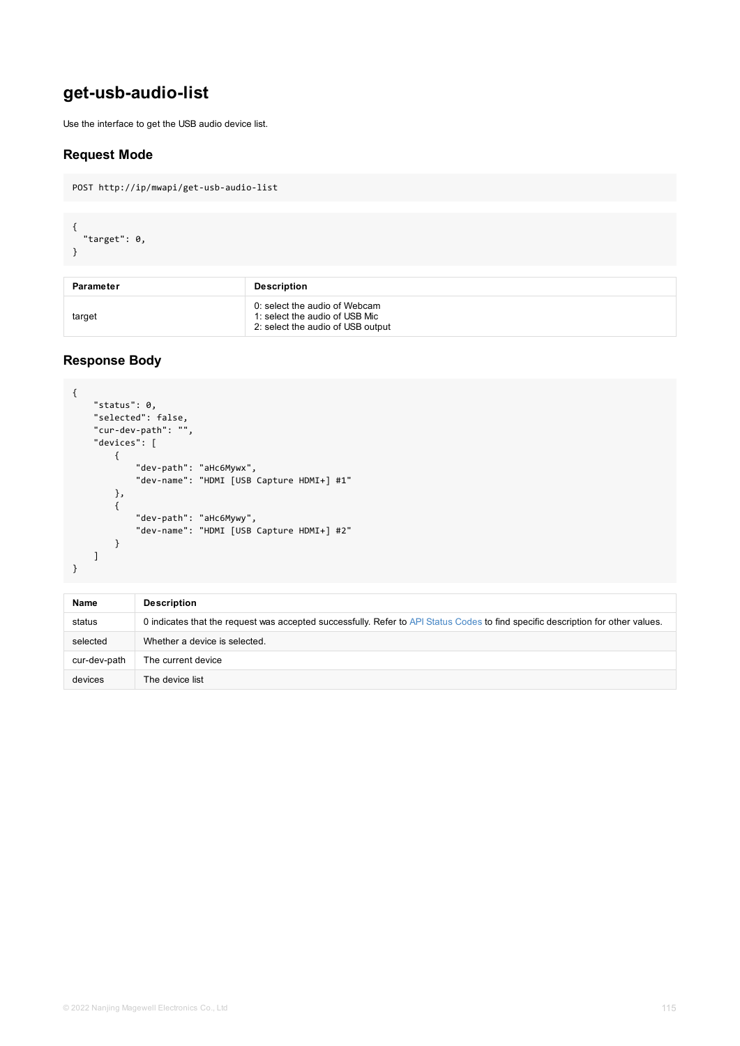# get-usb-audio-list

Use the interface to get the USB audio device list.

## Request Mode

```
POST http://ip/mwapi/get-usb-audio-list
```

```
{
  "target": 0,
}
```

| Parameter | Description |
| --- | --- |
| target | 0: select the audio of Webcam<br>1: select the audio of USB Mic<br>2: select the audio of USB output |

## Response Body

```
{
    "status": 0,
    "selected": false,
    "cur-dev-path": "",
    "devices": [
        {
            "dev-path": "aHc6Mywx",
            "dev-name": "HDMI [USB Capture HDMI+] #1"
        },
        {
            "dev-path": "aHc6Mywy",
            "dev-name": "HDMI [USB Capture HDMI+] #2"
        }
    ]
}
```

| Name | Description |
| --- | --- |
| status | 0 indicates that the request was accepted successfully. Refer to API Status Codes to find specific description for other values. |
| selected | Whether a device is selected. |
| cur-dev-path | The current device |
| devices | The device list |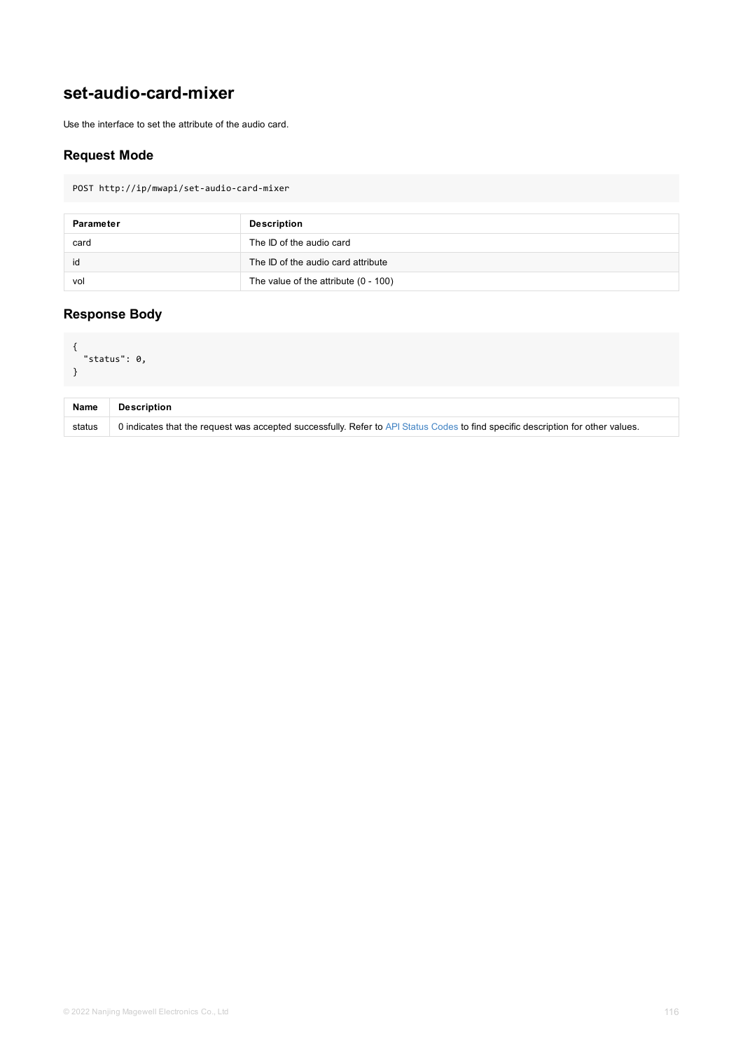# set-audio-card-mixer

Use the interface to set the attribute of the audio card.

## Request Mode

```
POST http://ip/mwapi/set-audio-card-mixer
```

| Parameter | Description |
| --- | --- |
| card | The ID of the audio card |
| id | The ID of the audio card attribute |
| vol | The value of the attribute (0 - 100) |

## Response Body

```
{
  "status": 0,
}
```

| Name | Description |
| --- | --- |
| status | 0 indicates that the request was accepted successfully. Refer to API Status Codes to find specific description for other values. |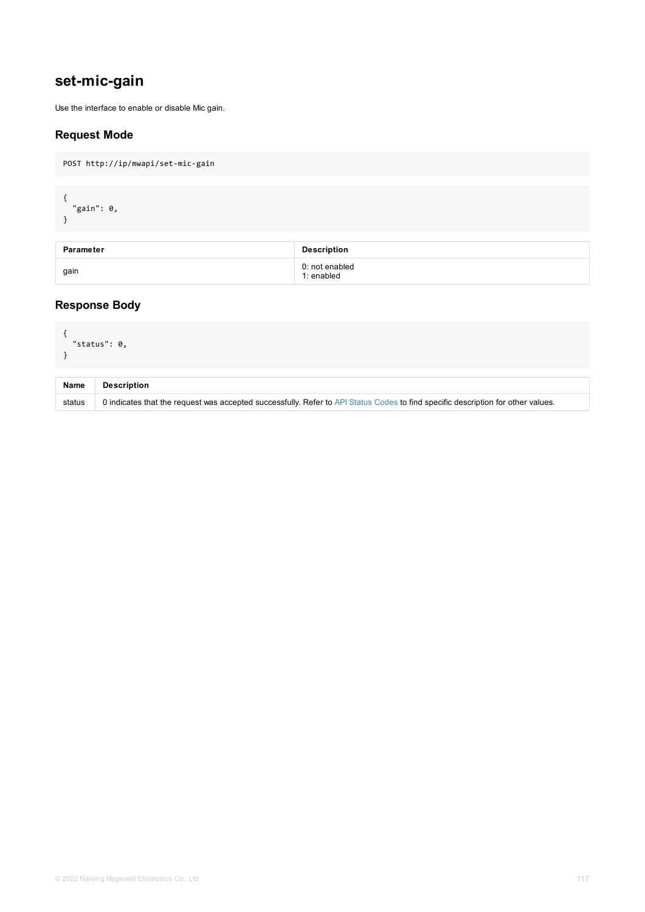# set-mic-gain

Use the interface to enable or disable Mic gain.

## Request Mode

```
POST http://ip/mwapi/set-mic-gain
```

```
{
  "gain": 0,
}
```

| Parameter | Description |
| --- | --- |
| gain | 0: not enabled<br>1: enabled |

## Response Body

```
{
  "status": 0,
}
```

| Name | Description |
| --- | --- |
| status | 0 indicates that the request was accepted successfully. Refer to API Status Codes to find specific description for other values. |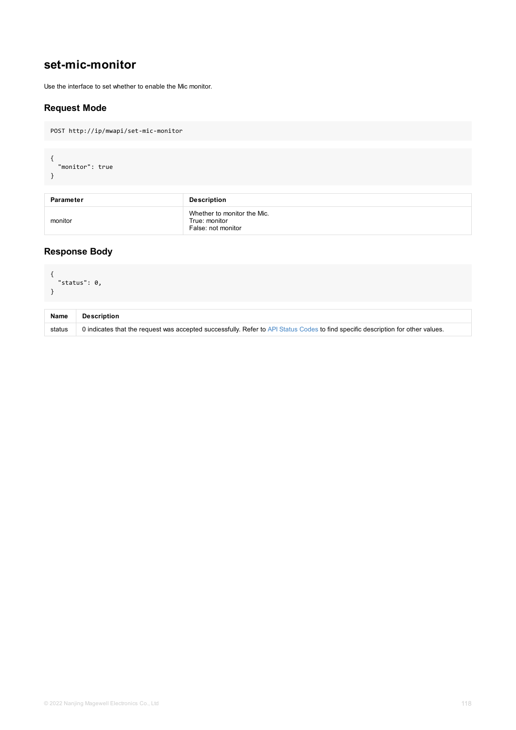## set-mic-monitor

Use the interface to set whether to enable the Mic monitor.

### Request Mode

```
POST http://ip/mwapi/set-mic-monitor
```

```
{
  "monitor": true
}
```

| Parameter | Description |
| --- | --- |
| monitor | Whether to monitor the Mic.<br>True: monitor<br>False: not monitor |

### Response Body

```
{
  "status": 0,
}
```

| Name | Description |
| --- | --- |
| status | 0 indicates that the request was accepted successfully. Refer to API Status Codes to find specific description for other values. |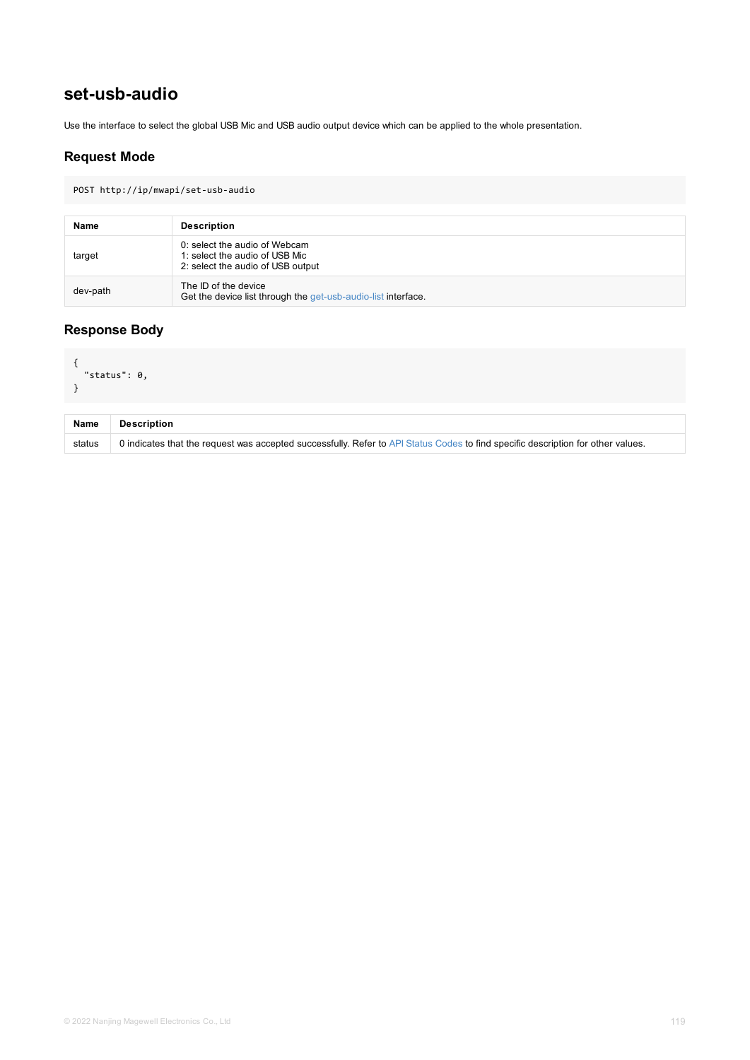## set-usb-audio

Use the interface to select the global USB Mic and USB audio output device which can be applied to the whole presentation.

### Request Mode

```
POST http://ip/mwapi/set-usb-audio
```

| Name | Description |
| --- | --- |
| target | 0: select the audio of Webcam<br>1: select the audio of USB Mic<br>2: select the audio of USB output |
| dev-path | The ID of the device<br>Get the device list through the get-usb-audio-list interface. |

### Response Body

```
{
  "status": 0,
}
```

| Name | Description |
| --- | --- |
| status | 0 indicates that the request was accepted successfully. Refer to API Status Codes to find specific description for other values. |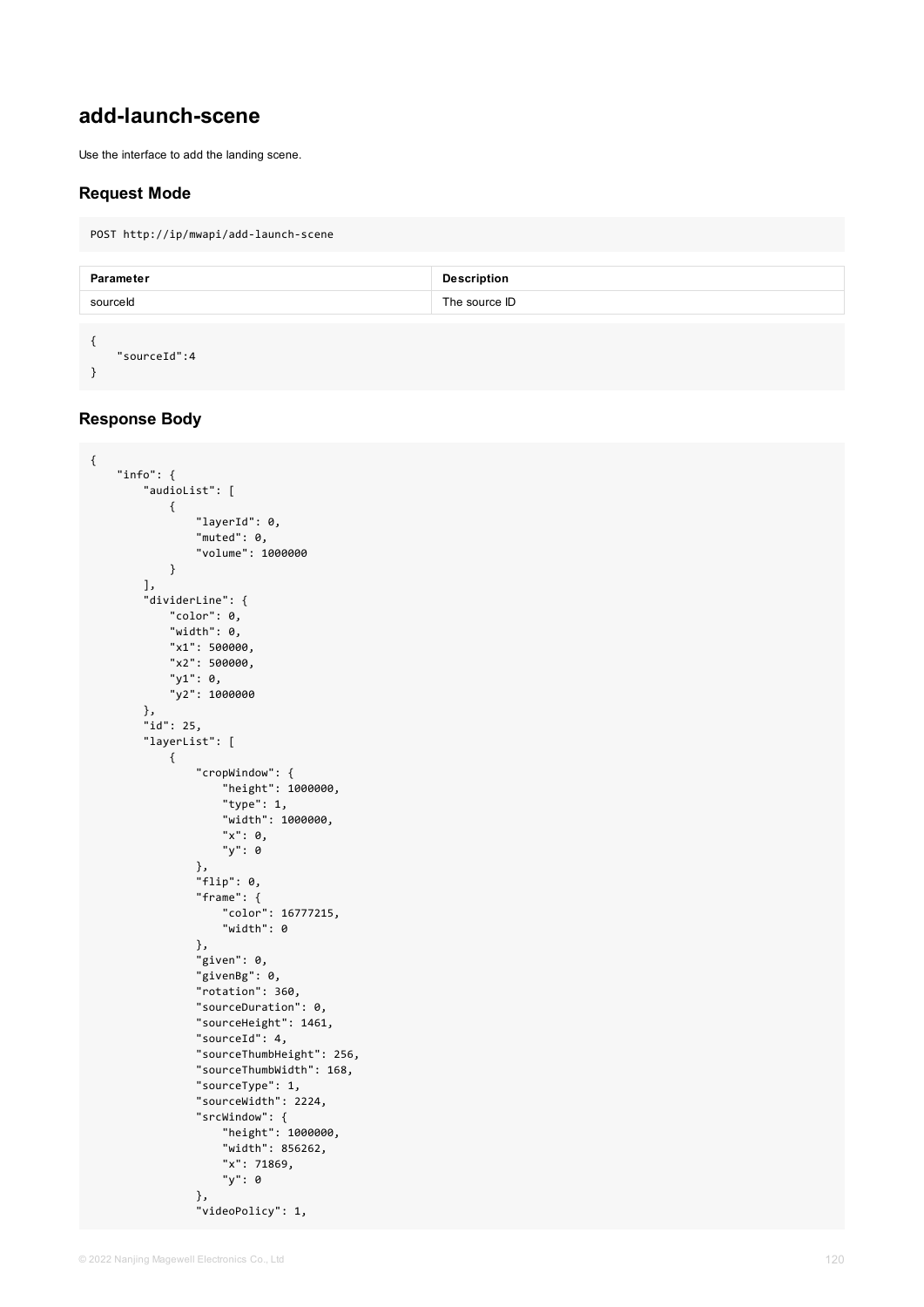## add-launch-scene

Use the interface to add the landing scene.

### Request Mode

```
POST http://ip/mwapi/add-launch-scene
```

| Parameter | Description |
| --- | --- |
| sourceId | The source ID |

```
{
    "sourceId":4
}
```

### Response Body

```
{
    "info": {
        "audioList": [
            {
                "layerId": 0,
                "muted": 0,
                "volume": 1000000
            }
        ],
        "dividerLine": {
            "color": 0,
            "width": 0,
            "x1": 500000,
            "x2": 500000,
            "y1": 0,
            "y2": 1000000
        },
        "id": 25,
        "layerList": [
            {
                "cropWindow": {
                    "height": 1000000,
                    "type": 1,
                    "width": 1000000,
                    "x": 0,
                    "y": 0
                },
                "flip": 0,
                "frame": {
                    "color": 16777215,
                    "width": 0
                },
                "given": 0,
                "givenBg": 0,
                "rotation": 360,
                "sourceDuration": 0,
                "sourceHeight": 1461,
                "sourceId": 4,
                "sourceThumbHeight": 256,
                "sourceThumbWidth": 168,
                "sourceType": 1,
                "sourceWidth": 2224,
                "srcWindow": {
                    "height": 1000000,
                    "width": 856262,
                    "x": 71869,
                    "y": 0
                },
                "videoPolicy": 1,
```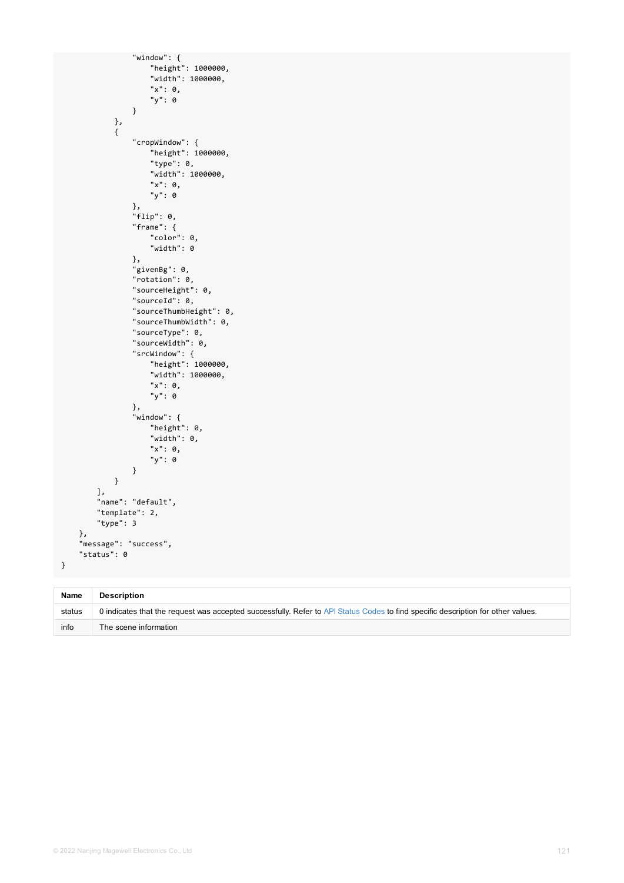```
                "window": {
                    "height": 1000000,
                    "width": 1000000,
                    "x": 0,
                    "y": 0
                }
            },
            {
                "cropWindow": {
                    "height": 1000000,
                    "type": 0,
                    "width": 1000000,
                    "x": 0,
                    "y": 0
                },
                "flip": 0,
                "frame": {
                    "color": 0,
                    "width": 0
                },
                "givenBg": 0,
                "rotation": 0,
                "sourceHeight": 0,
                "sourceId": 0,
                "sourceThumbHeight": 0,
                "sourceThumbWidth": 0,
                "sourceType": 0,
                "sourceWidth": 0,
                "srcWindow": {
                    "height": 1000000,
                    "width": 1000000,
                    "x": 0,
                    "y": 0
                },
                "window": {
                    "height": 0,
                    "width": 0,
                    "x": 0,
                    "y": 0
                }
            }
        ],
        "name": "default",
        "template": 2,
        "type": 3
    },
    "message": "success",
    "status": 0
}
```

| Name | Description |
| --- | --- |
| status | 0 indicates that the request was accepted successfully. Refer to API Status Codes to find specific description for other values. |
| info | The scene information |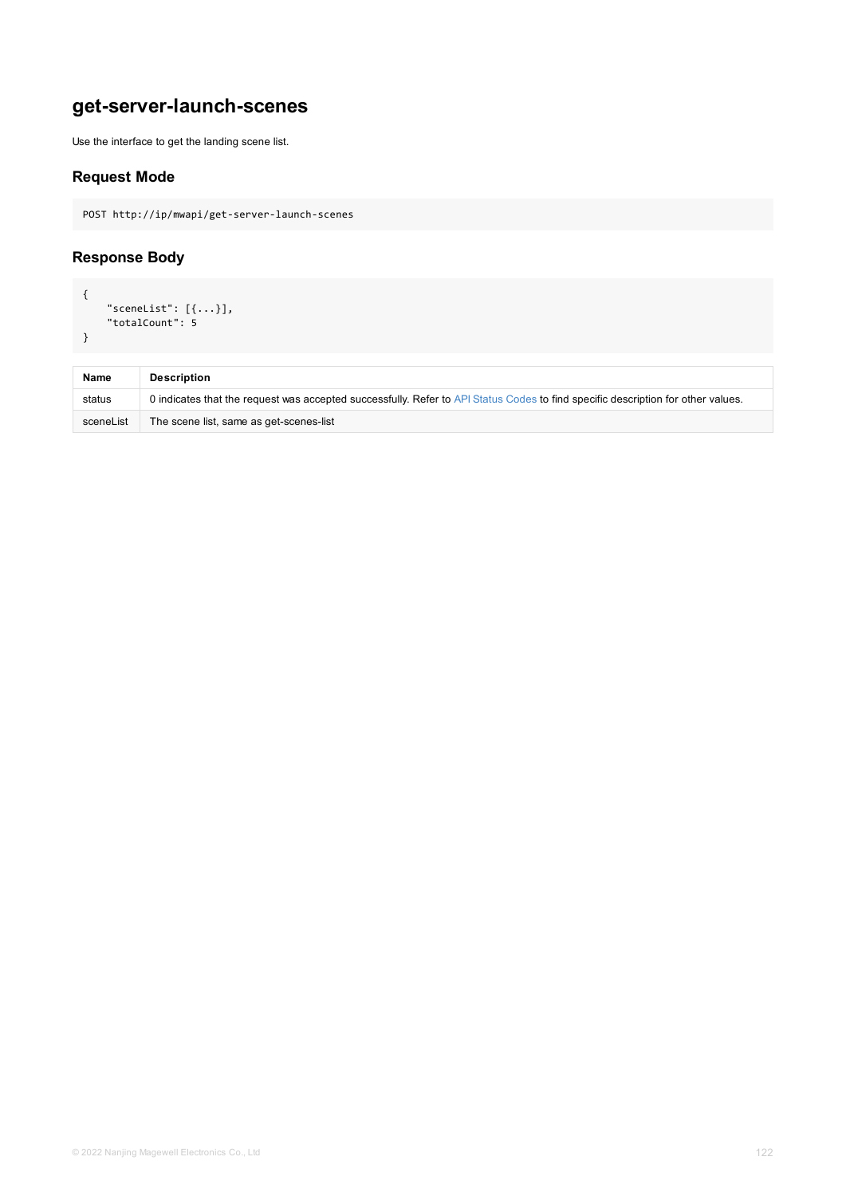## get-server-launch-scenes

Use the interface to get the landing scene list.

### Request Mode

```
POST http://ip/mwapi/get-server-launch-scenes
```

### Response Body

```
{
    "sceneList": [{...}],
    "totalCount": 5
}
```

| Name | Description |
| --- | --- |
| status | 0 indicates that the request was accepted successfully. Refer to API Status Codes to find specific description for other values. |
| sceneList | The scene list, same as get-scenes-list |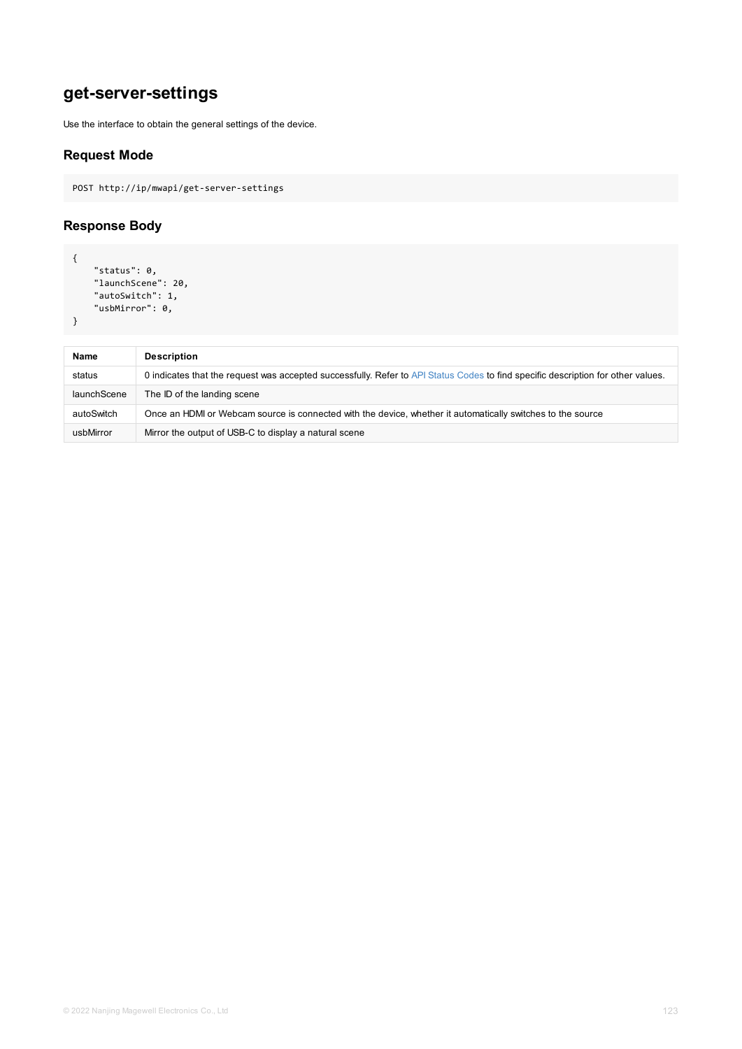# get-server-settings

Use the interface to obtain the general settings of the device.

## Request Mode

```
POST http://ip/mwapi/get-server-settings
```

## Response Body

```
{
    "status": 0,
    "launchScene": 20,
    "autoSwitch": 1,
    "usbMirror": 0,
}
```

| Name | Description |
| --- | --- |
| status | 0 indicates that the request was accepted successfully. Refer to API Status Codes to find specific description for other values. |
| launchScene | The ID of the landing scene |
| autoSwitch | Once an HDMI or Webcam source is connected with the device, whether it automatically switches to the source |
| usbMirror | Mirror the output of USB-C to display a natural scene |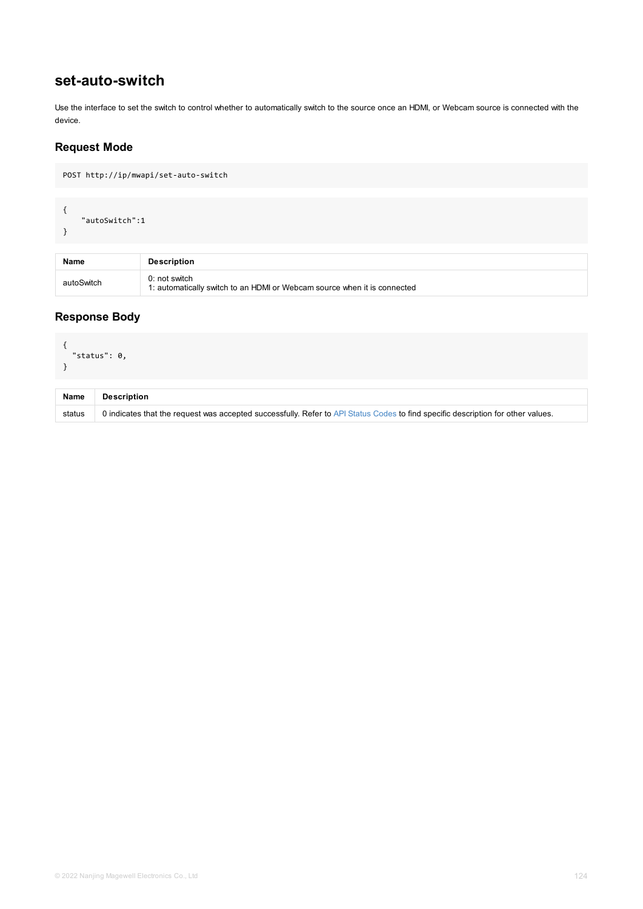## set-auto-switch

Use the interface to set the switch to control whether to automatically switch to the source once an HDMI, or Webcam source is connected with the device.

### Request Mode

```
POST http://ip/mwapi/set-auto-switch
```

```
{
    "autoSwitch":1
}
```

| Name | Description |
| --- | --- |
| autoSwitch | 0: not switch<br>1: automatically switch to an HDMI or Webcam source when it is connected |

### Response Body

```
{
  "status": 0,
}
```

| Name | Description |
| --- | --- |
| status | 0 indicates that the request was accepted successfully. Refer to API Status Codes to find specific description for other values. |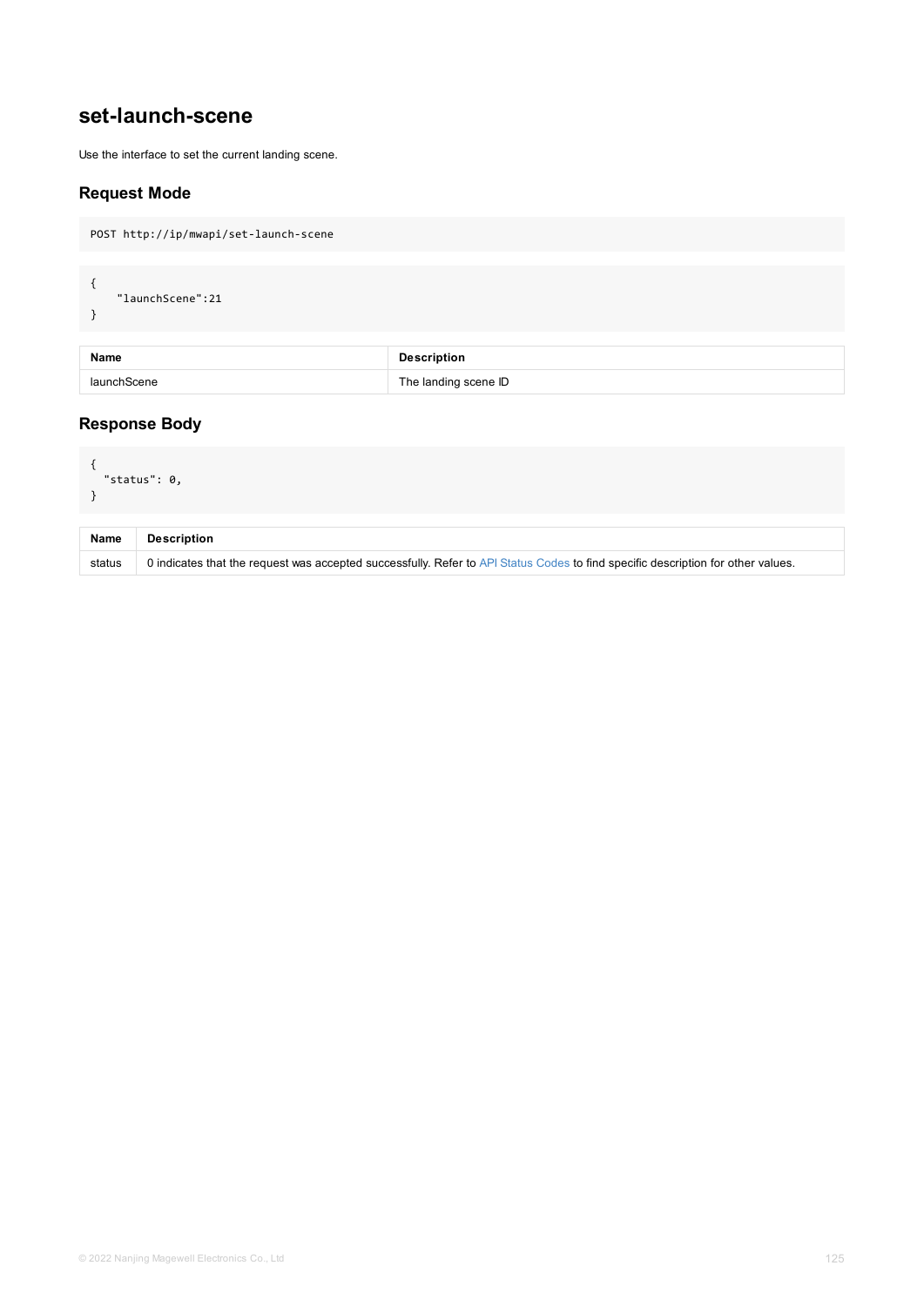## set-launch-scene

Use the interface to set the current landing scene.

### Request Mode

```
POST http://ip/mwapi/set-launch-scene
```

```
{
    "launchScene":21
}
```

| Name | Description |
| --- | --- |
| launchScene | The landing scene ID |

### Response Body

```
{
  "status": 0,
}
```

| Name | Description |
| --- | --- |
| status | 0 indicates that the request was accepted successfully. Refer to API Status Codes to find specific description for other values. |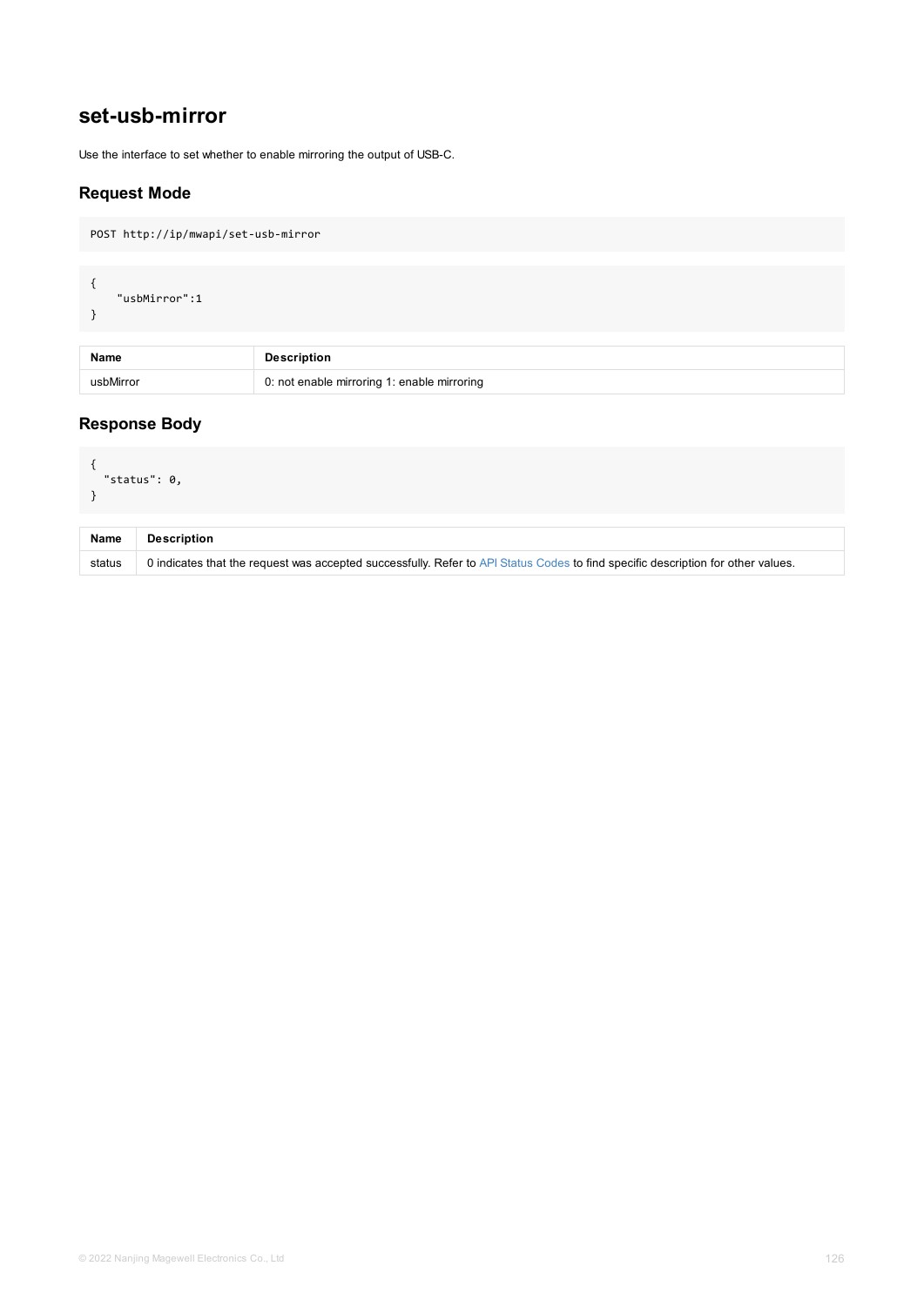## set-usb-mirror

Use the interface to set whether to enable mirroring the output of USB-C.

### Request Mode

```
POST http://ip/mwapi/set-usb-mirror
```

```
{
    "usbMirror":1
}
```

| Name | Description |
| --- | --- |
| usbMirror | 0: not enable mirroring 1: enable mirroring |

### Response Body

```
{
  "status": 0,
}
```

| Name | Description |
| --- | --- |
| status | 0 indicates that the request was accepted successfully. Refer to API Status Codes to find specific description for other values. |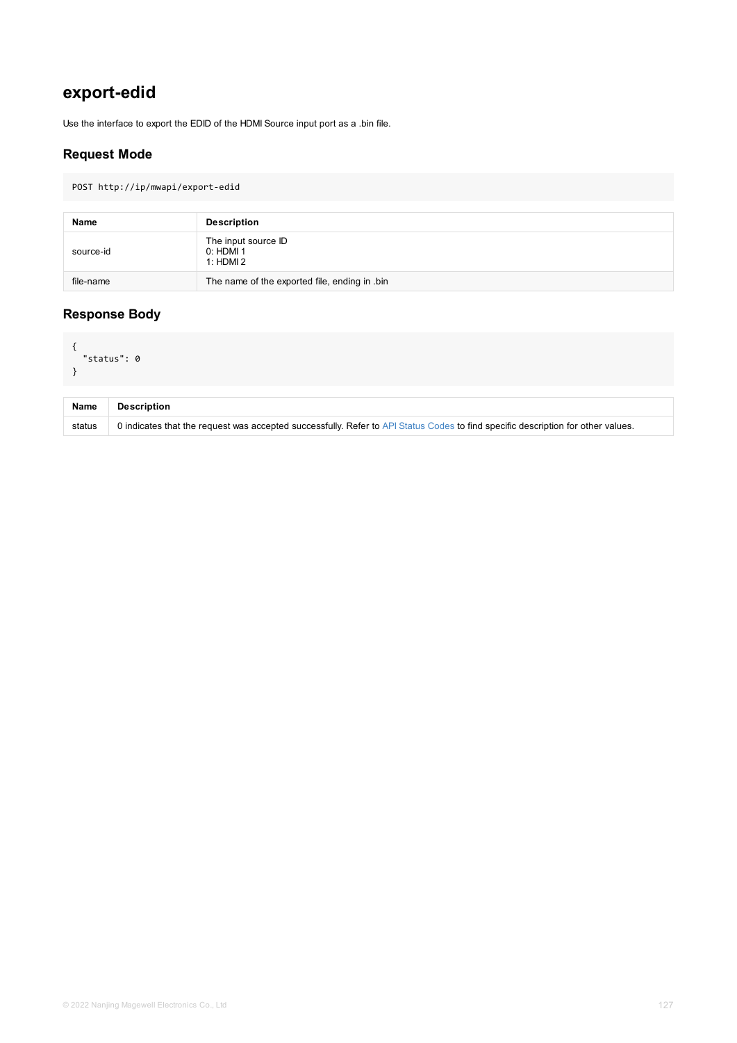# export-edid

Use the interface to export the EDID of the HDMI Source input port as a .bin file.

## Request Mode

```
POST http://ip/mwapi/export-edid
```

| Name | Description |
| --- | --- |
| source-id | The input source ID<br>0: HDMI 1<br>1: HDMI 2 |
| file-name | The name of the exported file, ending in .bin |

## Response Body

```
{
  "status": 0
}
```

| Name | Description |
| --- | --- |
| status | 0 indicates that the request was accepted successfully. Refer to API Status Codes to find specific description for other values. |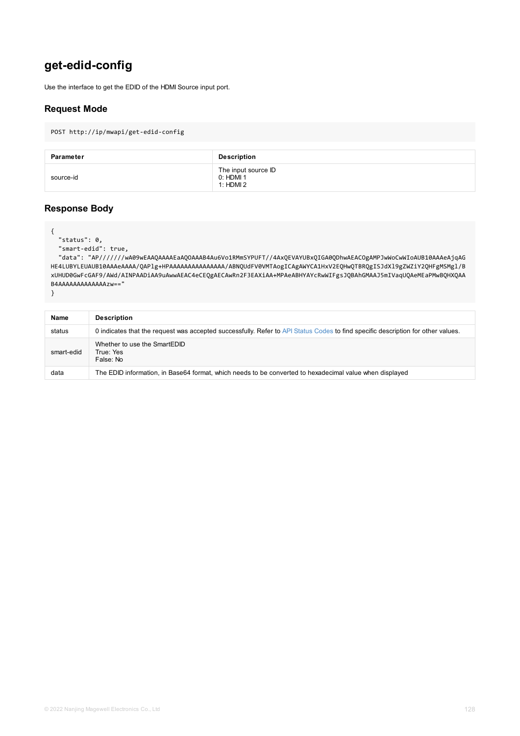## get-edid-config

Use the interface to get the EDID of the HDMI Source input port.

### Request Mode

```
POST http://ip/mwapi/get-edid-config
```

| Parameter | Description |
| --- | --- |
| source-id | The input source ID<br>0: HDMI 1<br>1: HDMI 2 |

### Response Body

```
{
  "status": 0,
  "smart-edid": true,
  "data": "AP///////wA09wEAAQAAAAEaAQOAAAB4Au6Vo1RMmSYPUFT//4AxQEVAYUBxQIGA0QDhwAEACOgAMPJwWoCwWIoAUB10AAAeAjqAGHE4LUBYLEUAUB10AAAeAAAA/QAPlg+HPAAAAAAAAAAAAAAA/ABNQUdFV0VMTAogICAgAWYCA1HxV2EQHwQTBRQgISJdX19gZWZiY2QHFgMSMgl/BxUHUD0GwFcGAF9/AWd/AINPAADiAA9uAwwAEAC4eCEQgAECAwRn2F3EAXiAA+MPAeABHYAYcRwWIFgsJQBAhGMAAJ5mIVaqUQAeMEaPMwBQHXQAAB4AAAAAAAAAAAAAAzw=="
}
```

| Name | Description |
| --- | --- |
| status | 0 indicates that the request was accepted successfully. Refer to API Status Codes to find specific description for other values. |
| smart-edid | Whether to use the SmartEDID<br>True: Yes<br>False: No |
| data | The EDID information, in Base64 format, which needs to be converted to hexadecimal value when displayed |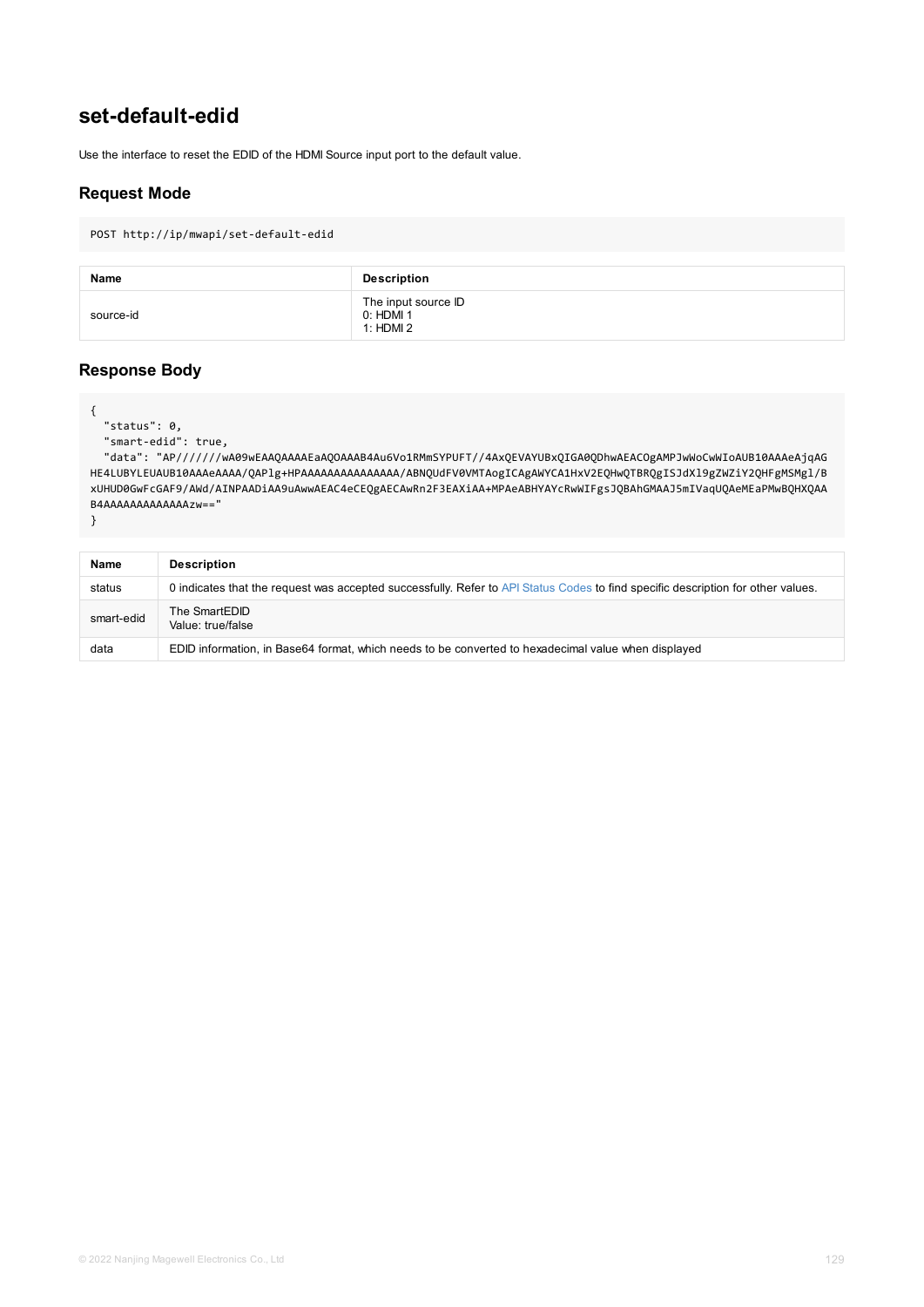# set-default-edid

Use the interface to reset the EDID of the HDMI Source input port to the default value.

## Request Mode

```
POST http://ip/mwapi/set-default-edid
```

| Name | Description |
| --- | --- |
| source-id | The input source ID<br>0: HDMI 1<br>1: HDMI 2 |

## Response Body

```
{
  "status": 0,
  "smart-edid": true,
  "data": "AP///////wA09wEAAQAAAAEaAQOAAAB4Au6Vo1RMmSYPUFT//4AxQEVAYUBxQIGA0QDhwAEACOgAMPJwWoCwWIoAUB10AAAeAjqAGHE4LUBYLEUAUB10AAAeAAAA/QAPlg+HPAAAAAAAAAAAAAAA/ABNQUdFV0VMTAogICAgAWYCA1HxV2EQHwQTBRQgISJdXl9gZWZiY2QHFgMSMgl/BxUHUD0GwFcGAF9/AWd/AINPAADiAA9uAwwAEAC4eCEQgAECAwRn2F3EAXiAA+MPAeABHYAYcRwWIFgsJQBAhGMAAJ5mIVaqUQAeMEaPMwBQHXQAAB4AAAAAAAAAAAAAAzw=="
}
```

| Name | Description |
| --- | --- |
| status | 0 indicates that the request was accepted successfully. Refer to API Status Codes to find specific description for other values. |
| smart-edid | The SmartEDID<br>Value: true/false |
| data | EDID information, in Base64 format, which needs to be converted to hexadecimal value when displayed |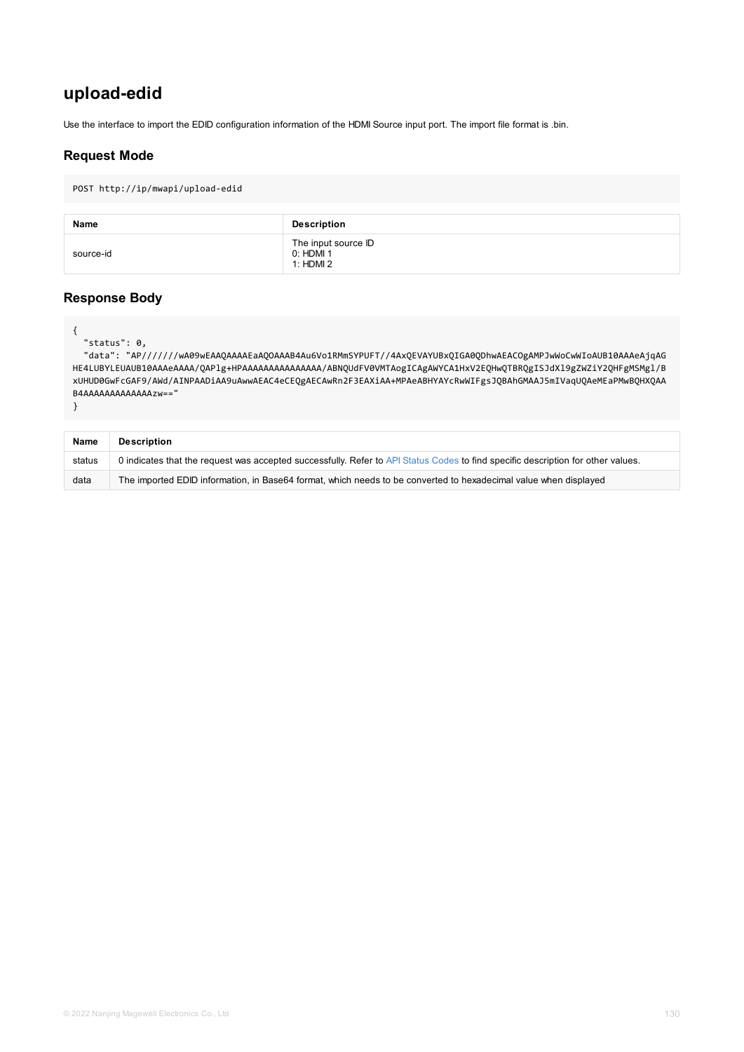## upload-edid

Use the interface to import the EDID configuration information of the HDMI Source input port. The import file format is .bin.

### Request Mode

```
POST http://ip/mwapi/upload-edid
```

| Name | Description |
| --- | --- |
| source-id | The input source ID<br>0: HDMI 1<br>1: HDMI 2 |

### Response Body

```
{
  "status": 0,
  "data": "AP//////wA09wEAAQAAAAEaAQOAAAB4Au6Vo1RMmSYPUFT//4AxQEVAYUBxQIGA0QDhwAEACOgAMPJwWoCwWIoAUB10AAAeAjqAG
HE4LUBYLEUAUB10AAAeAAAA/QAPlg+HPAAAAAAAAAAAAAAAA/ABNQUdFV0VMTAogICAgAWYCA1HxV2EQHwQTBRQgISJdXl9gZWZiY2QHFgMSMgl/B
xUHUD0GwFcGAF9/AWd/AINPAADiAA9uAwwAEAC4eCEQgAECAwRn2F3EAXiAA+MPAeABHYAYcRwWIFgsJQBAhGMAAJ5mIVaqUQAeMEaPMwBQHXQAA
B4AAAAAAAAAAAAAAzw=="
}
```

| Name | Description |
| --- | --- |
| status | 0 indicates that the request was accepted successfully. Refer to API Status Codes to find specific description for other values. |
| data | The imported EDID information, in Base64 format, which needs to be converted to hexadecimal value when displayed |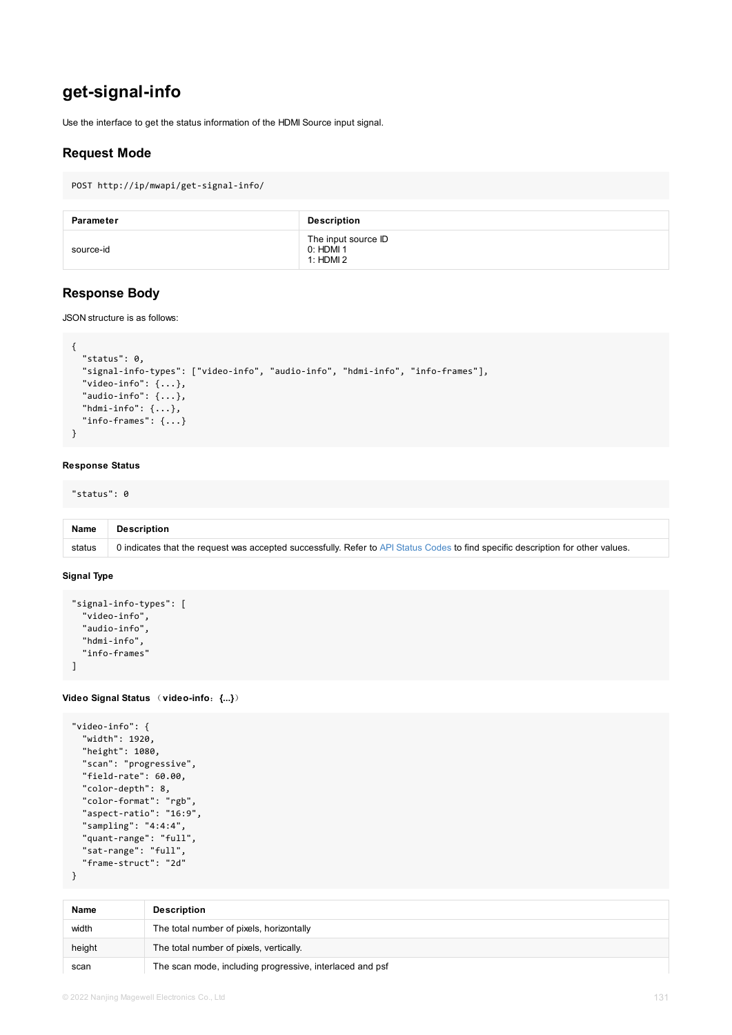## get-signal-info

Use the interface to get the status information of the HDMI Source input signal.

### Request Mode

```
POST http://ip/mwapi/get-signal-info/
```

| Parameter | Description |
| --- | --- |
| source-id | The input source ID<br>0: HDMI 1<br>1: HDMI 2 |

### Response Body

JSON structure is as follows:

```
{
  "status": 0,
  "signal-info-types": ["video-info", "audio-info", "hdmi-info", "info-frames"],
  "video-info": {...},
  "audio-info": {...},
  "hdmi-info": {...},
  "info-frames": {...}
}
```

#### Response Status

```
"status": 0
```

| Name | Description |
| --- | --- |
| status | 0 indicates that the request was accepted successfully. Refer to API Status Codes to find specific description for other values. |

#### Signal Type

```
"signal-info-types": [
  "video-info",
  "audio-info",
  "hdmi-info",
  "info-frames"
]
```

#### Video Signal Status （video-info：{...}）

```
"video-info": {
  "width": 1920,
  "height": 1080,
  "scan": "progressive",
  "field-rate": 60.00,
  "color-depth": 8,
  "color-format": "rgb",
  "aspect-ratio": "16:9",
  "sampling": "4:4:4",
  "quant-range": "full",
  "sat-range": "full",
  "frame-struct": "2d"
}
```

| Name | Description |
| --- | --- |
| width | The total number of pixels, horizontally |
| height | The total number of pixels, vertically. |
| scan | The scan mode, including progressive, interlaced and psf |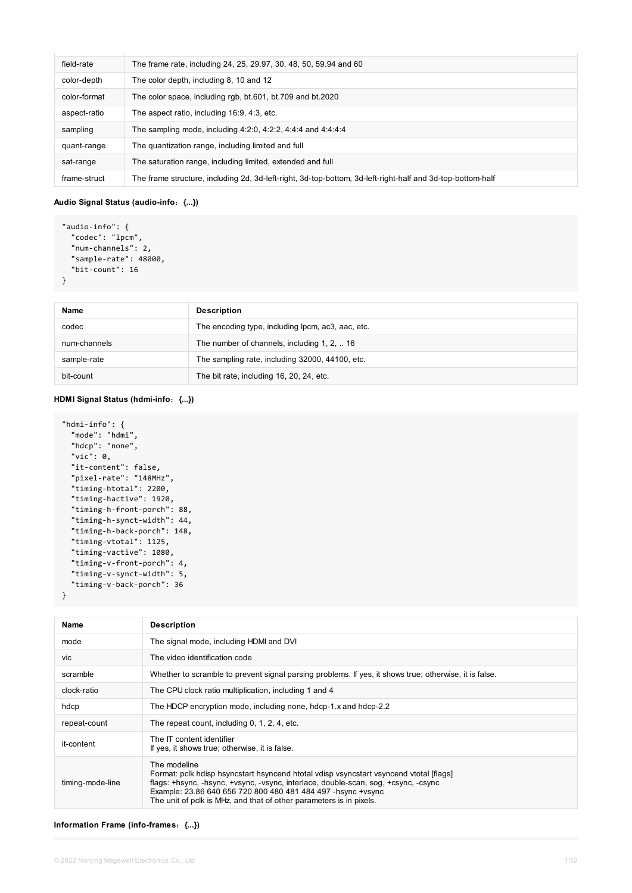| | |
|---|---|
| field-rate | The frame rate, including 24, 25, 29.97, 30, 48, 50, 59.94 and 60 |
| color-depth | The color depth, including 8, 10 and 12 |
| color-format | The color space, including rgb, bt.601, bt.709 and bt.2020 |
| aspect-ratio | The aspect ratio, including 16:9, 4:3, etc. |
| sampling | The sampling mode, including 4:2:0, 4:2:2, 4:4:4 and 4:4:4:4 |
| quant-range | The quantization range, including limited and full |
| sat-range | The saturation range, including limited, extended and full |
| frame-struct | The frame structure, including 2d, 3d-left-right, 3d-top-bottom, 3d-left-right-half and 3d-top-bottom-half |

**Audio Signal Status (audio-info：{...})**

```
"audio-info": {
  "codec": "lpcm",
  "num-channels": 2,
  "sample-rate": 48000,
  "bit-count": 16
}
```

| Name | Description |
|---|---|
| codec | The encoding type, including lpcm, ac3, aac, etc. |
| num-channels | The number of channels, including 1, 2, .. 16 |
| sample-rate | The sampling rate, including 32000, 44100, etc. |
| bit-count | The bit rate, including 16, 20, 24, etc. |

**HDMI Signal Status (hdmi-info：{...})**

```
"hdmi-info": {
  "mode": "hdmi",
  "hdcp": "none",
  "vic": 0,
  "it-content": false,
  "pixel-rate": "148MHz",
  "timing-htotal": 2200,
  "timing-hactive": 1920,
  "timing-h-front-porch": 88,
  "timing-h-synct-width": 44,
  "timing-h-back-porch": 148,
  "timing-vtotal": 1125,
  "timing-vactive": 1080,
  "timing-v-front-porch": 4,
  "timing-v-synct-width": 5,
  "timing-v-back-porch": 36
}
```

| Name | Description |
|---|---|
| mode | The signal mode, including HDMI and DVI |
| vic | The video identification code |
| scramble | Whether to scramble to prevent signal parsing problems. If yes, it shows true; otherwise, it is false. |
| clock-ratio | The CPU clock ratio multiplication, including 1 and 4 |
| hdcp | The HDCP encryption mode, including none, hdcp-1.x and hdcp-2.2 |
| repeat-count | The repeat count, including 0, 1, 2, 4, etc. |
| it-content | The IT content identifier<br>If yes, it shows true; otherwise, it is false. |
| timing-mode-line | The modeline<br>Format: pclk hdisp hsyncstart hsyncend htotal vdisp vsyncstart vsyncend vtotal [flags]<br>flags: +hsync, -hsync, +vsync, -vsync, interlace, double-scan, sog, +csync, -csync<br>Example: 23.86 640 656 720 800 480 481 484 497 -hsync +vsync<br>The unit of pclk is MHz, and that of other parameters is in pixels. |

**Information Frame (info-frames：{...})**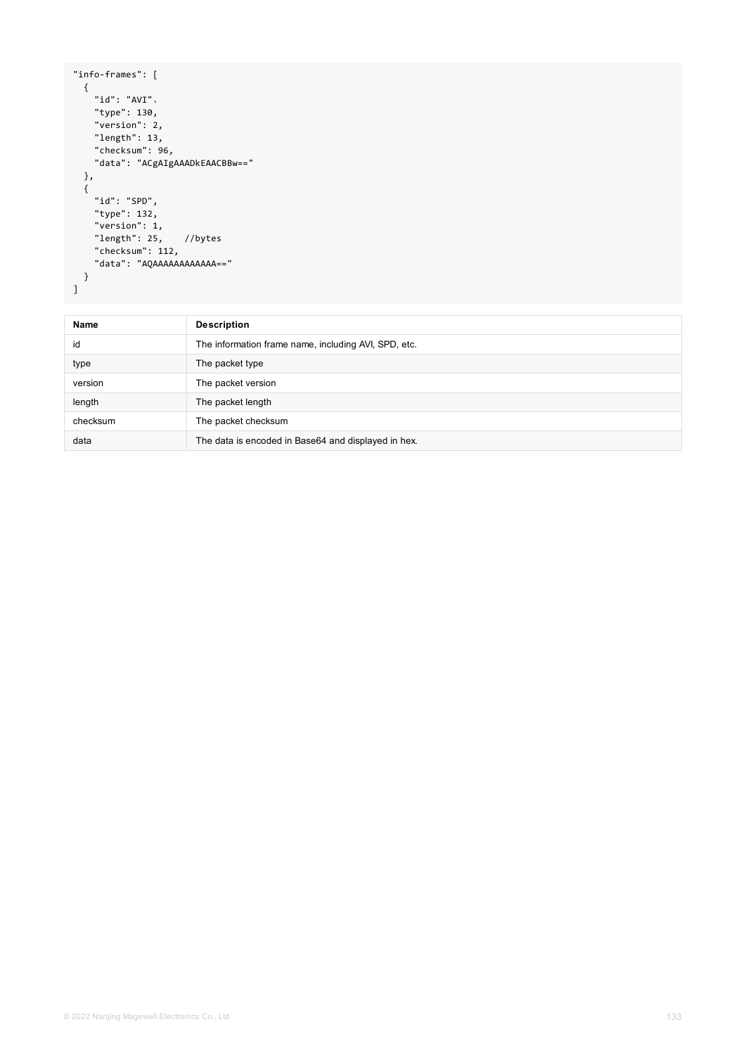```
"info-frames": [
  {
    "id": "AVI"、
    "type": 130,
    "version": 2,
    "length": 13,
    "checksum": 96,
    "data": "ACgAIgAAADkEAACBBw=="
  },
  {
    "id": "SPD",
    "type": 132,
    "version": 1,
    "length": 25,    //bytes
    "checksum": 112,
    "data": "AQAAAAAAAAAAAA=="
  }
]
```

| Name | Description |
| --- | --- |
| id | The information frame name, including AVI, SPD, etc. |
| type | The packet type |
| version | The packet version |
| length | The packet length |
| checksum | The packet checksum |
| data | The data is encoded in Base64 and displayed in hex. |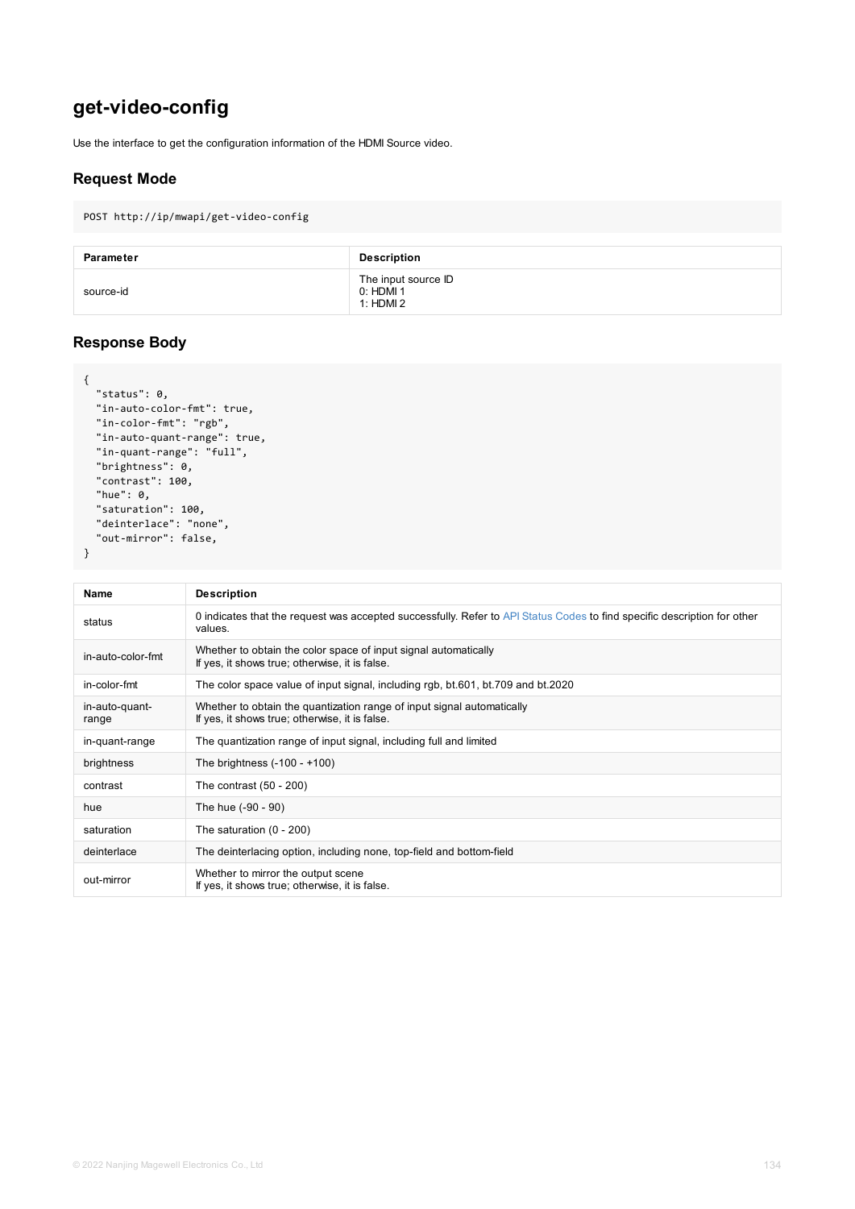## get-video-config

Use the interface to get the configuration information of the HDMI Source video.

### Request Mode

```
POST http://ip/mwapi/get-video-config
```

| Parameter | Description |
| --- | --- |
| source-id | The input source ID<br>0: HDMI 1<br>1: HDMI 2 |

### Response Body

```
{
  "status": 0,
  "in-auto-color-fmt": true,
  "in-color-fmt": "rgb",
  "in-auto-quant-range": true,
  "in-quant-range": "full",
  "brightness": 0,
  "contrast": 100,
  "hue": 0,
  "saturation": 100,
  "deinterlace": "none",
  "out-mirror": false,
}
```

| Name | Description |
| --- | --- |
| status | 0 indicates that the request was accepted successfully. Refer to API Status Codes to find specific description for other values. |
| in-auto-color-fmt | Whether to obtain the color space of input signal automatically<br>If yes, it shows true; otherwise, it is false. |
| in-color-fmt | The color space value of input signal, including rgb, bt.601, bt.709 and bt.2020 |
| in-auto-quant-range | Whether to obtain the quantization range of input signal automatically<br>If yes, it shows true; otherwise, it is false. |
| in-quant-range | The quantization range of input signal, including full and limited |
| brightness | The brightness (-100 - +100) |
| contrast | The contrast (50 - 200) |
| hue | The hue (-90 - 90) |
| saturation | The saturation (0 - 200) |
| deinterlace | The deinterlacing option, including none, top-field and bottom-field |
| out-mirror | Whether to mirror the output scene<br>If yes, it shows true; otherwise, it is false. |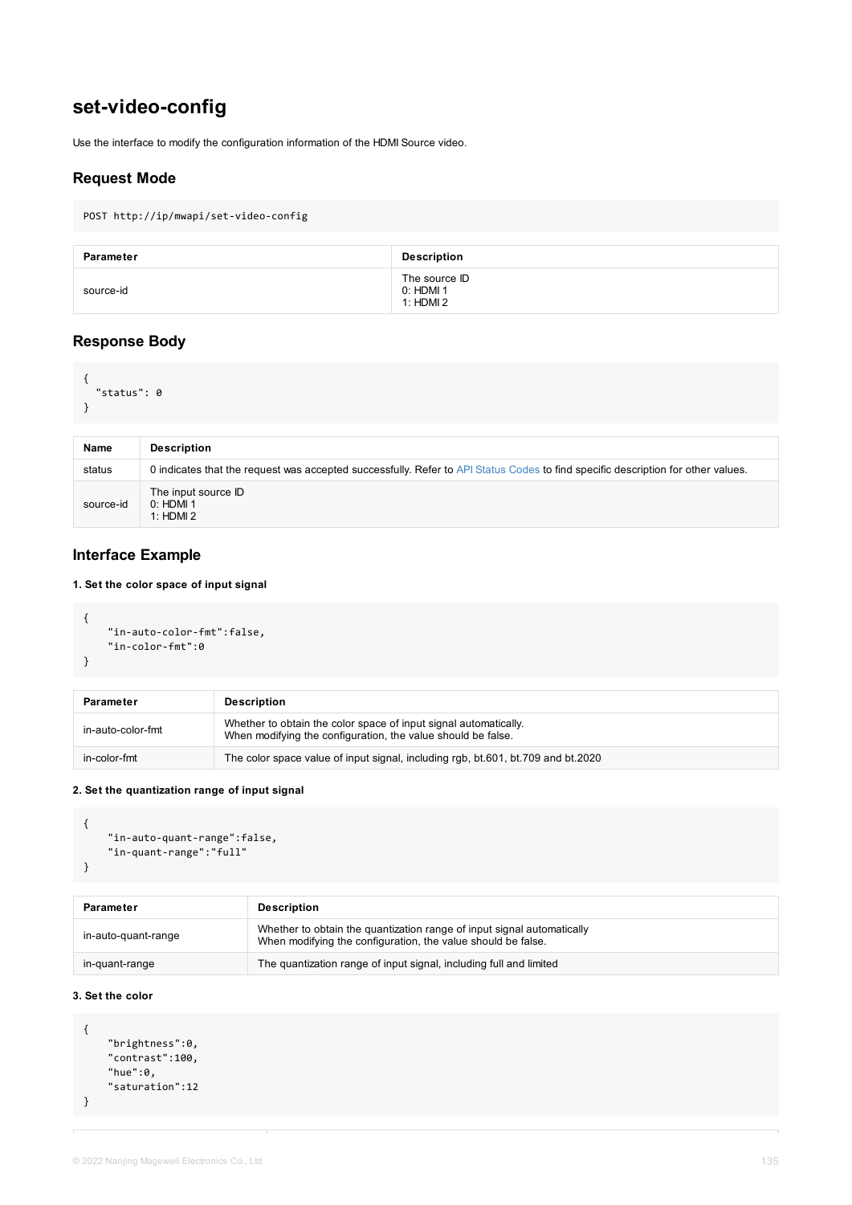## set-video-config

Use the interface to modify the configuration information of the HDMI Source video.

### Request Mode

```
POST http://ip/mwapi/set-video-config
```

| Parameter | Description |
| --- | --- |
| source-id | The source ID<br>0: HDMI 1<br>1: HDMI 2 |

### Response Body

```
{
  "status": 0
}
```

| Name | Description |
| --- | --- |
| status | 0 indicates that the request was accepted successfully. Refer to API Status Codes to find specific description for other values. |
| source-id | The input source ID<br>0: HDMI 1<br>1: HDMI 2 |

### Interface Example

**1. Set the color space of input signal**

```
{
    "in-auto-color-fmt":false,
    "in-color-fmt":0
}
```

| Parameter | Description |
| --- | --- |
| in-auto-color-fmt | Whether to obtain the color space of input signal automatically.<br>When modifying the configuration, the value should be false. |
| in-color-fmt | The color space value of input signal, including rgb, bt.601, bt.709 and bt.2020 |

**2. Set the quantization range of input signal**

```
{
    "in-auto-quant-range":false,
    "in-quant-range":"full"
}
```

| Parameter | Description |
| --- | --- |
| in-auto-quant-range | Whether to obtain the quantization range of input signal automatically<br>When modifying the configuration, the value should be false. |
| in-quant-range | The quantization range of input signal, including full and limited |

**3. Set the color**

```
{
    "brightness":0,
    "contrast":100,
    "hue":0,
    "saturation":12
}
```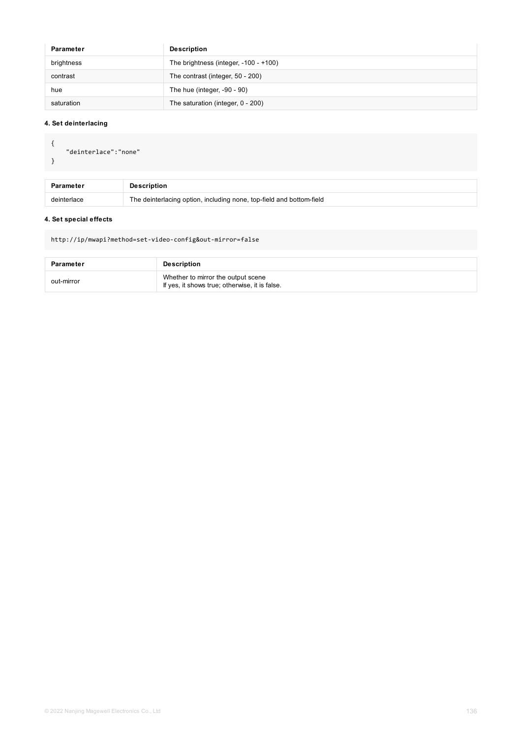| Parameter | Description |
| --- | --- |
| brightness | The brightness (integer, -100 - +100) |
| contrast | The contrast (integer, 50 - 200) |
| hue | The hue (integer, -90 - 90) |
| saturation | The saturation (integer, 0 - 200) |

#### 4. Set deinterlacing

```
{
    "deinterlace":"none"
}
```

| Parameter | Description |
| --- | --- |
| deinterlace | The deinterlacing option, including none, top-field and bottom-field |

#### 4. Set special effects

```
http://ip/mwapi?method=set-video-config&out-mirror=false
```

| Parameter | Description |
| --- | --- |
| out-mirror | Whether to mirror the output scene<br>If yes, it shows true; otherwise, it is false. |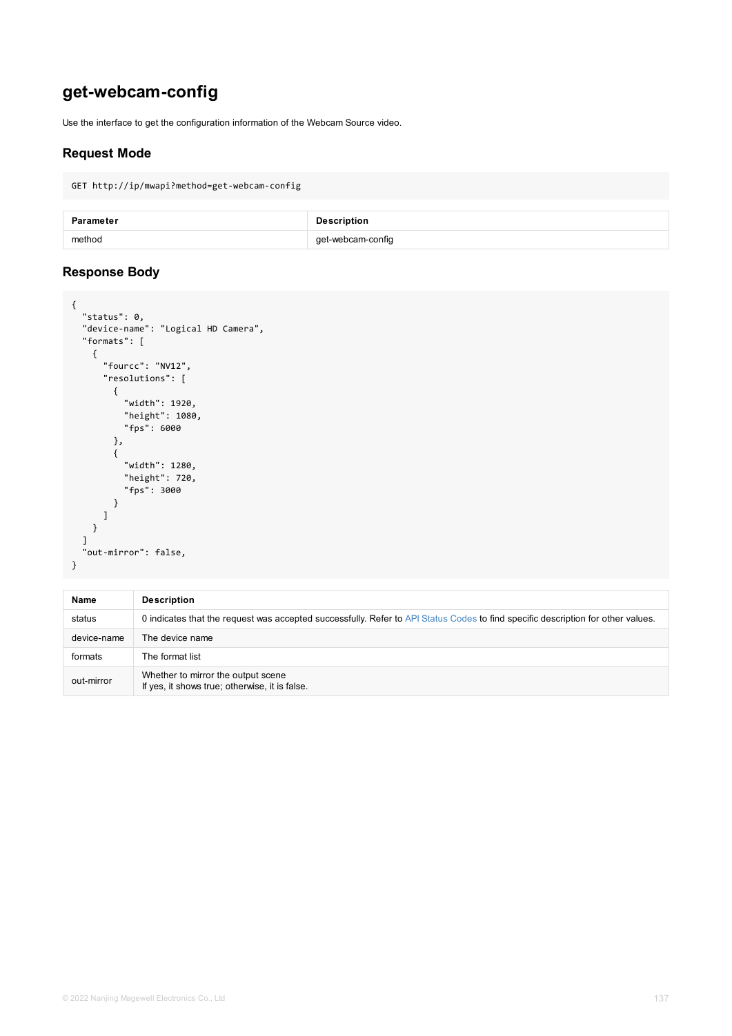# get-webcam-config

Use the interface to get the configuration information of the Webcam Source video.

## Request Mode

```
GET http://ip/mwapi?method=get-webcam-config
```

| Parameter | Description |
| --- | --- |
| method | get-webcam-config |

## Response Body

```
{
  "status": 0,
  "device-name": "Logical HD Camera",
  "formats": [
    {
      "fourcc": "NV12",
      "resolutions": [
        {
          "width": 1920,
          "height": 1080,
          "fps": 6000
        },
        {
          "width": 1280,
          "height": 720,
          "fps": 3000
        }
      ]
    }
  ]
  "out-mirror": false,
}
```

| Name | Description |
| --- | --- |
| status | 0 indicates that the request was accepted successfully. Refer to API Status Codes to find specific description for other values. |
| device-name | The device name |
| formats | The format list |
| out-mirror | Whether to mirror the output scene<br>If yes, it shows true; otherwise, it is false. |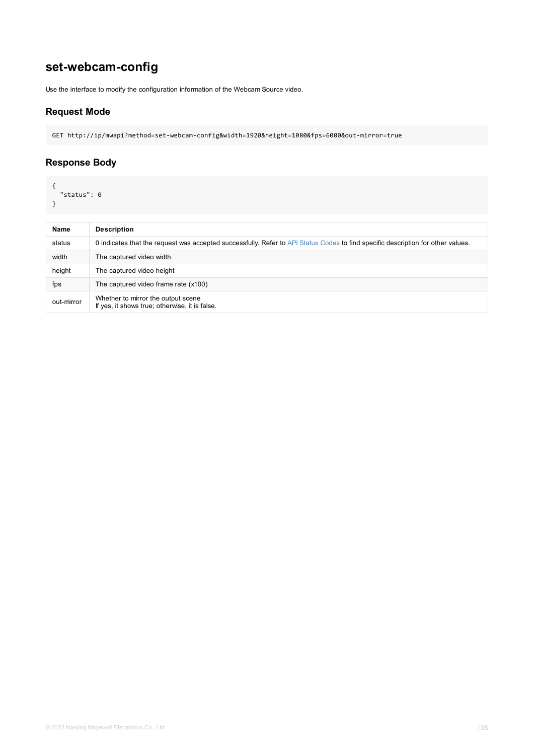## set-webcam-config

Use the interface to modify the configuration information of the Webcam Source video.

### Request Mode

```
GET http://ip/mwapi?method=set-webcam-config&width=1920&height=1080&fps=6000&out-mirror=true
```

### Response Body

```
{
  "status": 0
}
```

| Name | Description |
| --- | --- |
| status | 0 indicates that the request was accepted successfully. Refer to API Status Codes to find specific description for other values. |
| width | The captured video width |
| height | The captured video height |
| fps | The captured video frame rate (x100) |
| out-mirror | Whether to mirror the output scene<br>If yes, it shows true; otherwise, it is false. |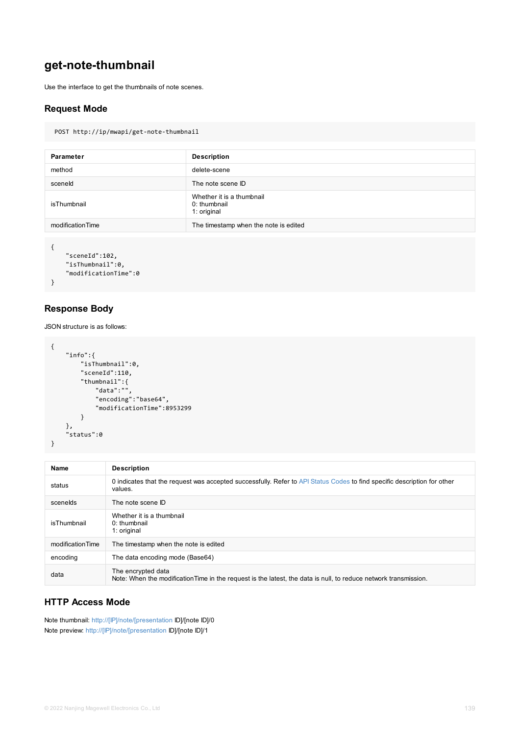# get-note-thumbnail

Use the interface to get the thumbnails of note scenes.

## Request Mode

```
POST http://ip/mwapi/get-note-thumbnail
```

| Parameter | Description |
| --- | --- |
| method | delete-scene |
| sceneId | The note scene ID |
| isThumbnail | Whether it is a thumbnail<br>0: thumbnail<br>1: original |
| modificationTime | The timestamp when the note is edited |

```
{
    "sceneId":102,
    "isThumbnail":0,
    "modificationTime":0
}
```

## Response Body

JSON structure is as follows:

```
{
    "info":{
        "isThumbnail":0,
        "sceneId":110,
        "thumbnail":{
            "data":"",
            "encoding":"base64",
            "modificationTime":8953299
        }
    },
    "status":0
}
```

| Name | Description |
| --- | --- |
| status | 0 indicates that the request was accepted successfully. Refer to API Status Codes to find specific description for other values. |
| sceneIds | The note scene ID |
| isThumbnail | Whether it is a thumbnail<br>0: thumbnail<br>1: original |
| modificationTime | The timestamp when the note is edited |
| encoding | The data encoding mode (Base64) |
| data | The encrypted data<br>Note: When the modificationTime in the request is the latest, the data is null, to reduce network transmission. |

## HTTP Access Mode

Note thumbnail: http://[IP]/note/[presentation ID]/[note ID]/0
Note preview: http://[IP]/note/[presentation ID]/[note ID]/1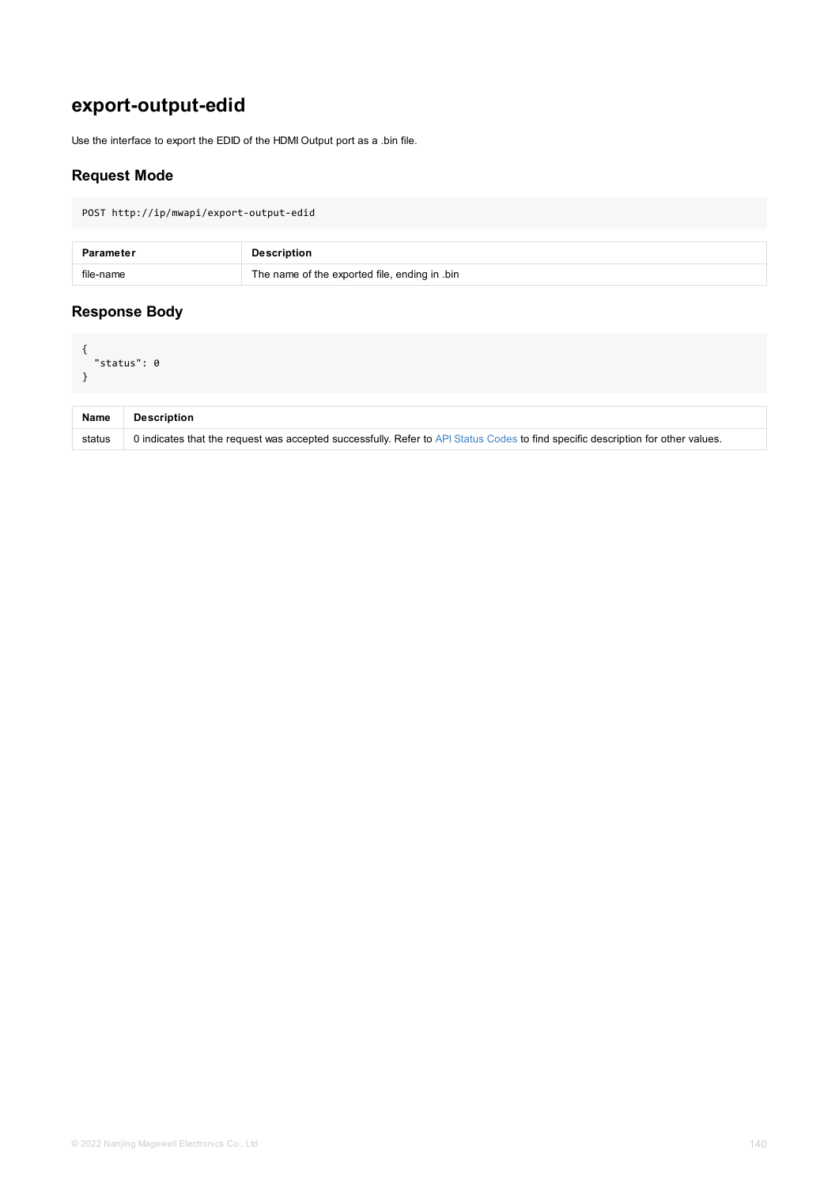# export-output-edid

Use the interface to export the EDID of the HDMI Output port as a .bin file.

## Request Mode

```
POST http://ip/mwapi/export-output-edid
```

| Parameter | Description |
| --- | --- |
| file-name | The name of the exported file, ending in .bin |

## Response Body

```
{
  "status": 0
}
```

| Name | Description |
| --- | --- |
| status | 0 indicates that the request was accepted successfully. Refer to API Status Codes to find specific description for other values. |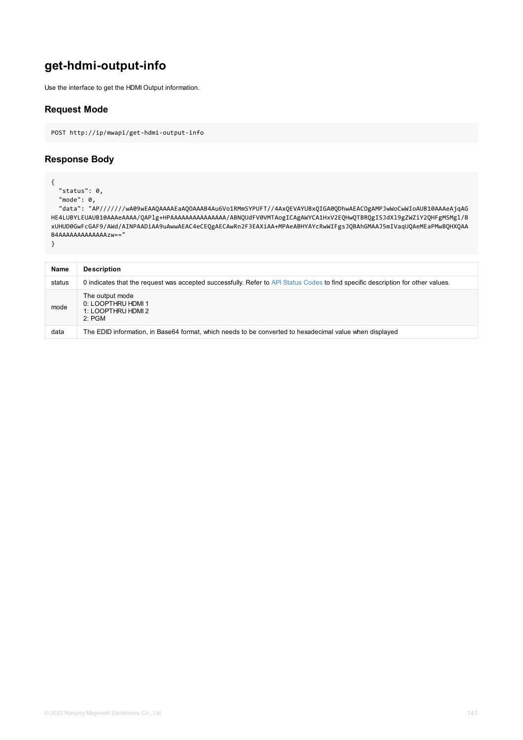# get-hdmi-output-info

Use the interface to get the HDMI Output information.

## Request Mode

```
POST http://ip/mwapi/get-hdmi-output-info
```

## Response Body

```
{
  "status": 0,
  "mode": 0,
  "data": "AP///////wA09wEAAQAAAAEaAQOAAAB4Au6Vo1RMmSYPUFT//4AxQEVAYUBxQIGA0QDhwAEACOgAMPJwWoCwWIoAUB10AAAeAjqAGHE4LUBYLEUAUB10AAAeAAAA/QAPlg+HPAAAAAAAAAAAAAAA/ABNQUdFV0VMTAogICAgAWYCA1HxV2EQHwQTBRQgISJdXl9gZWZiY2QHFgMSMGl/BxUHUD0GwFcGAF9/AWd/AINPAADiAA9uAwwAEAC4eCEQgAECAwRn2F3EAXiAA+MPAeABHYAYcRwWIFgsJQBAhGMAAJ5mIVaqUQAeMEaPMwBQHXQAAB4AAAAAAAAAAAAAAAzw=="
}
```

| Name | Description |
| --- | --- |
| status | 0 indicates that the request was accepted successfully. Refer to API Status Codes to find specific description for other values. |
| mode | The output mode<br>0: LOOPTHRU HDMI 1<br>1: LOOPTHRU HDMI 2<br>2: PGM |
| data | The EDID information, in Base64 format, which needs to be converted to hexadecimal value when displayed |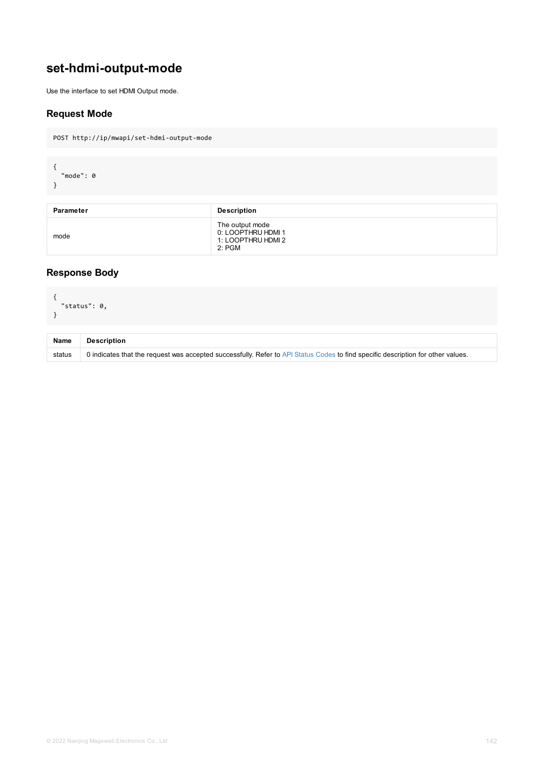# set-hdmi-output-mode

Use the interface to set HDMI Output mode.

## Request Mode

```
POST http://ip/mwapi/set-hdmi-output-mode
```

```
{
  "mode": 0
}
```

| Parameter | Description |
| --- | --- |
| mode | The output mode<br>0: LOOPTHRU HDMI 1<br>1: LOOPTHRU HDMI 2<br>2: PGM |

## Response Body

```
{
  "status": 0,
}
```

| Name | Description |
| --- | --- |
| status | 0 indicates that the request was accepted successfully. Refer to API Status Codes to find specific description for other values. |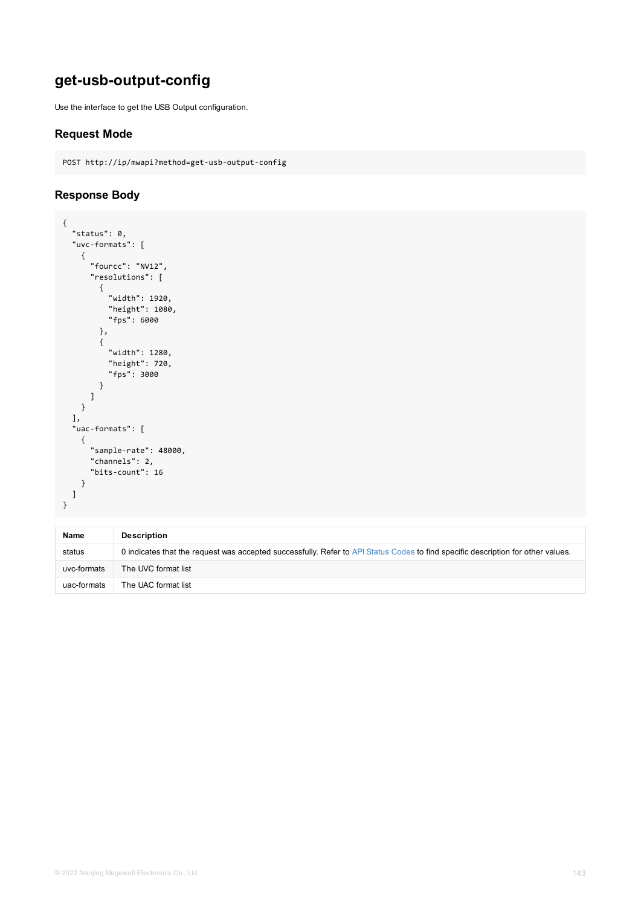## get-usb-output-config

Use the interface to get the USB Output configuration.

### Request Mode

```
POST http://ip/mwapi?method=get-usb-output-config
```

### Response Body

```
{
  "status": 0,
  "uvc-formats": [
    {
      "fourcc": "NV12",
      "resolutions": [
        {
          "width": 1920,
          "height": 1080,
          "fps": 6000
        },
        {
          "width": 1280,
          "height": 720,
          "fps": 3000
        }
      ]
    }
  ],
  "uac-formats": [
    {
      "sample-rate": 48000,
      "channels": 2,
      "bits-count": 16
    }
  ]
}
```

| Name | Description |
| --- | --- |
| status | 0 indicates that the request was accepted successfully. Refer to API Status Codes to find specific description for other values. |
| uvc-formats | The UVC format list |
| uac-formats | The UAC format list |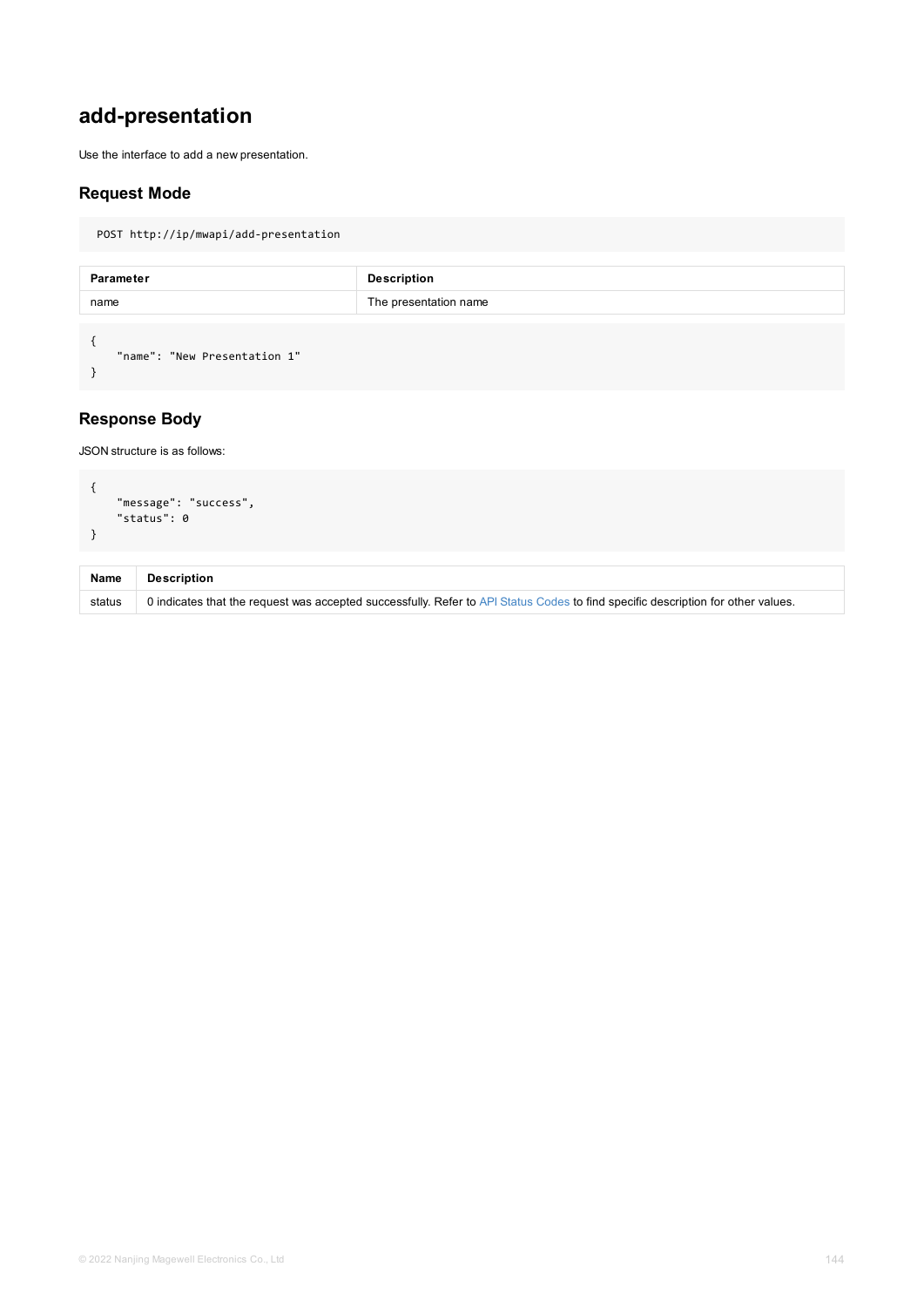# add-presentation

Use the interface to add a new presentation.

## Request Mode

```
POST http://ip/mwapi/add-presentation
```

| Parameter | Description |
| --- | --- |
| name | The presentation name |

```
{
    "name": "New Presentation 1"
}
```

## Response Body

JSON structure is as follows:

```
{
    "message": "success",
    "status": 0
}
```

| Name | Description |
| --- | --- |
| status | 0 indicates that the request was accepted successfully. Refer to API Status Codes to find specific description for other values. |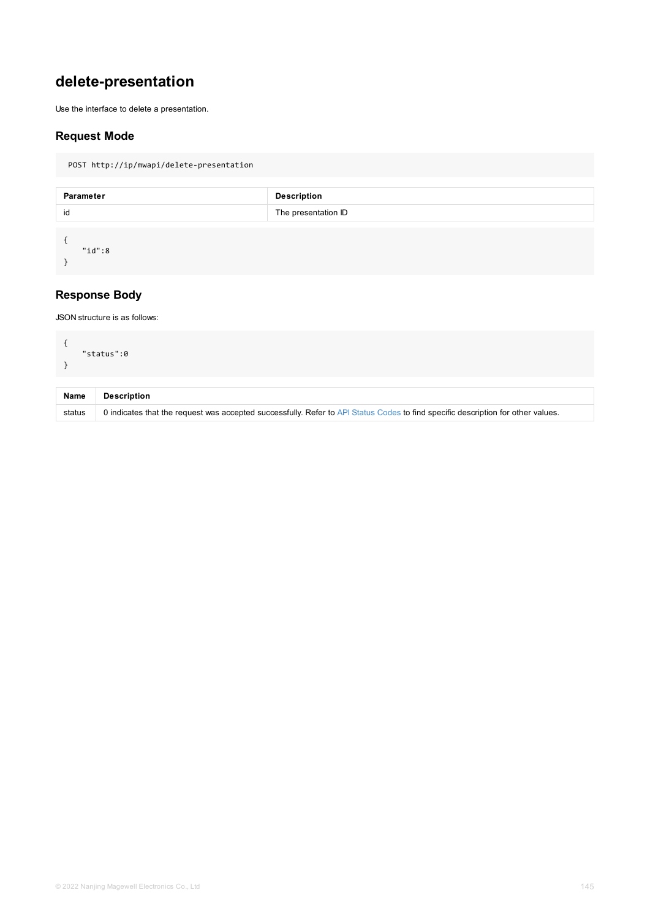## delete-presentation

Use the interface to delete a presentation.

### Request Mode

```
POST http://ip/mwapi/delete-presentation
```

| Parameter | Description |
| --- | --- |
| id | The presentation ID |

```
{
    "id":8
}
```

### Response Body

JSON structure is as follows:

```
{
    "status":0
}
```

| Name | Description |
| --- | --- |
| status | 0 indicates that the request was accepted successfully. Refer to API Status Codes to find specific description for other values. |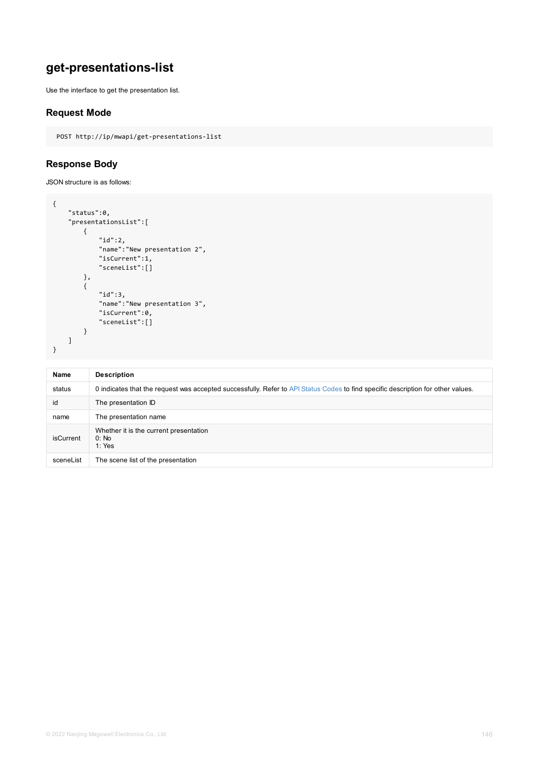## get-presentations-list

Use the interface to get the presentation list.

### Request Mode

```
POST http://ip/mwapi/get-presentations-list
```

### Response Body

JSON structure is as follows:

```
{
    "status":0,
    "presentationsList":[
        {
            "id":2,
            "name":"New presentation 2",
            "isCurrent":1,
            "sceneList":[]
        },
        {
            "id":3,
            "name":"New presentation 3",
            "isCurrent":0,
            "sceneList":[]
        }
    ]
}
```

| Name | Description |
| --- | --- |
| status | 0 indicates that the request was accepted successfully. Refer to API Status Codes to find specific description for other values. |
| id | The presentation ID |
| name | The presentation name |
| isCurrent | Whether it is the current presentation<br>0: No<br>1: Yes |
| sceneList | The scene list of the presentation |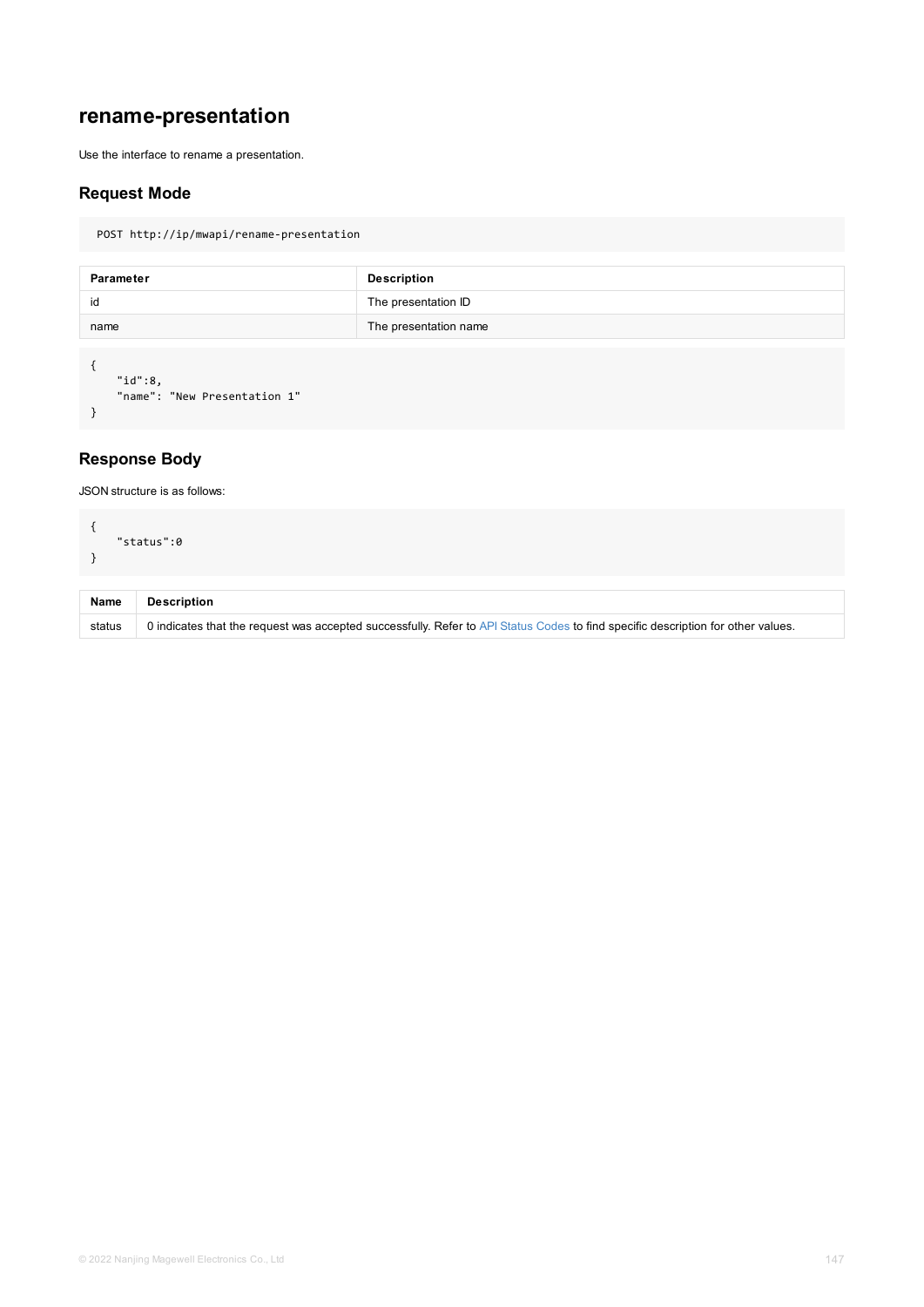# rename-presentation

Use the interface to rename a presentation.

## Request Mode

```
POST http://ip/mwapi/rename-presentation
```

| Parameter | Description |
| --- | --- |
| id | The presentation ID |
| name | The presentation name |

```
{
    "id":8,
    "name": "New Presentation 1"
}
```

## Response Body

JSON structure is as follows:

```
{
    "status":0
}
```

| Name | Description |
| --- | --- |
| status | 0 indicates that the request was accepted successfully. Refer to API Status Codes to find specific description for other values. |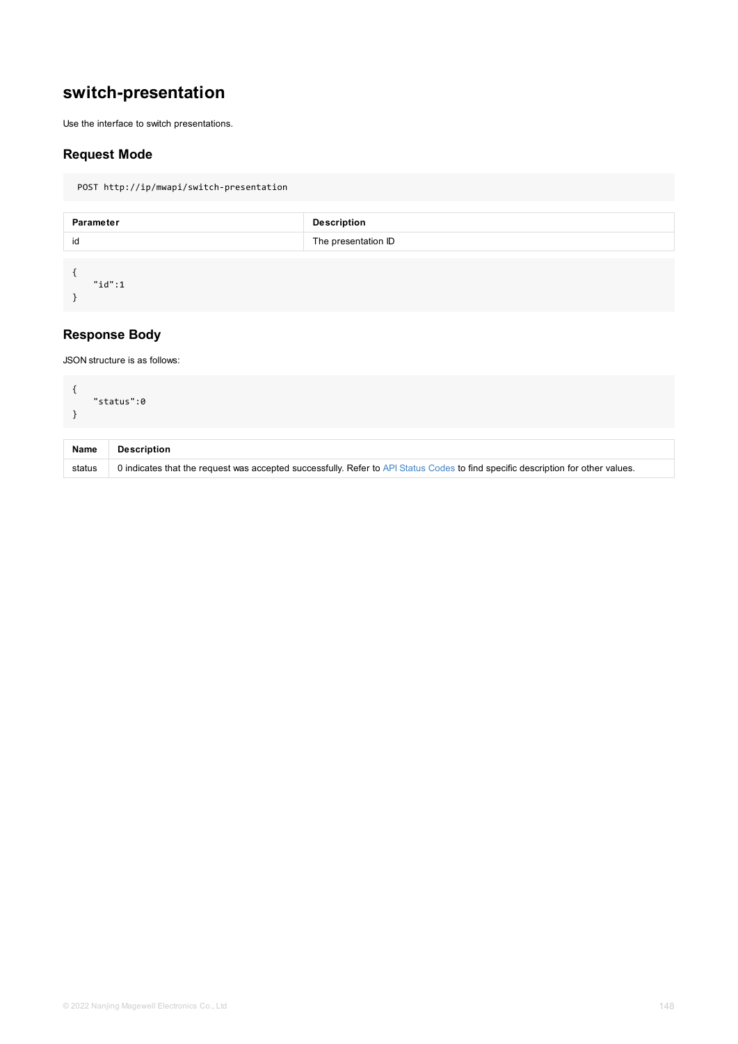## switch-presentation

Use the interface to switch presentations.

### Request Mode

```
POST http://ip/mwapi/switch-presentation
```

| Parameter | Description |
| --- | --- |
| id | The presentation ID |

```
{
    "id":1
}
```

### Response Body

JSON structure is as follows:

```
{
    "status":0
}
```

| Name | Description |
| --- | --- |
| status | 0 indicates that the request was accepted successfully. Refer to API Status Codes to find specific description for other values. |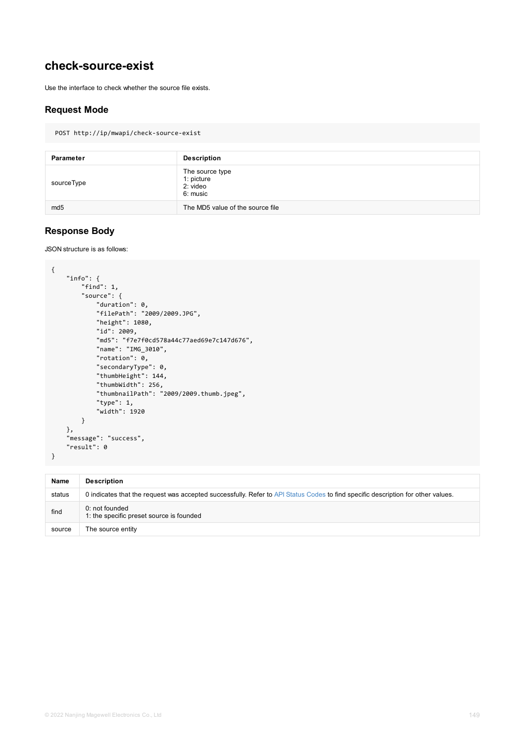## check-source-exist

Use the interface to check whether the source file exists.

### Request Mode

```
POST http://ip/mwapi/check-source-exist
```

| Parameter | Description |
| --- | --- |
| sourceType | The source type<br>1: picture<br>2: video<br>6: music |
| md5 | The MD5 value of the source file |

### Response Body

JSON structure is as follows:

```
{
    "info": {
        "find": 1,
        "source": {
            "duration": 0,
            "filePath": "2009/2009.JPG",
            "height": 1080,
            "id": 2009,
            "md5": "f7e7f0cd578a44c77aed69e7c147d676",
            "name": "IMG_3010",
            "rotation": 0,
            "secondaryType": 0,
            "thumbHeight": 144,
            "thumbWidth": 256,
            "thumbnailPath": "2009/2009.thumb.jpeg",
            "type": 1,
            "width": 1920
        }
    },
    "message": "success",
    "result": 0
}
```

| Name | Description |
| --- | --- |
| status | 0 indicates that the request was accepted successfully. Refer to API Status Codes to find specific description for other values. |
| find | 0: not founded<br>1: the specific preset source is founded |
| source | The source entity |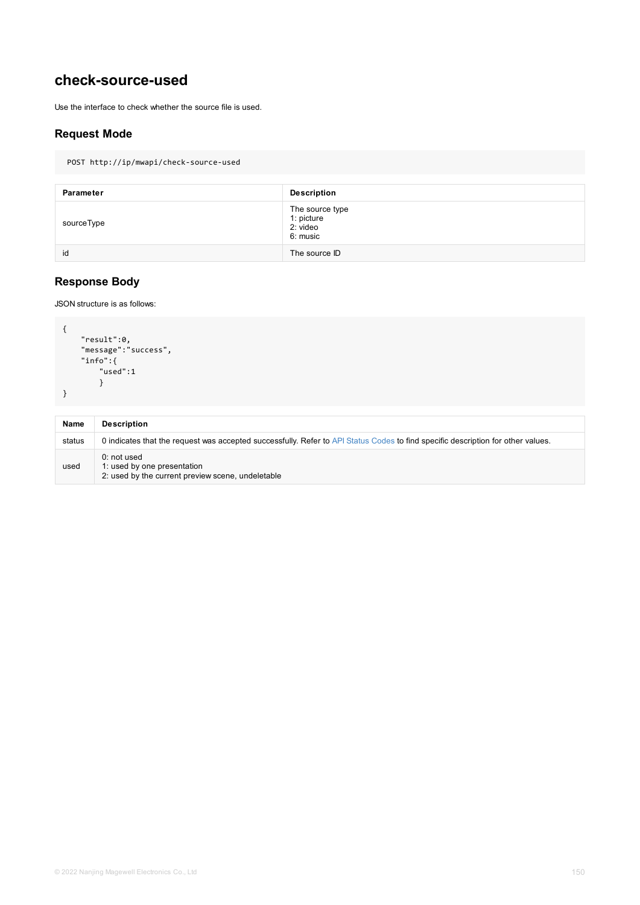## check-source-used

Use the interface to check whether the source file is used.

### Request Mode

```
POST http://ip/mwapi/check-source-used
```

| Parameter | Description |
| --- | --- |
| sourceType | The source type<br>1: picture<br>2: video<br>6: music |
| id | The source ID |

### Response Body

JSON structure is as follows:

```
{
    "result":0,
    "message":"success",
    "info":{
        "used":1
        }
}
```

| Name | Description |
| --- | --- |
| status | 0 indicates that the request was accepted successfully. Refer to API Status Codes to find specific description for other values. |
| used | 0: not used<br>1: used by one presentation<br>2: used by the current preview scene, undeletable |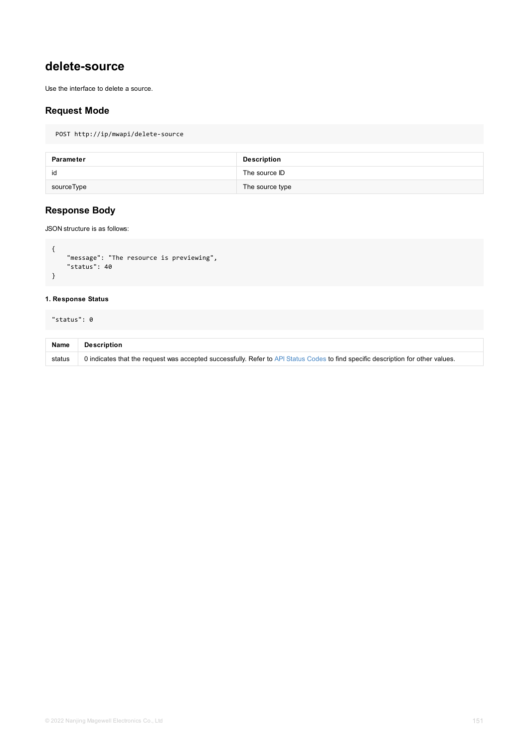# delete-source

Use the interface to delete a source.

## Request Mode

```
POST http://ip/mwapi/delete-source
```

| Parameter | Description |
| --- | --- |
| id | The source ID |
| sourceType | The source type |

## Response Body

JSON structure is as follows:

```
{
    "message": "The resource is previewing",
    "status": 40
}
```

#### 1. Response Status

```
"status": 0
```

| Name | Description |
| --- | --- |
| status | 0 indicates that the request was accepted successfully. Refer to API Status Codes to find specific description for other values. |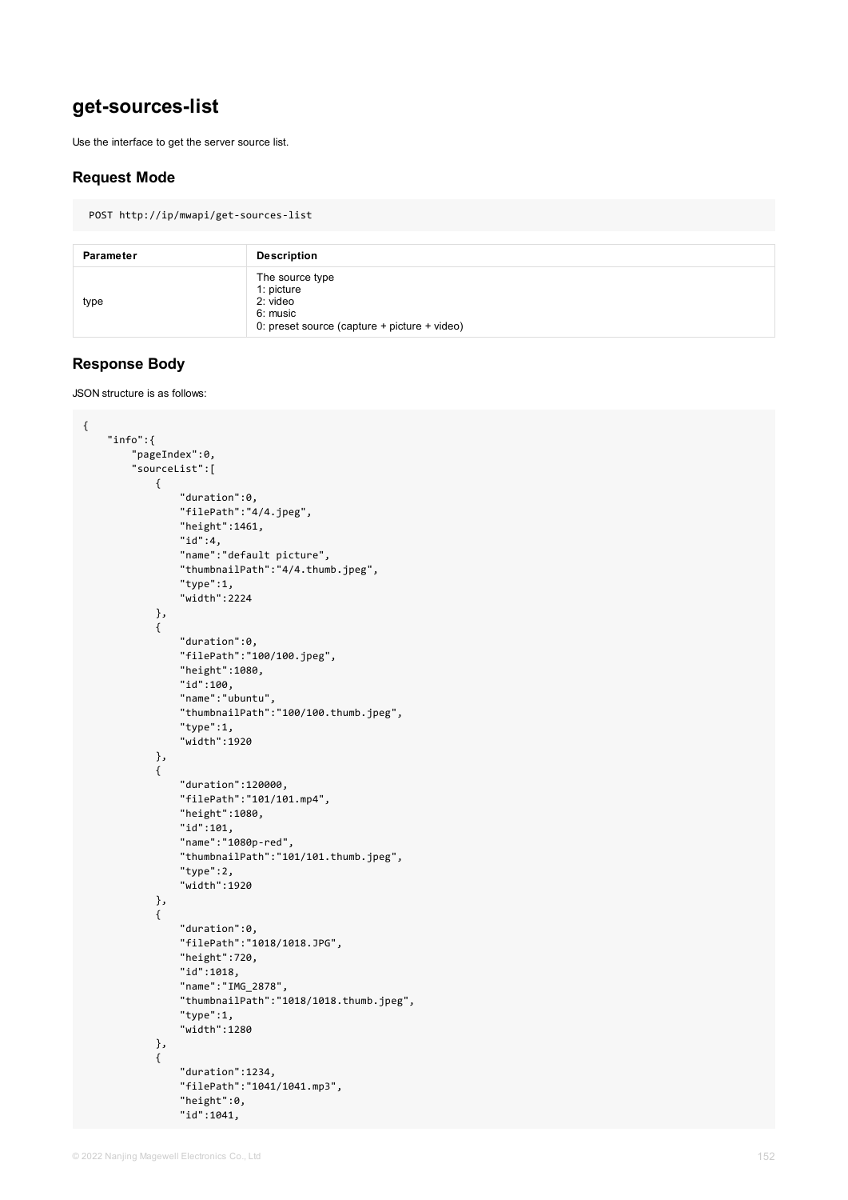## get-sources-list

Use the interface to get the server source list.

### Request Mode

```
POST http://ip/mwapi/get-sources-list
```

| Parameter | Description |
| --- | --- |
| type | The source type<br>1: picture<br>2: video<br>6: music<br>0: preset source (capture + picture + video) |

### Response Body

JSON structure is as follows:

```
{
    "info":{
        "pageIndex":0,
        "sourceList":[
            {
                "duration":0,
                "filePath":"4/4.jpeg",
                "height":1461,
                "id":4,
                "name":"default picture",
                "thumbnailPath":"4/4.thumb.jpeg",
                "type":1,
                "width":2224
            },
            {
                "duration":0,
                "filePath":"100/100.jpeg",
                "height":1080,
                "id":100,
                "name":"ubuntu",
                "thumbnailPath":"100/100.thumb.jpeg",
                "type":1,
                "width":1920
            },
            {
                "duration":120000,
                "filePath":"101/101.mp4",
                "height":1080,
                "id":101,
                "name":"1080p-red",
                "thumbnailPath":"101/101.thumb.jpeg",
                "type":2,
                "width":1920
            },
            {
                "duration":0,
                "filePath":"1018/1018.JPG",
                "height":720,
                "id":1018,
                "name":"IMG_2878",
                "thumbnailPath":"1018/1018.thumb.jpeg",
                "type":1,
                "width":1280
            },
            {
                "duration":1234,
                "filePath":"1041/1041.mp3",
                "height":0,
                "id":1041,
```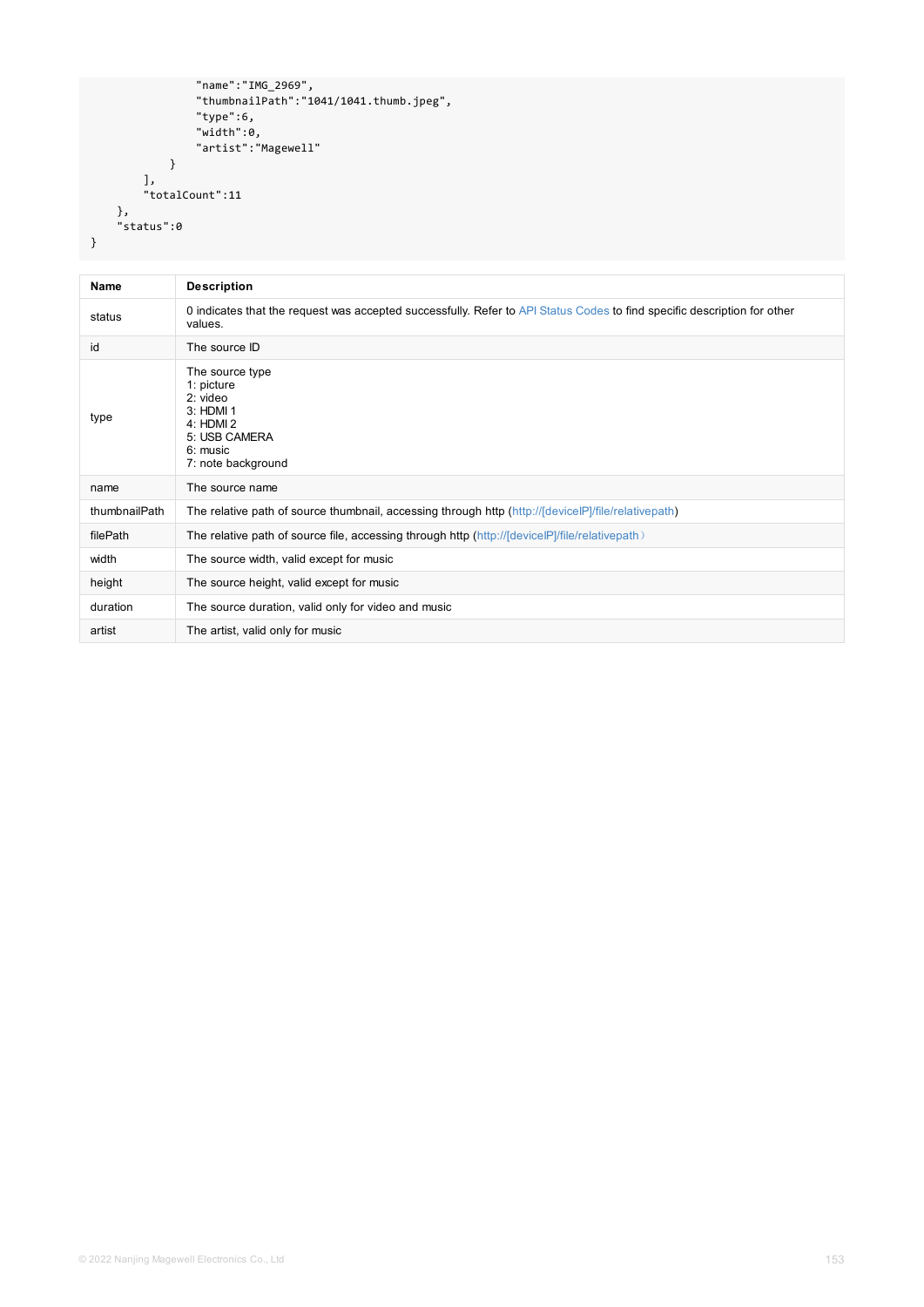```
                "name":"IMG_2969",
                "thumbnailPath":"1041/1041.thumb.jpeg",
                "type":6,
                "width":0,
                "artist":"Magewell"
            }
        ],
        "totalCount":11
    },
    "status":0
}
```

| Name | Description |
| --- | --- |
| status | 0 indicates that the request was accepted successfully. Refer to API Status Codes to find specific description for other values. |
| id | The source ID |
| type | The source type<br>1: picture<br>2: video<br>3: HDMI 1<br>4: HDMI 2<br>5: USB CAMERA<br>6: music<br>7: note background |
| name | The source name |
| thumbnailPath | The relative path of source thumbnail, accessing through http (http://[deviceIP]/file/relativepath) |
| filePath | The relative path of source file, accessing through http (http://[deviceIP]/file/relativepath） |
| width | The source width, valid except for music |
| height | The source height, valid except for music |
| duration | The source duration, valid only for video and music |
| artist | The artist, valid only for music |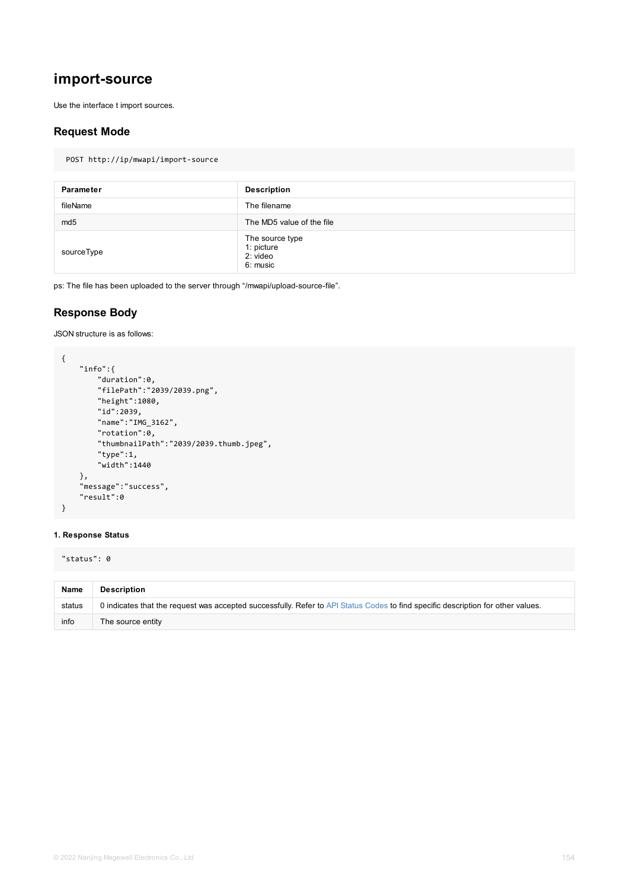# import-source

Use the interface t import sources.

## Request Mode

```
POST http://ip/mwapi/import-source
```

| Parameter | Description |
| --- | --- |
| fileName | The filename |
| md5 | The MD5 value of the file |
| sourceType | The source type<br>1: picture<br>2: video<br>6: music |

ps: The file has been uploaded to the server through "/mwapi/upload-source-file".

## Response Body

JSON structure is as follows:

```
{
    "info":{
        "duration":0,
        "filePath":"2039/2039.png",
        "height":1080,
        "id":2039,
        "name":"IMG_3162",
        "rotation":0,
        "thumbnailPath":"2039/2039.thumb.jpeg",
        "type":1,
        "width":1440
    },
    "message":"success",
    "result":0
}
```

**1. Response Status**

```
"status": 0
```

| Name | Description |
| --- | --- |
| status | 0 indicates that the request was accepted successfully. Refer to API Status Codes to find specific description for other values. |
| info | The source entity |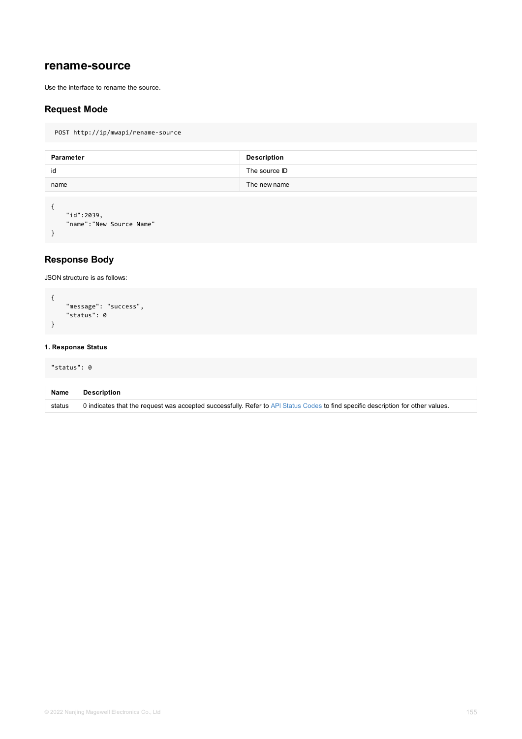## rename-source

Use the interface to rename the source.

### Request Mode

```
POST http://ip/mwapi/rename-source
```

| Parameter | Description |
| --- | --- |
| id | The source ID |
| name | The new name |

```
{
    "id":2039,
    "name":"New Source Name"
}
```

### Response Body

JSON structure is as follows:

```
{
    "message": "success",
    "status": 0
}
```

#### 1. Response Status

```
"status": 0
```

| Name | Description |
| --- | --- |
| status | 0 indicates that the request was accepted successfully. Refer to API Status Codes to find specific description for other values. |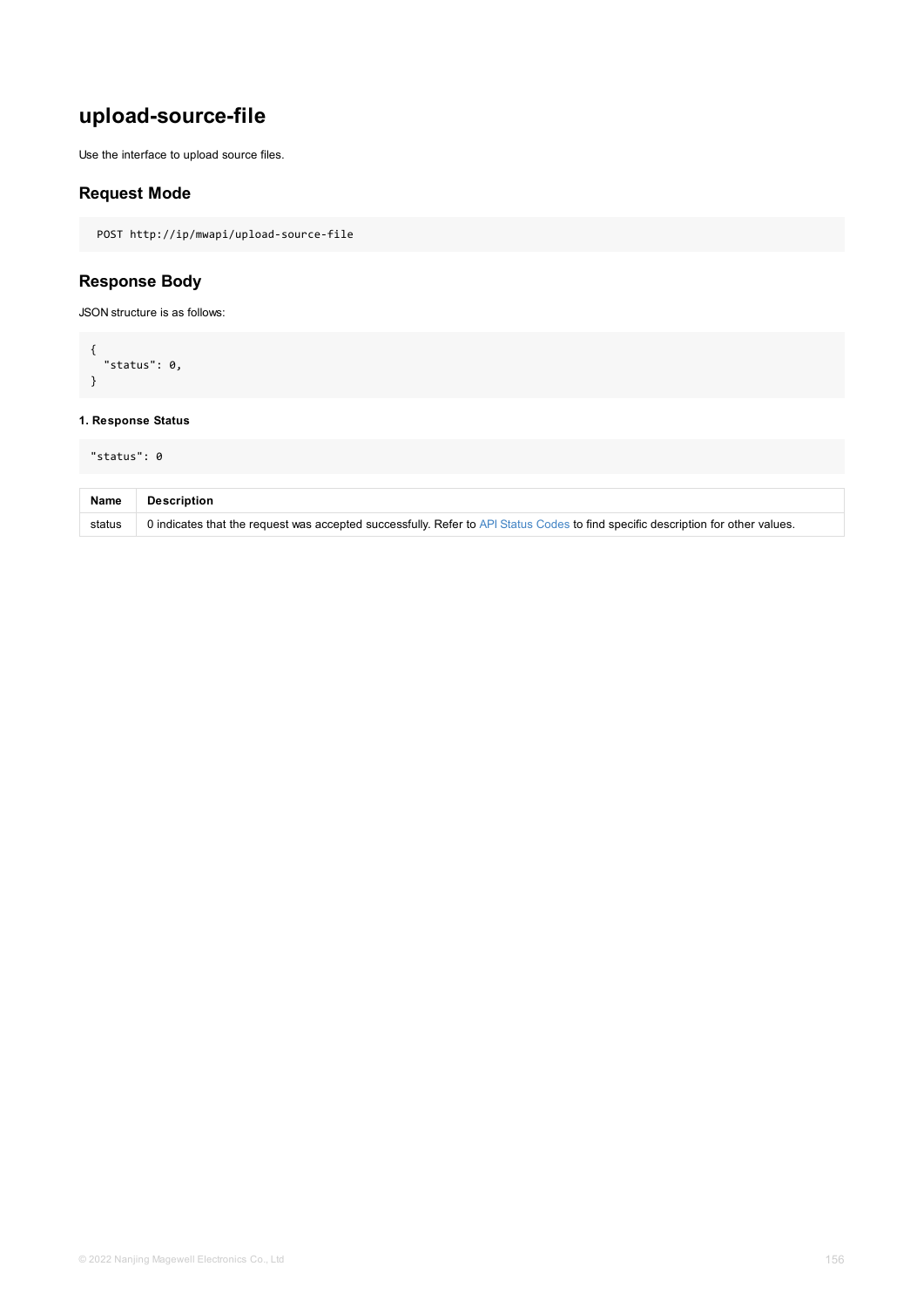# upload-source-file

Use the interface to upload source files.

## Request Mode

```
POST http://ip/mwapi/upload-source-file
```

## Response Body

JSON structure is as follows:

```
{
  "status": 0,
}
```

#### 1. Response Status

```
"status": 0
```

| Name | Description |
| --- | --- |
| status | 0 indicates that the request was accepted successfully. Refer to API Status Codes to find specific description for other values. |